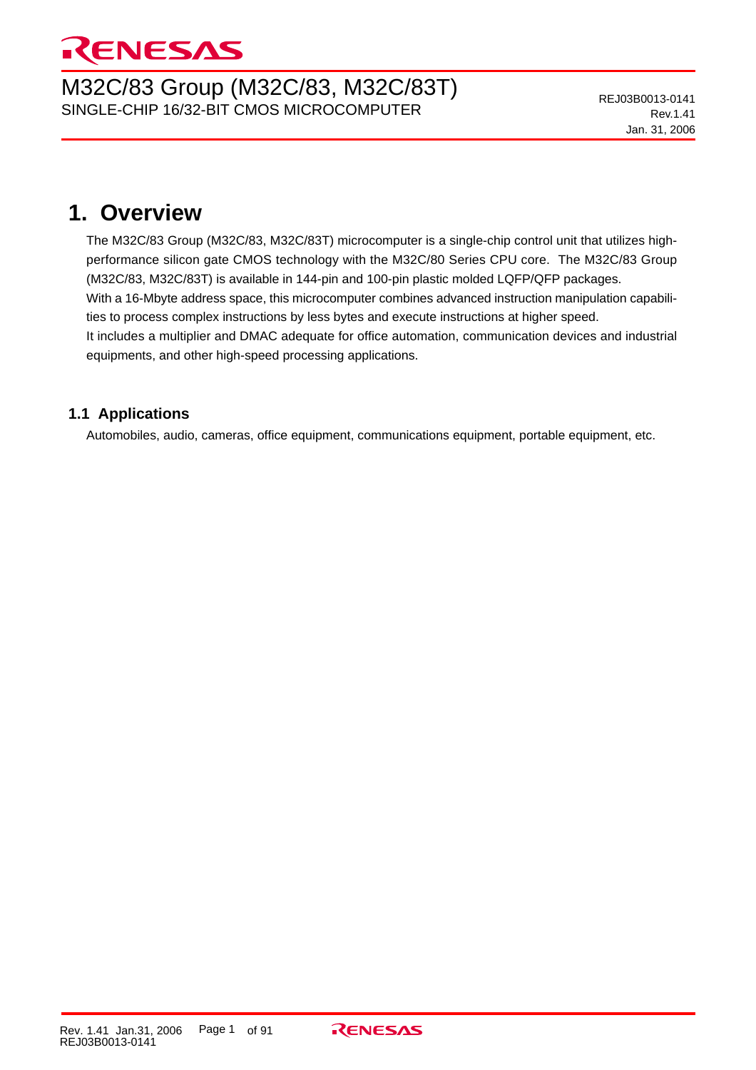# M32C/83 Group (M32C/83, M32C/83T)

SINGLE-CHIP 16/32-BIT CMOS MICROCOMPUTER

REJ03B0013-0141
Rev.1.41
Jan. 31, 2006

## 1. Overview

The M32C/83 Group (M32C/83, M32C/83T) microcomputer is a single-chip control unit that utilizes high-performance silicon gate CMOS technology with the M32C/80 Series CPU core. The M32C/83 Group (M32C/83, M32C/83T) is available in 144-pin and 100-pin plastic molded LQFP/QFP packages.
With a 16-Mbyte address space, this microcomputer combines advanced instruction manipulation capabilities to process complex instructions by less bytes and execute instructions at higher speed.
It includes a multiplier and DMAC adequate for office automation, communication devices and industrial equipments, and other high-speed processing applications.

### 1.1 Applications

Automobiles, audio, cameras, office equipment, communications equipment, portable equipment, etc.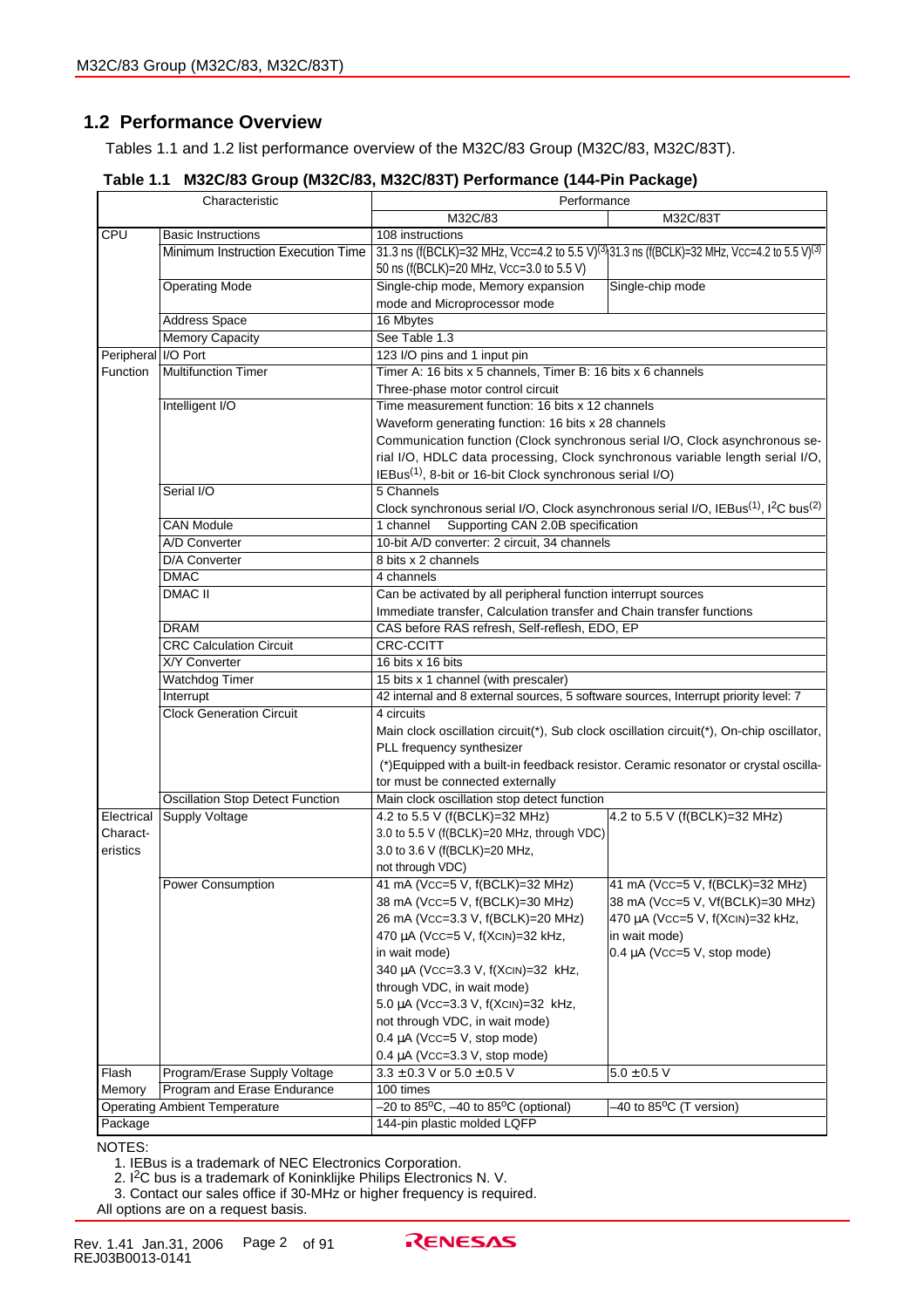## 1.2 Performance Overview

Tables 1.1 and 1.2 list performance overview of the M32C/83 Group (M32C/83, M32C/83T).

**Table 1.1 M32C/83 Group (M32C/83, M32C/83T) Performance (144-Pin Package)**

| Characteristic | | Performance | |
|---|---|---|---|
| | | M32C/83 | M32C/83T |
| CPU | Basic Instructions | 108 instructions | |
| | Minimum Instruction Execution Time | 31.3 ns (f(BCLK)=32 MHz, VCC=4.2 to 5.5 V)(3)<br>50 ns (f(BCLK)=20 MHz, VCC=3.0 to 5.5 V) | 31.3 ns (f(BCLK)=32 MHz, VCC=4.2 to 5.5 V)(3) |
| | Operating Mode | Single-chip mode, Memory expansion mode and Microprocessor mode | Single-chip mode |
| | Address Space | 16 Mbytes | |
| | Memory Capacity | See Table 1.3 | |
| Peripheral Function | I/O Port | 123 I/O pins and 1 input pin | |
| | Multifunction Timer | Timer A: 16 bits x 5 channels, Timer B: 16 bits x 6 channels<br>Three-phase motor control circuit | |
| | Intelligent I/O | Time measurement function: 16 bits x 12 channels<br>Waveform generating function: 16 bits x 28 channels<br>Communication function (Clock synchronous serial I/O, Clock asynchronous serial I/O, HDLC data processing, Clock synchronous variable length serial I/O, IEBus(1), 8-bit or 16-bit Clock synchronous serial I/O) | |
| | Serial I/O | 5 Channels<br>Clock synchronous serial I/O, Clock asynchronous serial I/O, IEBus(1), I2C bus(2) | |
| | CAN Module | 1 channel Supporting CAN 2.0B specification | |
| | A/D Converter | 10-bit A/D converter: 2 circuit, 34 channels | |
| | D/A Converter | 8 bits x 2 channels | |
| | DMAC | 4 channels | |
| | DMAC II | Can be activated by all peripheral function interrupt sources<br>Immediate transfer, Calculation transfer and Chain transfer functions | |
| | DRAM | CAS before RAS refresh, Self-reflesh, EDO, EP | |
| | CRC Calculation Circuit | CRC-CCITT | |
| | X/Y Converter | 16 bits x 16 bits | |
| | Watchdog Timer | 15 bits x 1 channel (with prescaler) | |
| | Interrupt | 42 internal and 8 external sources, 5 software sources, Interrupt priority level: 7 | |
| | Clock Generation Circuit | 4 circuits<br>Main clock oscillation circuit(*), Sub clock oscillation circuit(*), On-chip oscillator, PLL frequency synthesizer<br>(*)Equipped with a built-in feedback resistor. Ceramic resonator or crystal oscillator must be connected externally | |
| | Oscillation Stop Detect Function | Main clock oscillation stop detect function | |
| Electrical Characteristics | Supply Voltage | 4.2 to 5.5 V (f(BCLK)=32 MHz)<br>3.0 to 5.5 V (f(BCLK)=20 MHz, through VDC)<br>3.0 to 3.6 V (f(BCLK)=20 MHz, not through VDC) | 4.2 to 5.5 V (f(BCLK)=32 MHz) |
| | Power Consumption | 41 mA (VCC=5 V, f(BCLK)=32 MHz)<br>38 mA (VCC=5 V, f(BCLK)=30 MHz)<br>26 mA (VCC=3.3 V, f(BCLK)=20 MHz)<br>470 µA (VCC=5 V, f(XCIN)=32 kHz, in wait mode)<br>340 µA (VCC=3.3 V, f(XCIN)=32 kHz, through VDC, in wait mode)<br>5.0 µA (VCC=3.3 V, f(XCIN)=32 kHz, not through VDC, in wait mode)<br>0.4 µA (VCC=5 V, stop mode)<br>0.4 µA (VCC=3.3 V, stop mode) | 41 mA (VCC=5 V, f(BCLK)=32 MHz)<br>38 mA (VCC=5 V, Vf(BCLK)=30 MHz)<br>470 µA (VCC=5 V, f(XCIN)=32 kHz, in wait mode)<br>0.4 µA (VCC=5 V, stop mode) |
| Flash Memory | Program/Erase Supply Voltage | 3.3 ±0.3 V or 5.0 ±0.5 V | 5.0 ±0.5 V |
| | Program and Erase Endurance | 100 times | |
| Operating Ambient Temperature | | –20 to 85°C, –40 to 85°C (optional) | –40 to 85°C (T version) |
| Package | | 144-pin plastic molded LQFP | |

NOTES:
1. IEBus is a trademark of NEC Electronics Corporation.
2. I2C bus is a trademark of Koninklijke Philips Electronics N. V.
3. Contact our sales office if 30-MHz or higher frequency is required.

All options are on a request basis.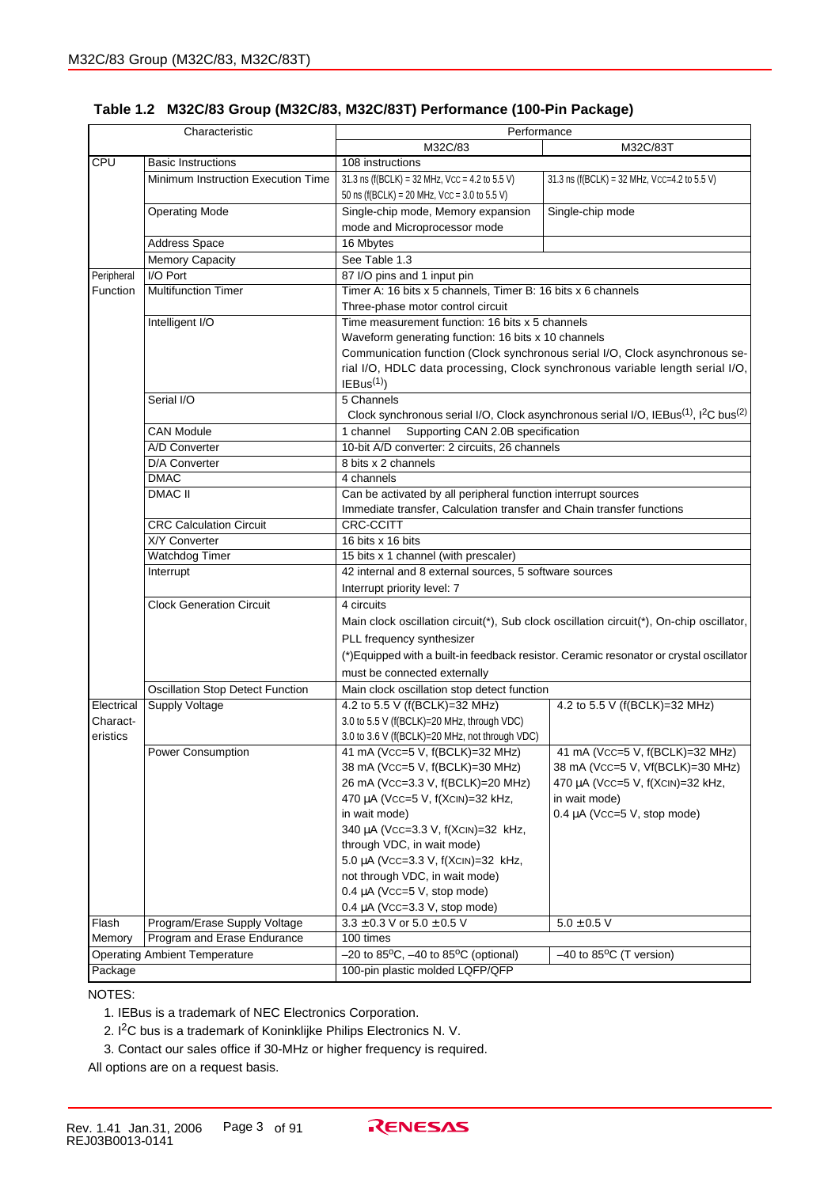**Table 1.2 M32C/83 Group (M32C/83, M32C/83T) Performance (100-Pin Package)**

| Characteristic | | Performance | |
|---|---|---|---|
| | | M32C/83 | M32C/83T |
| CPU | Basic Instructions | 108 instructions | |
| | Minimum Instruction Execution Time | 31.3 ns (f(BCLK) = 32 MHz, VCC = 4.2 to 5.5 V)<br>50 ns (f(BCLK) = 20 MHz, VCC = 3.0 to 5.5 V) | 31.3 ns (f(BCLK) = 32 MHz, VCC=4.2 to 5.5 V) |
| | Operating Mode | Single-chip mode, Memory expansion mode and Microprocessor mode | Single-chip mode |
| | Address Space | 16 Mbytes | |
| | Memory Capacity | See Table 1.3 | |
| Peripheral Function | I/O Port | 87 I/O pins and 1 input pin | |
| | Multifunction Timer | Timer A: 16 bits x 5 channels, Timer B: 16 bits x 6 channels<br>Three-phase motor control circuit | |
| | Intelligent I/O | Time measurement function: 16 bits x 5 channels<br>Waveform generating function: 16 bits x 10 channels<br>Communication function (Clock synchronous serial I/O, Clock asynchronous serial I/O, HDLC data processing, Clock synchronous variable length serial I/O, IEBus(1)) | |
| | Serial I/O | 5 Channels<br>Clock synchronous serial I/O, Clock asynchronous serial I/O, IEBus(1), I2C bus(2) | |
| | CAN Module | 1 channel Supporting CAN 2.0B specification | |
| | A/D Converter | 10-bit A/D converter: 2 circuits, 26 channels | |
| | D/A Converter | 8 bits x 2 channels | |
| | DMAC | 4 channels | |
| | DMAC II | Can be activated by all peripheral function interrupt sources<br>Immediate transfer, Calculation transfer and Chain transfer functions | |
| | CRC Calculation Circuit | CRC-CCITT | |
| | X/Y Converter | 16 bits x 16 bits | |
| | Watchdog Timer | 15 bits x 1 channel (with prescaler) | |
| | Interrupt | 42 internal and 8 external sources, 5 software sources<br>Interrupt priority level: 7 | |
| | Clock Generation Circuit | 4 circuits<br>Main clock oscillation circuit(*), Sub clock oscillation circuit(*), On-chip oscillator, PLL frequency synthesizer<br>(*)Equipped with a built-in feedback resistor. Ceramic resonator or crystal oscillator must be connected externally | |
| | Oscillation Stop Detect Function | Main clock oscillation stop detect function | |
| Electrical Characteristics | Supply Voltage | 4.2 to 5.5 V (f(BCLK)=32 MHz)<br>3.0 to 5.5 V (f(BCLK)=20 MHz, through VDC)<br>3.0 to 3.6 V (f(BCLK)=20 MHz, not through VDC) | 4.2 to 5.5 V (f(BCLK)=32 MHz) |
| | Power Consumption | 41 mA (VCC=5 V, f(BCLK)=32 MHz)<br>38 mA (VCC=5 V, f(BCLK)=30 MHz)<br>26 mA (VCC=3.3 V, f(BCLK)=20 MHz)<br>470 µA (VCC=5 V, f(XCIN)=32 kHz, in wait mode)<br>340 µA (VCC=3.3 V, f(XCIN)=32 kHz, through VDC, in wait mode)<br>5.0 µA (VCC=3.3 V, f(XCIN)=32 kHz, not through VDC, in wait mode)<br>0.4 µA (VCC=5 V, stop mode)<br>0.4 µA (VCC=3.3 V, stop mode) | 41 mA (VCC=5 V, f(BCLK)=32 MHz)<br>38 mA (VCC=5 V, Vf(BCLK)=30 MHz)<br>470 µA (VCC=5 V, f(XCIN)=32 kHz, in wait mode)<br>0.4 µA (VCC=5 V, stop mode) |
| Flash Memory | Program/Erase Supply Voltage | 3.3 ±0.3 V or 5.0 ±0.5 V | 5.0 ±0.5 V |
| | Program and Erase Endurance | 100 times | |
| Operating Ambient Temperature | | –20 to 85°C, –40 to 85°C (optional) | –40 to 85°C (T version) |
| Package | | 100-pin plastic molded LQFP/QFP | |

NOTES:

1. IEBus is a trademark of NEC Electronics Corporation.
2. I2C bus is a trademark of Koninklijke Philips Electronics N. V.
3. Contact our sales office if 30-MHz or higher frequency is required.

All options are on a request basis.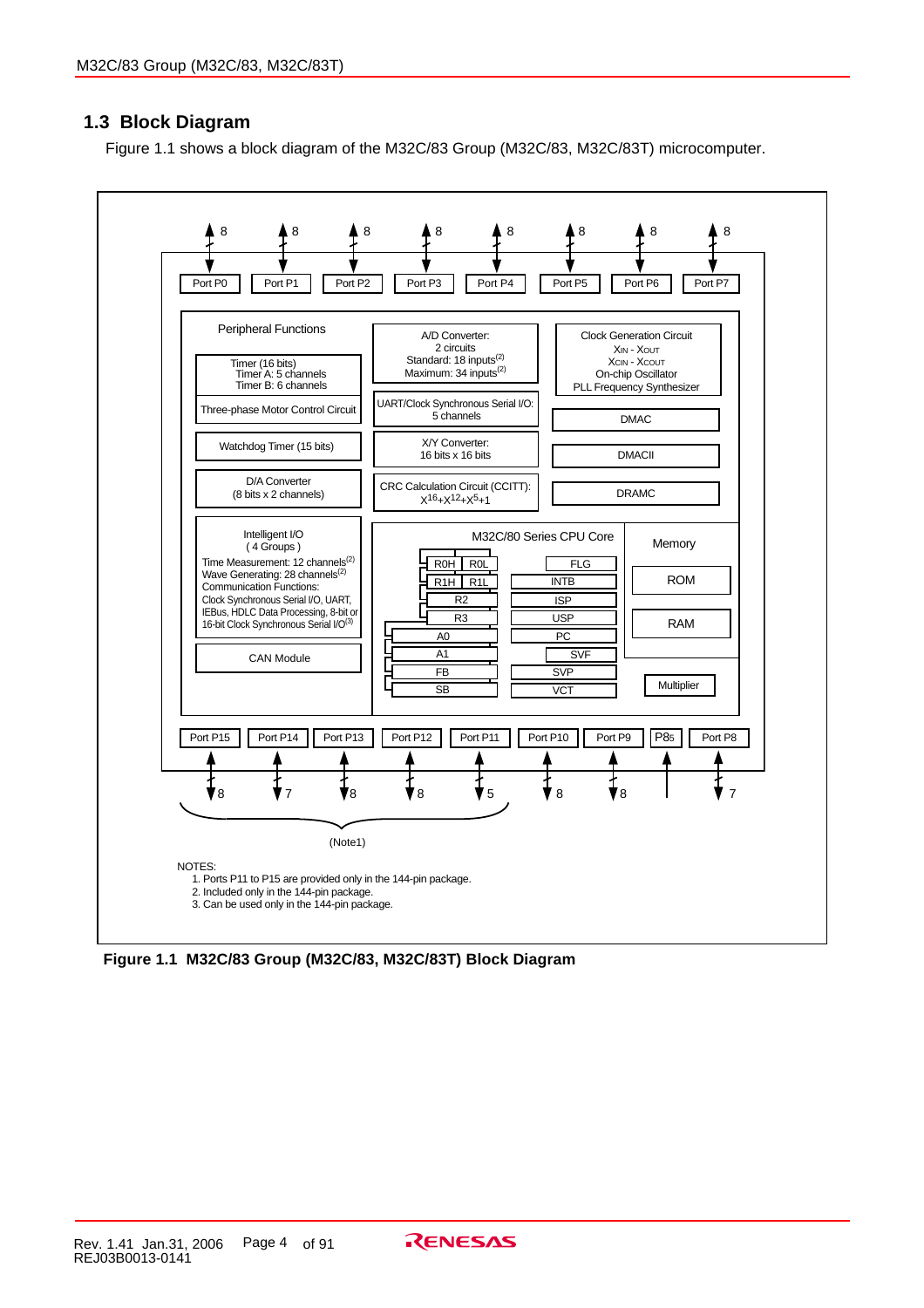## 1.3 Block Diagram

Figure 1.1 shows a block diagram of the M32C/83 Group (M32C/83, M32C/83T) microcomputer.

Port P0 (8), Port P1 (8), Port P2 (8), Port P3 (8), Port P4 (8), Port P5 (8), Port P6 (8), Port P7 (8)

Peripheral Functions

- Timer (16 bits)
  Timer A: 5 channels
  Timer B: 6 channels
- Three-phase Motor Control Circuit
- Watchdog Timer (15 bits)
- D/A Converter
  (8 bits x 2 channels)
- Intelligent I/O
  ( 4 Groups )
  Time Measurement: 12 channels(2)
  Wave Generating: 28 channels(2)
  Communication Functions:
  Clock Synchronous Serial I/O, UART, IEBus, HDLC Data Processing, 8-bit or 16-bit Clock Synchronous Serial I/O(3)
- CAN Module
- A/D Converter:
  2 circuits
  Standard: 18 inputs(2)
  Maximum: 34 inputs(2)
- UART/Clock Synchronous Serial I/O:
  5 channels
- X/Y Converter:
  16 bits x 16 bits
- CRC Calculation Circuit (CCITT):
  $X^{16}+X^{12}+X^5+1$
- Clock Generation Circuit
  XIN - XOUT
  XCIN - XCOUT
  On-chip Oscillator
  PLL Frequency Synthesizer
- DMAC
- DMACII
- DRAMC

M32C/80 Series CPU Core

R0H, R0L, R1H, R1L, R2, R3, A0, A1, FB, SB, FLG, INTB, ISP, USP, PC, SVF, SVP, VCT

Memory

- ROM
- RAM

Multiplier

Port P15 (8), Port P14 (7), Port P13 (8), Port P12 (8), Port P11 (5), Port P10 (8), Port P9 (8), P85, Port P8 (7)

(Note1)

NOTES:
1. Ports P11 to P15 are provided only in the 144-pin package.
2. Included only in the 144-pin package.
3. Can be used only in the 144-pin package.

**Figure 1.1 M32C/83 Group (M32C/83, M32C/83T) Block Diagram**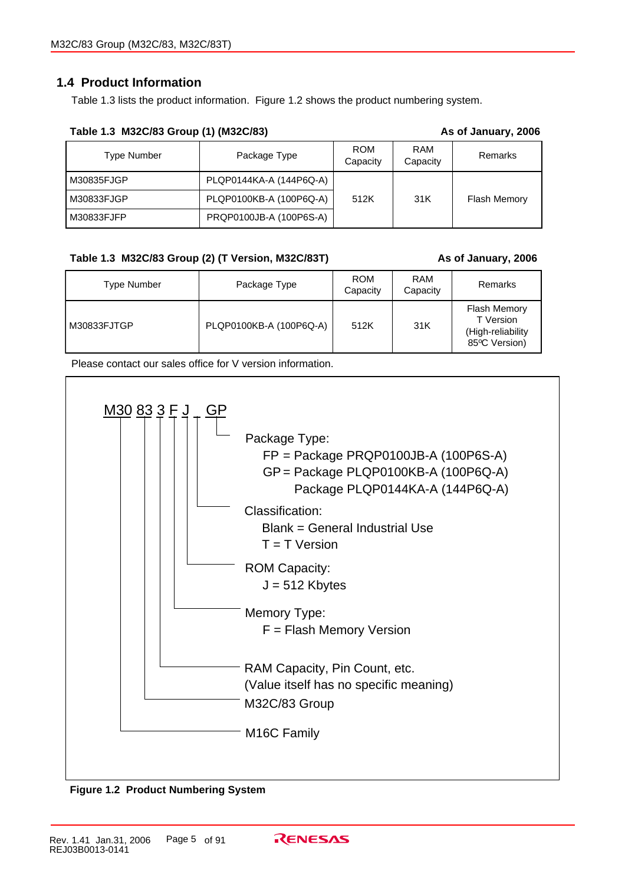## 1.4 Product Information

Table 1.3 lists the product information. Figure 1.2 shows the product numbering system.

**Table 1.3 M32C/83 Group (1) (M32C/83)** **As of January, 2006**

| Type Number | Package Type | ROM Capacity | RAM Capacity | Remarks |
|---|---|---|---|---|
| M30835FJGP | PLQP0144KA-A (144P6Q-A) | 512K | 31K | Flash Memory |
| M30833FJGP | PLQP0100KB-A (100P6Q-A) | | | |
| M30833FJFP | PRQP0100JB-A (100P6S-A) | | | |

**Table 1.3 M32C/83 Group (2) (T Version, M32C/83T)** **As of January, 2006**

| Type Number | Package Type | ROM Capacity | RAM Capacity | Remarks |
|---|---|---|---|---|
| M30833FJTGP | PLQP0100KB-A (100P6Q-A) | 512K | 31K | Flash Memory T Version (High-reliability 85ºC Version) |

Please contact our sales office for V version information.

```
M30 83 3 F J _ GP
```

- Package Type:
  - FP = Package PRQP0100JB-A (100P6S-A)
  - GP = Package PLQP0100KB-A (100P6Q-A)
    Package PLQP0144KA-A (144P6Q-A)
- Classification:
  - Blank = General Industrial Use
  - T = T Version
- ROM Capacity:
  - J = 512 Kbytes
- Memory Type:
  - F = Flash Memory Version
- RAM Capacity, Pin Count, etc.
  (Value itself has no specific meaning)
- M32C/83 Group
- M16C Family

**Figure 1.2 Product Numbering System**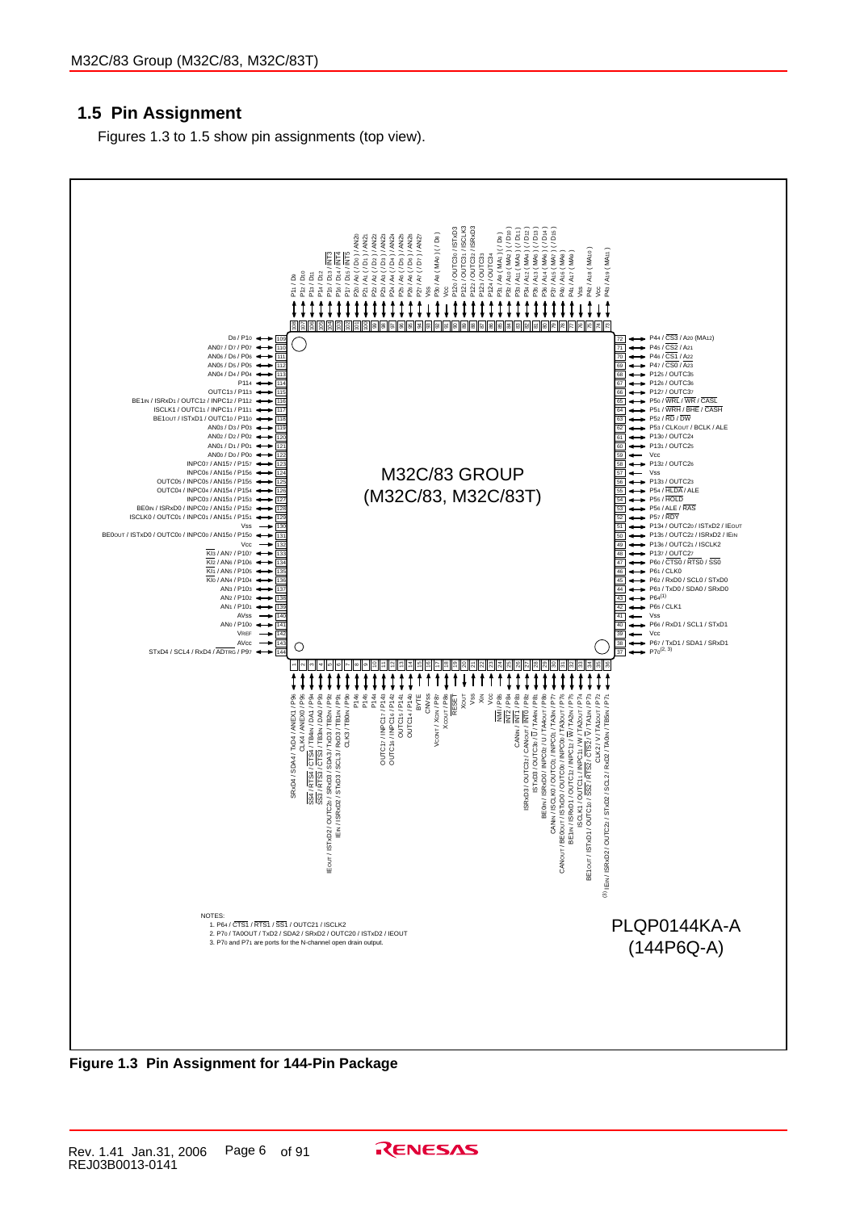## 1.5 Pin Assignment

Figures 1.3 to 1.5 show pin assignments (top view).

M32C/83 GROUP
(M32C/83, M32C/83T)

PLQP0144KA-A
(144P6Q-A)

NOTES:
1. P64 / CTS1 / RTS1 / SS1 / OUTC21 / ISCLK2
2. P70 / TA0OUT / TxD2 / SDA2 / SRxD2 / OUTC20 / ISTxD2 / IEOUT
3. P70 and P71 are ports for the N-channel open drain output.

**Figure 1.3 Pin Assignment for 144-Pin Package**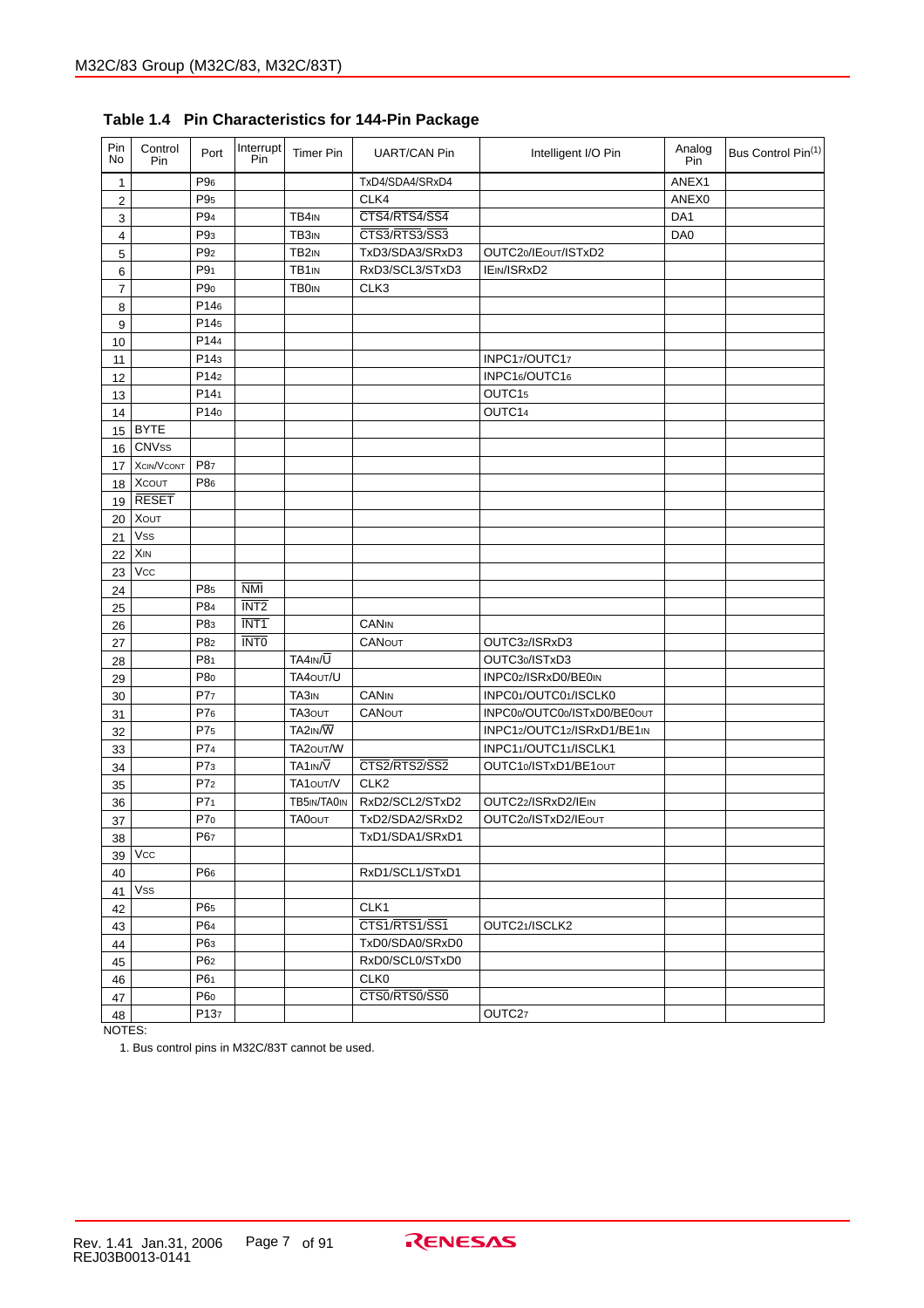**Table 1.4 Pin Characteristics for 144-Pin Package**

| Pin No | Control Pin | Port | Interrupt Pin | Timer Pin | UART/CAN Pin | Intelligent I/O Pin | Analog Pin | Bus Control Pin(1) |
|---|---|---|---|---|---|---|---|---|
| 1 | | $P9_6$ | | | TxD4/SDA4/SRxD4 | | ANEX1 | |
| 2 | | $P9_5$ | | | CLK4 | | ANEX0 | |
| 3 | | $P9_4$ | | $TB4_{IN}$ | $\overline{CTS4}$/$\overline{RTS4}$/$\overline{SS4}$ | | DA1 | |
| 4 | | $P9_3$ | | $TB3_{IN}$ | $\overline{CTS3}$/$\overline{RTS3}$/$\overline{SS3}$ | | DA0 | |
| 5 | | $P9_2$ | | $TB2_{IN}$ | TxD3/SDA3/SRxD3 | $OUTC2_0$/$IE_{OUT}$/ISTxD2 | | |
| 6 | | $P9_1$ | | $TB1_{IN}$ | RxD3/SCL3/STxD3 | $IE_{IN}$/ISRxD2 | | |
| 7 | | $P9_0$ | | $TB0_{IN}$ | CLK3 | | | |
| 8 | | $P14_6$ | | | | | | |
| 9 | | $P14_5$ | | | | | | |
| 10 | | $P14_4$ | | | | | | |
| 11 | | $P14_3$ | | | | $INPC1_7$/$OUTC1_7$ | | |
| 12 | | $P14_2$ | | | | $INPC1_6$/$OUTC1_6$ | | |
| 13 | | $P14_1$ | | | | $OUTC1_5$ | | |
| 14 | | $P14_0$ | | | | $OUTC1_4$ | | |
| 15 | BYTE | | | | | | | |
| 16 | $CNV_{SS}$ | | | | | | | |
| 17 | $X_{CIN}$/$V_{CONT}$ | $P8_7$ | | | | | | |
| 18 | $X_{COUT}$ | $P8_6$ | | | | | | |
| 19 | $\overline{RESET}$ | | | | | | | |
| 20 | $X_{OUT}$ | | | | | | | |
| 21 | $V_{SS}$ | | | | | | | |
| 22 | $X_{IN}$ | | | | | | | |
| 23 | $V_{CC}$ | | | | | | | |
| 24 | | $P8_5$ | $\overline{NMI}$ | | | | | |
| 25 | | $P8_4$ | $\overline{INT2}$ | | | | | |
| 26 | | $P8_3$ | $\overline{INT1}$ | | $CAN_{IN}$ | | | |
| 27 | | $P8_2$ | $\overline{INT0}$ | | $CAN_{OUT}$ | $OUTC3_2$/ISRxD3 | | |
| 28 | | $P8_1$ | | $TA4_{IN}$/$\overline{U}$ | | $OUTC3_0$/ISTxD3 | | |
| 29 | | $P8_0$ | | $TA4_{OUT}$/U | | $INPC0_2$/ISRxD0/$BE0_{IN}$ | | |
| 30 | | $P7_7$ | | $TA3_{IN}$ | $CAN_{IN}$ | $INPC0_1$/$OUTC0_1$/ISCLK0 | | |
| 31 | | $P7_6$ | | $TA3_{OUT}$ | $CAN_{OUT}$ | $INPC0_0$/$OUTC0_0$/ISTxD0/$BE0_{OUT}$ | | |
| 32 | | $P7_5$ | | $TA2_{IN}$/$\overline{W}$ | | $INPC1_2$/$OUTC1_2$/ISRxD1/$BE1_{IN}$ | | |
| 33 | | $P7_4$ | | $TA2_{OUT}$/W | | $INPC1_1$/$OUTC1_1$/ISCLK1 | | |
| 34 | | $P7_3$ | | $TA1_{IN}$/$\overline{V}$ | $\overline{CTS2}$/$\overline{RTS2}$/$\overline{SS2}$ | $OUTC1_0$/ISTxD1/$BE1_{OUT}$ | | |
| 35 | | $P7_2$ | | $TA1_{OUT}$/V | CLK2 | | | |
| 36 | | $P7_1$ | | $TB5_{IN}$/$TA0_{IN}$ | RxD2/SCL2/STxD2 | $OUTC2_2$/ISRxD2/$IE_{IN}$ | | |
| 37 | | $P7_0$ | | $TA0_{OUT}$ | TxD2/SDA2/SRxD2 | $OUTC2_0$/ISTxD2/$IE_{OUT}$ | | |
| 38 | | $P6_7$ | | | TxD1/SDA1/SRxD1 | | | |
| 39 | $V_{CC}$ | | | | | | | |
| 40 | | $P6_6$ | | | RxD1/SCL1/STxD1 | | | |
| 41 | $V_{SS}$ | | | | | | | |
| 42 | | $P6_5$ | | | CLK1 | | | |
| 43 | | $P6_4$ | | | $\overline{CTS1}$/$\overline{RTS1}$/$\overline{SS1}$ | $OUTC2_1$/ISCLK2 | | |
| 44 | | $P6_3$ | | | TxD0/SDA0/SRxD0 | | | |
| 45 | | $P6_2$ | | | RxD0/SCL0/STxD0 | | | |
| 46 | | $P6_1$ | | | CLK0 | | | |
| 47 | | $P6_0$ | | | $\overline{CTS0}$/$\overline{RTS0}$/$\overline{SS0}$ | | | |
| 48 | | $P13_7$ | | | | $OUTC2_7$ | | |

NOTES:

1. Bus control pins in M32C/83T cannot be used.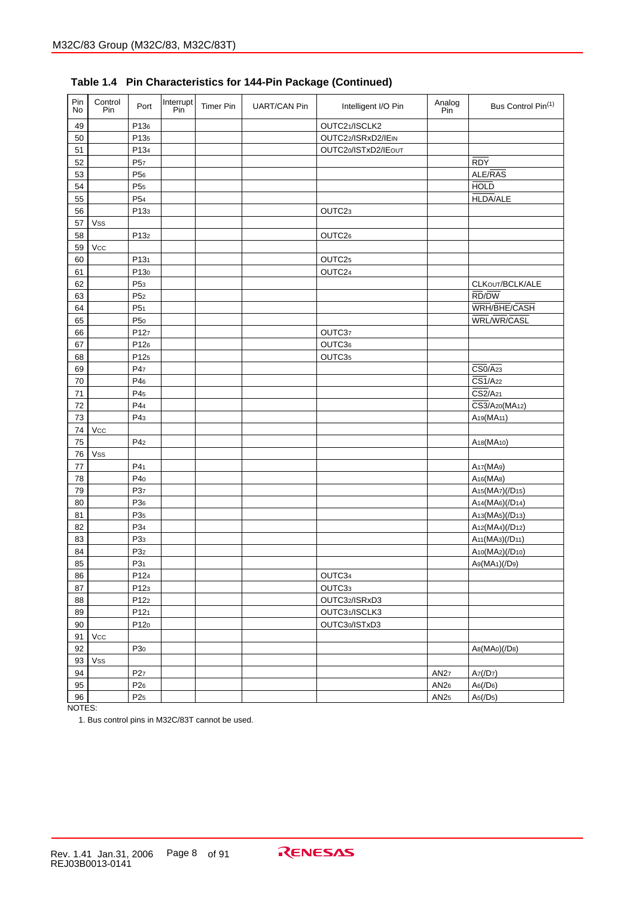**Table 1.4 Pin Characteristics for 144-Pin Package (Continued)**

| Pin No | Control Pin | Port | Interrupt Pin | Timer Pin | UART/CAN Pin | Intelligent I/O Pin | Analog Pin | Bus Control Pin[1] |
|---|---|---|---|---|---|---|---|---|
| 49 | | $P13_6$ | | | | $OUTC2_1$/ISCLK2 | | |
| 50 | | $P13_5$ | | | | $OUTC2_2$/ISRxD2/$IE_{IN}$ | | |
| 51 | | $P13_4$ | | | | $OUTC2_0$/ISTxD2/$IE_{OUT}$ | | |
| 52 | | $P5_7$ | | | | | | $\overline{RDY}$ |
| 53 | | $P5_6$ | | | | | | ALE/$\overline{RAS}$ |
| 54 | | $P5_5$ | | | | | | $\overline{HOLD}$ |
| 55 | | $P5_4$ | | | | | | $\overline{HLDA}$/ALE |
| 56 | | $P13_3$ | | | | $OUTC2_3$ | | |
| 57 | Vss | | | | | | | |
| 58 | | $P13_2$ | | | | $OUTC2_6$ | | |
| 59 | Vcc | | | | | | | |
| 60 | | $P13_1$ | | | | $OUTC2_5$ | | |
| 61 | | $P13_0$ | | | | $OUTC2_4$ | | |
| 62 | | $P5_3$ | | | | | | $CLK_{OUT}$/BCLK/ALE |
| 63 | | $P5_2$ | | | | | | $\overline{RD}$/$\overline{DW}$ |
| 64 | | $P5_1$ | | | | | | $\overline{WRH}$/$\overline{BHE}$/$\overline{CASH}$ |
| 65 | | $P5_0$ | | | | | | $\overline{WRL}$/$\overline{WR}$/$\overline{CASL}$ |
| 66 | | $P12_7$ | | | | $OUTC3_7$ | | |
| 67 | | $P12_6$ | | | | $OUTC3_6$ | | |
| 68 | | $P12_5$ | | | | $OUTC3_5$ | | |
| 69 | | $P4_7$ | | | | | | $\overline{CS0}$/$A_{23}$ |
| 70 | | $P4_6$ | | | | | | $\overline{CS1}$/$A_{22}$ |
| 71 | | $P4_5$ | | | | | | $\overline{CS2}$/$A_{21}$ |
| 72 | | $P4_4$ | | | | | | $\overline{CS3}$/$A_{20}$($MA_{12}$) |
| 73 | | $P4_3$ | | | | | | $A_{19}$($MA_{11}$) |
| 74 | Vcc | | | | | | | |
| 75 | | $P4_2$ | | | | | | $A_{18}$($MA_{10}$) |
| 76 | Vss | | | | | | | |
| 77 | | $P4_1$ | | | | | | $A_{17}$($MA_9$) |
| 78 | | $P4_0$ | | | | | | $A_{16}$($MA_8$) |
| 79 | | $P3_7$ | | | | | | $A_{15}$($MA_7$)(/$D_{15}$) |
| 80 | | $P3_6$ | | | | | | $A_{14}$($MA_6$)(/$D_{14}$) |
| 81 | | $P3_5$ | | | | | | $A_{13}$($MA_5$)(/$D_{13}$) |
| 82 | | $P3_4$ | | | | | | $A_{12}$($MA_4$)(/$D_{12}$) |
| 83 | | $P3_3$ | | | | | | $A_{11}$($MA_3$)(/$D_{11}$) |
| 84 | | $P3_2$ | | | | | | $A_{10}$($MA_2$)(/$D_{10}$) |
| 85 | | $P3_1$ | | | | | | $A_9$($MA_1$)(/$D_9$) |
| 86 | | $P12_4$ | | | | $OUTC3_4$ | | |
| 87 | | $P12_3$ | | | | $OUTC3_3$ | | |
| 88 | | $P12_2$ | | | | $OUTC3_2$/ISRxD3 | | |
| 89 | | $P12_1$ | | | | $OUTC3_1$/ISCLK3 | | |
| 90 | | $P12_0$ | | | | $OUTC3_0$/ISTxD3 | | |
| 91 | Vcc | | | | | | | |
| 92 | | $P3_0$ | | | | | | $A_8$($MA_0$)(/$D_8$) |
| 93 | Vss | | | | | | | |
| 94 | | $P2_7$ | | | | | $AN2_7$ | $A_7$(/$D_7$) |
| 95 | | $P2_6$ | | | | | $AN2_6$ | $A_6$(/$D_6$) |
| 96 | | $P2_5$ | | | | | $AN2_5$ | $A_5$(/$D_5$) |

NOTES:

1. Bus control pins in M32C/83T cannot be used.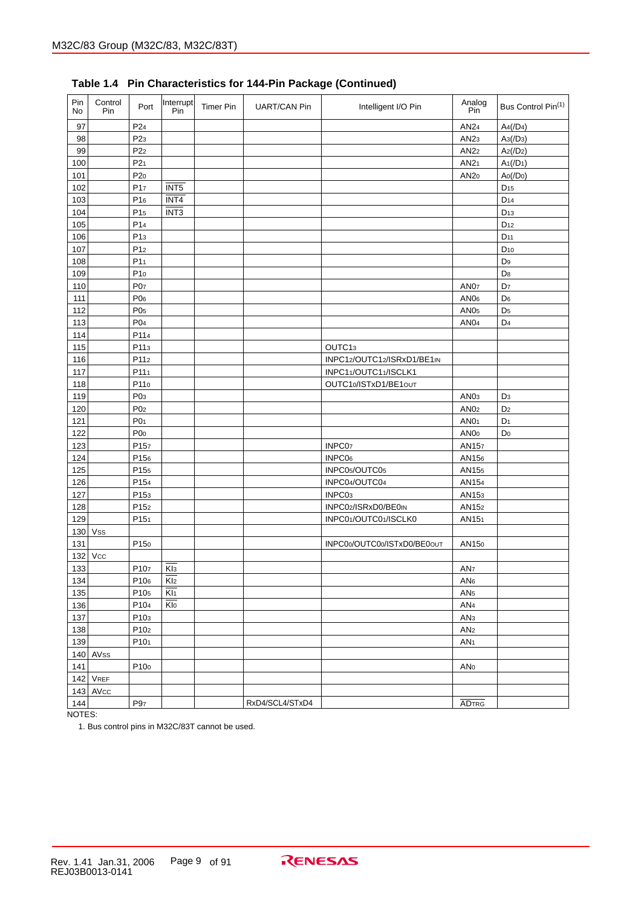## Table 1.4 Pin Characteristics for 144-Pin Package (Continued)

| Pin No | Control Pin | Port | Interrupt Pin | Timer Pin | UART/CAN Pin | Intelligent I/O Pin | Analog Pin | Bus Control Pin[1] |
|---|---|---|---|---|---|---|---|---|
| 97 | | $P2_4$ | | | | | $AN2_4$ | $A_4(/D_4)$ |
| 98 | | $P2_3$ | | | | | $AN2_3$ | $A_3(/D_3)$ |
| 99 | | $P2_2$ | | | | | $AN2_2$ | $A_2(/D_2)$ |
| 100 | | $P2_1$ | | | | | $AN2_1$ | $A_1(/D_1)$ |
| 101 | | $P2_0$ | | | | | $AN2_0$ | $A_0(/D_0)$ |
| 102 | | $P1_7$ | $\overline{INT5}$ | | | | | $D_{15}$ |
| 103 | | $P1_6$ | $\overline{INT4}$ | | | | | $D_{14}$ |
| 104 | | $P1_5$ | $\overline{INT3}$ | | | | | $D_{13}$ |
| 105 | | $P1_4$ | | | | | | $D_{12}$ |
| 106 | | $P1_3$ | | | | | | $D_{11}$ |
| 107 | | $P1_2$ | | | | | | $D_{10}$ |
| 108 | | $P1_1$ | | | | | | $D_9$ |
| 109 | | $P1_0$ | | | | | | $D_8$ |
| 110 | | $P0_7$ | | | | | $AN0_7$ | $D_7$ |
| 111 | | $P0_6$ | | | | | $AN0_6$ | $D_6$ |
| 112 | | $P0_5$ | | | | | $AN0_5$ | $D_5$ |
| 113 | | $P0_4$ | | | | | $AN0_4$ | $D_4$ |
| 114 | | $P11_4$ | | | | | | |
| 115 | | $P11_3$ | | | | $OUTC1_3$ | | |
| 116 | | $P11_2$ | | | | $INPC1_2/OUTC1_2/ISRxD1/BE1_{IN}$ | | |
| 117 | | $P11_1$ | | | | $INPC1_1/OUTC1_1/ISCLK1$ | | |
| 118 | | $P11_0$ | | | | $OUTC1_0/ISTxD1/BE1_{OUT}$ | | |
| 119 | | $P0_3$ | | | | | $AN0_3$ | $D_3$ |
| 120 | | $P0_2$ | | | | | $AN0_2$ | $D_2$ |
| 121 | | $P0_1$ | | | | | $AN0_1$ | $D_1$ |
| 122 | | $P0_0$ | | | | | $AN0_0$ | $D_0$ |
| 123 | | $P15_7$ | | | | $INPC0_7$ | $AN15_7$ | |
| 124 | | $P15_6$ | | | | $INPC0_6$ | $AN15_6$ | |
| 125 | | $P15_5$ | | | | $INPC0_5/OUTC0_5$ | $AN15_5$ | |
| 126 | | $P15_4$ | | | | $INPC0_4/OUTC0_4$ | $AN15_4$ | |
| 127 | | $P15_3$ | | | | $INPC0_3$ | $AN15_3$ | |
| 128 | | $P15_2$ | | | | $INPC0_2/ISRxD0/BE0_{IN}$ | $AN15_2$ | |
| 129 | | $P15_1$ | | | | $INPC0_1/OUTC0_1/ISCLK0$ | $AN15_1$ | |
| 130 | $V_{SS}$ | | | | | | | |
| 131 | | $P15_0$ | | | | $INPC0_0/OUTC0_0/ISTxD0/BE0_{OUT}$ | $AN15_0$ | |
| 132 | $V_{CC}$ | | | | | | | |
| 133 | | $P10_7$ | $\overline{KI_3}$ | | | | $AN_7$ | |
| 134 | | $P10_6$ | $\overline{KI_2}$ | | | | $AN_6$ | |
| 135 | | $P10_5$ | $\overline{KI_1}$ | | | | $AN_5$ | |
| 136 | | $P10_4$ | $\overline{KI_0}$ | | | | $AN_4$ | |
| 137 | | $P10_3$ | | | | | $AN_3$ | |
| 138 | | $P10_2$ | | | | | $AN_2$ | |
| 139 | | $P10_1$ | | | | | $AN_1$ | |
| 140 | $AV_{SS}$ | | | | | | | |
| 141 | | $P10_0$ | | | | | $AN_0$ | |
| 142 | $V_{REF}$ | | | | | | | |
| 143 | $AV_{CC}$ | | | | | | | |
| 144 | | $P9_7$ | | | RxD4/SCL4/STxD4 | | $\overline{AD_{TRG}}$ | |

NOTES:

1. Bus control pins in M32C/83T cannot be used.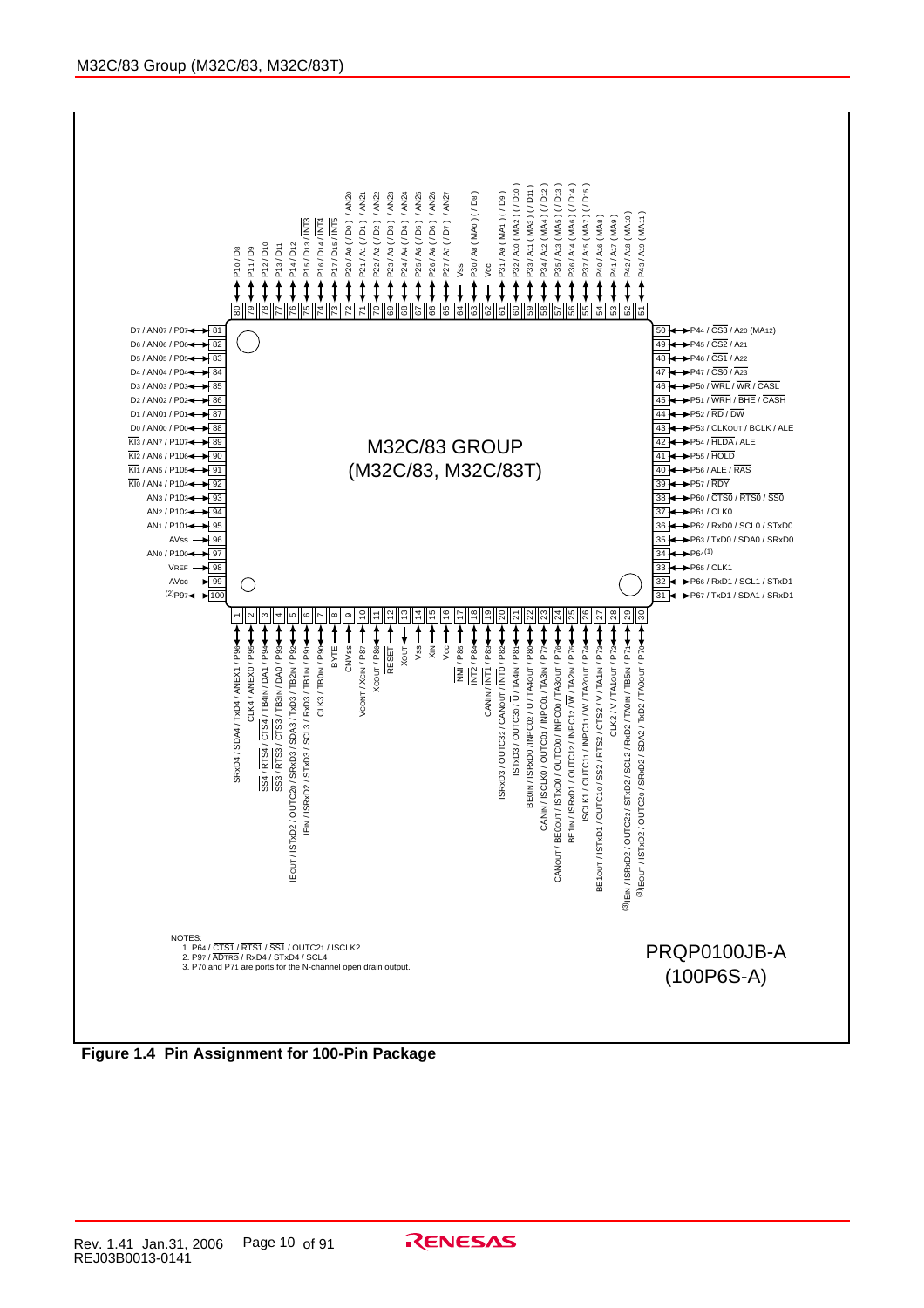M32C/83 GROUP
(M32C/83, M32C/83T)

PRQP0100JB-A
(100P6S-A)

NOTES:
1. P64 / CTS1 / RTS1 / SS1 / OUTC21 / ISCLK2
2. P97 / ADTRG / RxD4 / STxD4 / SCL4
3. P70 and P71 are ports for the N-channel open drain output.

**Figure 1.4 Pin Assignment for 100-Pin Package**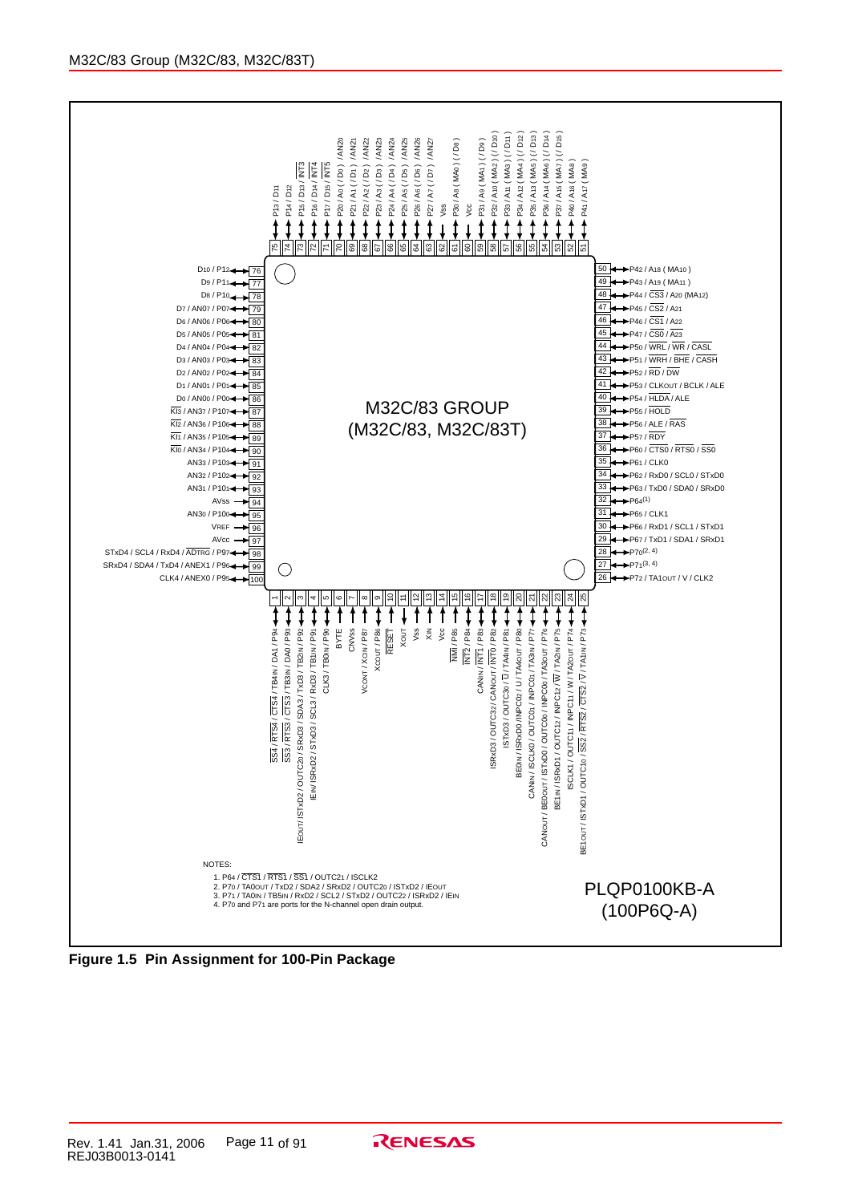M32C/83 GROUP
(M32C/83, M32C/83T)

NOTES:
1. P64 / CTS1 / RTS1 / SS1 / OUTC21 / ISCLK2
2. P70 / TA0OUT / TxD2 / SDA2 / SRxD2 / OUTC20 / ISTxD2 / IEOUT
3. P71 / TA0IN / TB5IN / RxD2 / SCL2 / STxD2 / OUTC22 / ISRxD2 / IEIN
4. P70 and P71 are ports for the N-channel open drain output.

PLQP0100KB-A
(100P6Q-A)

**Figure 1.5 Pin Assignment for 100-Pin Package**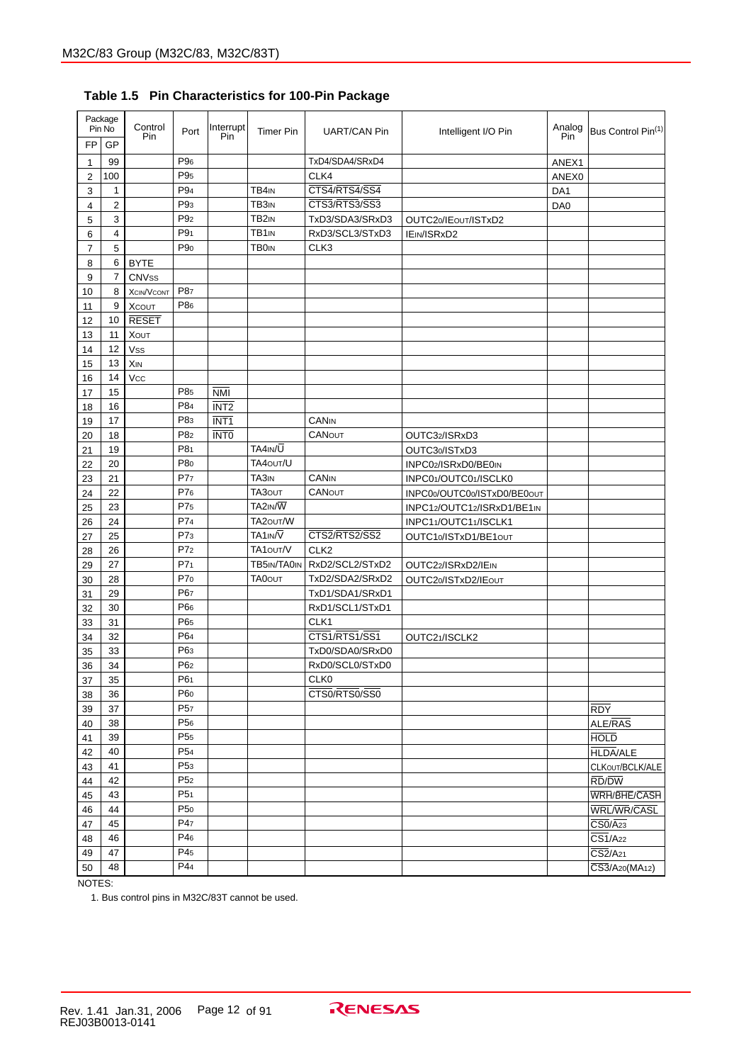## Table 1.5 Pin Characteristics for 100-Pin Package

| Package Pin No FP | Package Pin No GP | Control Pin | Port | Interrupt Pin | Timer Pin | UART/CAN Pin | Intelligent I/O Pin | Analog Pin | Bus Control Pin[1] |
|---|---|---|---|---|---|---|---|---|---|
| 1 | 99 | | $P9_6$ | | | TxD4/SDA4/SRxD4 | | ANEX1 | |
| 2 | 100 | | $P9_5$ | | | CLK4 | | ANEX0 | |
| 3 | 1 | | $P9_4$ | | $TB4_{IN}$ | $\overline{CTS4}/\overline{RTS4}/\overline{SS4}$ | | DA1 | |
| 4 | 2 | | $P9_3$ | | $TB3_{IN}$ | $\overline{CTS3}/\overline{RTS3}/\overline{SS3}$ | | DA0 | |
| 5 | 3 | | $P9_2$ | | $TB2_{IN}$ | TxD3/SDA3/SRxD3 | $OUTC2_0/IE_{OUT}/ISTxD2$ | | |
| 6 | 4 | | $P9_1$ | | $TB1_{IN}$ | RxD3/SCL3/STxD3 | $IE_{IN}/ISRxD2$ | | |
| 7 | 5 | | $P9_0$ | | $TB0_{IN}$ | CLK3 | | | |
| 8 | 6 | BYTE | | | | | | | |
| 9 | 7 | $CNV_{SS}$ | | | | | | | |
| 10 | 8 | $X_{CIN}/V_{CONT}$ | $P8_7$ | | | | | | |
| 11 | 9 | $X_{COUT}$ | $P8_6$ | | | | | | |
| 12 | 10 | $\overline{RESET}$ | | | | | | | |
| 13 | 11 | $X_{OUT}$ | | | | | | | |
| 14 | 12 | $V_{SS}$ | | | | | | | |
| 15 | 13 | $X_{IN}$ | | | | | | | |
| 16 | 14 | $V_{CC}$ | | | | | | | |
| 17 | 15 | | $P8_5$ | $\overline{NMI}$ | | | | | |
| 18 | 16 | | $P8_4$ | $\overline{INT2}$ | | | | | |
| 19 | 17 | | $P8_3$ | $\overline{INT1}$ | | $CAN_{IN}$ | | | |
| 20 | 18 | | $P8_2$ | $\overline{INT0}$ | | $CAN_{OUT}$ | $OUTC3_2/ISRxD3$ | | |
| 21 | 19 | | $P8_1$ | | $TA4_{IN}/\overline{U}$ | | $OUTC3_0/ISTxD3$ | | |
| 22 | 20 | | $P8_0$ | | $TA4_{OUT}/U$ | | $INPC0_2/ISRxD0/BE0_{IN}$ | | |
| 23 | 21 | | $P7_7$ | | $TA3_{IN}$ | $CAN_{IN}$ | $INPC0_1/OUTC0_1/ISCLK0$ | | |
| 24 | 22 | | $P7_6$ | | $TA3_{OUT}$ | $CAN_{OUT}$ | $INPC0_0/OUTC0_0/ISTxD0/BE0_{OUT}$ | | |
| 25 | 23 | | $P7_5$ | | $TA2_{IN}/\overline{W}$ | | $INPC1_2/OUTC1_2/ISRxD1/BE1_{IN}$ | | |
| 26 | 24 | | $P7_4$ | | $TA2_{OUT}/W$ | | $INPC1_1/OUTC1_1/ISCLK1$ | | |
| 27 | 25 | | $P7_3$ | | $TA1_{IN}/\overline{V}$ | $\overline{CTS2}/\overline{RTS2}/\overline{SS2}$ | $OUTC1_0/ISTxD1/BE1_{OUT}$ | | |
| 28 | 26 | | $P7_2$ | | $TA1_{OUT}/V$ | CLK2 | | | |
| 29 | 27 | | $P7_1$ | | $TB5_{IN}/TA0_{IN}$ | RxD2/SCL2/STxD2 | $OUTC2_2/ISRxD2/IE_{IN}$ | | |
| 30 | 28 | | $P7_0$ | | $TA0_{OUT}$ | TxD2/SDA2/SRxD2 | $OUTC2_0/ISTxD2/IE_{OUT}$ | | |
| 31 | 29 | | $P6_7$ | | | TxD1/SDA1/SRxD1 | | | |
| 32 | 30 | | $P6_6$ | | | RxD1/SCL1/STxD1 | | | |
| 33 | 31 | | $P6_5$ | | | CLK1 | | | |
| 34 | 32 | | $P6_4$ | | | $\overline{CTS1}/\overline{RTS1}/\overline{SS1}$ | $OUTC2_1/ISCLK2$ | | |
| 35 | 33 | | $P6_3$ | | | TxD0/SDA0/SRxD0 | | | |
| 36 | 34 | | $P6_2$ | | | RxD0/SCL0/STxD0 | | | |
| 37 | 35 | | $P6_1$ | | | CLK0 | | | |
| 38 | 36 | | $P6_0$ | | | $\overline{CTS0}/\overline{RTS0}/\overline{SS0}$ | | | |
| 39 | 37 | | $P5_7$ | | | | | | $\overline{RDY}$ |
| 40 | 38 | | $P5_6$ | | | | | | $ALE/\overline{RAS}$ |
| 41 | 39 | | $P5_5$ | | | | | | $\overline{HOLD}$ |
| 42 | 40 | | $P5_4$ | | | | | | $\overline{HLDA}/ALE$ |
| 43 | 41 | | $P5_3$ | | | | | | $CLK_{OUT}/BCLK/ALE$ |
| 44 | 42 | | $P5_2$ | | | | | | $\overline{RD}/\overline{DW}$ |
| 45 | 43 | | $P5_1$ | | | | | | $\overline{WRH}/\overline{BHE}/\overline{CASH}$ |
| 46 | 44 | | $P5_0$ | | | | | | $\overline{WRL}/\overline{WR}/\overline{CASL}$ |
| 47 | 45 | | $P4_7$ | | | | | | $\overline{CS0}/A_{23}$ |
| 48 | 46 | | $P4_6$ | | | | | | $\overline{CS1}/A_{22}$ |
| 49 | 47 | | $P4_5$ | | | | | | $\overline{CS2}/A_{21}$ |
| 50 | 48 | | $P4_4$ | | | | | | $\overline{CS3}/A_{20}(MA_{12})$ |

NOTES:

1. Bus control pins in M32C/83T cannot be used.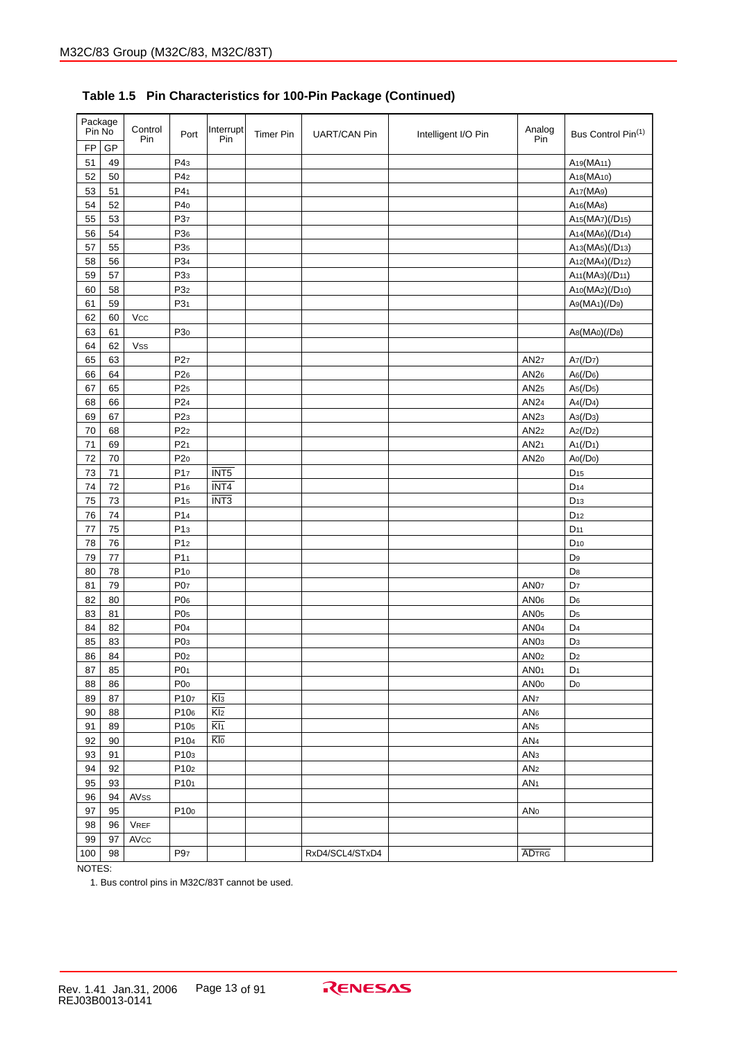**Table 1.5 Pin Characteristics for 100-Pin Package (Continued)**

| Package Pin No | | Control Pin | Port | Interrupt Pin | Timer Pin | UART/CAN Pin | Intelligent I/O Pin | Analog Pin | Bus Control Pin[1] |
|---|---|---|---|---|---|---|---|---|---|
| FP | GP | | | | | | | | |
| 51 | 49 | | $P4_3$ | | | | | | $A_{19}(MA_{11})$ |
| 52 | 50 | | $P4_2$ | | | | | | $A_{18}(MA_{10})$ |
| 53 | 51 | | $P4_1$ | | | | | | $A_{17}(MA_9)$ |
| 54 | 52 | | $P4_0$ | | | | | | $A_{16}(MA_8)$ |
| 55 | 53 | | $P3_7$ | | | | | | $A_{15}(MA_7)(/D_{15})$ |
| 56 | 54 | | $P3_6$ | | | | | | $A_{14}(MA_6)(/D_{14})$ |
| 57 | 55 | | $P3_5$ | | | | | | $A_{13}(MA_5)(/D_{13})$ |
| 58 | 56 | | $P3_4$ | | | | | | $A_{12}(MA_4)(/D_{12})$ |
| 59 | 57 | | $P3_3$ | | | | | | $A_{11}(MA_3)(/D_{11})$ |
| 60 | 58 | | $P3_2$ | | | | | | $A_{10}(MA_2)(/D_{10})$ |
| 61 | 59 | | $P3_1$ | | | | | | $A_9(MA_1)(/D_9)$ |
| 62 | 60 | Vcc | | | | | | | |
| 63 | 61 | | $P3_0$ | | | | | | $A_8(MA_0)(/D_8)$ |
| 64 | 62 | Vss | | | | | | | |
| 65 | 63 | | $P2_7$ | | | | | $AN2_7$ | $A_7(/D_7)$ |
| 66 | 64 | | $P2_6$ | | | | | $AN2_6$ | $A_6(/D_6)$ |
| 67 | 65 | | $P2_5$ | | | | | $AN2_5$ | $A_5(/D_5)$ |
| 68 | 66 | | $P2_4$ | | | | | $AN2_4$ | $A_4(/D_4)$ |
| 69 | 67 | | $P2_3$ | | | | | $AN2_3$ | $A_3(/D_3)$ |
| 70 | 68 | | $P2_2$ | | | | | $AN2_2$ | $A_2(/D_2)$ |
| 71 | 69 | | $P2_1$ | | | | | $AN2_1$ | $A_1(/D_1)$ |
| 72 | 70 | | $P2_0$ | | | | | $AN2_0$ | $A_0(/D_0)$ |
| 73 | 71 | | $P1_7$ | $\overline{INT5}$ | | | | | $D_{15}$ |
| 74 | 72 | | $P1_6$ | $\overline{INT4}$ | | | | | $D_{14}$ |
| 75 | 73 | | $P1_5$ | $\overline{INT3}$ | | | | | $D_{13}$ |
| 76 | 74 | | $P1_4$ | | | | | | $D_{12}$ |
| 77 | 75 | | $P1_3$ | | | | | | $D_{11}$ |
| 78 | 76 | | $P1_2$ | | | | | | $D_{10}$ |
| 79 | 77 | | $P1_1$ | | | | | | $D_9$ |
| 80 | 78 | | $P1_0$ | | | | | | $D_8$ |
| 81 | 79 | | $P0_7$ | | | | | $AN0_7$ | $D_7$ |
| 82 | 80 | | $P0_6$ | | | | | $AN0_6$ | $D_6$ |
| 83 | 81 | | $P0_5$ | | | | | $AN0_5$ | $D_5$ |
| 84 | 82 | | $P0_4$ | | | | | $AN0_4$ | $D_4$ |
| 85 | 83 | | $P0_3$ | | | | | $AN0_3$ | $D_3$ |
| 86 | 84 | | $P0_2$ | | | | | $AN0_2$ | $D_2$ |
| 87 | 85 | | $P0_1$ | | | | | $AN0_1$ | $D_1$ |
| 88 | 86 | | $P0_0$ | | | | | $AN0_0$ | $D_0$ |
| 89 | 87 | | $P10_7$ | $\overline{KI_3}$ | | | | $AN_7$ | |
| 90 | 88 | | $P10_6$ | $\overline{KI_2}$ | | | | $AN_6$ | |
| 91 | 89 | | $P10_5$ | $\overline{KI_1}$ | | | | $AN_5$ | |
| 92 | 90 | | $P10_4$ | $\overline{KI_0}$ | | | | $AN_4$ | |
| 93 | 91 | | $P10_3$ | | | | | $AN_3$ | |
| 94 | 92 | | $P10_2$ | | | | | $AN_2$ | |
| 95 | 93 | | $P10_1$ | | | | | $AN_1$ | |
| 96 | 94 | AVss | | | | | | | |
| 97 | 95 | | $P10_0$ | | | | | $AN_0$ | |
| 98 | 96 | VREF | | | | | | | |
| 99 | 97 | AVcc | | | | | | | |
| 100 | 98 | | $P9_7$ | | | RxD4/SCL4/STxD4 | | $\overline{ADTRG}$ | |

NOTES:

1. Bus control pins in M32C/83T cannot be used.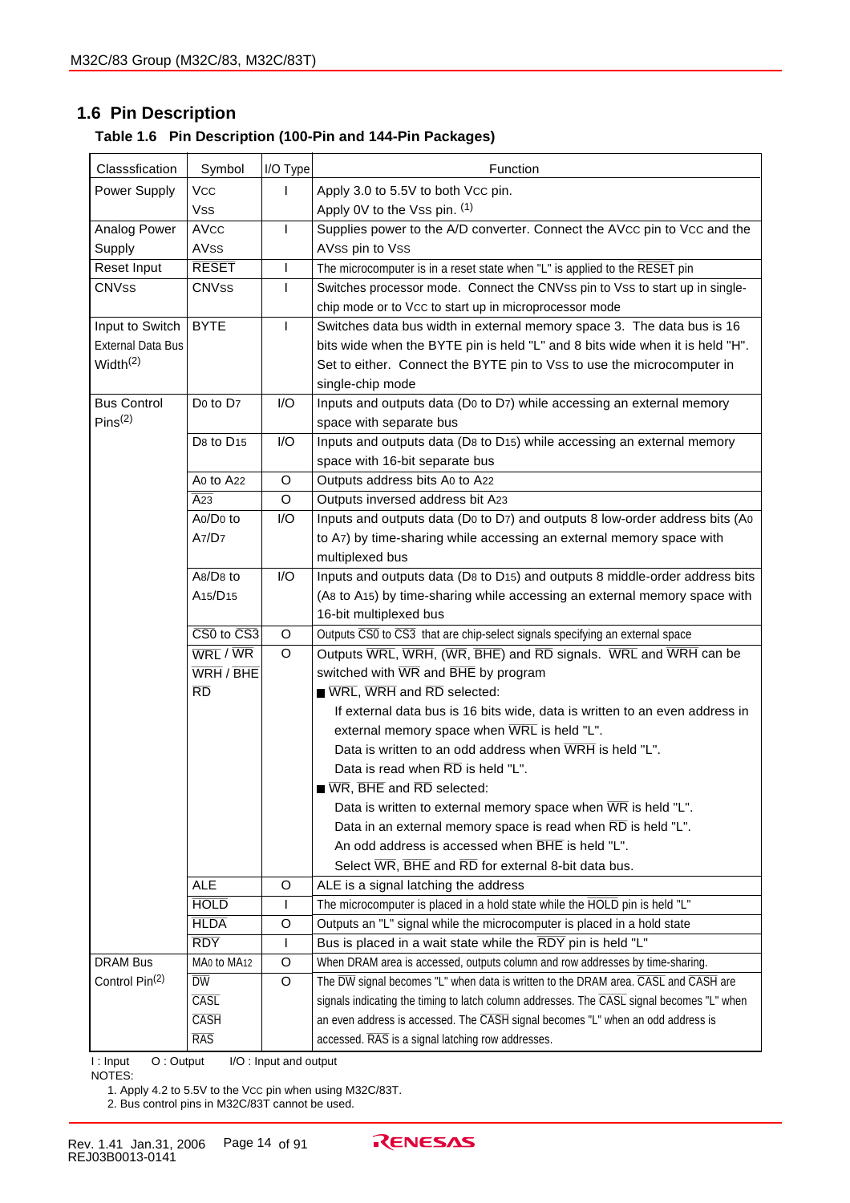## 1.6 Pin Description

**Table 1.6 Pin Description (100-Pin and 144-Pin Packages)**

| Classsfication | Symbol | I/O Type | Function |
|---|---|---|---|
| Power Supply | $V_{CC}$<br>$V_{SS}$ | I | Apply 3.0 to 5.5V to both $V_{CC}$ pin.<br>Apply 0V to the $V_{SS}$ pin. (1) |
| Analog Power Supply | $AV_{CC}$<br>$AV_{SS}$ | I | Supplies power to the A/D converter. Connect the $AV_{CC}$ pin to $V_{CC}$ and the $AV_{SS}$ pin to $V_{SS}$ |
| Reset Input | $\overline{RESET}$ | I | The microcomputer is in a reset state when "L" is applied to the $\overline{RESET}$ pin |
| CNVSS | CNVSS | I | Switches processor mode. Connect the CNVSS pin to $V_{SS}$ to start up in single-chip mode or to $V_{CC}$ to start up in microprocessor mode |
| Input to Switch External Data Bus Width(2) | BYTE | I | Switches data bus width in external memory space 3. The data bus is 16 bits wide when the BYTE pin is held "L" and 8 bits wide when it is held "H". Set to either. Connect the BYTE pin to $V_{SS}$ to use the microcomputer in single-chip mode |
| Bus Control Pins(2) | $D_0$ to $D_7$ | I/O | Inputs and outputs data ($D_0$ to $D_7$) while accessing an external memory space with separate bus |
| | $D_8$ to $D_{15}$ | I/O | Inputs and outputs data ($D_8$ to $D_{15}$) while accessing an external memory space with 16-bit separate bus |
| | $A_0$ to $A_{22}$ | O | Outputs address bits $A_0$ to $A_{22}$ |
| | $\overline{A_{23}}$ | O | Outputs inversed address bit $A_{23}$ |
| | $A_0/D_0$ to $A_7/D_7$ | I/O | Inputs and outputs data ($D_0$ to $D_7$) and outputs 8 low-order address bits ($A_0$ to $A_7$) by time-sharing while accessing an external memory space with multiplexed bus |
| | $A_8/D_8$ to $A_{15}/D_{15}$ | I/O | Inputs and outputs data ($D_8$ to $D_{15}$) and outputs 8 middle-order address bits ($A_8$ to $A_{15}$) by time-sharing while accessing an external memory space with 16-bit multiplexed bus |
| | $\overline{CS0}$ to $\overline{CS3}$ | O | Outputs $\overline{CS0}$ to $\overline{CS3}$ that are chip-select signals specifying an external space |
| | $\overline{WRL}$ / $\overline{WR}$<br>$\overline{WRH}$ / $\overline{BHE}$<br>$\overline{RD}$ | O | Outputs $\overline{WRL}$, $\overline{WRH}$, ($\overline{WR}$, $\overline{BHE}$) and $\overline{RD}$ signals. $\overline{WRL}$ and $\overline{WRH}$ can be switched with $\overline{WR}$ and $\overline{BHE}$ by program<br>■ $\overline{WRL}$, $\overline{WRH}$ and $\overline{RD}$ selected:<br>If external data bus is 16 bits wide, data is written to an even address in external memory space when $\overline{WRL}$ is held "L".<br>Data is written to an odd address when $\overline{WRH}$ is held "L".<br>Data is read when $\overline{RD}$ is held "L".<br>■ $\overline{WR}$, $\overline{BHE}$ and $\overline{RD}$ selected:<br>Data is written to external memory space when $\overline{WR}$ is held "L".<br>Data in an external memory space is read when $\overline{RD}$ is held "L".<br>An odd address is accessed when $\overline{BHE}$ is held "L".<br>Select $\overline{WR}$, $\overline{BHE}$ and $\overline{RD}$ for external 8-bit data bus. |
| | ALE | O | ALE is a signal latching the address |
| | $\overline{HOLD}$ | I | The microcomputer is placed in a hold state while the $\overline{HOLD}$ pin is held "L" |
| | $\overline{HLDA}$ | O | Outputs an "L" signal while the microcomputer is placed in a hold state |
| | $\overline{RDY}$ | I | Bus is placed in a wait state while the $\overline{RDY}$ pin is held "L" |
| DRAM Bus Control Pin(2) | $MA_0$ to $MA_{12}$ | O | When DRAM area is accessed, outputs column and row addresses by time-sharing. |
| | $\overline{DW}$<br>$\overline{CASL}$<br>$\overline{CASH}$<br>$\overline{RAS}$ | O | The $\overline{DW}$ signal becomes "L" when data is written to the DRAM area. $\overline{CASL}$ and $\overline{CASH}$ are signals indicating the timing to latch column addresses. The $\overline{CASL}$ signal becomes "L" when an even address is accessed. The $\overline{CASH}$ signal becomes "L" when an odd address is accessed. $\overline{RAS}$ is a signal latching row addresses. |

I : Input  O : Output  I/O : Input and output

NOTES:

1. Apply 4.2 to 5.5V to the $V_{CC}$ pin when using M32C/83T.
2. Bus control pins in M32C/83T cannot be used.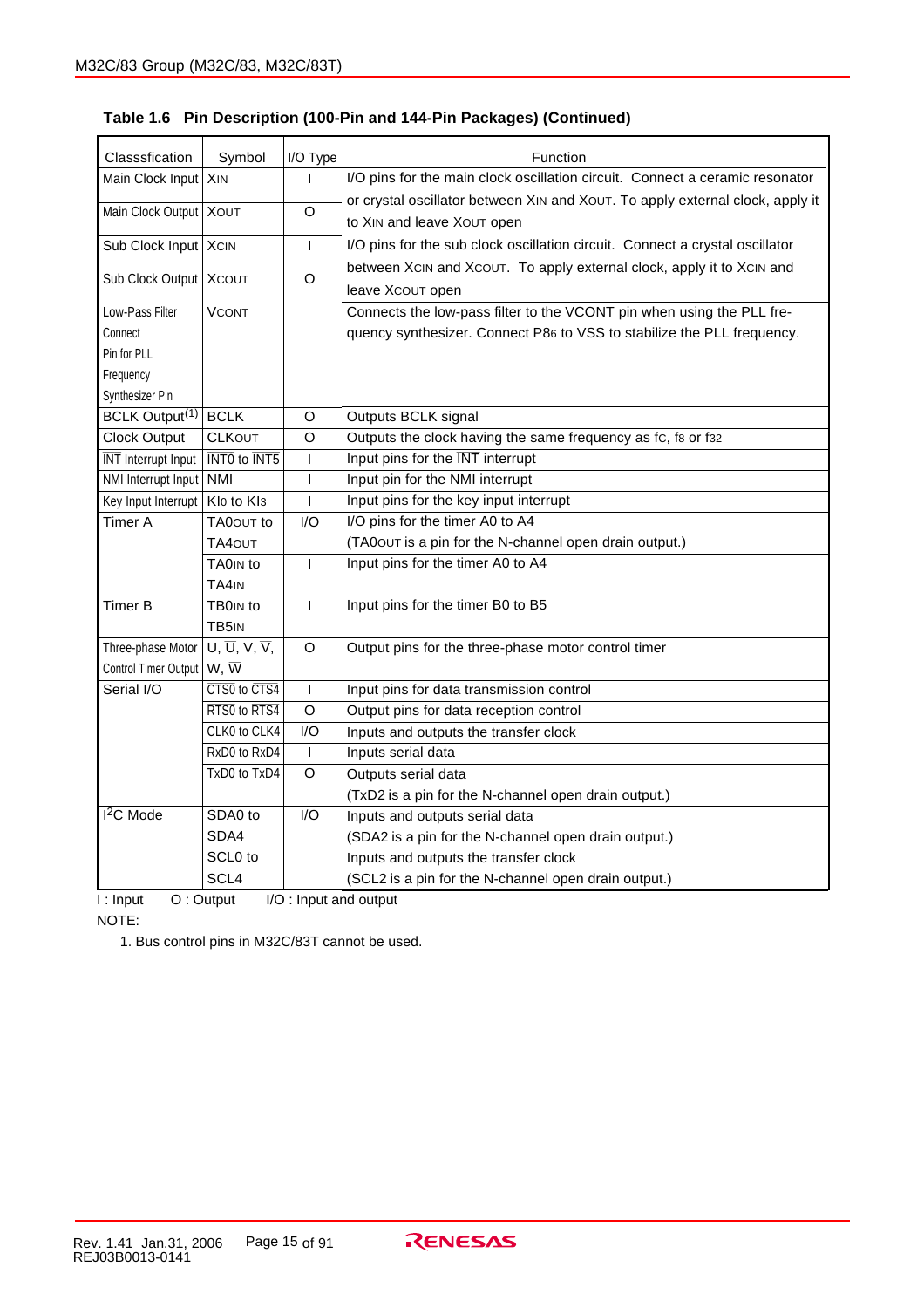**Table 1.6 Pin Description (100-Pin and 144-Pin Packages) (Continued)**

| Classsfication | Symbol | I/O Type | Function |
|---|---|---|---|
| Main Clock Input | XIN | I | I/O pins for the main clock oscillation circuit. Connect a ceramic resonator or crystal oscillator between XIN and XOUT. To apply external clock, apply it to XIN and leave XOUT open |
| Main Clock Output | XOUT | O | |
| Sub Clock Input | XCIN | I | I/O pins for the sub clock oscillation circuit. Connect a crystal oscillator between XCIN and XCOUT. To apply external clock, apply it to XCIN and leave XCOUT open |
| Sub Clock Output | XCOUT | O | |
| Low-Pass Filter Connect Pin for PLL Frequency Synthesizer Pin | VCONT | | Connects the low-pass filter to the VCONT pin when using the PLL frequency synthesizer. Connect P86 to VSS to stabilize the PLL frequency. |
| BCLK Output(1) | BCLK | O | Outputs BCLK signal |
| Clock Output | CLKOUT | O | Outputs the clock having the same frequency as fC, f8 or f32 |
| INT Interrupt Input | INT0 to INT5 | I | Input pins for the INT interrupt |
| NMI Interrupt Input | NMI | I | Input pin for the NMI interrupt |
| Key Input Interrupt | KI0 to KI3 | I | Input pins for the key input interrupt |
| Timer A | TA0OUT to TA4OUT | I/O | I/O pins for the timer A0 to A4 (TA0OUT is a pin for the N-channel open drain output.) |
| | TA0IN to TA4IN | I | Input pins for the timer A0 to A4 |
| Timer B | TB0IN to TB5IN | I | Input pins for the timer B0 to B5 |
| Three-phase Motor Control Timer Output | U, U, V, V, W, W | O | Output pins for the three-phase motor control timer |
| Serial I/O | CTS0 to CTS4 | I | Input pins for data transmission control |
| | RTS0 to RTS4 | O | Output pins for data reception control |
| | CLK0 to CLK4 | I/O | Inputs and outputs the transfer clock |
| | RxD0 to RxD4 | I | Inputs serial data |
| | TxD0 to TxD4 | O | Outputs serial data (TxD2 is a pin for the N-channel open drain output.) |
| I2C Mode | SDA0 to SDA4 | I/O | Inputs and outputs serial data (SDA2 is a pin for the N-channel open drain output.) |
| | SCL0 to SCL4 | | Inputs and outputs the transfer clock (SCL2 is a pin for the N-channel open drain output.) |

I : Input O : Output I/O : Input and output

NOTE:

1. Bus control pins in M32C/83T cannot be used.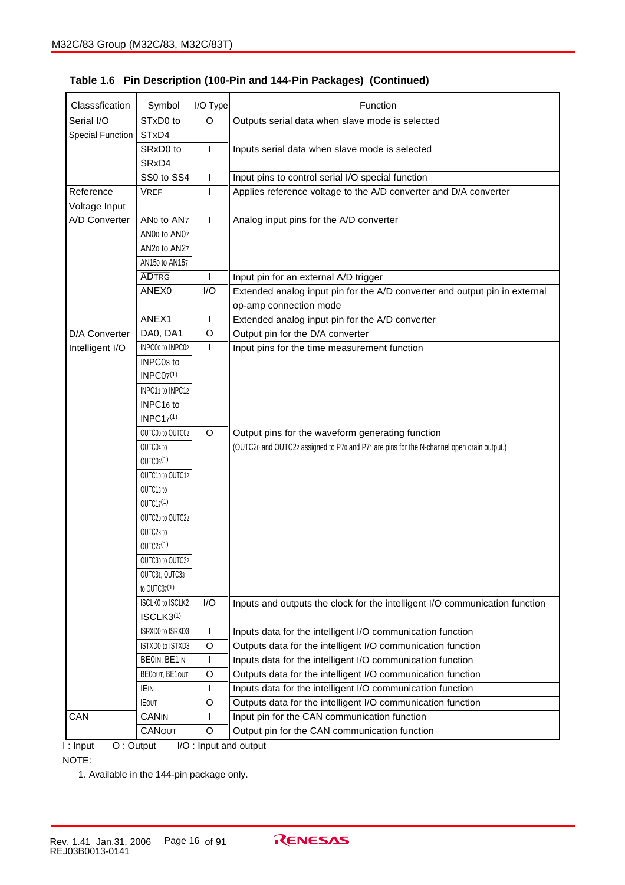**Table 1.6 Pin Description (100-Pin and 144-Pin Packages) (Continued)**

| Classsfication | Symbol | I/O Type | Function |
|---|---|---|---|
| Serial I/O Special Function | STxD0 to STxD4 | O | Outputs serial data when slave mode is selected |
| | SRxD0 to SRxD4 | I | Inputs serial data when slave mode is selected |
| | SS0 to SS4 | I | Input pins to control serial I/O special function |
| Reference Voltage Input | VREF | I | Applies reference voltage to the A/D converter and D/A converter |
| A/D Converter | $AN_0$ to $AN_7$, $AN0_0$ to $AN0_7$, $AN2_0$ to $AN2_7$, $AN15_0$ to $AN15_7$ | I | Analog input pins for the A/D converter |
| | ADTRG | I | Input pin for an external A/D trigger |
| | ANEX0 | I/O | Extended analog input pin for the A/D converter and output pin in external op-amp connection mode |
| | ANEX1 | I | Extended analog input pin for the A/D converter |
| D/A Converter | DA0, DA1 | O | Output pin for the D/A converter |
| Intelligent I/O | $INPC0_0$ to $INPC0_2$, $INPC0_3$ to $INPC0_7$(1), $INPC1_1$ to $INPC1_2$, $INPC1_6$ to $INPC1_7$(1) | I | Input pins for the time measurement function |
| | $OUTC0_0$ to $OUTC0_2$, $OUTC0_4$ to $OUTC0_5$(1), $OUTC1_0$ to $OUTC1_2$, $OUTC1_3$ to $OUTC1_7$(1), $OUTC2_0$ to $OUTC2_2$, $OUTC2_3$ to $OUTC2_7$(1), $OUTC3_0$ to $OUTC3_2$, $OUTC3_1$, $OUTC3_3$ to $OUTC3_7$(1) | O | Output pins for the waveform generating function (OUTC2₀ and OUTC2₂ assigned to P7₀ and P7₁ are pins for the N-channel open drain output.) |
| | ISCLK0 to ISCLK2, ISCLK3(1) | I/O | Inputs and outputs the clock for the intelligent I/O communication function |
| | ISRXD0 to ISRXD3 | I | Inputs data for the intelligent I/O communication function |
| | ISTXD0 to ISTXD3 | O | Outputs data for the intelligent I/O communication function |
| | $BE0_{IN}$, $BE1_{IN}$ | I | Inputs data for the intelligent I/O communication function |
| | $BE0_{OUT}$, $BE1_{OUT}$ | O | Outputs data for the intelligent I/O communication function |
| | $IE_{IN}$ | I | Inputs data for the intelligent I/O communication function |
| | $IE_{OUT}$ | O | Outputs data for the intelligent I/O communication function |
| CAN | $CAN_{IN}$ | I | Input pin for the CAN communication function |
| | $CAN_{OUT}$ | O | Output pin for the CAN communication function |

I : Input O : Output I/O : Input and output

NOTE:

1. Available in the 144-pin package only.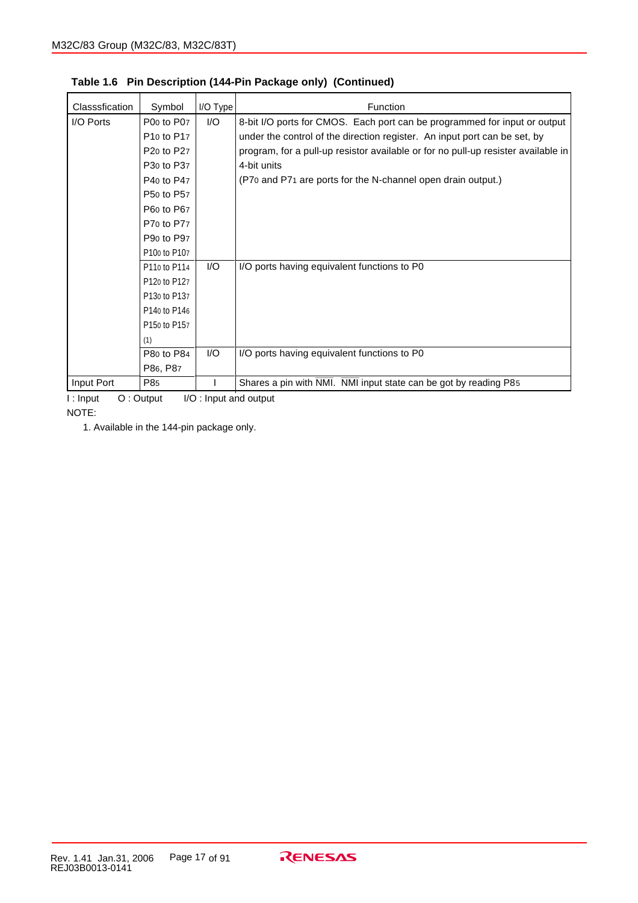**Table 1.6 Pin Description (144-Pin Package only) (Continued)**

| Classsfication | Symbol | I/O Type | Function |
|---|---|---|---|
| I/O Ports | $P0_0$ to $P0_7$<br>$P1_0$ to $P1_7$<br>$P2_0$ to $P2_7$<br>$P3_0$ to $P3_7$<br>$P4_0$ to $P4_7$<br>$P5_0$ to $P5_7$<br>$P6_0$ to $P6_7$<br>$P7_0$ to $P7_7$<br>$P9_0$ to $P9_7$<br>$P10_0$ to $P10_7$ | I/O | 8-bit I/O ports for CMOS. Each port can be programmed for input or output under the control of the direction register. An input port can be set, by program, for a pull-up resistor available or for no pull-up resister available in 4-bit units<br>($P7_0$ and $P7_1$ are ports for the N-channel open drain output.) |
| | $P11_0$ to $P11_4$<br>$P12_0$ to $P12_7$<br>$P13_0$ to $P13_7$<br>$P14_0$ to $P14_6$<br>$P15_0$ to $P15_7$<br>(1) | I/O | I/O ports having equivalent functions to P0 |
| | $P8_0$ to $P8_4$<br>$P8_6$, $P8_7$ | I/O | I/O ports having equivalent functions to P0 |
| Input Port | $P8_5$ | I | Shares a pin with $\overline{NMI}$. $\overline{NMI}$ input state can be got by reading $P8_5$ |

I : Input O : Output I/O : Input and output

NOTE:

1. Available in the 144-pin package only.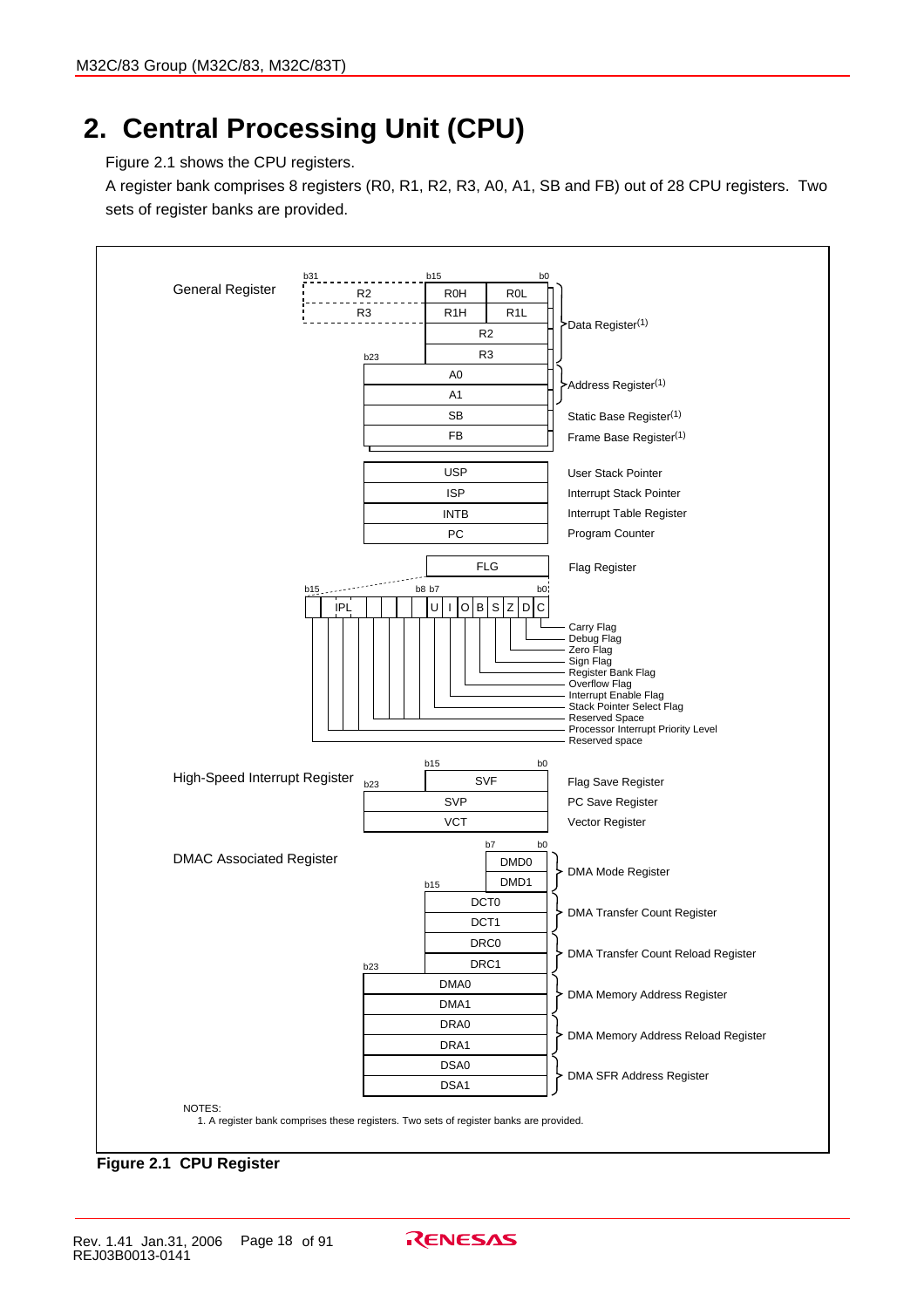# 2. Central Processing Unit (CPU)

Figure 2.1 shows the CPU registers.

A register bank comprises 8 registers (R0, R1, R2, R3, A0, A1, SB and FB) out of 28 CPU registers. Two sets of register banks are provided.

**General Register**

| Register | Description |
| --- | --- |
| R2 (b31–b16), R0H / R0L (b15–b0) | Data Register(1) |
| R3 (b31–b16), R1H / R1L (b15–b0) | Data Register(1) |
| R2 | Data Register(1) |
| R3 | Data Register(1) |
| A0 (b23–b0) | Address Register(1) |
| A1 | Address Register(1) |
| SB | Static Base Register(1) |
| FB | Frame Base Register(1) |
| USP | User Stack Pointer |
| ISP | Interrupt Stack Pointer |
| INTB | Interrupt Table Register |
| PC | Program Counter |
| FLG (b15–b0) | Flag Register |

**FLG bit layout** (b15 to b0): b15–b8: Reserved space, IPL (Processor Interrupt Priority Level), Reserved Space; b7: U; b6: I; b5: O; b4: B; b3: S; b2: Z; b1: D; b0: C

- C: Carry Flag
- D: Debug Flag
- Z: Zero Flag
- S: Sign Flag
- B: Register Bank Flag
- O: Overflow Flag
- I: Interrupt Enable Flag
- U: Stack Pointer Select Flag
- Reserved Space
- IPL: Processor Interrupt Priority Level
- Reserved space

**High-Speed Interrupt Register**

| Register | Description |
| --- | --- |
| SVF (b15–b0) | Flag Save Register |
| SVP (b23–b0) | PC Save Register |
| VCT (b23–b0) | Vector Register |

**DMAC Associated Register**

| Register | Description |
| --- | --- |
| DMD0, DMD1 (b7–b0) | DMA Mode Register |
| DCT0, DCT1 (b15–b0) | DMA Transfer Count Register |
| DRC0, DRC1 (b15–b0) | DMA Transfer Count Reload Register |
| DMA0, DMA1 (b23–b0) | DMA Memory Address Register |
| DRA0, DRA1 (b23–b0) | DMA Memory Address Reload Register |
| DSA0, DSA1 (b23–b0) | DMA SFR Address Register |

NOTES:
1. A register bank comprises these registers. Two sets of register banks are provided.

**Figure 2.1 CPU Register**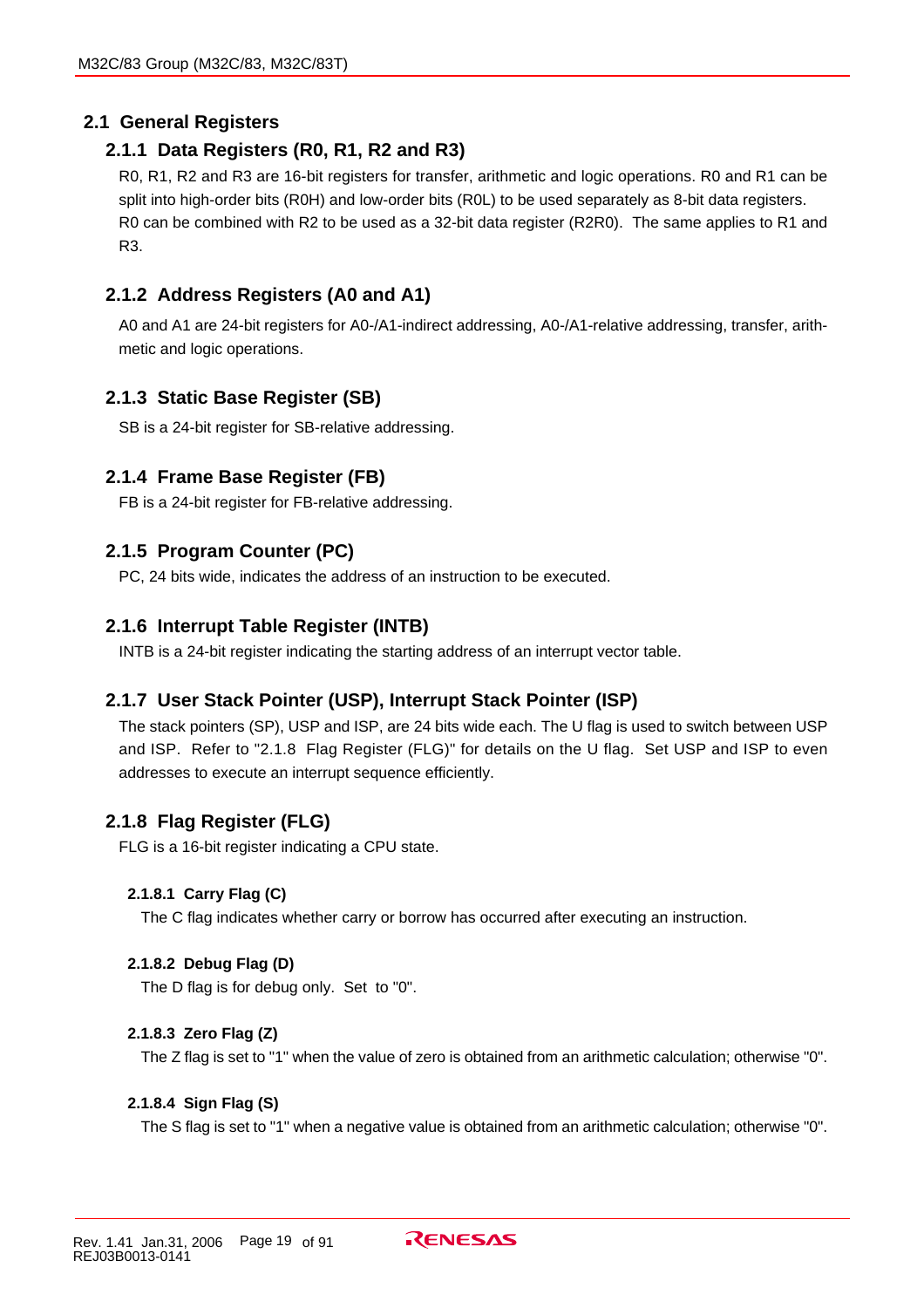## 2.1 General Registers

### 2.1.1 Data Registers (R0, R1, R2 and R3)

R0, R1, R2 and R3 are 16-bit registers for transfer, arithmetic and logic operations. R0 and R1 can be split into high-order bits (R0H) and low-order bits (R0L) to be used separately as 8-bit data registers. R0 can be combined with R2 to be used as a 32-bit data register (R2R0). The same applies to R1 and R3.

### 2.1.2 Address Registers (A0 and A1)

A0 and A1 are 24-bit registers for A0-/A1-indirect addressing, A0-/A1-relative addressing, transfer, arithmetic and logic operations.

### 2.1.3 Static Base Register (SB)

SB is a 24-bit register for SB-relative addressing.

### 2.1.4 Frame Base Register (FB)

FB is a 24-bit register for FB-relative addressing.

### 2.1.5 Program Counter (PC)

PC, 24 bits wide, indicates the address of an instruction to be executed.

### 2.1.6 Interrupt Table Register (INTB)

INTB is a 24-bit register indicating the starting address of an interrupt vector table.

### 2.1.7 User Stack Pointer (USP), Interrupt Stack Pointer (ISP)

The stack pointers (SP), USP and ISP, are 24 bits wide each. The U flag is used to switch between USP and ISP. Refer to "2.1.8 Flag Register (FLG)" for details on the U flag. Set USP and ISP to even addresses to execute an interrupt sequence efficiently.

### 2.1.8 Flag Register (FLG)

FLG is a 16-bit register indicating a CPU state.

#### 2.1.8.1 Carry Flag (C)

The C flag indicates whether carry or borrow has occurred after executing an instruction.

#### 2.1.8.2 Debug Flag (D)

The D flag is for debug only. Set to "0".

#### 2.1.8.3 Zero Flag (Z)

The Z flag is set to "1" when the value of zero is obtained from an arithmetic calculation; otherwise "0".

#### 2.1.8.4 Sign Flag (S)

The S flag is set to "1" when a negative value is obtained from an arithmetic calculation; otherwise "0".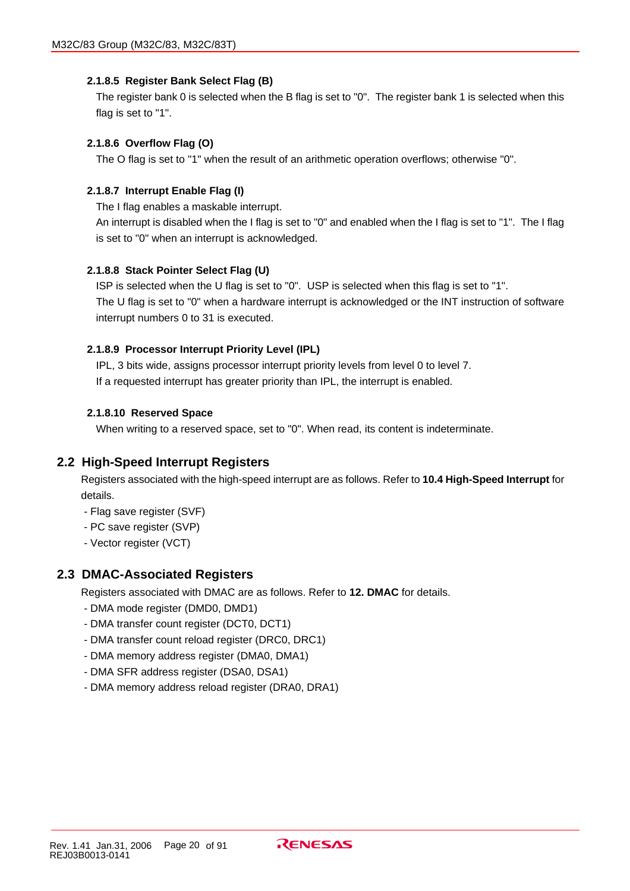#### 2.1.8.5 Register Bank Select Flag (B)

The register bank 0 is selected when the B flag is set to "0". The register bank 1 is selected when this flag is set to "1".

#### 2.1.8.6 Overflow Flag (O)

The O flag is set to "1" when the result of an arithmetic operation overflows; otherwise "0".

#### 2.1.8.7 Interrupt Enable Flag (I)

The I flag enables a maskable interrupt.
An interrupt is disabled when the I flag is set to "0" and enabled when the I flag is set to "1". The I flag is set to "0" when an interrupt is acknowledged.

#### 2.1.8.8 Stack Pointer Select Flag (U)

ISP is selected when the U flag is set to "0". USP is selected when this flag is set to "1".
The U flag is set to "0" when a hardware interrupt is acknowledged or the INT instruction of software interrupt numbers 0 to 31 is executed.

#### 2.1.8.9 Processor Interrupt Priority Level (IPL)

IPL, 3 bits wide, assigns processor interrupt priority levels from level 0 to level 7.
If a requested interrupt has greater priority than IPL, the interrupt is enabled.

#### 2.1.8.10 Reserved Space

When writing to a reserved space, set to "0". When read, its content is indeterminate.

## 2.2 High-Speed Interrupt Registers

Registers associated with the high-speed interrupt are as follows. Refer to **10.4 High-Speed Interrupt** for details.

- Flag save register (SVF)
- PC save register (SVP)
- Vector register (VCT)

## 2.3 DMAC-Associated Registers

Registers associated with DMAC are as follows. Refer to **12. DMAC** for details.

- DMA mode register (DMD0, DMD1)
- DMA transfer count register (DCT0, DCT1)
- DMA transfer count reload register (DRC0, DRC1)
- DMA memory address register (DMA0, DMA1)
- DMA SFR address register (DSA0, DSA1)
- DMA memory address reload register (DRA0, DRA1)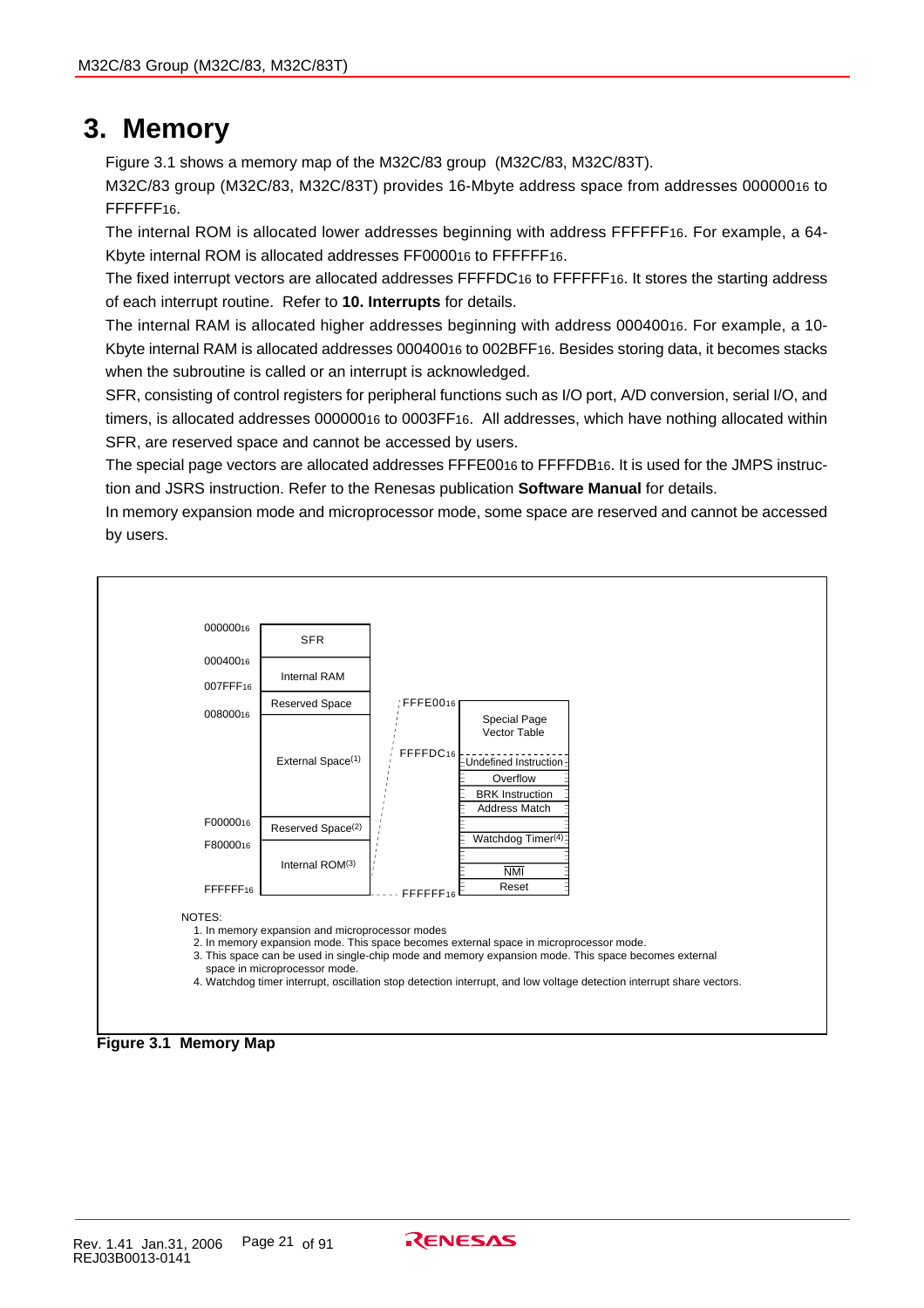# 3. Memory

Figure 3.1 shows a memory map of the M32C/83 group (M32C/83, M32C/83T).

M32C/83 group (M32C/83, M32C/83T) provides 16-Mbyte address space from addresses $000000_{16}$ to $FFFFFF_{16}$.

The internal ROM is allocated lower addresses beginning with address $FFFFFF_{16}$. For example, a 64-Kbyte internal ROM is allocated addresses $FF0000_{16}$ to $FFFFFF_{16}$.

The fixed interrupt vectors are allocated addresses $FFFFDC_{16}$ to $FFFFFF_{16}$. It stores the starting address of each interrupt routine. Refer to **10. Interrupts** for details.

The internal RAM is allocated higher addresses beginning with address $000400_{16}$. For example, a 10-Kbyte internal RAM is allocated addresses $000400_{16}$ to $002BFF_{16}$. Besides storing data, it becomes stacks when the subroutine is called or an interrupt is acknowledged.

SFR, consisting of control registers for peripheral functions such as I/O port, A/D conversion, serial I/O, and timers, is allocated addresses $000000_{16}$ to $0003FF_{16}$. All addresses, which have nothing allocated within SFR, are reserved space and cannot be accessed by users.

The special page vectors are allocated addresses $FFFE00_{16}$ to $FFFFDB_{16}$. It is used for the JMPS instruction and JSRS instruction. Refer to the Renesas publication **Software Manual** for details.

In memory expansion mode and microprocessor mode, some space are reserved and cannot be accessed by users.

| Address | Area |
|---|---|
| $000000_{16}$ | SFR |
| $000400_{16}$ – $007FFF_{16}$ | Internal RAM |
| | Reserved Space |
| $008000_{16}$ | External Space(1) |
| $F00000_{16}$ | Reserved Space(2) |
| $F80000_{16}$ – $FFFFFF_{16}$ | Internal ROM(3) |

| Address | Vector |
|---|---|
| $FFFE00_{16}$ | Special Page Vector Table |
| $FFFFDC_{16}$ | Undefined Instruction |
| | Overflow |
| | BRK Instruction |
| | Address Match |
| | |
| | Watchdog Timer(4) |
| | |
| | NMI |
| $FFFFFF_{16}$ | Reset |

NOTES:
1. In memory expansion and microprocessor modes
2. In memory expansion mode. This space becomes external space in microprocessor mode.
3. This space can be used in single-chip mode and memory expansion mode. This space becomes external space in microprocessor mode.
4. Watchdog timer interrupt, oscillation stop detection interrupt, and low voltage detection interrupt share vectors.

**Figure 3.1 Memory Map**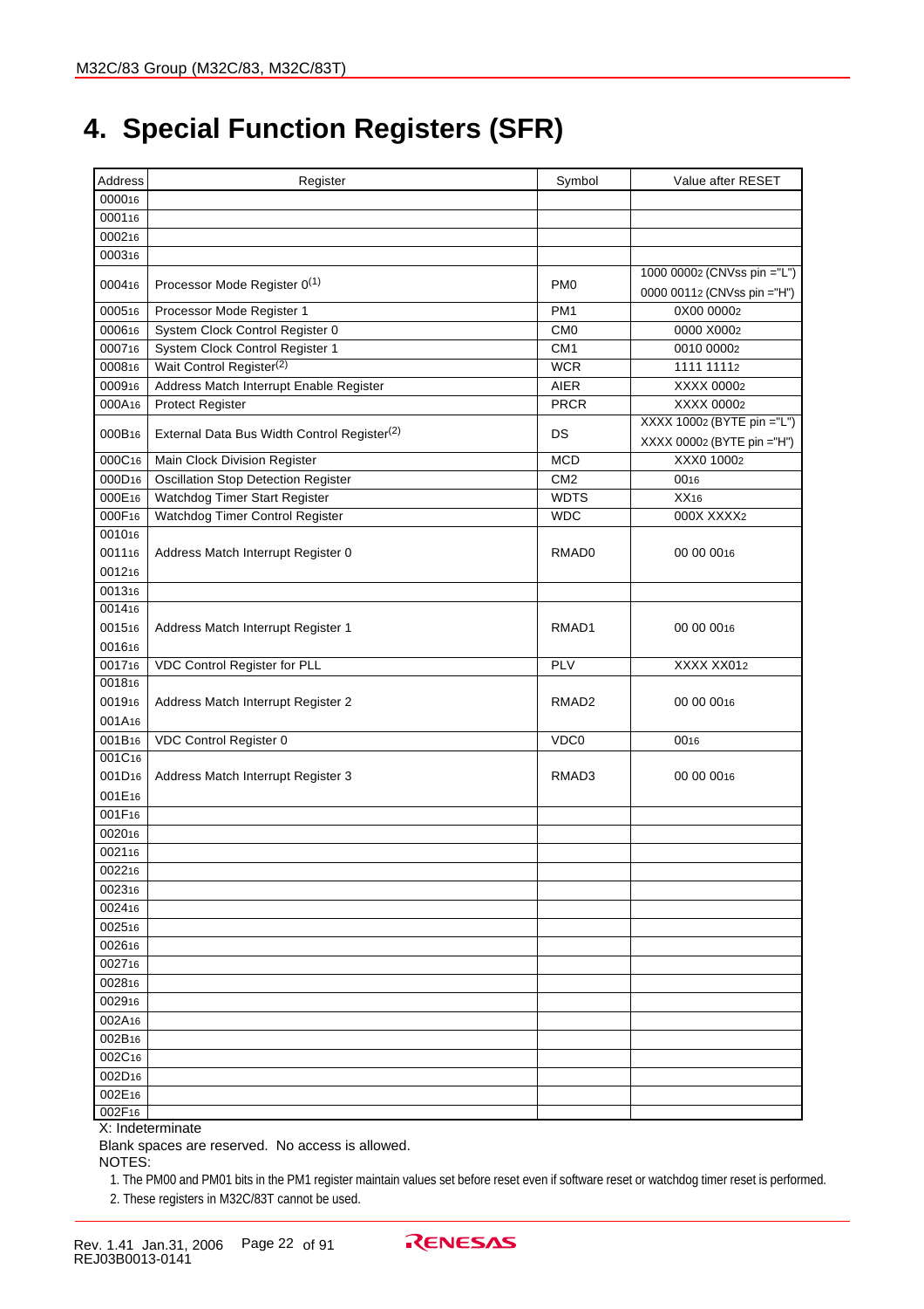# 4. Special Function Registers (SFR)

| Address | Register | Symbol | Value after RESET |
|---|---|---|---|
| $0000_{16}$ | | | |
| $0001_{16}$ | | | |
| $0002_{16}$ | | | |
| $0003_{16}$ | | | |
| $0004_{16}$ | Processor Mode Register 0[1] | PM0 | $1000\ 0000_2$ (CNVss pin ="L")<br>$0000\ 0011_2$ (CNVss pin ="H") |
| $0005_{16}$ | Processor Mode Register 1 | PM1 | $0X00\ 0000_2$ |
| $0006_{16}$ | System Clock Control Register 0 | CM0 | $0000\ X000_2$ |
| $0007_{16}$ | System Clock Control Register 1 | CM1 | $0010\ 0000_2$ |
| $0008_{16}$ | Wait Control Register[2] | WCR | $1111\ 1111_2$ |
| $0009_{16}$ | Address Match Interrupt Enable Register | AIER | $XXXX\ 0000_2$ |
| $000A_{16}$ | Protect Register | PRCR | $XXXX\ 0000_2$ |
| $000B_{16}$ | External Data Bus Width Control Register[2] | DS | $XXXX\ 1000_2$ (BYTE pin ="L")<br>$XXXX\ 0000_2$ (BYTE pin ="H") |
| $000C_{16}$ | Main Clock Division Register | MCD | $XXX0\ 1000_2$ |
| $000D_{16}$ | Oscillation Stop Detection Register | CM2 | $00_{16}$ |
| $000E_{16}$ | Watchdog Timer Start Register | WDTS | $XX_{16}$ |
| $000F_{16}$ | Watchdog Timer Control Register | WDC | $000X\ XXXX_2$ |
| $0010_{16}$<br>$0011_{16}$<br>$0012_{16}$ | Address Match Interrupt Register 0 | RMAD0 | $00\ 00\ 00_{16}$ |
| $0013_{16}$ | | | |
| $0014_{16}$<br>$0015_{16}$<br>$0016_{16}$ | Address Match Interrupt Register 1 | RMAD1 | $00\ 00\ 00_{16}$ |
| $0017_{16}$ | VDC Control Register for PLL | PLV | $XXXX\ XX01_2$ |
| $0018_{16}$<br>$0019_{16}$<br>$001A_{16}$ | Address Match Interrupt Register 2 | RMAD2 | $00\ 00\ 00_{16}$ |
| $001B_{16}$ | VDC Control Register 0 | VDC0 | $00_{16}$ |
| $001C_{16}$<br>$001D_{16}$<br>$001E_{16}$ | Address Match Interrupt Register 3 | RMAD3 | $00\ 00\ 00_{16}$ |
| $001F_{16}$ | | | |
| $0020_{16}$ | | | |
| $0021_{16}$ | | | |
| $0022_{16}$ | | | |
| $0023_{16}$ | | | |
| $0024_{16}$ | | | |
| $0025_{16}$ | | | |
| $0026_{16}$ | | | |
| $0027_{16}$ | | | |
| $0028_{16}$ | | | |
| $0029_{16}$ | | | |
| $002A_{16}$ | | | |
| $002B_{16}$ | | | |
| $002C_{16}$ | | | |
| $002D_{16}$ | | | |
| $002E_{16}$ | | | |
| $002F_{16}$ | | | |

X: Indeterminate

Blank spaces are reserved. No access is allowed.

NOTES:

1. The PM00 and PM01 bits in the PM1 register maintain values set before reset even if software reset or watchdog timer reset is performed.
2. These registers in M32C/83T cannot be used.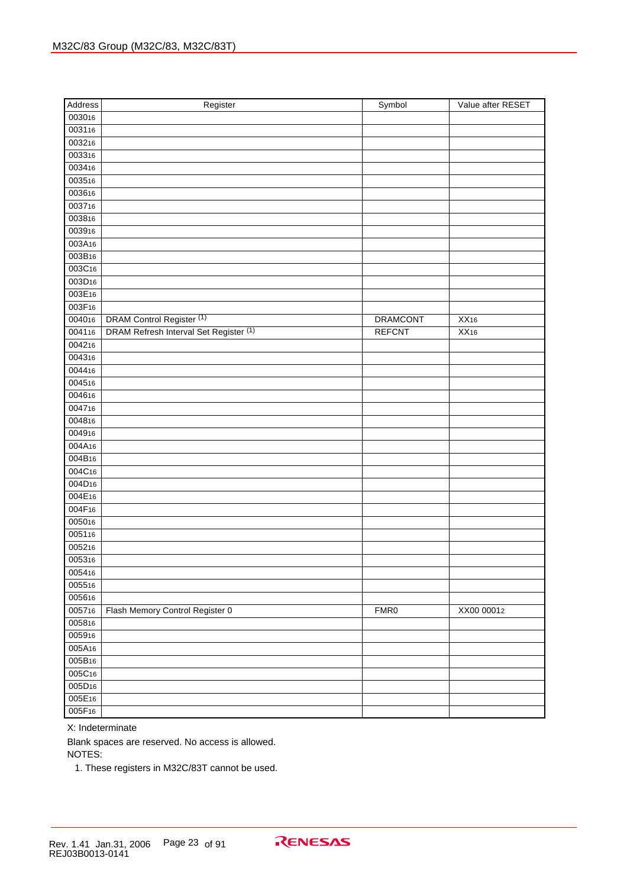| Address | Register | Symbol | Value after RESET |
|---|---|---|---|
| $0030_{16}$ | | | |
| $0031_{16}$ | | | |
| $0032_{16}$ | | | |
| $0033_{16}$ | | | |
| $0034_{16}$ | | | |
| $0035_{16}$ | | | |
| $0036_{16}$ | | | |
| $0037_{16}$ | | | |
| $0038_{16}$ | | | |
| $0039_{16}$ | | | |
| $003A_{16}$ | | | |
| $003B_{16}$ | | | |
| $003C_{16}$ | | | |
| $003D_{16}$ | | | |
| $003E_{16}$ | | | |
| $003F_{16}$ | | | |
| $0040_{16}$ | DRAM Control Register (1) | DRAMCONT | $XX_{16}$ |
| $0041_{16}$ | DRAM Refresh Interval Set Register (1) | REFCNT | $XX_{16}$ |
| $0042_{16}$ | | | |
| $0043_{16}$ | | | |
| $0044_{16}$ | | | |
| $0045_{16}$ | | | |
| $0046_{16}$ | | | |
| $0047_{16}$ | | | |
| $0048_{16}$ | | | |
| $0049_{16}$ | | | |
| $004A_{16}$ | | | |
| $004B_{16}$ | | | |
| $004C_{16}$ | | | |
| $004D_{16}$ | | | |
| $004E_{16}$ | | | |
| $004F_{16}$ | | | |
| $0050_{16}$ | | | |
| $0051_{16}$ | | | |
| $0052_{16}$ | | | |
| $0053_{16}$ | | | |
| $0054_{16}$ | | | |
| $0055_{16}$ | | | |
| $0056_{16}$ | | | |
| $0057_{16}$ | Flash Memory Control Register 0 | FMR0 | $XX00\ 0001_2$ |
| $0058_{16}$ | | | |
| $0059_{16}$ | | | |
| $005A_{16}$ | | | |
| $005B_{16}$ | | | |
| $005C_{16}$ | | | |
| $005D_{16}$ | | | |
| $005E_{16}$ | | | |
| $005F_{16}$ | | | |

X: Indeterminate

Blank spaces are reserved. No access is allowed.

NOTES:

1. These registers in M32C/83T cannot be used.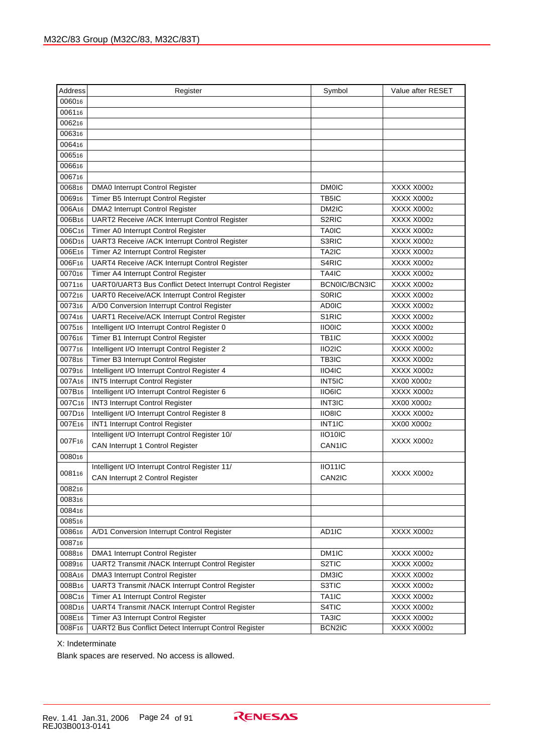| Address | Register | Symbol | Value after RESET |
|---|---|---|---|
| $0060_{16}$ | | | |
| $0061_{16}$ | | | |
| $0062_{16}$ | | | |
| $0063_{16}$ | | | |
| $0064_{16}$ | | | |
| $0065_{16}$ | | | |
| $0066_{16}$ | | | |
| $0067_{16}$ | | | |
| $0068_{16}$ | DMA0 Interrupt Control Register | DM0IC | XXXX $X000_2$ |
| $0069_{16}$ | Timer B5 Interrupt Control Register | TB5IC | XXXX $X000_2$ |
| $006A_{16}$ | DMA2 Interrupt Control Register | DM2IC | XXXX $X000_2$ |
| $006B_{16}$ | UART2 Receive /ACK Interrupt Control Register | S2RIC | XXXX $X000_2$ |
| $006C_{16}$ | Timer A0 Interrupt Control Register | TA0IC | XXXX $X000_2$ |
| $006D_{16}$ | UART3 Receive /ACK Interrupt Control Register | S3RIC | XXXX $X000_2$ |
| $006E_{16}$ | Timer A2 Interrupt Control Register | TA2IC | XXXX $X000_2$ |
| $006F_{16}$ | UART4 Receive /ACK Interrupt Control Register | S4RIC | XXXX $X000_2$ |
| $0070_{16}$ | Timer A4 Interrupt Control Register | TA4IC | XXXX $X000_2$ |
| $0071_{16}$ | UART0/UART3 Bus Conflict Detect Interrupt Control Register | BCN0IC/BCN3IC | XXXX $X000_2$ |
| $0072_{16}$ | UART0 Receive/ACK Interrupt Control Register | S0RIC | XXXX $X000_2$ |
| $0073_{16}$ | A/D0 Conversion Interrupt Control Register | AD0IC | XXXX $X000_2$ |
| $0074_{16}$ | UART1 Receive/ACK Interrupt Control Register | S1RIC | XXXX $X000_2$ |
| $0075_{16}$ | Intelligent I/O Interrupt Control Register 0 | IIO0IC | XXXX $X000_2$ |
| $0076_{16}$ | Timer B1 Interrupt Control Register | TB1IC | XXXX $X000_2$ |
| $0077_{16}$ | Intelligent I/O Interrupt Control Register 2 | IIO2IC | XXXX $X000_2$ |
| $0078_{16}$ | Timer B3 Interrupt Control Register | TB3IC | XXXX $X000_2$ |
| $0079_{16}$ | Intelligent I/O Interrupt Control Register 4 | IIO4IC | XXXX $X000_2$ |
| $007A_{16}$ | INT5 Interrupt Control Register | INT5IC | XX00 $X000_2$ |
| $007B_{16}$ | Intelligent I/O Interrupt Control Register 6 | IIO6IC | XXXX $X000_2$ |
| $007C_{16}$ | INT3 Interrupt Control Register | INT3IC | XX00 $X000_2$ |
| $007D_{16}$ | Intelligent I/O Interrupt Control Register 8 | IIO8IC | XXXX $X000_2$ |
| $007E_{16}$ | INT1 Interrupt Control Register | INT1IC | XX00 $X000_2$ |
| $007F_{16}$ | Intelligent I/O Interrupt Control Register 10/<br>CAN Interrupt 1 Control Register | IIO10IC<br>CAN1IC | XXXX $X000_2$ |
| $0080_{16}$ | | | |
| $0081_{16}$ | Intelligent I/O Interrupt Control Register 11/<br>CAN Interrupt 2 Control Register | IIO11IC<br>CAN2IC | XXXX $X000_2$ |
| $0082_{16}$ | | | |
| $0083_{16}$ | | | |
| $0084_{16}$ | | | |
| $0085_{16}$ | | | |
| $0086_{16}$ | A/D1 Conversion Interrupt Control Register | AD1IC | XXXX $X000_2$ |
| $0087_{16}$ | | | |
| $0088_{16}$ | DMA1 Interrupt Control Register | DM1IC | XXXX $X000_2$ |
| $0089_{16}$ | UART2 Transmit /NACK Interrupt Control Register | S2TIC | XXXX $X000_2$ |
| $008A_{16}$ | DMA3 Interrupt Control Register | DM3IC | XXXX $X000_2$ |
| $008B_{16}$ | UART3 Transmit /NACK Interrupt Control Register | S3TIC | XXXX $X000_2$ |
| $008C_{16}$ | Timer A1 Interrupt Control Register | TA1IC | XXXX $X000_2$ |
| $008D_{16}$ | UART4 Transmit /NACK Interrupt Control Register | S4TIC | XXXX $X000_2$ |
| $008E_{16}$ | Timer A3 Interrupt Control Register | TA3IC | XXXX $X000_2$ |
| $008F_{16}$ | UART2 Bus Conflict Detect Interrupt Control Register | BCN2IC | XXXX $X000_2$ |

X: Indeterminate

Blank spaces are reserved. No access is allowed.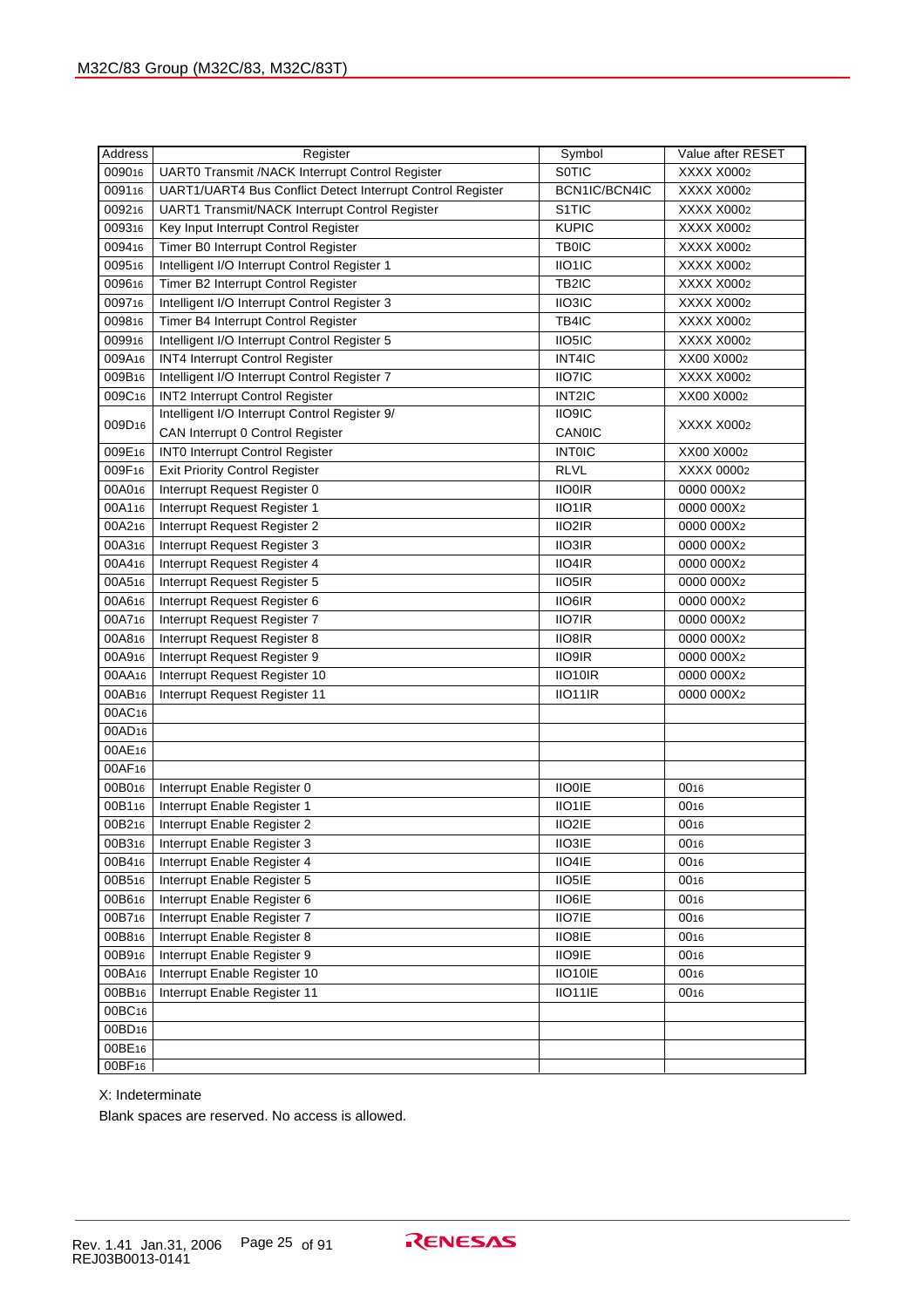| Address | Register | Symbol | Value after RESET |
|---|---|---|---|
| $0090_{16}$ | UART0 Transmit /NACK Interrupt Control Register | S0TIC | XXXX $X000_2$ |
| $0091_{16}$ | UART1/UART4 Bus Conflict Detect Interrupt Control Register | BCN1IC/BCN4IC | XXXX $X000_2$ |
| $0092_{16}$ | UART1 Transmit/NACK Interrupt Control Register | S1TIC | XXXX $X000_2$ |
| $0093_{16}$ | Key Input Interrupt Control Register | KUPIC | XXXX $X000_2$ |
| $0094_{16}$ | Timer B0 Interrupt Control Register | TB0IC | XXXX $X000_2$ |
| $0095_{16}$ | Intelligent I/O Interrupt Control Register 1 | IIO1IC | XXXX $X000_2$ |
| $0096_{16}$ | Timer B2 Interrupt Control Register | TB2IC | XXXX $X000_2$ |
| $0097_{16}$ | Intelligent I/O Interrupt Control Register 3 | IIO3IC | XXXX $X000_2$ |
| $0098_{16}$ | Timer B4 Interrupt Control Register | TB4IC | XXXX $X000_2$ |
| $0099_{16}$ | Intelligent I/O Interrupt Control Register 5 | IIO5IC | XXXX $X000_2$ |
| $009A_{16}$ | INT4 Interrupt Control Register | INT4IC | XX00 $X000_2$ |
| $009B_{16}$ | Intelligent I/O Interrupt Control Register 7 | IIO7IC | XXXX $X000_2$ |
| $009C_{16}$ | INT2 Interrupt Control Register | INT2IC | XX00 $X000_2$ |
| $009D_{16}$ | Intelligent I/O Interrupt Control Register 9/ CAN Interrupt 0 Control Register | IIO9IC CAN0IC | XXXX $X000_2$ |
| $009E_{16}$ | INT0 Interrupt Control Register | INT0IC | XX00 $X000_2$ |
| $009F_{16}$ | Exit Priority Control Register | RLVL | XXXX $0000_2$ |
| $00A0_{16}$ | Interrupt Request Register 0 | IIO0IR | 0000 $000X_2$ |
| $00A1_{16}$ | Interrupt Request Register 1 | IIO1IR | 0000 $000X_2$ |
| $00A2_{16}$ | Interrupt Request Register 2 | IIO2IR | 0000 $000X_2$ |
| $00A3_{16}$ | Interrupt Request Register 3 | IIO3IR | 0000 $000X_2$ |
| $00A4_{16}$ | Interrupt Request Register 4 | IIO4IR | 0000 $000X_2$ |
| $00A5_{16}$ | Interrupt Request Register 5 | IIO5IR | 0000 $000X_2$ |
| $00A6_{16}$ | Interrupt Request Register 6 | IIO6IR | 0000 $000X_2$ |
| $00A7_{16}$ | Interrupt Request Register 7 | IIO7IR | 0000 $000X_2$ |
| $00A8_{16}$ | Interrupt Request Register 8 | IIO8IR | 0000 $000X_2$ |
| $00A9_{16}$ | Interrupt Request Register 9 | IIO9IR | 0000 $000X_2$ |
| $00AA_{16}$ | Interrupt Request Register 10 | IIO10IR | 0000 $000X_2$ |
| $00AB_{16}$ | Interrupt Request Register 11 | IIO11IR | 0000 $000X_2$ |
| $00AC_{16}$ | | | |
| $00AD_{16}$ | | | |
| $00AE_{16}$ | | | |
| $00AF_{16}$ | | | |
| $00B0_{16}$ | Interrupt Enable Register 0 | IIO0IE | $00_{16}$ |
| $00B1_{16}$ | Interrupt Enable Register 1 | IIO1IE | $00_{16}$ |
| $00B2_{16}$ | Interrupt Enable Register 2 | IIO2IE | $00_{16}$ |
| $00B3_{16}$ | Interrupt Enable Register 3 | IIO3IE | $00_{16}$ |
| $00B4_{16}$ | Interrupt Enable Register 4 | IIO4IE | $00_{16}$ |
| $00B5_{16}$ | Interrupt Enable Register 5 | IIO5IE | $00_{16}$ |
| $00B6_{16}$ | Interrupt Enable Register 6 | IIO6IE | $00_{16}$ |
| $00B7_{16}$ | Interrupt Enable Register 7 | IIO7IE | $00_{16}$ |
| $00B8_{16}$ | Interrupt Enable Register 8 | IIO8IE | $00_{16}$ |
| $00B9_{16}$ | Interrupt Enable Register 9 | IIO9IE | $00_{16}$ |
| $00BA_{16}$ | Interrupt Enable Register 10 | IIO10IE | $00_{16}$ |
| $00BB_{16}$ | Interrupt Enable Register 11 | IIO11IE | $00_{16}$ |
| $00BC_{16}$ | | | |
| $00BD_{16}$ | | | |
| $00BE_{16}$ | | | |
| $00BF_{16}$ | | | |

X: Indeterminate

Blank spaces are reserved. No access is allowed.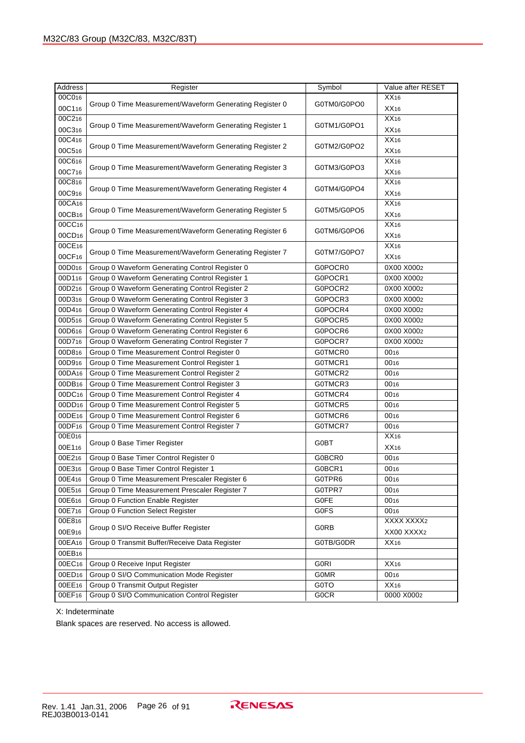| Address | Register | Symbol | Value after RESET |
|---|---|---|---|
| $00C0_{16}$ | Group 0 Time Measurement/Waveform Generating Register 0 | G0TM0/G0PO0 | $XX_{16}$ |
| $00C1_{16}$ | | | $XX_{16}$ |
| $00C2_{16}$ | Group 0 Time Measurement/Waveform Generating Register 1 | G0TM1/G0PO1 | $XX_{16}$ |
| $00C3_{16}$ | | | $XX_{16}$ |
| $00C4_{16}$ | Group 0 Time Measurement/Waveform Generating Register 2 | G0TM2/G0PO2 | $XX_{16}$ |
| $00C5_{16}$ | | | $XX_{16}$ |
| $00C6_{16}$ | Group 0 Time Measurement/Waveform Generating Register 3 | G0TM3/G0PO3 | $XX_{16}$ |
| $00C7_{16}$ | | | $XX_{16}$ |
| $00C8_{16}$ | Group 0 Time Measurement/Waveform Generating Register 4 | G0TM4/G0PO4 | $XX_{16}$ |
| $00C9_{16}$ | | | $XX_{16}$ |
| $00CA_{16}$ | Group 0 Time Measurement/Waveform Generating Register 5 | G0TM5/G0PO5 | $XX_{16}$ |
| $00CB_{16}$ | | | $XX_{16}$ |
| $00CC_{16}$ | Group 0 Time Measurement/Waveform Generating Register 6 | G0TM6/G0PO6 | $XX_{16}$ |
| $00CD_{16}$ | | | $XX_{16}$ |
| $00CE_{16}$ | Group 0 Time Measurement/Waveform Generating Register 7 | G0TM7/G0PO7 | $XX_{16}$ |
| $00CF_{16}$ | | | $XX_{16}$ |
| $00D0_{16}$ | Group 0 Waveform Generating Control Register 0 | G0POCR0 | $0X00\ X000_2$ |
| $00D1_{16}$ | Group 0 Waveform Generating Control Register 1 | G0POCR1 | $0X00\ X000_2$ |
| $00D2_{16}$ | Group 0 Waveform Generating Control Register 2 | G0POCR2 | $0X00\ X000_2$ |
| $00D3_{16}$ | Group 0 Waveform Generating Control Register 3 | G0POCR3 | $0X00\ X000_2$ |
| $00D4_{16}$ | Group 0 Waveform Generating Control Register 4 | G0POCR4 | $0X00\ X000_2$ |
| $00D5_{16}$ | Group 0 Waveform Generating Control Register 5 | G0POCR5 | $0X00\ X000_2$ |
| $00D6_{16}$ | Group 0 Waveform Generating Control Register 6 | G0POCR6 | $0X00\ X000_2$ |
| $00D7_{16}$ | Group 0 Waveform Generating Control Register 7 | G0POCR7 | $0X00\ X000_2$ |
| $00D8_{16}$ | Group 0 Time Measurement Control Register 0 | G0TMCR0 | $00_{16}$ |
| $00D9_{16}$ | Group 0 Time Measurement Control Register 1 | G0TMCR1 | $00_{16}$ |
| $00DA_{16}$ | Group 0 Time Measurement Control Register 2 | G0TMCR2 | $00_{16}$ |
| $00DB_{16}$ | Group 0 Time Measurement Control Register 3 | G0TMCR3 | $00_{16}$ |
| $00DC_{16}$ | Group 0 Time Measurement Control Register 4 | G0TMCR4 | $00_{16}$ |
| $00DD_{16}$ | Group 0 Time Measurement Control Register 5 | G0TMCR5 | $00_{16}$ |
| $00DE_{16}$ | Group 0 Time Measurement Control Register 6 | G0TMCR6 | $00_{16}$ |
| $00DF_{16}$ | Group 0 Time Measurement Control Register 7 | G0TMCR7 | $00_{16}$ |
| $00E0_{16}$ | Group 0 Base Timer Register | G0BT | $XX_{16}$ |
| $00E1_{16}$ | | | $XX_{16}$ |
| $00E2_{16}$ | Group 0 Base Timer Control Register 0 | G0BCR0 | $00_{16}$ |
| $00E3_{16}$ | Group 0 Base Timer Control Register 1 | G0BCR1 | $00_{16}$ |
| $00E4_{16}$ | Group 0 Time Measurement Prescaler Register 6 | G0TPR6 | $00_{16}$ |
| $00E5_{16}$ | Group 0 Time Measurement Prescaler Register 7 | G0TPR7 | $00_{16}$ |
| $00E6_{16}$ | Group 0 Function Enable Register | G0FE | $00_{16}$ |
| $00E7_{16}$ | Group 0 Function Select Register | G0FS | $00_{16}$ |
| $00E8_{16}$ | Group 0 SI/O Receive Buffer Register | G0RB | $XXXX\ XXXX_2$ |
| $00E9_{16}$ | | | $XX00\ XXXX_2$ |
| $00EA_{16}$ | Group 0 Transmit Buffer/Receive Data Register | G0TB/G0DR | $XX_{16}$ |
| $00EB_{16}$ | | | |
| $00EC_{16}$ | Group 0 Receive Input Register | G0RI | $XX_{16}$ |
| $00ED_{16}$ | Group 0 SI/O Communication Mode Register | G0MR | $00_{16}$ |
| $00EE_{16}$ | Group 0 Transmit Output Register | G0TO | $XX_{16}$ |
| $00EF_{16}$ | Group 0 SI/O Communication Control Register | G0CR | $0000\ X000_2$ |

X: Indeterminate

Blank spaces are reserved. No access is allowed.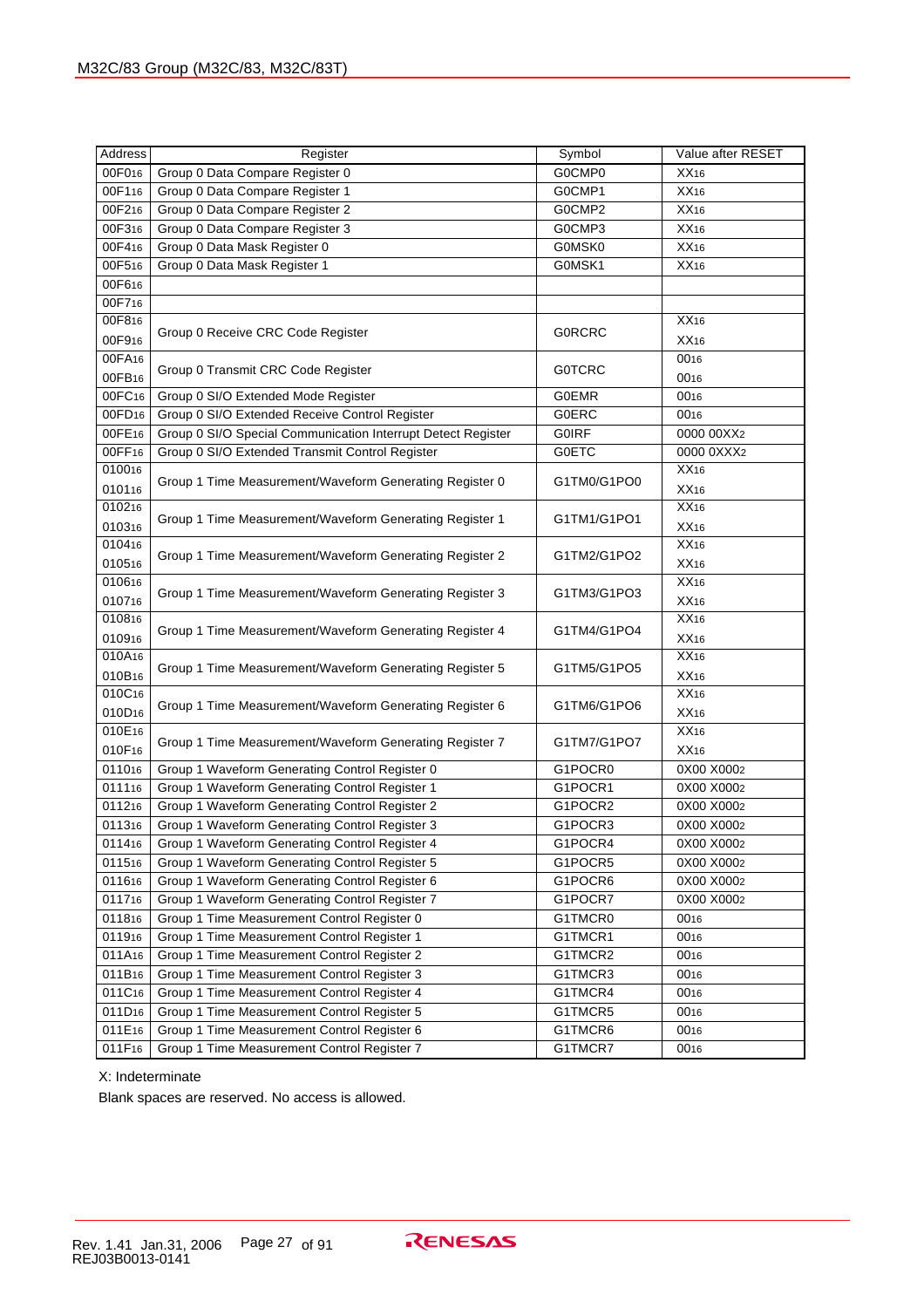| Address | Register | Symbol | Value after RESET |
|---|---|---|---|
| $00F0_{16}$ | Group 0 Data Compare Register 0 | G0CMP0 | $XX_{16}$ |
| $00F1_{16}$ | Group 0 Data Compare Register 1 | G0CMP1 | $XX_{16}$ |
| $00F2_{16}$ | Group 0 Data Compare Register 2 | G0CMP2 | $XX_{16}$ |
| $00F3_{16}$ | Group 0 Data Compare Register 3 | G0CMP3 | $XX_{16}$ |
| $00F4_{16}$ | Group 0 Data Mask Register 0 | G0MSK0 | $XX_{16}$ |
| $00F5_{16}$ | Group 0 Data Mask Register 1 | G0MSK1 | $XX_{16}$ |
| $00F6_{16}$ | | | |
| $00F7_{16}$ | | | |
| $00F8_{16}$ | Group 0 Receive CRC Code Register | G0RCRC | $XX_{16}$ |
| $00F9_{16}$ | | | $XX_{16}$ |
| $00FA_{16}$ | Group 0 Transmit CRC Code Register | G0TCRC | $00_{16}$ |
| $00FB_{16}$ | | | $00_{16}$ |
| $00FC_{16}$ | Group 0 SI/O Extended Mode Register | G0EMR | $00_{16}$ |
| $00FD_{16}$ | Group 0 SI/O Extended Receive Control Register | G0ERC | $00_{16}$ |
| $00FE_{16}$ | Group 0 SI/O Special Communication Interrupt Detect Register | G0IRF | $0000\ 00XX_2$ |
| $00FF_{16}$ | Group 0 SI/O Extended Transmit Control Register | G0ETC | $0000\ 0XXX_2$ |
| $0100_{16}$ | Group 1 Time Measurement/Waveform Generating Register 0 | G1TM0/G1PO0 | $XX_{16}$ |
| $0101_{16}$ | | | $XX_{16}$ |
| $0102_{16}$ | Group 1 Time Measurement/Waveform Generating Register 1 | G1TM1/G1PO1 | $XX_{16}$ |
| $0103_{16}$ | | | $XX_{16}$ |
| $0104_{16}$ | Group 1 Time Measurement/Waveform Generating Register 2 | G1TM2/G1PO2 | $XX_{16}$ |
| $0105_{16}$ | | | $XX_{16}$ |
| $0106_{16}$ | Group 1 Time Measurement/Waveform Generating Register 3 | G1TM3/G1PO3 | $XX_{16}$ |
| $0107_{16}$ | | | $XX_{16}$ |
| $0108_{16}$ | Group 1 Time Measurement/Waveform Generating Register 4 | G1TM4/G1PO4 | $XX_{16}$ |
| $0109_{16}$ | | | $XX_{16}$ |
| $010A_{16}$ | Group 1 Time Measurement/Waveform Generating Register 5 | G1TM5/G1PO5 | $XX_{16}$ |
| $010B_{16}$ | | | $XX_{16}$ |
| $010C_{16}$ | Group 1 Time Measurement/Waveform Generating Register 6 | G1TM6/G1PO6 | $XX_{16}$ |
| $010D_{16}$ | | | $XX_{16}$ |
| $010E_{16}$ | Group 1 Time Measurement/Waveform Generating Register 7 | G1TM7/G1PO7 | $XX_{16}$ |
| $010F_{16}$ | | | $XX_{16}$ |
| $0110_{16}$ | Group 1 Waveform Generating Control Register 0 | G1POCR0 | $0X00\ X000_2$ |
| $0111_{16}$ | Group 1 Waveform Generating Control Register 1 | G1POCR1 | $0X00\ X000_2$ |
| $0112_{16}$ | Group 1 Waveform Generating Control Register 2 | G1POCR2 | $0X00\ X000_2$ |
| $0113_{16}$ | Group 1 Waveform Generating Control Register 3 | G1POCR3 | $0X00\ X000_2$ |
| $0114_{16}$ | Group 1 Waveform Generating Control Register 4 | G1POCR4 | $0X00\ X000_2$ |
| $0115_{16}$ | Group 1 Waveform Generating Control Register 5 | G1POCR5 | $0X00\ X000_2$ |
| $0116_{16}$ | Group 1 Waveform Generating Control Register 6 | G1POCR6 | $0X00\ X000_2$ |
| $0117_{16}$ | Group 1 Waveform Generating Control Register 7 | G1POCR7 | $0X00\ X000_2$ |
| $0118_{16}$ | Group 1 Time Measurement Control Register 0 | G1TMCR0 | $00_{16}$ |
| $0119_{16}$ | Group 1 Time Measurement Control Register 1 | G1TMCR1 | $00_{16}$ |
| $011A_{16}$ | Group 1 Time Measurement Control Register 2 | G1TMCR2 | $00_{16}$ |
| $011B_{16}$ | Group 1 Time Measurement Control Register 3 | G1TMCR3 | $00_{16}$ |
| $011C_{16}$ | Group 1 Time Measurement Control Register 4 | G1TMCR4 | $00_{16}$ |
| $011D_{16}$ | Group 1 Time Measurement Control Register 5 | G1TMCR5 | $00_{16}$ |
| $011E_{16}$ | Group 1 Time Measurement Control Register 6 | G1TMCR6 | $00_{16}$ |
| $011F_{16}$ | Group 1 Time Measurement Control Register 7 | G1TMCR7 | $00_{16}$ |

X: Indeterminate

Blank spaces are reserved. No access is allowed.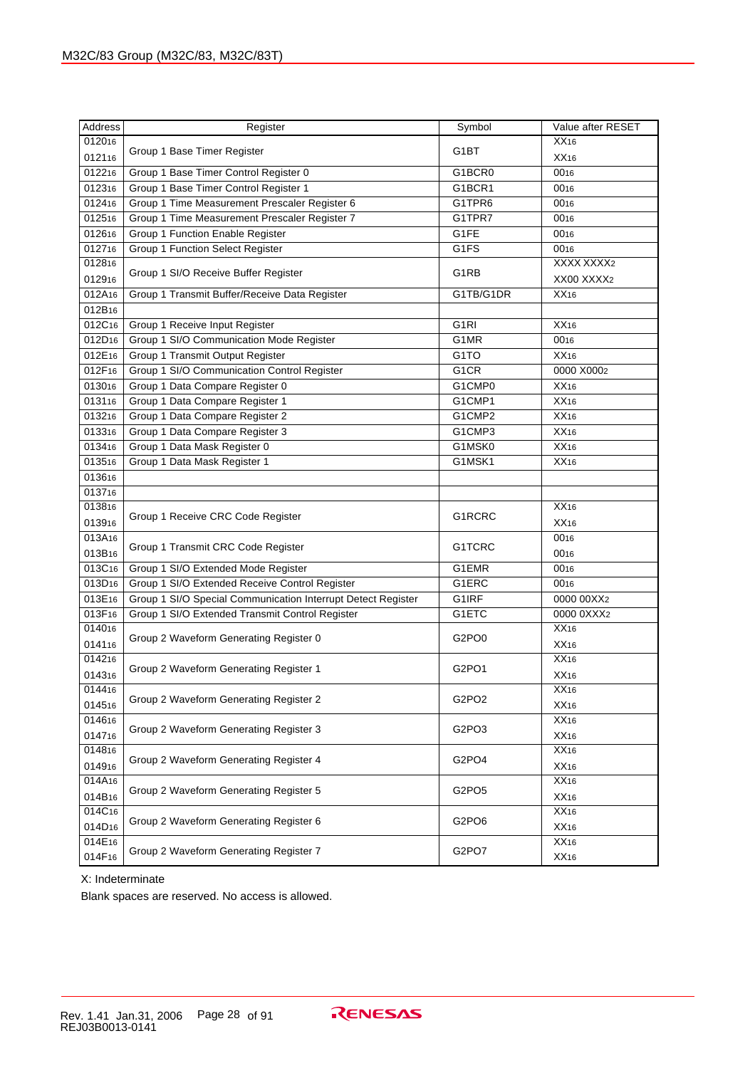| Address | Register | Symbol | Value after RESET |
|---|---|---|---|
| $0120_{16}$ | Group 1 Base Timer Register | G1BT | $XX_{16}$ |
| $0121_{16}$ | | | $XX_{16}$ |
| $0122_{16}$ | Group 1 Base Timer Control Register 0 | G1BCR0 | $00_{16}$ |
| $0123_{16}$ | Group 1 Base Timer Control Register 1 | G1BCR1 | $00_{16}$ |
| $0124_{16}$ | Group 1 Time Measurement Prescaler Register 6 | G1TPR6 | $00_{16}$ |
| $0125_{16}$ | Group 1 Time Measurement Prescaler Register 7 | G1TPR7 | $00_{16}$ |
| $0126_{16}$ | Group 1 Function Enable Register | G1FE | $00_{16}$ |
| $0127_{16}$ | Group 1 Function Select Register | G1FS | $00_{16}$ |
| $0128_{16}$ | Group 1 SI/O Receive Buffer Register | G1RB | XXXX $XXXX_2$ |
| $0129_{16}$ | | | XX00 $XXXX_2$ |
| $012A_{16}$ | Group 1 Transmit Buffer/Receive Data Register | G1TB/G1DR | $XX_{16}$ |
| $012B_{16}$ | | | |
| $012C_{16}$ | Group 1 Receive Input Register | G1RI | $XX_{16}$ |
| $012D_{16}$ | Group 1 SI/O Communication Mode Register | G1MR | $00_{16}$ |
| $012E_{16}$ | Group 1 Transmit Output Register | G1TO | $XX_{16}$ |
| $012F_{16}$ | Group 1 SI/O Communication Control Register | G1CR | 0000 $X000_2$ |
| $0130_{16}$ | Group 1 Data Compare Register 0 | G1CMP0 | $XX_{16}$ |
| $0131_{16}$ | Group 1 Data Compare Register 1 | G1CMP1 | $XX_{16}$ |
| $0132_{16}$ | Group 1 Data Compare Register 2 | G1CMP2 | $XX_{16}$ |
| $0133_{16}$ | Group 1 Data Compare Register 3 | G1CMP3 | $XX_{16}$ |
| $0134_{16}$ | Group 1 Data Mask Register 0 | G1MSK0 | $XX_{16}$ |
| $0135_{16}$ | Group 1 Data Mask Register 1 | G1MSK1 | $XX_{16}$ |
| $0136_{16}$ | | | |
| $0137_{16}$ | | | |
| $0138_{16}$ | Group 1 Receive CRC Code Register | G1RCRC | $XX_{16}$ |
| $0139_{16}$ | | | $XX_{16}$ |
| $013A_{16}$ | Group 1 Transmit CRC Code Register | G1TCRC | $00_{16}$ |
| $013B_{16}$ | | | $00_{16}$ |
| $013C_{16}$ | Group 1 SI/O Extended Mode Register | G1EMR | $00_{16}$ |
| $013D_{16}$ | Group 1 SI/O Extended Receive Control Register | G1ERC | $00_{16}$ |
| $013E_{16}$ | Group 1 SI/O Special Communication Interrupt Detect Register | G1IRF | 0000 $00XX_2$ |
| $013F_{16}$ | Group 1 SI/O Extended Transmit Control Register | G1ETC | 0000 $0XXX_2$ |
| $0140_{16}$ | Group 2 Waveform Generating Register 0 | G2PO0 | $XX_{16}$ |
| $0141_{16}$ | | | $XX_{16}$ |
| $0142_{16}$ | Group 2 Waveform Generating Register 1 | G2PO1 | $XX_{16}$ |
| $0143_{16}$ | | | $XX_{16}$ |
| $0144_{16}$ | Group 2 Waveform Generating Register 2 | G2PO2 | $XX_{16}$ |
| $0145_{16}$ | | | $XX_{16}$ |
| $0146_{16}$ | Group 2 Waveform Generating Register 3 | G2PO3 | $XX_{16}$ |
| $0147_{16}$ | | | $XX_{16}$ |
| $0148_{16}$ | Group 2 Waveform Generating Register 4 | G2PO4 | $XX_{16}$ |
| $0149_{16}$ | | | $XX_{16}$ |
| $014A_{16}$ | Group 2 Waveform Generating Register 5 | G2PO5 | $XX_{16}$ |
| $014B_{16}$ | | | $XX_{16}$ |
| $014C_{16}$ | Group 2 Waveform Generating Register 6 | G2PO6 | $XX_{16}$ |
| $014D_{16}$ | | | $XX_{16}$ |
| $014E_{16}$ | Group 2 Waveform Generating Register 7 | G2PO7 | $XX_{16}$ |
| $014F_{16}$ | | | $XX_{16}$ |

X: Indeterminate

Blank spaces are reserved. No access is allowed.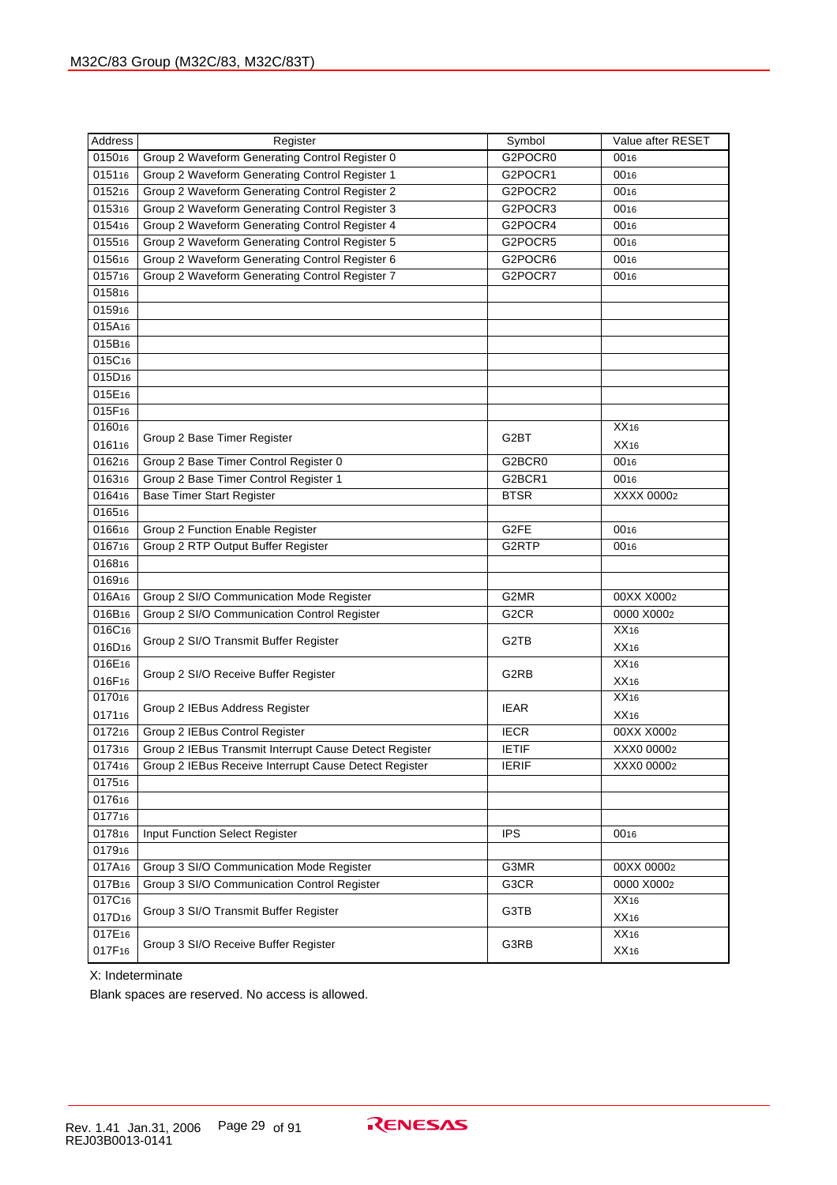| Address | Register | Symbol | Value after RESET |
|---|---|---|---|
| $0150_{16}$ | Group 2 Waveform Generating Control Register 0 | G2POCR0 | $00_{16}$ |
| $0151_{16}$ | Group 2 Waveform Generating Control Register 1 | G2POCR1 | $00_{16}$ |
| $0152_{16}$ | Group 2 Waveform Generating Control Register 2 | G2POCR2 | $00_{16}$ |
| $0153_{16}$ | Group 2 Waveform Generating Control Register 3 | G2POCR3 | $00_{16}$ |
| $0154_{16}$ | Group 2 Waveform Generating Control Register 4 | G2POCR4 | $00_{16}$ |
| $0155_{16}$ | Group 2 Waveform Generating Control Register 5 | G2POCR5 | $00_{16}$ |
| $0156_{16}$ | Group 2 Waveform Generating Control Register 6 | G2POCR6 | $00_{16}$ |
| $0157_{16}$ | Group 2 Waveform Generating Control Register 7 | G2POCR7 | $00_{16}$ |
| $0158_{16}$ | | | |
| $0159_{16}$ | | | |
| $015A_{16}$ | | | |
| $015B_{16}$ | | | |
| $015C_{16}$ | | | |
| $015D_{16}$ | | | |
| $015E_{16}$ | | | |
| $015F_{16}$ | | | |
| $0160_{16}$ | Group 2 Base Timer Register | G2BT | $XX_{16}$ |
| $0161_{16}$ | | | $XX_{16}$ |
| $0162_{16}$ | Group 2 Base Timer Control Register 0 | G2BCR0 | $00_{16}$ |
| $0163_{16}$ | Group 2 Base Timer Control Register 1 | G2BCR1 | $00_{16}$ |
| $0164_{16}$ | Base Timer Start Register | BTSR | $XXXX\ 0000_2$ |
| $0165_{16}$ | | | |
| $0166_{16}$ | Group 2 Function Enable Register | G2FE | $00_{16}$ |
| $0167_{16}$ | Group 2 RTP Output Buffer Register | G2RTP | $00_{16}$ |
| $0168_{16}$ | | | |
| $0169_{16}$ | | | |
| $016A_{16}$ | Group 2 SI/O Communication Mode Register | G2MR | $00XX\ X000_2$ |
| $016B_{16}$ | Group 2 SI/O Communication Control Register | G2CR | $0000\ X000_2$ |
| $016C_{16}$ | Group 2 SI/O Transmit Buffer Register | G2TB | $XX_{16}$ |
| $016D_{16}$ | | | $XX_{16}$ |
| $016E_{16}$ | Group 2 SI/O Receive Buffer Register | G2RB | $XX_{16}$ |
| $016F_{16}$ | | | $XX_{16}$ |
| $0170_{16}$ | Group 2 IEBus Address Register | IEAR | $XX_{16}$ |
| $0171_{16}$ | | | $XX_{16}$ |
| $0172_{16}$ | Group 2 IEBus Control Register | IECR | $00XX\ X000_2$ |
| $0173_{16}$ | Group 2 IEBus Transmit Interrupt Cause Detect Register | IETIF | $XXX0\ 0000_2$ |
| $0174_{16}$ | Group 2 IEBus Receive Interrupt Cause Detect Register | IERIF | $XXX0\ 0000_2$ |
| $0175_{16}$ | | | |
| $0176_{16}$ | | | |
| $0177_{16}$ | | | |
| $0178_{16}$ | Input Function Select Register | IPS | $00_{16}$ |
| $0179_{16}$ | | | |
| $017A_{16}$ | Group 3 SI/O Communication Mode Register | G3MR | $00XX\ 0000_2$ |
| $017B_{16}$ | Group 3 SI/O Communication Control Register | G3CR | $0000\ X000_2$ |
| $017C_{16}$ | Group 3 SI/O Transmit Buffer Register | G3TB | $XX_{16}$ |
| $017D_{16}$ | | | $XX_{16}$ |
| $017E_{16}$ | Group 3 SI/O Receive Buffer Register | G3RB | $XX_{16}$ |
| $017F_{16}$ | | | $XX_{16}$ |

X: Indeterminate

Blank spaces are reserved. No access is allowed.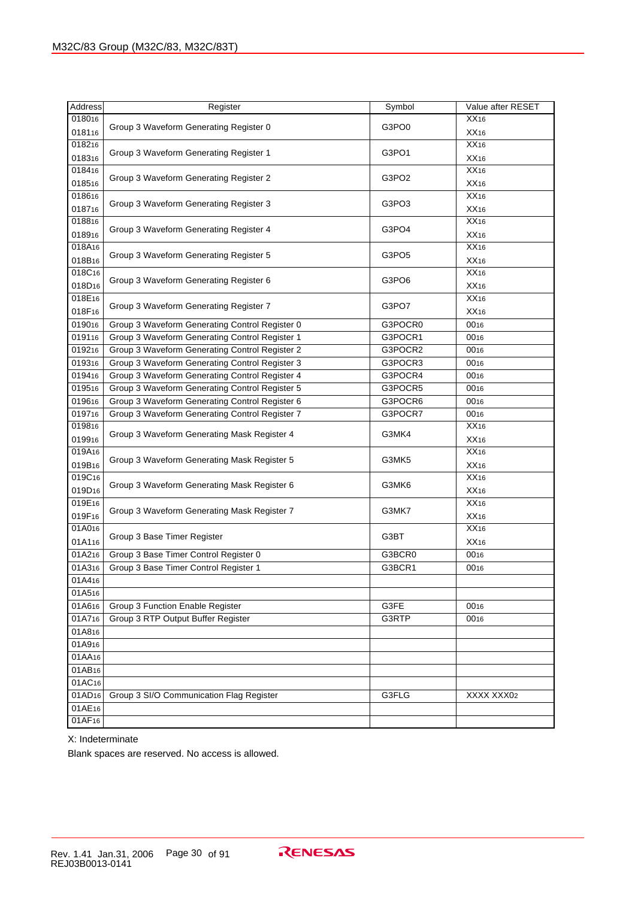| Address | Register | Symbol | Value after RESET |
|---|---|---|---|
| $0180_{16}$ | Group 3 Waveform Generating Register 0 | G3PO0 | $XX_{16}$ |
| $0181_{16}$ | | | $XX_{16}$ |
| $0182_{16}$ | Group 3 Waveform Generating Register 1 | G3PO1 | $XX_{16}$ |
| $0183_{16}$ | | | $XX_{16}$ |
| $0184_{16}$ | Group 3 Waveform Generating Register 2 | G3PO2 | $XX_{16}$ |
| $0185_{16}$ | | | $XX_{16}$ |
| $0186_{16}$ | Group 3 Waveform Generating Register 3 | G3PO3 | $XX_{16}$ |
| $0187_{16}$ | | | $XX_{16}$ |
| $0188_{16}$ | Group 3 Waveform Generating Register 4 | G3PO4 | $XX_{16}$ |
| $0189_{16}$ | | | $XX_{16}$ |
| $018A_{16}$ | Group 3 Waveform Generating Register 5 | G3PO5 | $XX_{16}$ |
| $018B_{16}$ | | | $XX_{16}$ |
| $018C_{16}$ | Group 3 Waveform Generating Register 6 | G3PO6 | $XX_{16}$ |
| $018D_{16}$ | | | $XX_{16}$ |
| $018E_{16}$ | Group 3 Waveform Generating Register 7 | G3PO7 | $XX_{16}$ |
| $018F_{16}$ | | | $XX_{16}$ |
| $0190_{16}$ | Group 3 Waveform Generating Control Register 0 | G3POCR0 | $00_{16}$ |
| $0191_{16}$ | Group 3 Waveform Generating Control Register 1 | G3POCR1 | $00_{16}$ |
| $0192_{16}$ | Group 3 Waveform Generating Control Register 2 | G3POCR2 | $00_{16}$ |
| $0193_{16}$ | Group 3 Waveform Generating Control Register 3 | G3POCR3 | $00_{16}$ |
| $0194_{16}$ | Group 3 Waveform Generating Control Register 4 | G3POCR4 | $00_{16}$ |
| $0195_{16}$ | Group 3 Waveform Generating Control Register 5 | G3POCR5 | $00_{16}$ |
| $0196_{16}$ | Group 3 Waveform Generating Control Register 6 | G3POCR6 | $00_{16}$ |
| $0197_{16}$ | Group 3 Waveform Generating Control Register 7 | G3POCR7 | $00_{16}$ |
| $0198_{16}$ | Group 3 Waveform Generating Mask Register 4 | G3MK4 | $XX_{16}$ |
| $0199_{16}$ | | | $XX_{16}$ |
| $019A_{16}$ | Group 3 Waveform Generating Mask Register 5 | G3MK5 | $XX_{16}$ |
| $019B_{16}$ | | | $XX_{16}$ |
| $019C_{16}$ | Group 3 Waveform Generating Mask Register 6 | G3MK6 | $XX_{16}$ |
| $019D_{16}$ | | | $XX_{16}$ |
| $019E_{16}$ | Group 3 Waveform Generating Mask Register 7 | G3MK7 | $XX_{16}$ |
| $019F_{16}$ | | | $XX_{16}$ |
| $01A0_{16}$ | Group 3 Base Timer Register | G3BT | $XX_{16}$ |
| $01A1_{16}$ | | | $XX_{16}$ |
| $01A2_{16}$ | Group 3 Base Timer Control Register 0 | G3BCR0 | $00_{16}$ |
| $01A3_{16}$ | Group 3 Base Timer Control Register 1 | G3BCR1 | $00_{16}$ |
| $01A4_{16}$ | | | |
| $01A5_{16}$ | | | |
| $01A6_{16}$ | Group 3 Function Enable Register | G3FE | $00_{16}$ |
| $01A7_{16}$ | Group 3 RTP Output Buffer Register | G3RTP | $00_{16}$ |
| $01A8_{16}$ | | | |
| $01A9_{16}$ | | | |
| $01AA_{16}$ | | | |
| $01AB_{16}$ | | | |
| $01AC_{16}$ | | | |
| $01AD_{16}$ | Group 3 SI/O Communication Flag Register | G3FLG | $XXXX XXX0_2$ |
| $01AE_{16}$ | | | |
| $01AF_{16}$ | | | |

X: Indeterminate

Blank spaces are reserved. No access is allowed.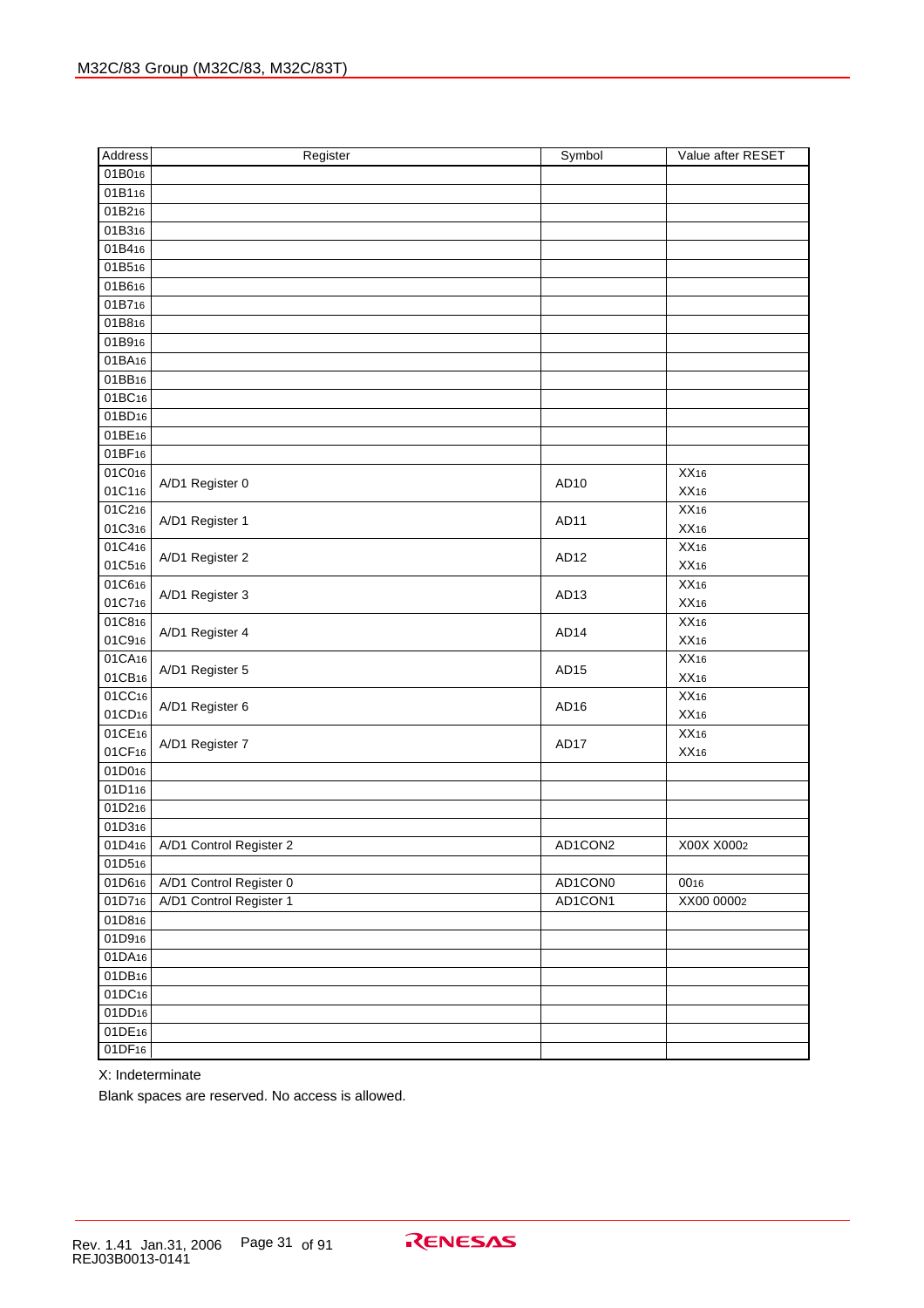| Address | Register | Symbol | Value after RESET |
|---|---|---|---|
| $01B0_{16}$ | | | |
| $01B1_{16}$ | | | |
| $01B2_{16}$ | | | |
| $01B3_{16}$ | | | |
| $01B4_{16}$ | | | |
| $01B5_{16}$ | | | |
| $01B6_{16}$ | | | |
| $01B7_{16}$ | | | |
| $01B8_{16}$ | | | |
| $01B9_{16}$ | | | |
| $01BA_{16}$ | | | |
| $01BB_{16}$ | | | |
| $01BC_{16}$ | | | |
| $01BD_{16}$ | | | |
| $01BE_{16}$ | | | |
| $01BF_{16}$ | | | |
| $01C0_{16}$ | A/D1 Register 0 | AD10 | $XX_{16}$ |
| $01C1_{16}$ | | | $XX_{16}$ |
| $01C2_{16}$ | A/D1 Register 1 | AD11 | $XX_{16}$ |
| $01C3_{16}$ | | | $XX_{16}$ |
| $01C4_{16}$ | A/D1 Register 2 | AD12 | $XX_{16}$ |
| $01C5_{16}$ | | | $XX_{16}$ |
| $01C6_{16}$ | A/D1 Register 3 | AD13 | $XX_{16}$ |
| $01C7_{16}$ | | | $XX_{16}$ |
| $01C8_{16}$ | A/D1 Register 4 | AD14 | $XX_{16}$ |
| $01C9_{16}$ | | | $XX_{16}$ |
| $01CA_{16}$ | A/D1 Register 5 | AD15 | $XX_{16}$ |
| $01CB_{16}$ | | | $XX_{16}$ |
| $01CC_{16}$ | A/D1 Register 6 | AD16 | $XX_{16}$ |
| $01CD_{16}$ | | | $XX_{16}$ |
| $01CE_{16}$ | A/D1 Register 7 | AD17 | $XX_{16}$ |
| $01CF_{16}$ | | | $XX_{16}$ |
| $01D0_{16}$ | | | |
| $01D1_{16}$ | | | |
| $01D2_{16}$ | | | |
| $01D3_{16}$ | | | |
| $01D4_{16}$ | A/D1 Control Register 2 | AD1CON2 | $X00X\ X000_2$ |
| $01D5_{16}$ | | | |
| $01D6_{16}$ | A/D1 Control Register 0 | AD1CON0 | $00_{16}$ |
| $01D7_{16}$ | A/D1 Control Register 1 | AD1CON1 | $XX00\ 0000_2$ |
| $01D8_{16}$ | | | |
| $01D9_{16}$ | | | |
| $01DA_{16}$ | | | |
| $01DB_{16}$ | | | |
| $01DC_{16}$ | | | |
| $01DD_{16}$ | | | |
| $01DE_{16}$ | | | |
| $01DF_{16}$ | | | |

X: Indeterminate

Blank spaces are reserved. No access is allowed.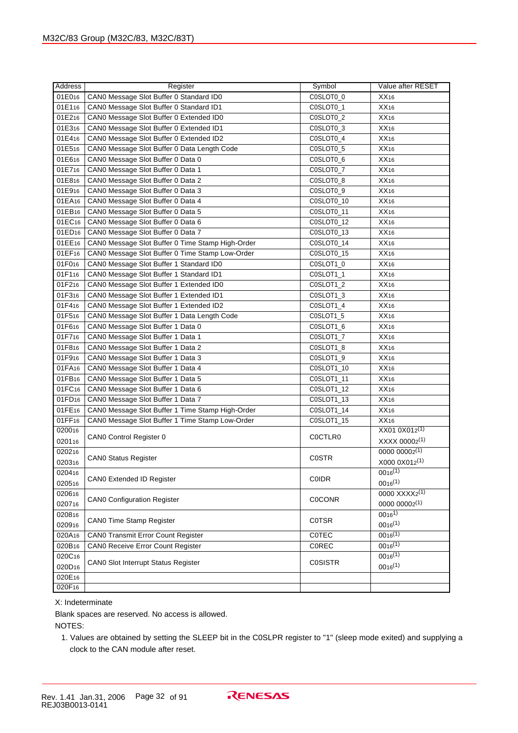| Address | Register | Symbol | Value after RESET |
|---|---|---|---|
| $01E0_{16}$ | CAN0 Message Slot Buffer 0 Standard ID0 | C0SLOT0_0 | $XX_{16}$ |
| $01E1_{16}$ | CAN0 Message Slot Buffer 0 Standard ID1 | C0SLOT0_1 | $XX_{16}$ |
| $01E2_{16}$ | CAN0 Message Slot Buffer 0 Extended ID0 | C0SLOT0_2 | $XX_{16}$ |
| $01E3_{16}$ | CAN0 Message Slot Buffer 0 Extended ID1 | C0SLOT0_3 | $XX_{16}$ |
| $01E4_{16}$ | CAN0 Message Slot Buffer 0 Extended ID2 | C0SLOT0_4 | $XX_{16}$ |
| $01E5_{16}$ | CAN0 Message Slot Buffer 0 Data Length Code | C0SLOT0_5 | $XX_{16}$ |
| $01E6_{16}$ | CAN0 Message Slot Buffer 0 Data 0 | C0SLOT0_6 | $XX_{16}$ |
| $01E7_{16}$ | CAN0 Message Slot Buffer 0 Data 1 | C0SLOT0_7 | $XX_{16}$ |
| $01E8_{16}$ | CAN0 Message Slot Buffer 0 Data 2 | C0SLOT0_8 | $XX_{16}$ |
| $01E9_{16}$ | CAN0 Message Slot Buffer 0 Data 3 | C0SLOT0_9 | $XX_{16}$ |
| $01EA_{16}$ | CAN0 Message Slot Buffer 0 Data 4 | C0SLOT0_10 | $XX_{16}$ |
| $01EB_{16}$ | CAN0 Message Slot Buffer 0 Data 5 | C0SLOT0_11 | $XX_{16}$ |
| $01EC_{16}$ | CAN0 Message Slot Buffer 0 Data 6 | C0SLOT0_12 | $XX_{16}$ |
| $01ED_{16}$ | CAN0 Message Slot Buffer 0 Data 7 | C0SLOT0_13 | $XX_{16}$ |
| $01EE_{16}$ | CAN0 Message Slot Buffer 0 Time Stamp High-Order | C0SLOT0_14 | $XX_{16}$ |
| $01EF_{16}$ | CAN0 Message Slot Buffer 0 Time Stamp Low-Order | C0SLOT0_15 | $XX_{16}$ |
| $01F0_{16}$ | CAN0 Message Slot Buffer 1 Standard ID0 | C0SLOT1_0 | $XX_{16}$ |
| $01F1_{16}$ | CAN0 Message Slot Buffer 1 Standard ID1 | C0SLOT1_1 | $XX_{16}$ |
| $01F2_{16}$ | CAN0 Message Slot Buffer 1 Extended ID0 | C0SLOT1_2 | $XX_{16}$ |
| $01F3_{16}$ | CAN0 Message Slot Buffer 1 Extended ID1 | C0SLOT1_3 | $XX_{16}$ |
| $01F4_{16}$ | CAN0 Message Slot Buffer 1 Extended ID2 | C0SLOT1_4 | $XX_{16}$ |
| $01F5_{16}$ | CAN0 Message Slot Buffer 1 Data Length Code | C0SLOT1_5 | $XX_{16}$ |
| $01F6_{16}$ | CAN0 Message Slot Buffer 1 Data 0 | C0SLOT1_6 | $XX_{16}$ |
| $01F7_{16}$ | CAN0 Message Slot Buffer 1 Data 1 | C0SLOT1_7 | $XX_{16}$ |
| $01F8_{16}$ | CAN0 Message Slot Buffer 1 Data 2 | C0SLOT1_8 | $XX_{16}$ |
| $01F9_{16}$ | CAN0 Message Slot Buffer 1 Data 3 | C0SLOT1_9 | $XX_{16}$ |
| $01FA_{16}$ | CAN0 Message Slot Buffer 1 Data 4 | C0SLOT1_10 | $XX_{16}$ |
| $01FB_{16}$ | CAN0 Message Slot Buffer 1 Data 5 | C0SLOT1_11 | $XX_{16}$ |
| $01FC_{16}$ | CAN0 Message Slot Buffer 1 Data 6 | C0SLOT1_12 | $XX_{16}$ |
| $01FD_{16}$ | CAN0 Message Slot Buffer 1 Data 7 | C0SLOT1_13 | $XX_{16}$ |
| $01FE_{16}$ | CAN0 Message Slot Buffer 1 Time Stamp High-Order | C0SLOT1_14 | $XX_{16}$ |
| $01FF_{16}$ | CAN0 Message Slot Buffer 1 Time Stamp Low-Order | C0SLOT1_15 | $XX_{16}$ |
| $0200_{16}$ | CAN0 Control Register 0 | C0CTLR0 | $XX01\ 0X01_2$ (1) |
| $0201_{16}$ | | | $XXXX\ 0000_2$ (1) |
| $0202_{16}$ | CAN0 Status Register | C0STR | $0000\ 0000_2$ (1) |
| $0203_{16}$ | | | $X000\ 0X01_2$ (1) |
| $0204_{16}$ | CAN0 Extended ID Register | C0IDR | $00_{16}$ (1) |
| $0205_{16}$ | | | $00_{16}$ (1) |
| $0206_{16}$ | CAN0 Configuration Register | C0CONR | $0000\ XXXX_2$ (1) |
| $0207_{16}$ | | | $0000\ 0000_2$ (1) |
| $0208_{16}$ | CAN0 Time Stamp Register | C0TSR | $00_{16}$ (1) |
| $0209_{16}$ | | | $00_{16}$ (1) |
| $020A_{16}$ | CAN0 Transmit Error Count Register | C0TEC | $00_{16}$ (1) |
| $020B_{16}$ | CAN0 Receive Error Count Register | C0REC | $00_{16}$ (1) |
| $020C_{16}$ | CAN0 Slot Interrupt Status Register | C0SISTR | $00_{16}$ (1) |
| $020D_{16}$ | | | $00_{16}$ (1) |
| $020E_{16}$ | | | |
| $020F_{16}$ | | | |

X: Indeterminate

Blank spaces are reserved. No access is allowed.

NOTES:

1. Values are obtained by setting the SLEEP bit in the C0SLPR register to "1" (sleep mode exited) and supplying a clock to the CAN module after reset.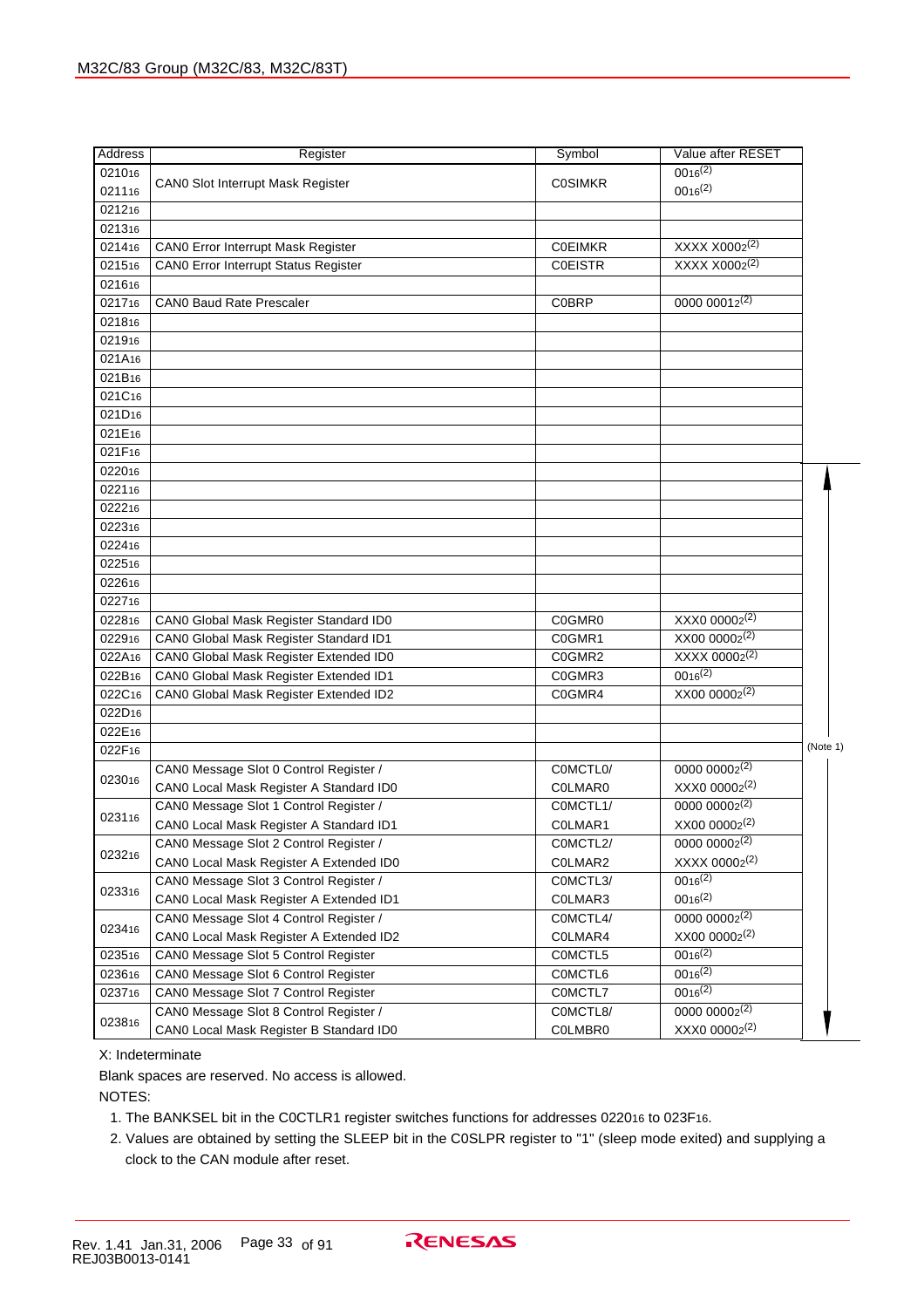| Address | Register | Symbol | Value after RESET |
|---|---|---|---|
| $0210_{16}$ | CAN0 Slot Interrupt Mask Register | C0SIMKR | $00_{16}$(2) |
| $0211_{16}$ | | | $00_{16}$(2) |
| $0212_{16}$ | | | |
| $0213_{16}$ | | | |
| $0214_{16}$ | CAN0 Error Interrupt Mask Register | C0EIMKR | XXXX $X000_2$(2) |
| $0215_{16}$ | CAN0 Error Interrupt Status Register | C0EISTR | XXXX $X000_2$(2) |
| $0216_{16}$ | | | |
| $0217_{16}$ | CAN0 Baud Rate Prescaler | C0BRP | 0000 $0001_2$(2) |
| $0218_{16}$ | | | |
| $0219_{16}$ | | | |
| $021A_{16}$ | | | |
| $021B_{16}$ | | | |
| $021C_{16}$ | | | |
| $021D_{16}$ | | | |
| $021E_{16}$ | | | |
| $021F_{16}$ | | | |
| $0220_{16}$ | | | |
| $0221_{16}$ | | | |
| $0222_{16}$ | | | |
| $0223_{16}$ | | | |
| $0224_{16}$ | | | |
| $0225_{16}$ | | | |
| $0226_{16}$ | | | |
| $0227_{16}$ | | | |
| $0228_{16}$ | CAN0 Global Mask Register Standard ID0 | C0GMR0 | XXX0 $0000_2$(2) |
| $0229_{16}$ | CAN0 Global Mask Register Standard ID1 | C0GMR1 | XX00 $0000_2$(2) |
| $022A_{16}$ | CAN0 Global Mask Register Extended ID0 | C0GMR2 | XXXX $0000_2$(2) |
| $022B_{16}$ | CAN0 Global Mask Register Extended ID1 | C0GMR3 | $00_{16}$(2) |
| $022C_{16}$ | CAN0 Global Mask Register Extended ID2 | C0GMR4 | XX00 $0000_2$(2) |
| $022D_{16}$ | | | |
| $022E_{16}$ | | | |
| $022F_{16}$ | | | |
| $0230_{16}$ | CAN0 Message Slot 0 Control Register / CAN0 Local Mask Register A Standard ID0 | C0MCTL0/ C0LMAR0 | 0000 $0000_2$(2) / XXX0 $0000_2$(2) |
| $0231_{16}$ | CAN0 Message Slot 1 Control Register / CAN0 Local Mask Register A Standard ID1 | C0MCTL1/ C0LMAR1 | 0000 $0000_2$(2) / XX00 $0000_2$(2) |
| $0232_{16}$ | CAN0 Message Slot 2 Control Register / CAN0 Local Mask Register A Extended ID0 | C0MCTL2/ C0LMAR2 | 0000 $0000_2$(2) / XXXX $0000_2$(2) |
| $0233_{16}$ | CAN0 Message Slot 3 Control Register / CAN0 Local Mask Register A Extended ID1 | C0MCTL3/ C0LMAR3 | $00_{16}$(2) / $00_{16}$(2) |
| $0234_{16}$ | CAN0 Message Slot 4 Control Register / CAN0 Local Mask Register A Extended ID2 | C0MCTL4/ C0LMAR4 | 0000 $0000_2$(2) / XX00 $0000_2$(2) |
| $0235_{16}$ | CAN0 Message Slot 5 Control Register | C0MCTL5 | $00_{16}$(2) |
| $0236_{16}$ | CAN0 Message Slot 6 Control Register | C0MCTL6 | $00_{16}$(2) |
| $0237_{16}$ | CAN0 Message Slot 7 Control Register | C0MCTL7 | $00_{16}$(2) |
| $0238_{16}$ | CAN0 Message Slot 8 Control Register / CAN0 Local Mask Register B Standard ID0 | C0MCTL8/ C0LMBR0 | 0000 $0000_2$(2) / XXX0 $0000_2$(2) |

(Note 1): applies to addresses $0220_{16}$ to $0238_{16}$ shown above.

X: Indeterminate

Blank spaces are reserved. No access is allowed.

NOTES:

1. The BANKSEL bit in the C0CTLR1 register switches functions for addresses $0220_{16}$ to $023F_{16}$.
2. Values are obtained by setting the SLEEP bit in the C0SLPR register to "1" (sleep mode exited) and supplying a clock to the CAN module after reset.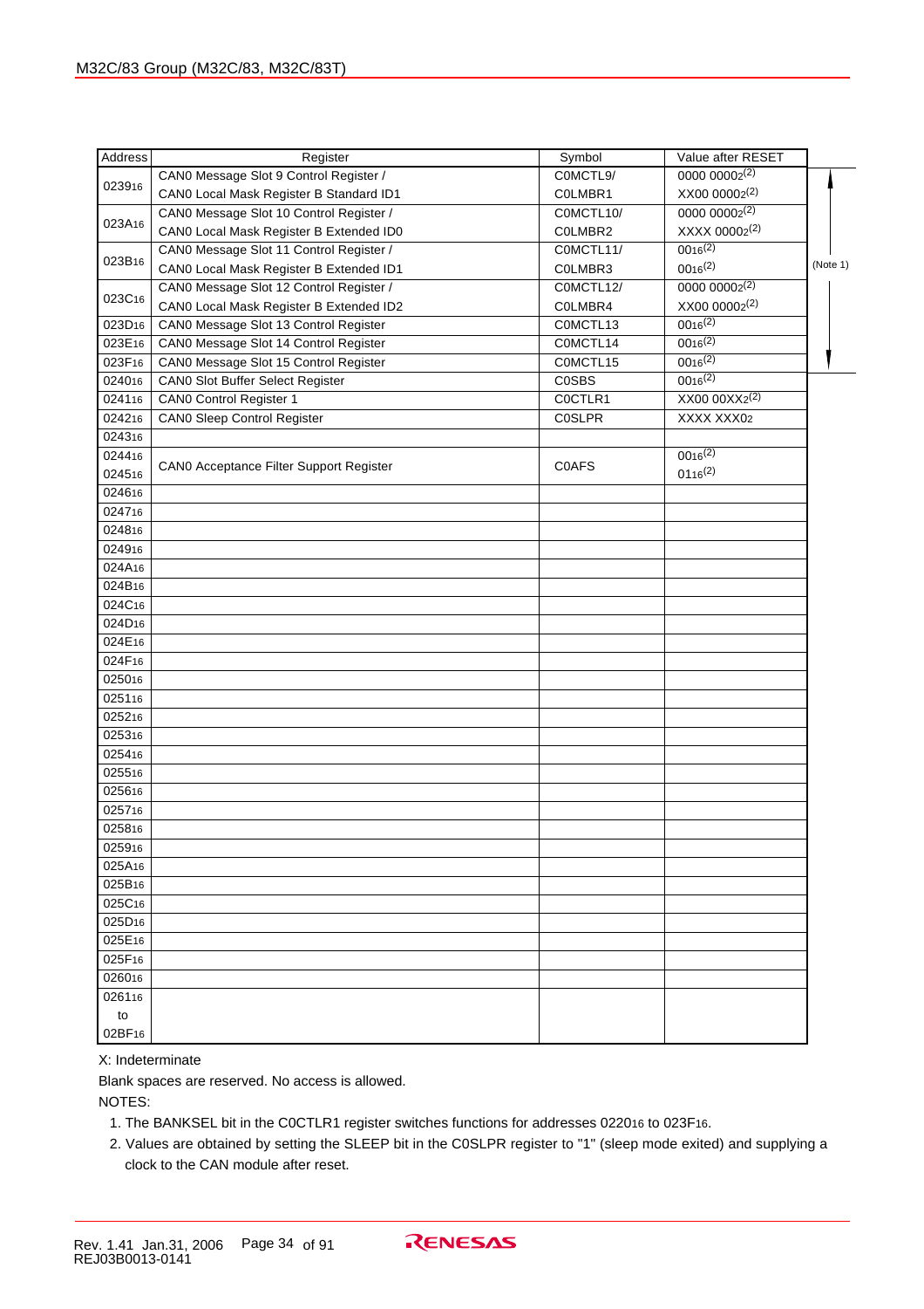| Address | Register | Symbol | Value after RESET |
|---|---|---|---|
| $0239_{16}$ | CAN0 Message Slot 9 Control Register / CAN0 Local Mask Register B Standard ID1 | C0MCTL9/ C0LMBR1 | $0000\ 0000_2$(2) / $XX00\ 0000_2$(2) |
| $023A_{16}$ | CAN0 Message Slot 10 Control Register / CAN0 Local Mask Register B Extended ID0 | C0MCTL10/ C0LMBR2 | $0000\ 0000_2$(2) / $XXXX\ 0000_2$(2) |
| $023B_{16}$ | CAN0 Message Slot 11 Control Register / CAN0 Local Mask Register B Extended ID1 | C0MCTL11/ C0LMBR3 | $00_{16}$(2) / $00_{16}$(2) |
| $023C_{16}$ | CAN0 Message Slot 12 Control Register / CAN0 Local Mask Register B Extended ID2 | C0MCTL12/ C0LMBR4 | $0000\ 0000_2$(2) / $XX00\ 0000_2$(2) |
| $023D_{16}$ | CAN0 Message Slot 13 Control Register | C0MCTL13 | $00_{16}$(2) |
| $023E_{16}$ | CAN0 Message Slot 14 Control Register | C0MCTL14 | $00_{16}$(2) |
| $023F_{16}$ | CAN0 Message Slot 15 Control Register | C0MCTL15 | $00_{16}$(2) |
| $0240_{16}$ | CAN0 Slot Buffer Select Register | C0SBS | $00_{16}$(2) |
| $0241_{16}$ | CAN0 Control Register 1 | C0CTLR1 | $XX00\ 00XX_2$(2) |
| $0242_{16}$ | CAN0 Sleep Control Register | C0SLPR | $XXXX\ XXX0_2$ |
| $0243_{16}$ | | | |
| $0244_{16}$ | CAN0 Acceptance Filter Support Register | C0AFS | $00_{16}$(2) |
| $0245_{16}$ | | | $01_{16}$(2) |
| $0246_{16}$ | | | |
| $0247_{16}$ | | | |
| $0248_{16}$ | | | |
| $0249_{16}$ | | | |
| $024A_{16}$ | | | |
| $024B_{16}$ | | | |
| $024C_{16}$ | | | |
| $024D_{16}$ | | | |
| $024E_{16}$ | | | |
| $024F_{16}$ | | | |
| $0250_{16}$ | | | |
| $0251_{16}$ | | | |
| $0252_{16}$ | | | |
| $0253_{16}$ | | | |
| $0254_{16}$ | | | |
| $0255_{16}$ | | | |
| $0256_{16}$ | | | |
| $0257_{16}$ | | | |
| $0258_{16}$ | | | |
| $0259_{16}$ | | | |
| $025A_{16}$ | | | |
| $025B_{16}$ | | | |
| $025C_{16}$ | | | |
| $025D_{16}$ | | | |
| $025E_{16}$ | | | |
| $025F_{16}$ | | | |
| $0260_{16}$ | | | |
| $0261_{16}$ to $02BF_{16}$ | | | |

(Note 1) applies to addresses $0239_{16}$ to $023F_{16}$.

X: Indeterminate

Blank spaces are reserved. No access is allowed.

NOTES:

1. The BANKSEL bit in the C0CTLR1 register switches functions for addresses $0220_{16}$ to $023F_{16}$.
2. Values are obtained by setting the SLEEP bit in the C0SLPR register to "1" (sleep mode exited) and supplying a clock to the CAN module after reset.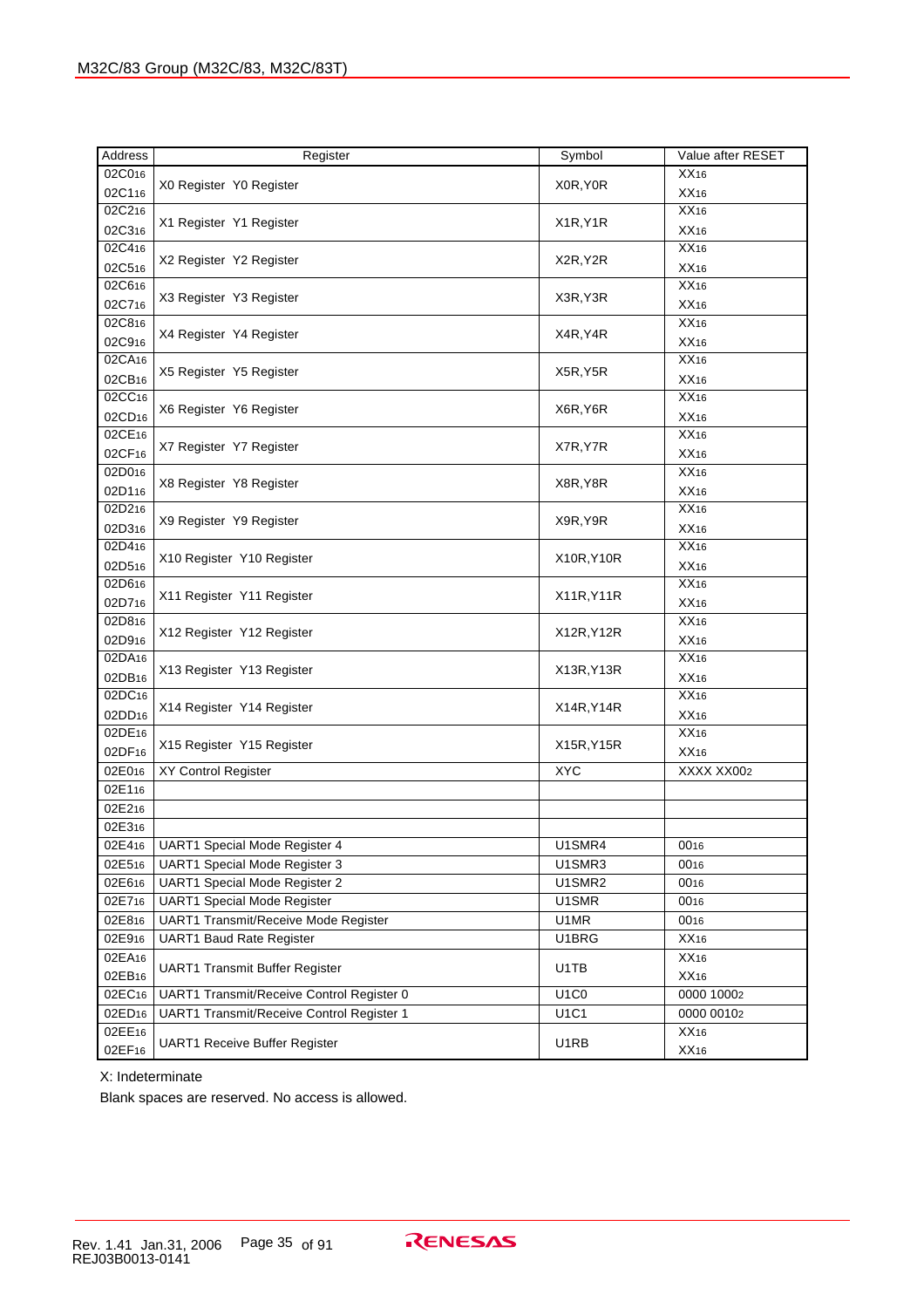| Address | Register | Symbol | Value after RESET |
|---|---|---|---|
| $02C0_{16}$ | X0 Register Y0 Register | X0R,Y0R | $XX_{16}$ |
| $02C1_{16}$ | | | $XX_{16}$ |
| $02C2_{16}$ | X1 Register Y1 Register | X1R,Y1R | $XX_{16}$ |
| $02C3_{16}$ | | | $XX_{16}$ |
| $02C4_{16}$ | X2 Register Y2 Register | X2R,Y2R | $XX_{16}$ |
| $02C5_{16}$ | | | $XX_{16}$ |
| $02C6_{16}$ | X3 Register Y3 Register | X3R,Y3R | $XX_{16}$ |
| $02C7_{16}$ | | | $XX_{16}$ |
| $02C8_{16}$ | X4 Register Y4 Register | X4R,Y4R | $XX_{16}$ |
| $02C9_{16}$ | | | $XX_{16}$ |
| $02CA_{16}$ | X5 Register Y5 Register | X5R,Y5R | $XX_{16}$ |
| $02CB_{16}$ | | | $XX_{16}$ |
| $02CC_{16}$ | X6 Register Y6 Register | X6R,Y6R | $XX_{16}$ |
| $02CD_{16}$ | | | $XX_{16}$ |
| $02CE_{16}$ | X7 Register Y7 Register | X7R,Y7R | $XX_{16}$ |
| $02CF_{16}$ | | | $XX_{16}$ |
| $02D0_{16}$ | X8 Register Y8 Register | X8R,Y8R | $XX_{16}$ |
| $02D1_{16}$ | | | $XX_{16}$ |
| $02D2_{16}$ | X9 Register Y9 Register | X9R,Y9R | $XX_{16}$ |
| $02D3_{16}$ | | | $XX_{16}$ |
| $02D4_{16}$ | X10 Register Y10 Register | X10R,Y10R | $XX_{16}$ |
| $02D5_{16}$ | | | $XX_{16}$ |
| $02D6_{16}$ | X11 Register Y11 Register | X11R,Y11R | $XX_{16}$ |
| $02D7_{16}$ | | | $XX_{16}$ |
| $02D8_{16}$ | X12 Register Y12 Register | X12R,Y12R | $XX_{16}$ |
| $02D9_{16}$ | | | $XX_{16}$ |
| $02DA_{16}$ | X13 Register Y13 Register | X13R,Y13R | $XX_{16}$ |
| $02DB_{16}$ | | | $XX_{16}$ |
| $02DC_{16}$ | X14 Register Y14 Register | X14R,Y14R | $XX_{16}$ |
| $02DD_{16}$ | | | $XX_{16}$ |
| $02DE_{16}$ | X15 Register Y15 Register | X15R,Y15R | $XX_{16}$ |
| $02DF_{16}$ | | | $XX_{16}$ |
| $02E0_{16}$ | XY Control Register | XYC | $XXXX XX00_2$ |
| $02E1_{16}$ | | | |
| $02E2_{16}$ | | | |
| $02E3_{16}$ | | | |
| $02E4_{16}$ | UART1 Special Mode Register 4 | U1SMR4 | $00_{16}$ |
| $02E5_{16}$ | UART1 Special Mode Register 3 | U1SMR3 | $00_{16}$ |
| $02E6_{16}$ | UART1 Special Mode Register 2 | U1SMR2 | $00_{16}$ |
| $02E7_{16}$ | UART1 Special Mode Register | U1SMR | $00_{16}$ |
| $02E8_{16}$ | UART1 Transmit/Receive Mode Register | U1MR | $00_{16}$ |
| $02E9_{16}$ | UART1 Baud Rate Register | U1BRG | $XX_{16}$ |
| $02EA_{16}$ | UART1 Transmit Buffer Register | U1TB | $XX_{16}$ |
| $02EB_{16}$ | | | $XX_{16}$ |
| $02EC_{16}$ | UART1 Transmit/Receive Control Register 0 | U1C0 | $0000 1000_2$ |
| $02ED_{16}$ | UART1 Transmit/Receive Control Register 1 | U1C1 | $0000 0010_2$ |
| $02EE_{16}$ | UART1 Receive Buffer Register | U1RB | $XX_{16}$ |
| $02EF_{16}$ | | | $XX_{16}$ |

X: Indeterminate

Blank spaces are reserved. No access is allowed.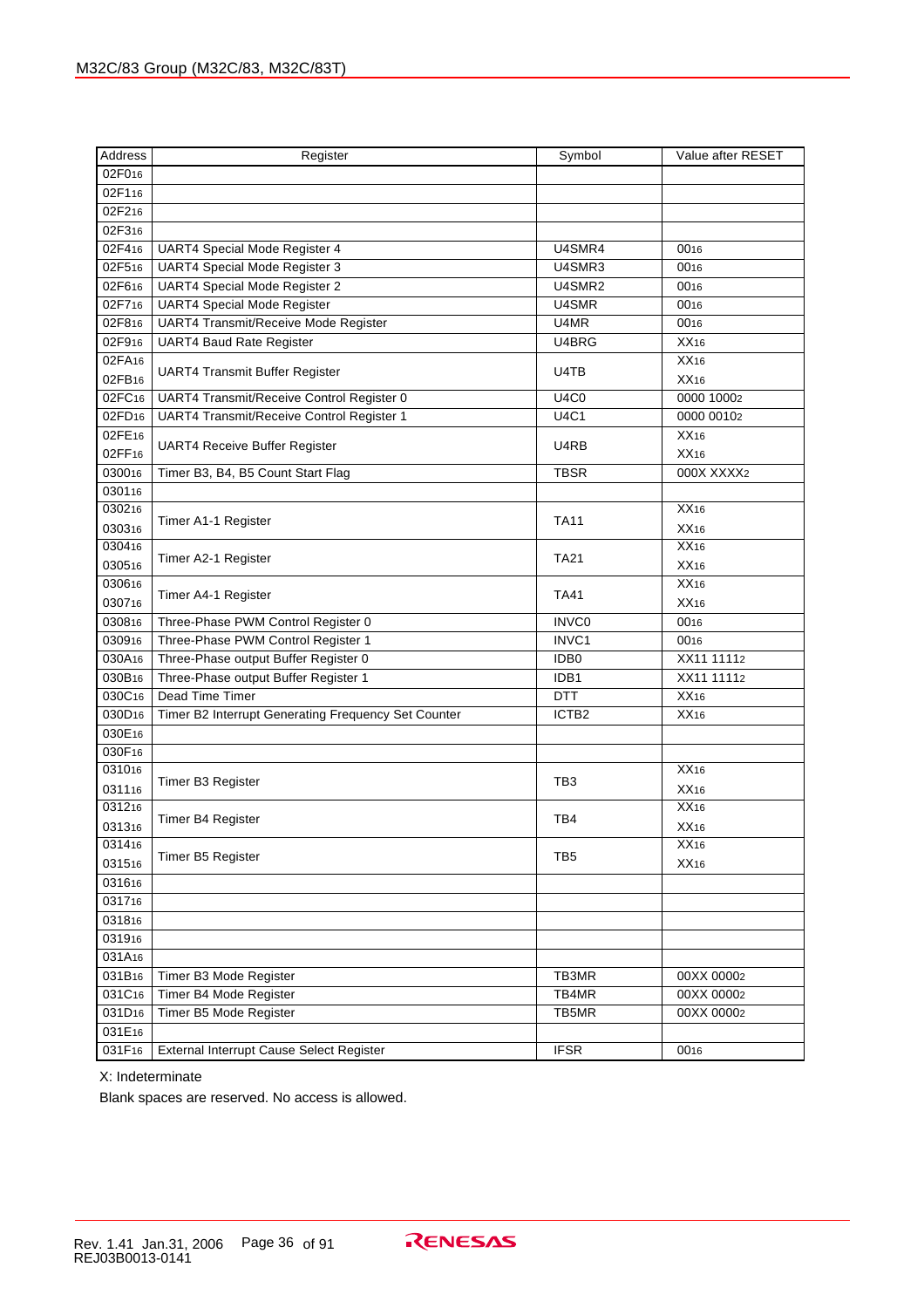| Address | Register | Symbol | Value after RESET |
|---|---|---|---|
| $02F0_{16}$ | | | |
| $02F1_{16}$ | | | |
| $02F2_{16}$ | | | |
| $02F3_{16}$ | | | |
| $02F4_{16}$ | UART4 Special Mode Register 4 | U4SMR4 | $00_{16}$ |
| $02F5_{16}$ | UART4 Special Mode Register 3 | U4SMR3 | $00_{16}$ |
| $02F6_{16}$ | UART4 Special Mode Register 2 | U4SMR2 | $00_{16}$ |
| $02F7_{16}$ | UART4 Special Mode Register | U4SMR | $00_{16}$ |
| $02F8_{16}$ | UART4 Transmit/Receive Mode Register | U4MR | $00_{16}$ |
| $02F9_{16}$ | UART4 Baud Rate Register | U4BRG | $XX_{16}$ |
| $02FA_{16}$ | UART4 Transmit Buffer Register | U4TB | $XX_{16}$ |
| $02FB_{16}$ | | | $XX_{16}$ |
| $02FC_{16}$ | UART4 Transmit/Receive Control Register 0 | U4C0 | $0000\ 1000_2$ |
| $02FD_{16}$ | UART4 Transmit/Receive Control Register 1 | U4C1 | $0000\ 0010_2$ |
| $02FE_{16}$ | UART4 Receive Buffer Register | U4RB | $XX_{16}$ |
| $02FF_{16}$ | | | $XX_{16}$ |
| $0300_{16}$ | Timer B3, B4, B5 Count Start Flag | TBSR | $000X\ XXXX_2$ |
| $0301_{16}$ | | | |
| $0302_{16}$ | Timer A1-1 Register | TA11 | $XX_{16}$ |
| $0303_{16}$ | | | $XX_{16}$ |
| $0304_{16}$ | Timer A2-1 Register | TA21 | $XX_{16}$ |
| $0305_{16}$ | | | $XX_{16}$ |
| $0306_{16}$ | Timer A4-1 Register | TA41 | $XX_{16}$ |
| $0307_{16}$ | | | $XX_{16}$ |
| $0308_{16}$ | Three-Phase PWM Control Register 0 | INVC0 | $00_{16}$ |
| $0309_{16}$ | Three-Phase PWM Control Register 1 | INVC1 | $00_{16}$ |
| $030A_{16}$ | Three-Phase output Buffer Register 0 | IDB0 | $XX11\ 1111_2$ |
| $030B_{16}$ | Three-Phase output Buffer Register 1 | IDB1 | $XX11\ 1111_2$ |
| $030C_{16}$ | Dead Time Timer | DTT | $XX_{16}$ |
| $030D_{16}$ | Timer B2 Interrupt Generating Frequency Set Counter | ICTB2 | $XX_{16}$ |
| $030E_{16}$ | | | |
| $030F_{16}$ | | | |
| $0310_{16}$ | Timer B3 Register | TB3 | $XX_{16}$ |
| $0311_{16}$ | | | $XX_{16}$ |
| $0312_{16}$ | Timer B4 Register | TB4 | $XX_{16}$ |
| $0313_{16}$ | | | $XX_{16}$ |
| $0314_{16}$ | Timer B5 Register | TB5 | $XX_{16}$ |
| $0315_{16}$ | | | $XX_{16}$ |
| $0316_{16}$ | | | |
| $0317_{16}$ | | | |
| $0318_{16}$ | | | |
| $0319_{16}$ | | | |
| $031A_{16}$ | | | |
| $031B_{16}$ | Timer B3 Mode Register | TB3MR | $00XX\ 0000_2$ |
| $031C_{16}$ | Timer B4 Mode Register | TB4MR | $00XX\ 0000_2$ |
| $031D_{16}$ | Timer B5 Mode Register | TB5MR | $00XX\ 0000_2$ |
| $031E_{16}$ | | | |
| $031F_{16}$ | External Interrupt Cause Select Register | IFSR | $00_{16}$ |

X: Indeterminate

Blank spaces are reserved. No access is allowed.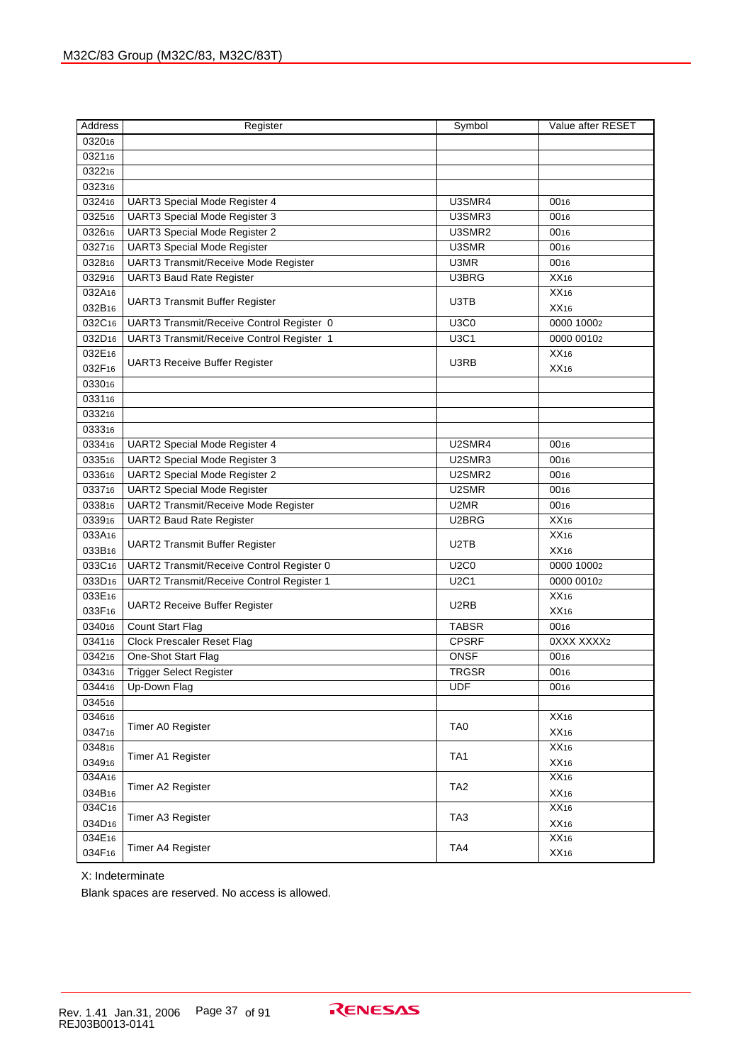| Address | Register | Symbol | Value after RESET |
|---|---|---|---|
| $0320_{16}$ | | | |
| $0321_{16}$ | | | |
| $0322_{16}$ | | | |
| $0323_{16}$ | | | |
| $0324_{16}$ | UART3 Special Mode Register 4 | U3SMR4 | $00_{16}$ |
| $0325_{16}$ | UART3 Special Mode Register 3 | U3SMR3 | $00_{16}$ |
| $0326_{16}$ | UART3 Special Mode Register 2 | U3SMR2 | $00_{16}$ |
| $0327_{16}$ | UART3 Special Mode Register | U3SMR | $00_{16}$ |
| $0328_{16}$ | UART3 Transmit/Receive Mode Register | U3MR | $00_{16}$ |
| $0329_{16}$ | UART3 Baud Rate Register | U3BRG | $XX_{16}$ |
| $032A_{16}$ | UART3 Transmit Buffer Register | U3TB | $XX_{16}$ |
| $032B_{16}$ | | | $XX_{16}$ |
| $032C_{16}$ | UART3 Transmit/Receive Control Register 0 | U3C0 | $0000\ 1000_2$ |
| $032D_{16}$ | UART3 Transmit/Receive Control Register 1 | U3C1 | $0000\ 0010_2$ |
| $032E_{16}$ | UART3 Receive Buffer Register | U3RB | $XX_{16}$ |
| $032F_{16}$ | | | $XX_{16}$ |
| $0330_{16}$ | | | |
| $0331_{16}$ | | | |
| $0332_{16}$ | | | |
| $0333_{16}$ | | | |
| $0334_{16}$ | UART2 Special Mode Register 4 | U2SMR4 | $00_{16}$ |
| $0335_{16}$ | UART2 Special Mode Register 3 | U2SMR3 | $00_{16}$ |
| $0336_{16}$ | UART2 Special Mode Register 2 | U2SMR2 | $00_{16}$ |
| $0337_{16}$ | UART2 Special Mode Register | U2SMR | $00_{16}$ |
| $0338_{16}$ | UART2 Transmit/Receive Mode Register | U2MR | $00_{16}$ |
| $0339_{16}$ | UART2 Baud Rate Register | U2BRG | $XX_{16}$ |
| $033A_{16}$ | UART2 Transmit Buffer Register | U2TB | $XX_{16}$ |
| $033B_{16}$ | | | $XX_{16}$ |
| $033C_{16}$ | UART2 Transmit/Receive Control Register 0 | U2C0 | $0000\ 1000_2$ |
| $033D_{16}$ | UART2 Transmit/Receive Control Register 1 | U2C1 | $0000\ 0010_2$ |
| $033E_{16}$ | UART2 Receive Buffer Register | U2RB | $XX_{16}$ |
| $033F_{16}$ | | | $XX_{16}$ |
| $0340_{16}$ | Count Start Flag | TABSR | $00_{16}$ |
| $0341_{16}$ | Clock Prescaler Reset Flag | CPSRF | $0XXX\ XXXX_2$ |
| $0342_{16}$ | One-Shot Start Flag | ONSF | $00_{16}$ |
| $0343_{16}$ | Trigger Select Register | TRGSR | $00_{16}$ |
| $0344_{16}$ | Up-Down Flag | UDF | $00_{16}$ |
| $0345_{16}$ | | | |
| $0346_{16}$ | Timer A0 Register | TA0 | $XX_{16}$ |
| $0347_{16}$ | | | $XX_{16}$ |
| $0348_{16}$ | Timer A1 Register | TA1 | $XX_{16}$ |
| $0349_{16}$ | | | $XX_{16}$ |
| $034A_{16}$ | Timer A2 Register | TA2 | $XX_{16}$ |
| $034B_{16}$ | | | $XX_{16}$ |
| $034C_{16}$ | Timer A3 Register | TA3 | $XX_{16}$ |
| $034D_{16}$ | | | $XX_{16}$ |
| $034E_{16}$ | Timer A4 Register | TA4 | $XX_{16}$ |
| $034F_{16}$ | | | $XX_{16}$ |

X: Indeterminate

Blank spaces are reserved. No access is allowed.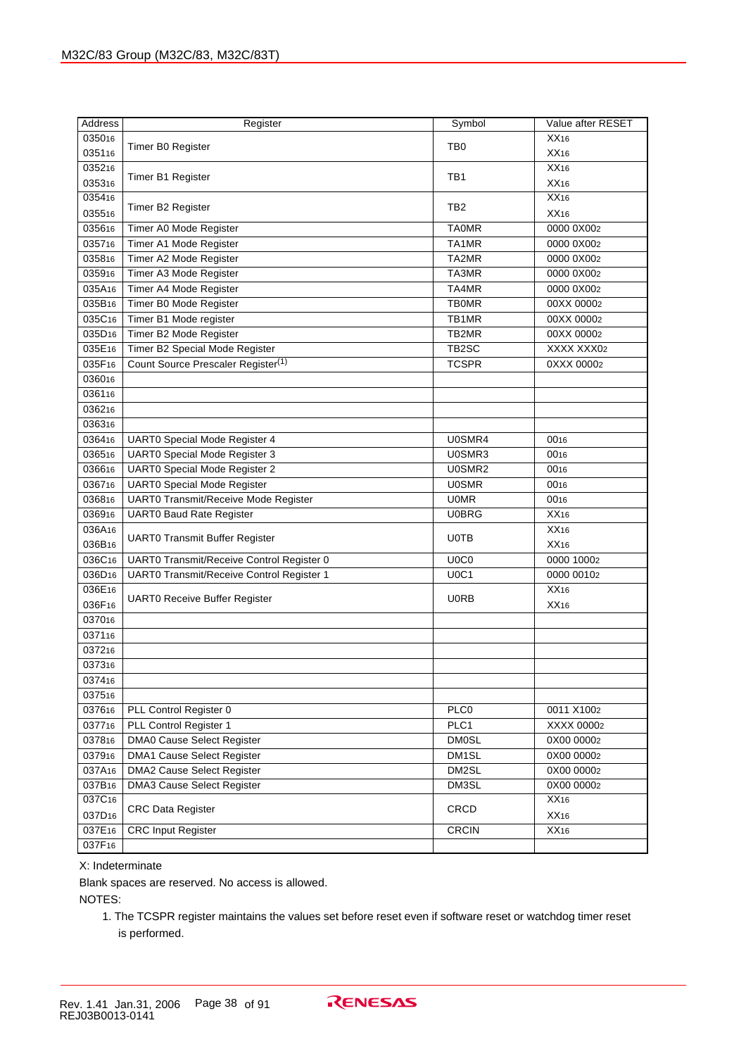| Address | Register | Symbol | Value after RESET |
|---|---|---|---|
| $0350_{16}$ | Timer B0 Register | TB0 | $XX_{16}$ |
| $0351_{16}$ | | | $XX_{16}$ |
| $0352_{16}$ | Timer B1 Register | TB1 | $XX_{16}$ |
| $0353_{16}$ | | | $XX_{16}$ |
| $0354_{16}$ | Timer B2 Register | TB2 | $XX_{16}$ |
| $0355_{16}$ | | | $XX_{16}$ |
| $0356_{16}$ | Timer A0 Mode Register | TA0MR | $0000\ 0X00_2$ |
| $0357_{16}$ | Timer A1 Mode Register | TA1MR | $0000\ 0X00_2$ |
| $0358_{16}$ | Timer A2 Mode Register | TA2MR | $0000\ 0X00_2$ |
| $0359_{16}$ | Timer A3 Mode Register | TA3MR | $0000\ 0X00_2$ |
| $035A_{16}$ | Timer A4 Mode Register | TA4MR | $0000\ 0X00_2$ |
| $035B_{16}$ | Timer B0 Mode Register | TB0MR | $00XX\ 0000_2$ |
| $035C_{16}$ | Timer B1 Mode register | TB1MR | $00XX\ 0000_2$ |
| $035D_{16}$ | Timer B2 Mode Register | TB2MR | $00XX\ 0000_2$ |
| $035E_{16}$ | Timer B2 Special Mode Register | TB2SC | $XXXX\ XXX0_2$ |
| $035F_{16}$ | Count Source Prescaler Register[1] | TCSPR | $0XXX\ 0000_2$ |
| $0360_{16}$ | | | |
| $0361_{16}$ | | | |
| $0362_{16}$ | | | |
| $0363_{16}$ | | | |
| $0364_{16}$ | UART0 Special Mode Register 4 | U0SMR4 | $00_{16}$ |
| $0365_{16}$ | UART0 Special Mode Register 3 | U0SMR3 | $00_{16}$ |
| $0366_{16}$ | UART0 Special Mode Register 2 | U0SMR2 | $00_{16}$ |
| $0367_{16}$ | UART0 Special Mode Register | U0SMR | $00_{16}$ |
| $0368_{16}$ | UART0 Transmit/Receive Mode Register | U0MR | $00_{16}$ |
| $0369_{16}$ | UART0 Baud Rate Register | U0BRG | $XX_{16}$ |
| $036A_{16}$ | UART0 Transmit Buffer Register | U0TB | $XX_{16}$ |
| $036B_{16}$ | | | $XX_{16}$ |
| $036C_{16}$ | UART0 Transmit/Receive Control Register 0 | U0C0 | $0000\ 1000_2$ |
| $036D_{16}$ | UART0 Transmit/Receive Control Register 1 | U0C1 | $0000\ 0010_2$ |
| $036E_{16}$ | UART0 Receive Buffer Register | U0RB | $XX_{16}$ |
| $036F_{16}$ | | | $XX_{16}$ |
| $0370_{16}$ | | | |
| $0371_{16}$ | | | |
| $0372_{16}$ | | | |
| $0373_{16}$ | | | |
| $0374_{16}$ | | | |
| $0375_{16}$ | | | |
| $0376_{16}$ | PLL Control Register 0 | PLC0 | $0011\ X100_2$ |
| $0377_{16}$ | PLL Control Register 1 | PLC1 | $XXXX\ 0000_2$ |
| $0378_{16}$ | DMA0 Cause Select Register | DM0SL | $0X00\ 0000_2$ |
| $0379_{16}$ | DMA1 Cause Select Register | DM1SL | $0X00\ 0000_2$ |
| $037A_{16}$ | DMA2 Cause Select Register | DM2SL | $0X00\ 0000_2$ |
| $037B_{16}$ | DMA3 Cause Select Register | DM3SL | $0X00\ 0000_2$ |
| $037C_{16}$ | CRC Data Register | CRCD | $XX_{16}$ |
| $037D_{16}$ | | | $XX_{16}$ |
| $037E_{16}$ | CRC Input Register | CRCIN | $XX_{16}$ |
| $037F_{16}$ | | | |

X: Indeterminate

Blank spaces are reserved. No access is allowed.

NOTES:

1. The TCSPR register maintains the values set before reset even if software reset or watchdog timer reset is performed.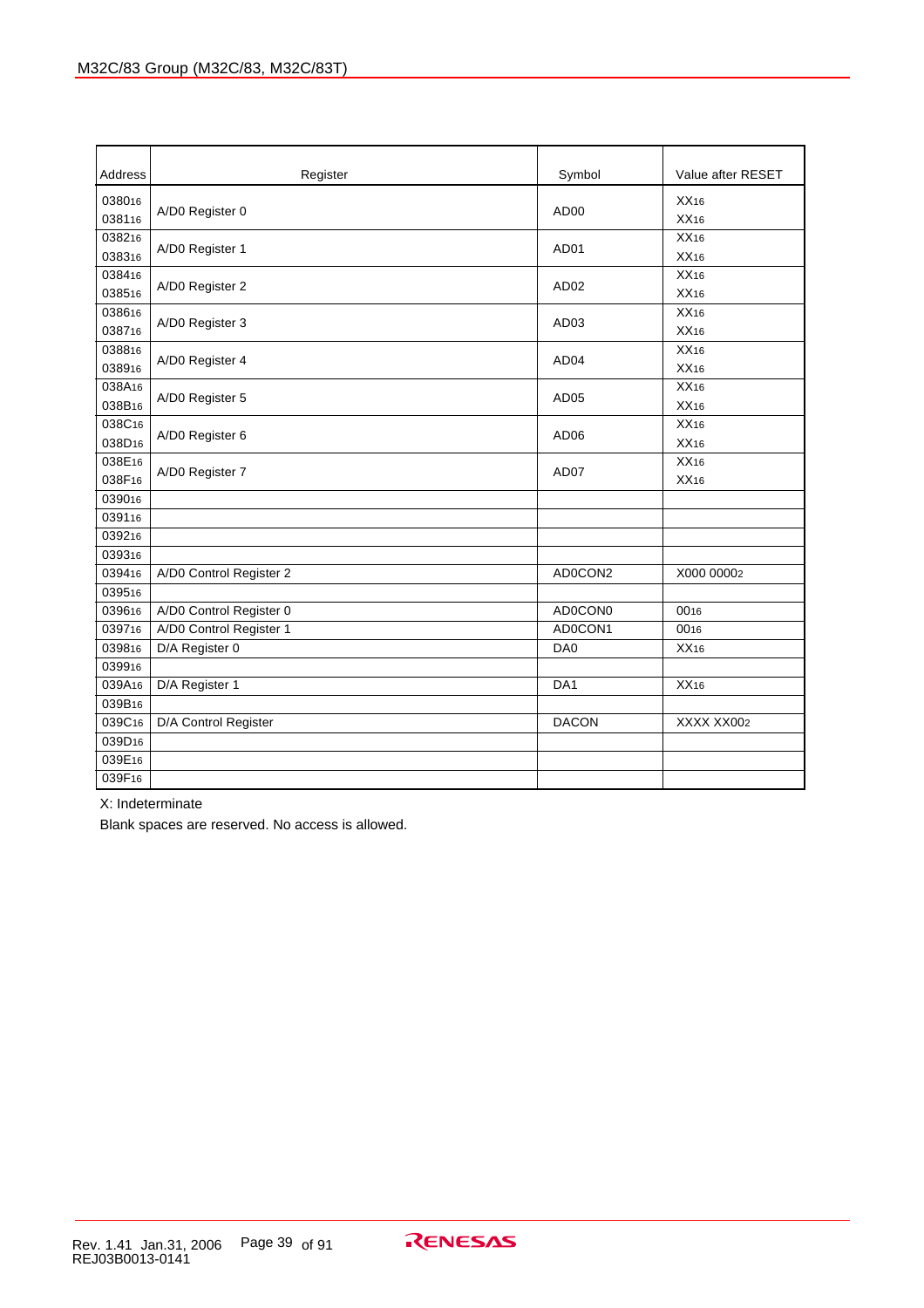| Address | Register | Symbol | Value after RESET |
|---|---|---|---|
| $0380_{16}$ | A/D0 Register 0 | AD00 | $XX_{16}$ |
| $0381_{16}$ | | | $XX_{16}$ |
| $0382_{16}$ | A/D0 Register 1 | AD01 | $XX_{16}$ |
| $0383_{16}$ | | | $XX_{16}$ |
| $0384_{16}$ | A/D0 Register 2 | AD02 | $XX_{16}$ |
| $0385_{16}$ | | | $XX_{16}$ |
| $0386_{16}$ | A/D0 Register 3 | AD03 | $XX_{16}$ |
| $0387_{16}$ | | | $XX_{16}$ |
| $0388_{16}$ | A/D0 Register 4 | AD04 | $XX_{16}$ |
| $0389_{16}$ | | | $XX_{16}$ |
| $038A_{16}$ | A/D0 Register 5 | AD05 | $XX_{16}$ |
| $038B_{16}$ | | | $XX_{16}$ |
| $038C_{16}$ | A/D0 Register 6 | AD06 | $XX_{16}$ |
| $038D_{16}$ | | | $XX_{16}$ |
| $038E_{16}$ | A/D0 Register 7 | AD07 | $XX_{16}$ |
| $038F_{16}$ | | | $XX_{16}$ |
| $0390_{16}$ | | | |
| $0391_{16}$ | | | |
| $0392_{16}$ | | | |
| $0393_{16}$ | | | |
| $0394_{16}$ | A/D0 Control Register 2 | AD0CON2 | $X000\ 0000_2$ |
| $0395_{16}$ | | | |
| $0396_{16}$ | A/D0 Control Register 0 | AD0CON0 | $00_{16}$ |
| $0397_{16}$ | A/D0 Control Register 1 | AD0CON1 | $00_{16}$ |
| $0398_{16}$ | D/A Register 0 | DA0 | $XX_{16}$ |
| $0399_{16}$ | | | |
| $039A_{16}$ | D/A Register 1 | DA1 | $XX_{16}$ |
| $039B_{16}$ | | | |
| $039C_{16}$ | D/A Control Register | DACON | $XXXX\ XX00_2$ |
| $039D_{16}$ | | | |
| $039E_{16}$ | | | |
| $039F_{16}$ | | | |

X: Indeterminate

Blank spaces are reserved. No access is allowed.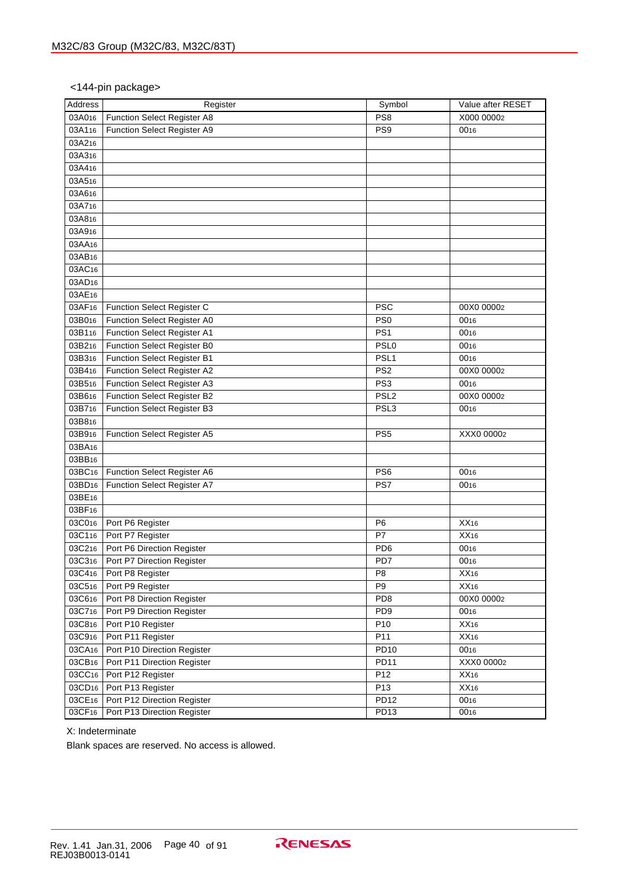<144-pin package>

| Address | Register | Symbol | Value after RESET |
|---|---|---|---|
| $03A0_{16}$ | Function Select Register A8 | PS8 | $X000\ 0000_2$ |
| $03A1_{16}$ | Function Select Register A9 | PS9 | $00_{16}$ |
| $03A2_{16}$ | | | |
| $03A3_{16}$ | | | |
| $03A4_{16}$ | | | |
| $03A5_{16}$ | | | |
| $03A6_{16}$ | | | |
| $03A7_{16}$ | | | |
| $03A8_{16}$ | | | |
| $03A9_{16}$ | | | |
| $03AA_{16}$ | | | |
| $03AB_{16}$ | | | |
| $03AC_{16}$ | | | |
| $03AD_{16}$ | | | |
| $03AE_{16}$ | | | |
| $03AF_{16}$ | Function Select Register C | PSC | $00X0\ 0000_2$ |
| $03B0_{16}$ | Function Select Register A0 | PS0 | $00_{16}$ |
| $03B1_{16}$ | Function Select Register A1 | PS1 | $00_{16}$ |
| $03B2_{16}$ | Function Select Register B0 | PSL0 | $00_{16}$ |
| $03B3_{16}$ | Function Select Register B1 | PSL1 | $00_{16}$ |
| $03B4_{16}$ | Function Select Register A2 | PS2 | $00X0\ 0000_2$ |
| $03B5_{16}$ | Function Select Register A3 | PS3 | $00_{16}$ |
| $03B6_{16}$ | Function Select Register B2 | PSL2 | $00X0\ 0000_2$ |
| $03B7_{16}$ | Function Select Register B3 | PSL3 | $00_{16}$ |
| $03B8_{16}$ | | | |
| $03B9_{16}$ | Function Select Register A5 | PS5 | $XXX0\ 0000_2$ |
| $03BA_{16}$ | | | |
| $03BB_{16}$ | | | |
| $03BC_{16}$ | Function Select Register A6 | PS6 | $00_{16}$ |
| $03BD_{16}$ | Function Select Register A7 | PS7 | $00_{16}$ |
| $03BE_{16}$ | | | |
| $03BF_{16}$ | | | |
| $03C0_{16}$ | Port P6 Register | P6 | $XX_{16}$ |
| $03C1_{16}$ | Port P7 Register | P7 | $XX_{16}$ |
| $03C2_{16}$ | Port P6 Direction Register | PD6 | $00_{16}$ |
| $03C3_{16}$ | Port P7 Direction Register | PD7 | $00_{16}$ |
| $03C4_{16}$ | Port P8 Register | P8 | $XX_{16}$ |
| $03C5_{16}$ | Port P9 Register | P9 | $XX_{16}$ |
| $03C6_{16}$ | Port P8 Direction Register | PD8 | $00X0\ 0000_2$ |
| $03C7_{16}$ | Port P9 Direction Register | PD9 | $00_{16}$ |
| $03C8_{16}$ | Port P10 Register | P10 | $XX_{16}$ |
| $03C9_{16}$ | Port P11 Register | P11 | $XX_{16}$ |
| $03CA_{16}$ | Port P10 Direction Register | PD10 | $00_{16}$ |
| $03CB_{16}$ | Port P11 Direction Register | PD11 | $XXX0\ 0000_2$ |
| $03CC_{16}$ | Port P12 Register | P12 | $XX_{16}$ |
| $03CD_{16}$ | Port P13 Register | P13 | $XX_{16}$ |
| $03CE_{16}$ | Port P12 Direction Register | PD12 | $00_{16}$ |
| $03CF_{16}$ | Port P13 Direction Register | PD13 | $00_{16}$ |

X: Indeterminate

Blank spaces are reserved. No access is allowed.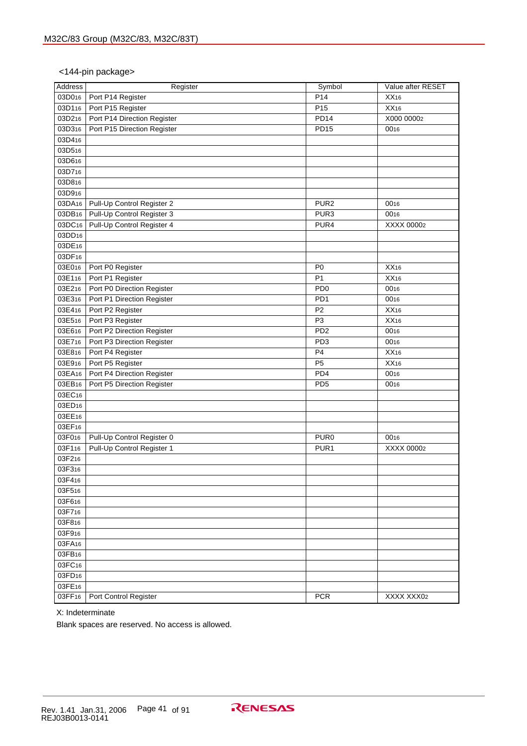<144-pin package>

| Address | Register | Symbol | Value after RESET |
|---|---|---|---|
| $03D0_{16}$ | Port P14 Register | P14 | $XX_{16}$ |
| $03D1_{16}$ | Port P15 Register | P15 | $XX_{16}$ |
| $03D2_{16}$ | Port P14 Direction Register | PD14 | $X000\ 0000_2$ |
| $03D3_{16}$ | Port P15 Direction Register | PD15 | $00_{16}$ |
| $03D4_{16}$ | | | |
| $03D5_{16}$ | | | |
| $03D6_{16}$ | | | |
| $03D7_{16}$ | | | |
| $03D8_{16}$ | | | |
| $03D9_{16}$ | | | |
| $03DA_{16}$ | Pull-Up Control Register 2 | PUR2 | $00_{16}$ |
| $03DB_{16}$ | Pull-Up Control Register 3 | PUR3 | $00_{16}$ |
| $03DC_{16}$ | Pull-Up Control Register 4 | PUR4 | $XXXX\ 0000_2$ |
| $03DD_{16}$ | | | |
| $03DE_{16}$ | | | |
| $03DF_{16}$ | | | |
| $03E0_{16}$ | Port P0 Register | P0 | $XX_{16}$ |
| $03E1_{16}$ | Port P1 Register | P1 | $XX_{16}$ |
| $03E2_{16}$ | Port P0 Direction Register | PD0 | $00_{16}$ |
| $03E3_{16}$ | Port P1 Direction Register | PD1 | $00_{16}$ |
| $03E4_{16}$ | Port P2 Register | P2 | $XX_{16}$ |
| $03E5_{16}$ | Port P3 Register | P3 | $XX_{16}$ |
| $03E6_{16}$ | Port P2 Direction Register | PD2 | $00_{16}$ |
| $03E7_{16}$ | Port P3 Direction Register | PD3 | $00_{16}$ |
| $03E8_{16}$ | Port P4 Register | P4 | $XX_{16}$ |
| $03E9_{16}$ | Port P5 Register | P5 | $XX_{16}$ |
| $03EA_{16}$ | Port P4 Direction Register | PD4 | $00_{16}$ |
| $03EB_{16}$ | Port P5 Direction Register | PD5 | $00_{16}$ |
| $03EC_{16}$ | | | |
| $03ED_{16}$ | | | |
| $03EE_{16}$ | | | |
| $03EF_{16}$ | | | |
| $03F0_{16}$ | Pull-Up Control Register 0 | PUR0 | $00_{16}$ |
| $03F1_{16}$ | Pull-Up Control Register 1 | PUR1 | $XXXX\ 0000_2$ |
| $03F2_{16}$ | | | |
| $03F3_{16}$ | | | |
| $03F4_{16}$ | | | |
| $03F5_{16}$ | | | |
| $03F6_{16}$ | | | |
| $03F7_{16}$ | | | |
| $03F8_{16}$ | | | |
| $03F9_{16}$ | | | |
| $03FA_{16}$ | | | |
| $03FB_{16}$ | | | |
| $03FC_{16}$ | | | |
| $03FD_{16}$ | | | |
| $03FE_{16}$ | | | |
| $03FF_{16}$ | Port Control Register | PCR | $XXXX\ XXX0_2$ |

X: Indeterminate

Blank spaces are reserved. No access is allowed.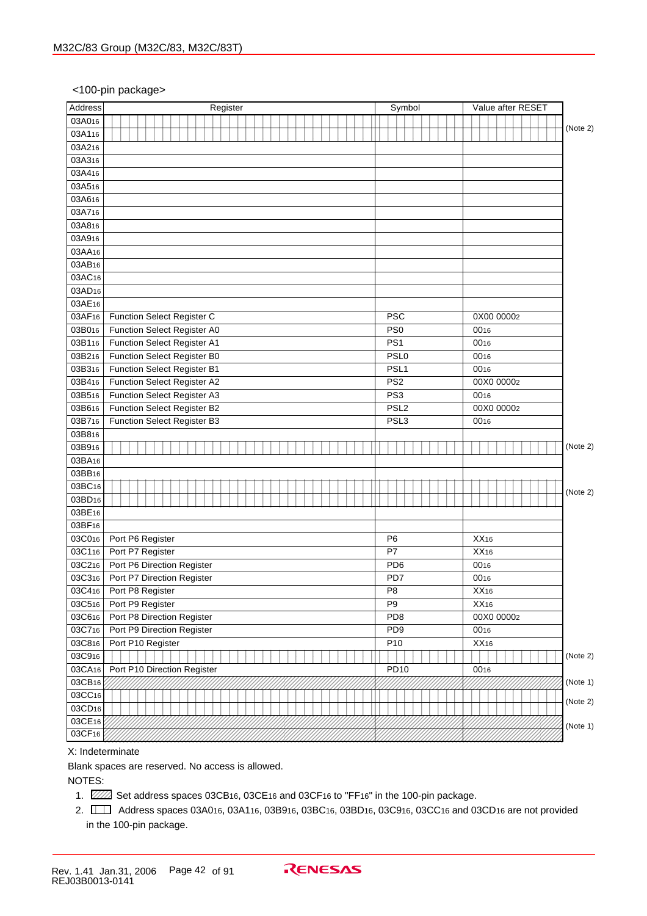<100-pin package>

| Address | Register | Symbol | Value after RESET | |
|---|---|---|---|---|
| $03A0_{16}$ | | | | (Note 2) |
| $03A1_{16}$ | | | | |
| $03A2_{16}$ | | | | |
| $03A3_{16}$ | | | | |
| $03A4_{16}$ | | | | |
| $03A5_{16}$ | | | | |
| $03A6_{16}$ | | | | |
| $03A7_{16}$ | | | | |
| $03A8_{16}$ | | | | |
| $03A9_{16}$ | | | | |
| $03AA_{16}$ | | | | |
| $03AB_{16}$ | | | | |
| $03AC_{16}$ | | | | |
| $03AD_{16}$ | | | | |
| $03AE_{16}$ | | | | |
| $03AF_{16}$ | Function Select Register C | PSC | $0X00\ 0000_2$ | |
| $03B0_{16}$ | Function Select Register A0 | PS0 | $00_{16}$ | |
| $03B1_{16}$ | Function Select Register A1 | PS1 | $00_{16}$ | |
| $03B2_{16}$ | Function Select Register B0 | PSL0 | $00_{16}$ | |
| $03B3_{16}$ | Function Select Register B1 | PSL1 | $00_{16}$ | |
| $03B4_{16}$ | Function Select Register A2 | PS2 | $00X0\ 0000_2$ | |
| $03B5_{16}$ | Function Select Register A3 | PS3 | $00_{16}$ | |
| $03B6_{16}$ | Function Select Register B2 | PSL2 | $00X0\ 0000_2$ | |
| $03B7_{16}$ | Function Select Register B3 | PSL3 | $00_{16}$ | |
| $03B8_{16}$ | | | | |
| $03B9_{16}$ | | | | (Note 2) |
| $03BA_{16}$ | | | | |
| $03BB_{16}$ | | | | |
| $03BC_{16}$ | | | | (Note 2) |
| $03BD_{16}$ | | | | |
| $03BE_{16}$ | | | | |
| $03BF_{16}$ | | | | |
| $03C0_{16}$ | Port P6 Register | P6 | $XX_{16}$ | |
| $03C1_{16}$ | Port P7 Register | P7 | $XX_{16}$ | |
| $03C2_{16}$ | Port P6 Direction Register | PD6 | $00_{16}$ | |
| $03C3_{16}$ | Port P7 Direction Register | PD7 | $00_{16}$ | |
| $03C4_{16}$ | Port P8 Register | P8 | $XX_{16}$ | |
| $03C5_{16}$ | Port P9 Register | P9 | $XX_{16}$ | |
| $03C6_{16}$ | Port P8 Direction Register | PD8 | $00X0\ 0000_2$ | |
| $03C7_{16}$ | Port P9 Direction Register | PD9 | $00_{16}$ | |
| $03C8_{16}$ | Port P10 Register | P10 | $XX_{16}$ | |
| $03C9_{16}$ | | | | (Note 2) |
| $03CA_{16}$ | Port P10 Direction Register | PD10 | $00_{16}$ | |
| $03CB_{16}$ | | | | (Note 1) |
| $03CC_{16}$ | | | | (Note 2) |
| $03CD_{16}$ | | | | |
| $03CE_{16}$ | | | | (Note 1) |
| $03CF_{16}$ | | | | |

X: Indeterminate

Blank spaces are reserved. No access is allowed.

NOTES:

1. (hatched) Set address spaces $03CB_{16}$, $03CE_{16}$ and $03CF_{16}$ to "$FF_{16}$" in the 100-pin package.
2. (grid) Address spaces $03A0_{16}$, $03A1_{16}$, $03B9_{16}$, $03BC_{16}$, $03BD_{16}$, $03C9_{16}$, $03CC_{16}$ and $03CD_{16}$ are not provided in the 100-pin package.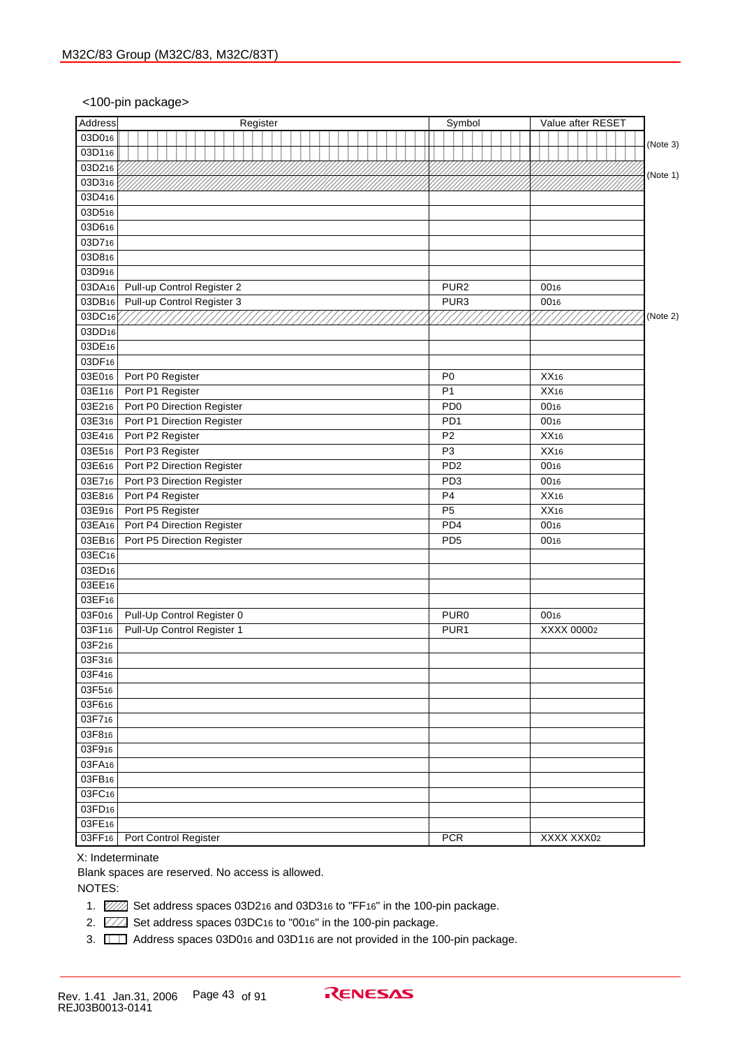<100-pin package>

| Address | Register | Symbol | Value after RESET | |
|---|---|---|---|---|
| $03D0_{16}$ | | | | (Note 3) |
| $03D1_{16}$ | | | | |
| $03D2_{16}$ | | | | (Note 1) |
| $03D3_{16}$ | | | | |
| $03D4_{16}$ | | | | |
| $03D5_{16}$ | | | | |
| $03D6_{16}$ | | | | |
| $03D7_{16}$ | | | | |
| $03D8_{16}$ | | | | |
| $03D9_{16}$ | | | | |
| $03DA_{16}$ | Pull-up Control Register 2 | PUR2 | $00_{16}$ | |
| $03DB_{16}$ | Pull-up Control Register 3 | PUR3 | $00_{16}$ | |
| $03DC_{16}$ | | | | (Note 2) |
| $03DD_{16}$ | | | | |
| $03DE_{16}$ | | | | |
| $03DF_{16}$ | | | | |
| $03E0_{16}$ | Port P0 Register | P0 | $XX_{16}$ | |
| $03E1_{16}$ | Port P1 Register | P1 | $XX_{16}$ | |
| $03E2_{16}$ | Port P0 Direction Register | PD0 | $00_{16}$ | |
| $03E3_{16}$ | Port P1 Direction Register | PD1 | $00_{16}$ | |
| $03E4_{16}$ | Port P2 Register | P2 | $XX_{16}$ | |
| $03E5_{16}$ | Port P3 Register | P3 | $XX_{16}$ | |
| $03E6_{16}$ | Port P2 Direction Register | PD2 | $00_{16}$ | |
| $03E7_{16}$ | Port P3 Direction Register | PD3 | $00_{16}$ | |
| $03E8_{16}$ | Port P4 Register | P4 | $XX_{16}$ | |
| $03E9_{16}$ | Port P5 Register | P5 | $XX_{16}$ | |
| $03EA_{16}$ | Port P4 Direction Register | PD4 | $00_{16}$ | |
| $03EB_{16}$ | Port P5 Direction Register | PD5 | $00_{16}$ | |
| $03EC_{16}$ | | | | |
| $03ED_{16}$ | | | | |
| $03EE_{16}$ | | | | |
| $03EF_{16}$ | | | | |
| $03F0_{16}$ | Pull-Up Control Register 0 | PUR0 | $00_{16}$ | |
| $03F1_{16}$ | Pull-Up Control Register 1 | PUR1 | XXXX $0000_2$ | |
| $03F2_{16}$ | | | | |
| $03F3_{16}$ | | | | |
| $03F4_{16}$ | | | | |
| $03F5_{16}$ | | | | |
| $03F6_{16}$ | | | | |
| $03F7_{16}$ | | | | |
| $03F8_{16}$ | | | | |
| $03F9_{16}$ | | | | |
| $03FA_{16}$ | | | | |
| $03FB_{16}$ | | | | |
| $03FC_{16}$ | | | | |
| $03FD_{16}$ | | | | |
| $03FE_{16}$ | | | | |
| $03FF_{16}$ | Port Control Register | PCR | XXXX $XXX0_2$ | |

X: Indeterminate

Blank spaces are reserved. No access is allowed.

NOTES:

1. Set address spaces $03D2_{16}$ and $03D3_{16}$ to "$FF_{16}$" in the 100-pin package.
2. Set address spaces $03DC_{16}$ to "$00_{16}$" in the 100-pin package.
3. Address spaces $03D0_{16}$ and $03D1_{16}$ are not provided in the 100-pin package.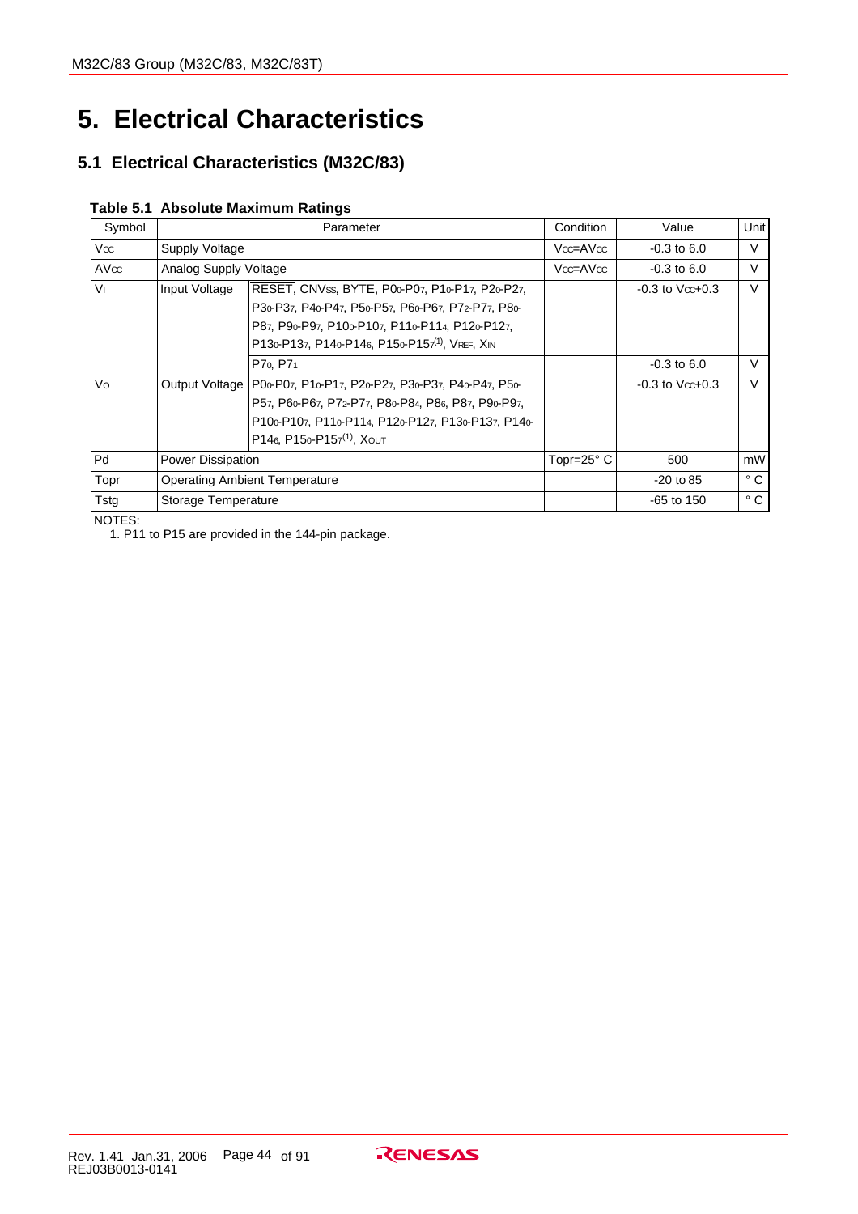# 5. Electrical Characteristics

## 5.1 Electrical Characteristics (M32C/83)

**Table 5.1 Absolute Maximum Ratings**

| Symbol | Parameter | | Condition | Value | Unit |
|---|---|---|---|---|---|
| $V_{CC}$ | Supply Voltage | | $V_{CC}=AV_{CC}$ | -0.3 to 6.0 | V |
| $AV_{CC}$ | Analog Supply Voltage | | $V_{CC}=AV_{CC}$ | -0.3 to 6.0 | V |
| $V_I$ | Input Voltage | $\overline{RESET}$, $CNV_{SS}$, BYTE, $P0_0$-$P0_7$, $P1_0$-$P1_7$, $P2_0$-$P2_7$, $P3_0$-$P3_7$, $P4_0$-$P4_7$, $P5_0$-$P5_7$, $P6_0$-$P6_7$, $P7_2$-$P7_7$, $P8_0$-$P8_7$, $P9_0$-$P9_7$, $P10_0$-$P10_7$, $P11_0$-$P11_4$, $P12_0$-$P12_7$, $P13_0$-$P13_7$, $P14_0$-$P14_6$, $P15_0$-$P15_7$ (1), $V_{REF}$, $X_{IN}$ | | -0.3 to $V_{CC}$+0.3 | V |
| | | $P7_0$, $P7_1$ | | -0.3 to 6.0 | V |
| $V_O$ | Output Voltage | $P0_0$-$P0_7$, $P1_0$-$P1_7$, $P2_0$-$P2_7$, $P3_0$-$P3_7$, $P4_0$-$P4_7$, $P5_0$-$P5_7$, $P6_0$-$P6_7$, $P7_2$-$P7_7$, $P8_0$-$P8_4$, $P8_6$, $P8_7$, $P9_0$-$P9_7$, $P10_0$-$P10_7$, $P11_0$-$P11_4$, $P12_0$-$P12_7$, $P13_0$-$P13_7$, $P14_0$-$P14_6$, $P15_0$-$P15_7$ (1), $X_{OUT}$ | | -0.3 to $V_{CC}$+0.3 | V |
| Pd | Power Dissipation | | Topr=25° C | 500 | mW |
| Topr | Operating Ambient Temperature | | | -20 to 85 | ° C |
| Tstg | Storage Temperature | | | -65 to 150 | ° C |

NOTES:
1. P11 to P15 are provided in the 144-pin package.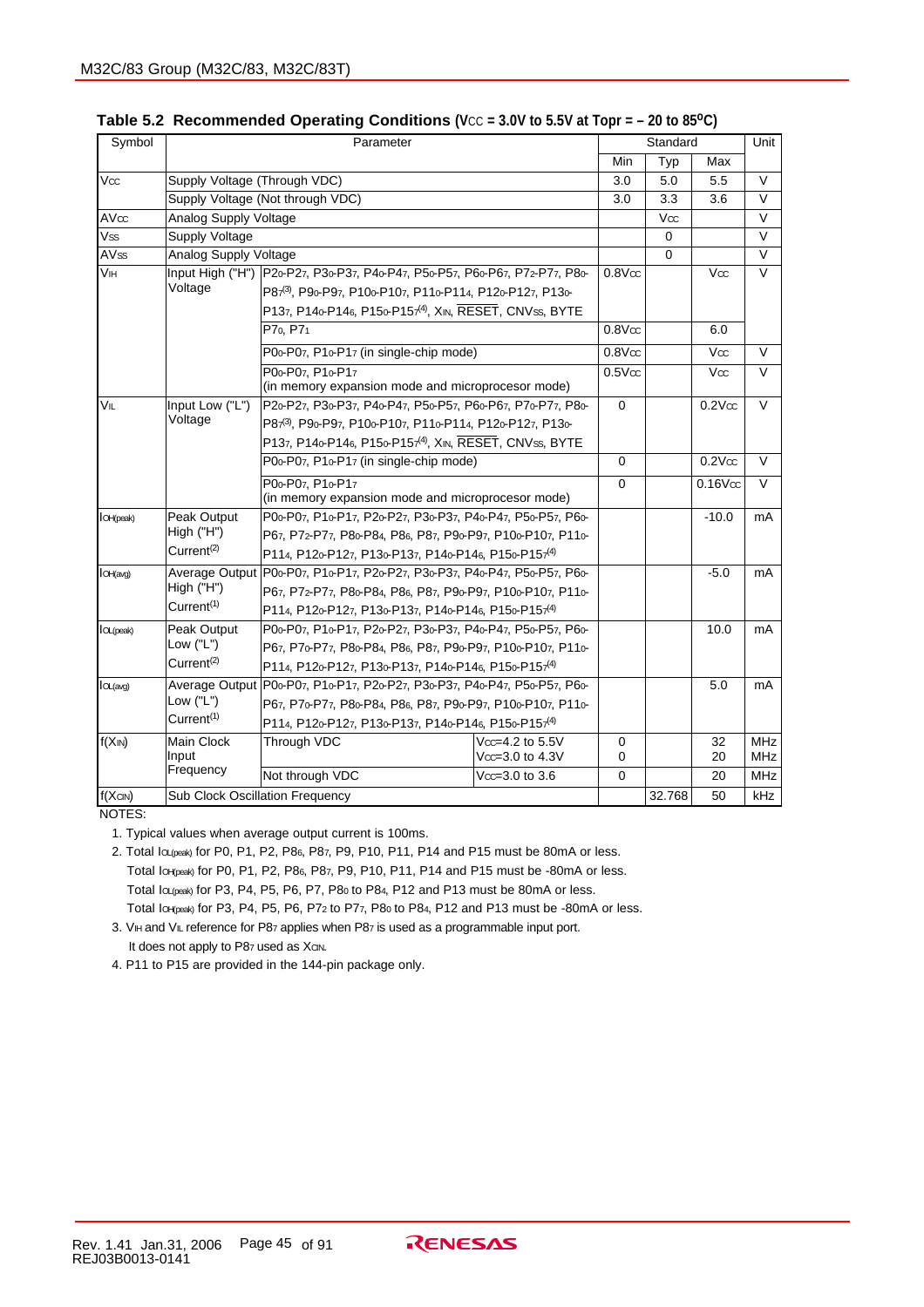**Table 5.2 Recommended Operating Conditions ($V_{CC}$ = 3.0V to 5.5V at Topr = – 20 to 85°C)**

| Symbol | Parameter | | | Standard | | | Unit |
|---|---|---|---|---|---|---|---|
| | | | | Min | Typ | Max | |
| $V_{CC}$ | Supply Voltage (Through VDC) | | | 3.0 | 5.0 | 5.5 | V |
| | Supply Voltage (Not through VDC) | | | 3.0 | 3.3 | 3.6 | V |
| $AV_{CC}$ | Analog Supply Voltage | | | | $V_{CC}$ | | V |
| $V_{SS}$ | Supply Voltage | | | | 0 | | V |
| $AV_{SS}$ | Analog Supply Voltage | | | | 0 | | V |
| $V_{IH}$ | Input High ("H") Voltage | $P2_0$-$P2_7$, $P3_0$-$P3_7$, $P4_0$-$P4_7$, $P5_0$-$P5_7$, $P6_0$-$P6_7$, $P7_2$-$P7_7$, $P8_0$-$P8_7$[3], $P9_0$-$P9_7$, $P10_0$-$P10_7$, $P11_0$-$P11_4$, $P12_0$-$P12_7$, $P13_0$-$P13_7$, $P14_0$-$P14_6$, $P15_0$-$P15_7$[4], $X_{IN}$, $\overline{RESET}$, $CNV_{SS}$, BYTE | | $0.8V_{CC}$ | | $V_{CC}$ | V |
| | | $P7_0$, $P7_1$ | | $0.8V_{CC}$ | | 6.0 | |
| | | $P0_0$-$P0_7$, $P1_0$-$P1_7$ (in single-chip mode) | | $0.8V_{CC}$ | | $V_{CC}$ | V |
| | | $P0_0$-$P0_7$, $P1_0$-$P1_7$ (in memory expansion mode and microprocesor mode) | | $0.5V_{CC}$ | | $V_{CC}$ | V |
| $V_{IL}$ | Input Low ("L") Voltage | $P2_0$-$P2_7$, $P3_0$-$P3_7$, $P4_0$-$P4_7$, $P5_0$-$P5_7$, $P6_0$-$P6_7$, $P7_0$-$P7_7$, $P8_0$-$P8_7$[3], $P9_0$-$P9_7$, $P10_0$-$P10_7$, $P11_0$-$P11_4$, $P12_0$-$P12_7$, $P13_0$-$P13_7$, $P14_0$-$P14_6$, $P15_0$-$P15_7$[4], $X_{IN}$, $\overline{RESET}$, $CNV_{SS}$, BYTE | | 0 | | $0.2V_{CC}$ | V |
| | | $P0_0$-$P0_7$, $P1_0$-$P1_7$ (in single-chip mode) | | 0 | | $0.2V_{CC}$ | V |
| | | $P0_0$-$P0_7$, $P1_0$-$P1_7$ (in memory expansion mode and microprocesor mode) | | 0 | | $0.16V_{CC}$ | V |
| $I_{OH(peak)}$ | Peak Output High ("H") Current[2] | $P0_0$-$P0_7$, $P1_0$-$P1_7$, $P2_0$-$P2_7$, $P3_0$-$P3_7$, $P4_0$-$P4_7$, $P5_0$-$P5_7$, $P6_0$-$P6_7$, $P7_2$-$P7_7$, $P8_0$-$P8_4$, $P8_6$, $P8_7$, $P9_0$-$P9_7$, $P10_0$-$P10_7$, $P11_0$-$P11_4$, $P12_0$-$P12_7$, $P13_0$-$P13_7$, $P14_0$-$P14_6$, $P15_0$-$P15_7$[4] | | | | -10.0 | mA |
| $I_{OH(avg)}$ | Average Output High ("H") Current[1] | $P0_0$-$P0_7$, $P1_0$-$P1_7$, $P2_0$-$P2_7$, $P3_0$-$P3_7$, $P4_0$-$P4_7$, $P5_0$-$P5_7$, $P6_0$-$P6_7$, $P7_2$-$P7_7$, $P8_0$-$P8_4$, $P8_6$, $P8_7$, $P9_0$-$P9_7$, $P10_0$-$P10_7$, $P11_0$-$P11_4$, $P12_0$-$P12_7$, $P13_0$-$P13_7$, $P14_0$-$P14_6$, $P15_0$-$P15_7$[4] | | | | -5.0 | mA |
| $I_{OL(peak)}$ | Peak Output Low ("L") Current[2] | $P0_0$-$P0_7$, $P1_0$-$P1_7$, $P2_0$-$P2_7$, $P3_0$-$P3_7$, $P4_0$-$P4_7$, $P5_0$-$P5_7$, $P6_0$-$P6_7$, $P7_0$-$P7_7$, $P8_0$-$P8_4$, $P8_6$, $P8_7$, $P9_0$-$P9_7$, $P10_0$-$P10_7$, $P11_0$-$P11_4$, $P12_0$-$P12_7$, $P13_0$-$P13_7$, $P14_0$-$P14_6$, $P15_0$-$P15_7$[4] | | | | 10.0 | mA |
| $I_{OL(avg)}$ | Average Output Low ("L") Current[1] | $P0_0$-$P0_7$, $P1_0$-$P1_7$, $P2_0$-$P2_7$, $P3_0$-$P3_7$, $P4_0$-$P4_7$, $P5_0$-$P5_7$, $P6_0$-$P6_7$, $P7_0$-$P7_7$, $P8_0$-$P8_4$, $P8_6$, $P8_7$, $P9_0$-$P9_7$, $P10_0$-$P10_7$, $P11_0$-$P11_4$, $P12_0$-$P12_7$, $P13_0$-$P13_7$, $P14_0$-$P14_6$, $P15_0$-$P15_7$[4] | | | | 5.0 | mA |
| $f(X_{IN})$ | Main Clock Input Frequency | Through VDC | $V_{CC}$=4.2 to 5.5V | 0 | | 32 | MHz |
| | | | $V_{CC}$=3.0 to 4.3V | 0 | | 20 | MHz |
| | | Not through VDC | $V_{CC}$=3.0 to 3.6 | 0 | | 20 | MHz |
| $f(X_{CIN})$ | Sub Clock Oscillation Frequency | | | | 32.768 | 50 | kHz |

NOTES:

1. Typical values when average output current is 100ms.
2. Total $I_{OL(peak)}$ for P0, P1, P2, $P8_6$, $P8_7$, P9, P10, P11, P14 and P15 must be 80mA or less.
   Total $I_{OH(peak)}$ for P0, P1, P2, $P8_6$, $P8_7$, P9, P10, P11, P14 and P15 must be -80mA or less.
   Total $I_{OL(peak)}$ for P3, P4, P5, P6, P7, $P8_0$ to $P8_4$, P12 and P13 must be 80mA or less.
   Total $I_{OH(peak)}$ for P3, P4, P5, P6, $P7_2$ to $P7_7$, $P8_0$ to $P8_4$, P12 and P13 must be -80mA or less.
3. $V_{IH}$ and $V_{IL}$ reference for $P8_7$ applies when $P8_7$ is used as a programmable input port.
   It does not apply to $P8_7$ used as $X_{CIN}$.
4. P11 to P15 are provided in the 144-pin package only.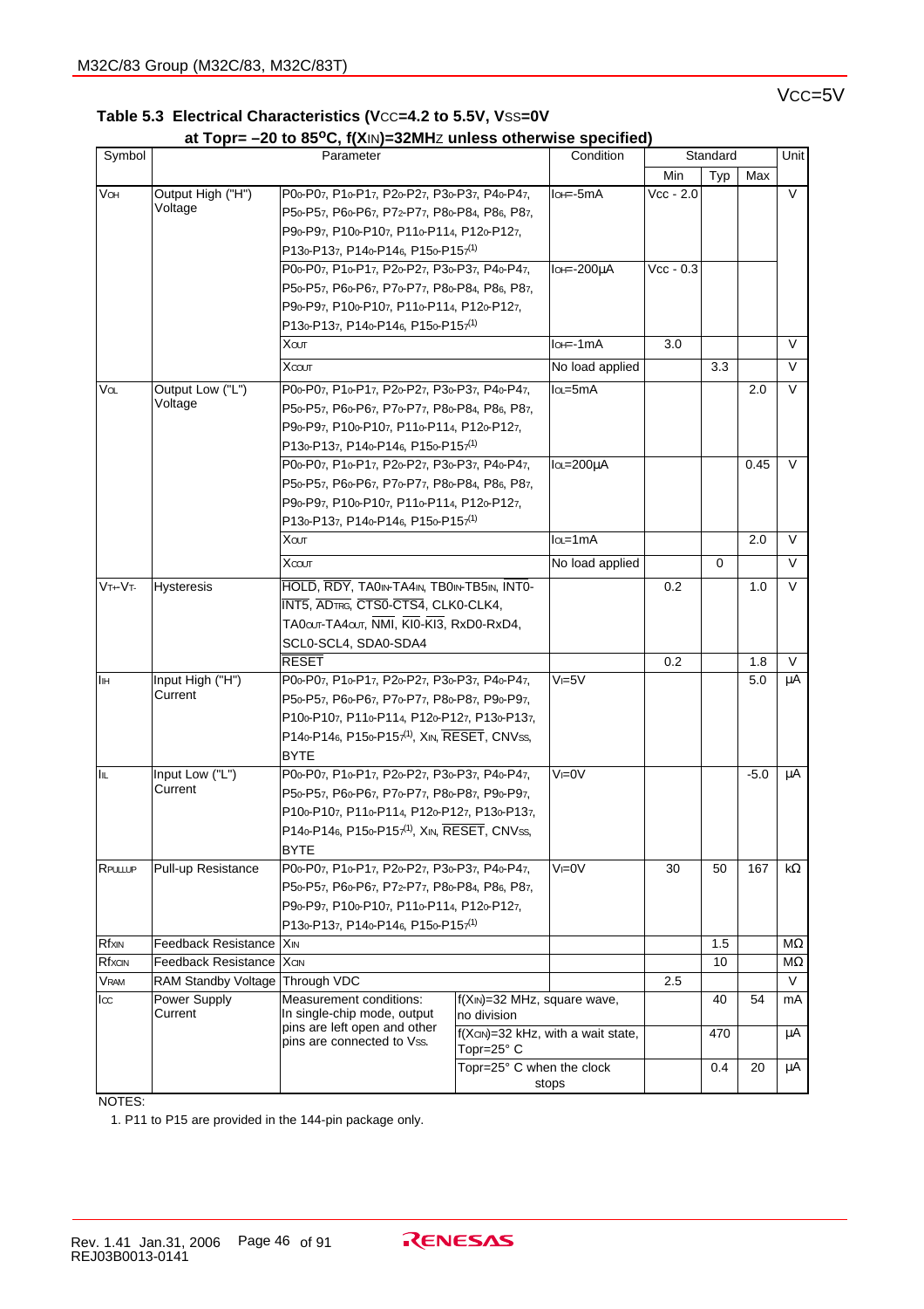VCC=5V

**Table 5.3 Electrical Characteristics (VCC=4.2 to 5.5V, VSS=0V at Topr= –20 to 85°C, f(XIN)=32MHz unless otherwise specified)**

| Symbol | Parameter | | Condition | Standard Min | Standard Typ | Standard Max | Unit |
|---|---|---|---|---|---|---|---|
| $V_{OH}$ | Output High ("H") Voltage | $P0_0$-$P0_7$, $P1_0$-$P1_7$, $P2_0$-$P2_7$, $P3_0$-$P3_7$, $P4_0$-$P4_7$, $P5_0$-$P5_7$, $P6_0$-$P6_7$, $P7_2$-$P7_7$, $P8_0$-$P8_4$, $P8_6$, $P8_7$, $P9_0$-$P9_7$, $P10_0$-$P10_7$, $P11_0$-$P11_4$, $P12_0$-$P12_7$, $P13_0$-$P13_7$, $P14_0$-$P14_6$, $P15_0$-$P15_7$(1) | $I_{OH}$=-5mA | Vcc - 2.0 | | | V |
| | | $P0_0$-$P0_7$, $P1_0$-$P1_7$, $P2_0$-$P2_7$, $P3_0$-$P3_7$, $P4_0$-$P4_7$, $P5_0$-$P5_7$, $P6_0$-$P6_7$, $P7_0$-$P7_7$, $P8_0$-$P8_4$, $P8_6$, $P8_7$, $P9_0$-$P9_7$, $P10_0$-$P10_7$, $P11_0$-$P11_4$, $P12_0$-$P12_7$, $P13_0$-$P13_7$, $P14_0$-$P14_6$, $P15_0$-$P15_7$(1) | $I_{OH}$=-200μA | Vcc - 0.3 | | | |
| | | $X_{OUT}$ | $I_{OH}$=-1mA | 3.0 | | | V |
| | | $X_{COUT}$ | No load applied | | 3.3 | | V |
| $V_{OL}$ | Output Low ("L") Voltage | $P0_0$-$P0_7$, $P1_0$-$P1_7$, $P2_0$-$P2_7$, $P3_0$-$P3_7$, $P4_0$-$P4_7$, $P5_0$-$P5_7$, $P6_0$-$P6_7$, $P7_0$-$P7_7$, $P8_0$-$P8_4$, $P8_6$, $P8_7$, $P9_0$-$P9_7$, $P10_0$-$P10_7$, $P11_0$-$P11_4$, $P12_0$-$P12_7$, $P13_0$-$P13_7$, $P14_0$-$P14_6$, $P15_0$-$P15_7$(1) | $I_{OL}$=5mA | | | 2.0 | V |
| | | $P0_0$-$P0_7$, $P1_0$-$P1_7$, $P2_0$-$P2_7$, $P3_0$-$P3_7$, $P4_0$-$P4_7$, $P5_0$-$P5_7$, $P6_0$-$P6_7$, $P7_0$-$P7_7$, $P8_0$-$P8_4$, $P8_6$, $P8_7$, $P9_0$-$P9_7$, $P10_0$-$P10_7$, $P11_0$-$P11_4$, $P12_0$-$P12_7$, $P13_0$-$P13_7$, $P14_0$-$P14_6$, $P15_0$-$P15_7$(1) | $I_{OL}$=200μA | | | 0.45 | V |
| | | $X_{OUT}$ | $I_{OL}$=1mA | | | 2.0 | V |
| | | $X_{COUT}$ | No load applied | | 0 | | V |
| $V_{T+}$-$V_{T-}$ | Hysteresis | $\overline{HOLD}$, $\overline{RDY}$, TA0IN-TA4IN, TB0IN-TB5IN, $\overline{INT0}$-$\overline{INT5}$, $\overline{AD_{TRG}}$, $\overline{CTS0}$-$\overline{CTS4}$, CLK0-CLK4, TA0OUT-TA4OUT, $\overline{NMI}$, $\overline{KI0}$-$\overline{KI3}$, RxD0-RxD4, SCL0-SCL4, SDA0-SDA4 | | 0.2 | | 1.0 | V |
| | | $\overline{RESET}$ | | 0.2 | | 1.8 | V |
| $I_{IH}$ | Input High ("H") Current | $P0_0$-$P0_7$, $P1_0$-$P1_7$, $P2_0$-$P2_7$, $P3_0$-$P3_7$, $P4_0$-$P4_7$, $P5_0$-$P5_7$, $P6_0$-$P6_7$, $P7_0$-$P7_7$, $P8_0$-$P8_7$, $P9_0$-$P9_7$, $P10_0$-$P10_7$, $P11_0$-$P11_4$, $P12_0$-$P12_7$, $P13_0$-$P13_7$, $P14_0$-$P14_6$, $P15_0$-$P15_7$(1), $X_{IN}$, $\overline{RESET}$, $CNV_{SS}$, BYTE | $V_I$=5V | | | 5.0 | μA |
| $I_{IL}$ | Input Low ("L") Current | $P0_0$-$P0_7$, $P1_0$-$P1_7$, $P2_0$-$P2_7$, $P3_0$-$P3_7$, $P4_0$-$P4_7$, $P5_0$-$P5_7$, $P6_0$-$P6_7$, $P7_0$-$P7_7$, $P8_0$-$P8_7$, $P9_0$-$P9_7$, $P10_0$-$P10_7$, $P11_0$-$P11_4$, $P12_0$-$P12_7$, $P13_0$-$P13_7$, $P14_0$-$P14_6$, $P15_0$-$P15_7$(1), $X_{IN}$, $\overline{RESET}$, $CNV_{SS}$, BYTE | $V_I$=0V | | | -5.0 | μA |
| $R_{PULLUP}$ | Pull-up Resistance | $P0_0$-$P0_7$, $P1_0$-$P1_7$, $P2_0$-$P2_7$, $P3_0$-$P3_7$, $P4_0$-$P4_7$, $P5_0$-$P5_7$, $P6_0$-$P6_7$, $P7_2$-$P7_7$, $P8_0$-$P8_4$, $P8_6$, $P8_7$, $P9_0$-$P9_7$, $P10_0$-$P10_7$, $P11_0$-$P11_4$, $P12_0$-$P12_7$, $P13_0$-$P13_7$, $P14_0$-$P14_6$, $P15_0$-$P15_7$(1) | $V_I$=0V | 30 | 50 | 167 | kΩ |
| $R_{fXIN}$ | Feedback Resistance | $X_{IN}$ | | | 1.5 | | MΩ |
| $R_{fXCIN}$ | Feedback Resistance | $X_{CIN}$ | | | 10 | | MΩ |
| $V_{RAM}$ | RAM Standby Voltage | Through VDC | | 2.5 | | | V |
| $I_{CC}$ | Power Supply Current | Measurement conditions: In single-chip mode, output pins are left open and other pins are connected to $V_{SS}$. | $f(X_{IN})$=32 MHz, square wave, no division | | 40 | 54 | mA |
| | | | $f(X_{CIN})$=32 kHz, with a wait state, Topr=25° C | | 470 | | μA |
| | | | Topr=25° C when the clock stops | | 0.4 | 20 | μA |

NOTES:

1. P11 to P15 are provided in the 144-pin package only.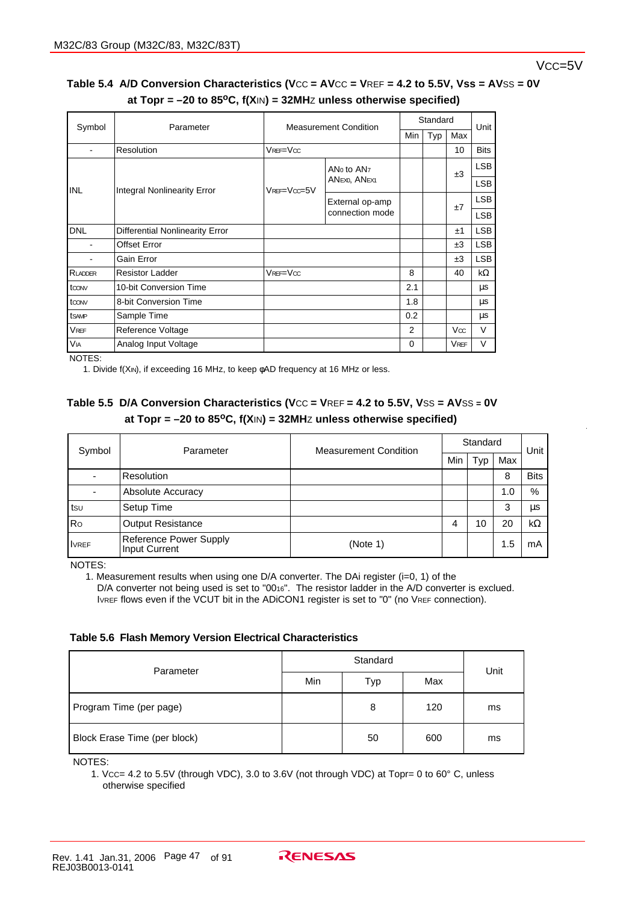VCC=5V

**Table 5.4 A/D Conversion Characteristics ($V_{CC}$ = $AV_{CC}$ = $V_{REF}$ = 4.2 to 5.5V, Vss = $AV_{SS}$ = 0V at Topr = –20 to 85°C, f($X_{IN}$) = 32MHz unless otherwise specified)**

| Symbol | Parameter | Measurement Condition | | Standard | | | Unit |
|---|---|---|---|---|---|---|---|
| | | | | Min | Typ | Max | |
| - | Resolution | $V_{REF}$=$V_{CC}$ | | | | 10 | Bits |
| INL | Integral Nonlinearity Error | $V_{REF}$=$V_{CC}$=5V | $AN_0$ to $AN_7$, $AN_{EX0}$, $AN_{EX1}$ | | | ±3 | LSB |
| | | | External op-amp connection mode | | | ±7 | LSB |
| DNL | Differential Nonlinearity Error | | | | | ±1 | LSB |
| - | Offset Error | | | | | ±3 | LSB |
| - | Gain Error | | | | | ±3 | LSB |
| $R_{LADDER}$ | Resistor Ladder | $V_{REF}$=$V_{CC}$ | | 8 | | 40 | kΩ |
| $t_{CONV}$ | 10-bit Conversion Time | | | 2.1 | | | µs |
| $t_{CONV}$ | 8-bit Conversion Time | | | 1.8 | | | µs |
| $t_{SAMP}$ | Sample Time | | | 0.2 | | | µs |
| $V_{REF}$ | Reference Voltage | | | 2 | | $V_{CC}$ | V |
| $V_{IA}$ | Analog Input Voltage | | | 0 | | $V_{REF}$ | V |

NOTES:
1. Divide f($X_{IN}$), if exceeding 16 MHz, to keep φAD frequency at 16 MHz or less.

**Table 5.5 D/A Conversion Characteristics ($V_{CC}$ = $V_{REF}$ = 4.2 to 5.5V, $V_{SS}$ = $AV_{SS}$ = 0V at Topr = –20 to 85°C, f($X_{IN}$) = 32MHz unless otherwise specified)**

| Symbol | Parameter | Measurement Condition | Standard | | | Unit |
|---|---|---|---|---|---|---|
| | | | Min | Typ | Max | |
| - | Resolution | | | | 8 | Bits |
| - | Absolute Accuracy | | | | 1.0 | % |
| $t_{SU}$ | Setup Time | | | | 3 | µs |
| $R_O$ | Output Resistance | | 4 | 10 | 20 | kΩ |
| $I_{VREF}$ | Reference Power Supply Input Current | (Note 1) | | | 1.5 | mA |

NOTES:
1. Measurement results when using one D/A converter. The DAi register (i=0, 1) of the D/A converter not being used is set to "$00_{16}$". The resistor ladder in the A/D converter is exclued. $I_{VREF}$ flows even if the VCUT bit in the ADiCON1 register is set to "0" (no $V_{REF}$ connection).

**Table 5.6 Flash Memory Version Electrical Characteristics**

| Parameter | Standard | | | Unit |
|---|---|---|---|---|
| | Min | Typ | Max | |
| Program Time (per page) | | 8 | 120 | ms |
| Block Erase Time (per block) | | 50 | 600 | ms |

NOTES:
1. $V_{CC}$= 4.2 to 5.5V (through VDC), 3.0 to 3.6V (not through VDC) at Topr= 0 to 60° C, unless otherwise specified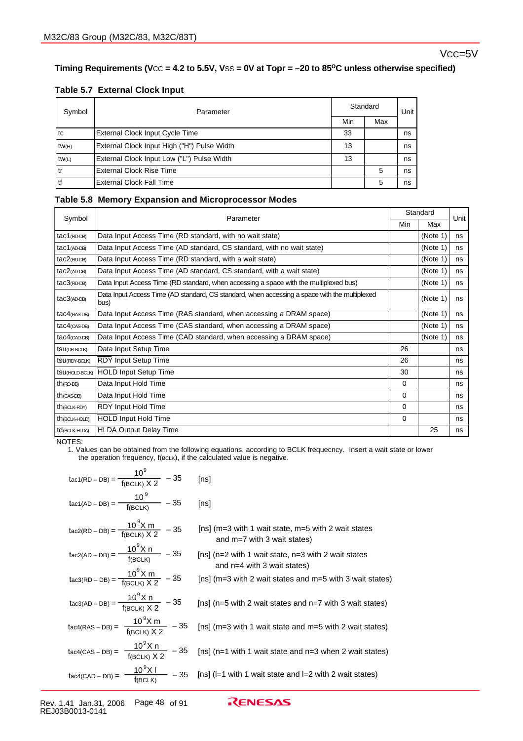VCC=5V

**Timing Requirements (VCC = 4.2 to 5.5V, VSS = 0V at Topr = –20 to 85°C unless otherwise specified)**

**Table 5.7 External Clock Input**

| Symbol | Parameter | Standard | | Unit |
|---|---|---|---|---|
| | | Min | Max | |
| $t_c$ | External Clock Input Cycle Time | 33 | | ns |
| $t_{w(H)}$ | External Clock Input High ("H") Pulse Width | 13 | | ns |
| $t_{w(L)}$ | External Clock Input Low ("L") Pulse Width | 13 | | ns |
| $t_r$ | External Clock Rise Time | | 5 | ns |
| $t_f$ | External Clock Fall Time | | 5 | ns |

**Table 5.8 Memory Expansion and Microprocessor Modes**

| Symbol | Parameter | Standard | | Unit |
|---|---|---|---|---|
| | | Min | Max | |
| $t_{ac1(RD-DB)}$ | Data Input Access Time (RD standard, with no wait state) | | (Note 1) | ns |
| $t_{ac1(AD-DB)}$ | Data Input Access Time (AD standard, CS standard, with no wait state) | | (Note 1) | ns |
| $t_{ac2(RD-DB)}$ | Data Input Access Time (RD standard, with a wait state) | | (Note 1) | ns |
| $t_{ac2(AD-DB)}$ | Data Input Access Time (AD standard, CS standard, with a wait state) | | (Note 1) | ns |
| $t_{ac3(RD-DB)}$ | Data Input Access Time (RD standard, when accessing a space with the multiplexed bus) | | (Note 1) | ns |
| $t_{ac3(AD-DB)}$ | Data Input Access Time (AD standard, CS standard, when accessing a space with the multiplexed bus) | | (Note 1) | ns |
| $t_{ac4(RAS-DB)}$ | Data Input Access Time (RAS standard, when accessing a DRAM space) | | (Note 1) | ns |
| $t_{ac4(CAS-DB)}$ | Data Input Access Time (CAS standard, when accessing a DRAM space) | | (Note 1) | ns |
| $t_{ac4(CAD-DB)}$ | Data Input Access Time (CAD standard, when accessing a DRAM space) | | (Note 1) | ns |
| $t_{su(DB-BCLK)}$ | Data Input Setup Time | 26 | | ns |
| $t_{su(RDY-BCLK)}$ | $\overline{RDY}$ Input Setup Time | 26 | | ns |
| $t_{su(HOLD-BCLK)}$ | $\overline{HOLD}$ Input Setup Time | 30 | | ns |
| $t_{h(RD-DB)}$ | Data Input Hold Time | 0 | | ns |
| $t_{h(CAS-DB)}$ | Data Input Hold Time | 0 | | ns |
| $t_{h(BCLK-RDY)}$ | $\overline{RDY}$ Input Hold Time | 0 | | ns |
| $t_{h(BCLK-HOLD)}$ | $\overline{HOLD}$ Input Hold Time | 0 | | ns |
| $t_{d(BCLK-HLDA)}$ | $\overline{HLDA}$ Output Delay Time | | 25 | ns |

NOTES:

1. Values can be obtained from the following equations, according to BCLK frequecncy. Insert a wait state or lower the operation frequency, f(BCLK), if the calculated value is negative.

$$t_{ac1(RD-DB)} = \frac{10^9}{f(BCLK) \times 2} - 35 \quad \text{[ns]}$$

$$t_{ac1(AD-DB)} = \frac{10^9}{f(BCLK)} - 35 \quad \text{[ns]}$$

$$t_{ac2(RD-DB)} = \frac{10^9 \times m}{f(BCLK) \times 2} - 35 \quad \text{[ns] (m=3 with 1 wait state, m=5 with 2 wait states and m=7 with 3 wait states)}$$

$$t_{ac2(AD-DB)} = \frac{10^9 \times n}{f(BCLK)} - 35 \quad \text{[ns] (n=2 with 1 wait state, n=3 with 2 wait states and n=4 with 3 wait states)}$$

$$t_{ac3(RD-DB)} = \frac{10^9 \times m}{f(BCLK) \times 2} - 35 \quad \text{[ns] (m=3 with 2 wait states and m=5 with 3 wait states)}$$

$$t_{ac3(AD-DB)} = \frac{10^9 \times n}{f(BCLK) \times 2} - 35 \quad \text{[ns] (n=5 with 2 wait states and n=7 with 3 wait states)}$$

$$t_{ac4(RAS-DB)} = \frac{10^9 \times m}{f(BCLK) \times 2} - 35 \quad \text{[ns] (m=3 with 1 wait state and m=5 with 2 wait states)}$$

$$t_{ac4(CAS-DB)} = \frac{10^9 \times n}{f(BCLK) \times 2} - 35 \quad \text{[ns] (n=1 with 1 wait state and n=3 when 2 wait states)}$$

$$t_{ac4(CAD-DB)} = \frac{10^9 \times l}{f(BCLK)} - 35 \quad \text{[ns] (l=1 with 1 wait state and l=2 with 2 wait states)}$$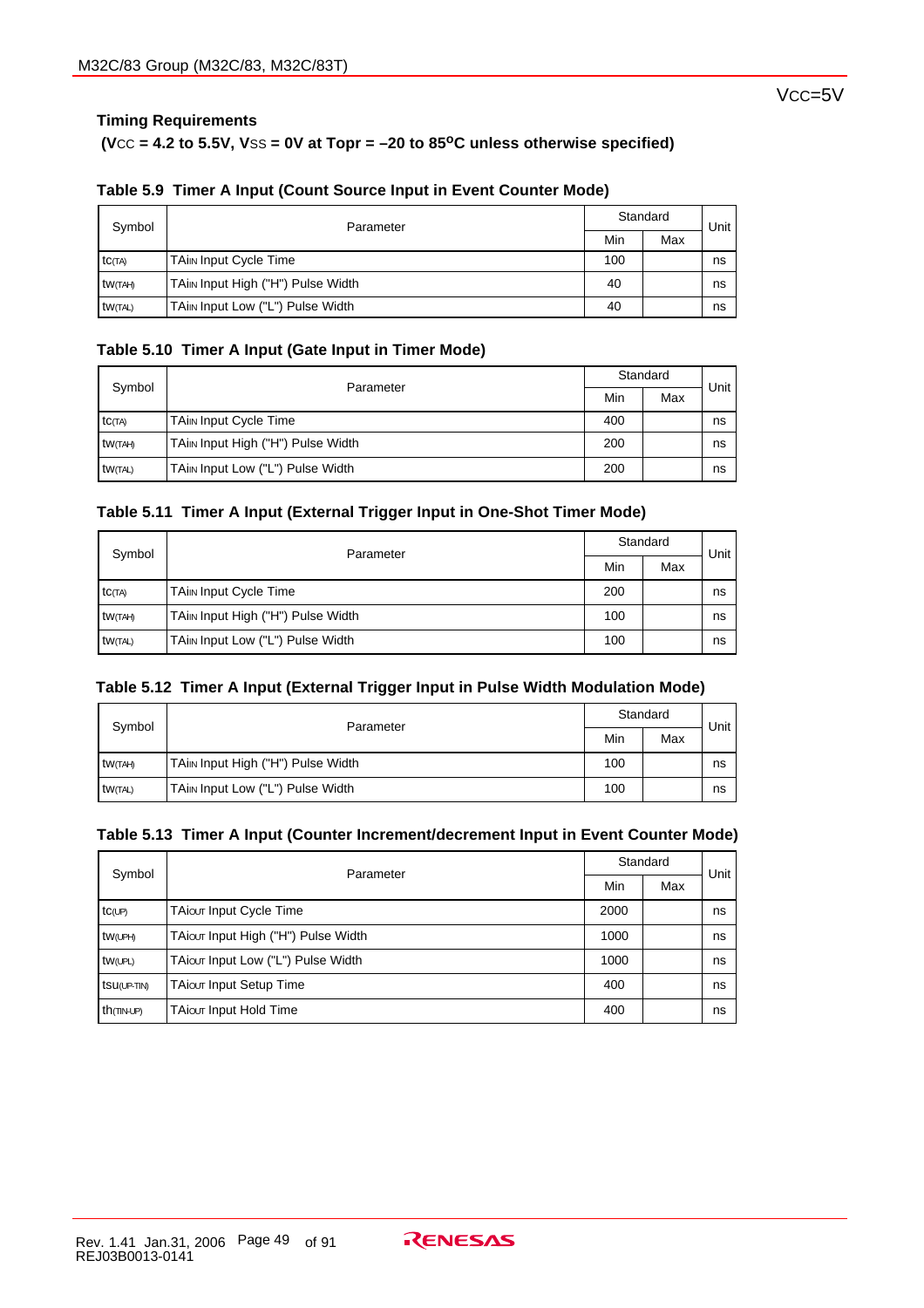VCC=5V

### Timing Requirements

**(VCC = 4.2 to 5.5V, VSS = 0V at Topr = –20 to 85°C unless otherwise specified)**

**Table 5.9 Timer A Input (Count Source Input in Event Counter Mode)**

| Symbol | Parameter | Standard | | Unit |
|---|---|---|---|---|
| | | Min | Max | |
| $t_{c(TA)}$ | TAiIN Input Cycle Time | 100 | | ns |
| $t_{w(TAH)}$ | TAiIN Input High ("H") Pulse Width | 40 | | ns |
| $t_{w(TAL)}$ | TAiIN Input Low ("L") Pulse Width | 40 | | ns |

**Table 5.10 Timer A Input (Gate Input in Timer Mode)**

| Symbol | Parameter | Standard | | Unit |
|---|---|---|---|---|
| | | Min | Max | |
| $t_{c(TA)}$ | TAiIN Input Cycle Time | 400 | | ns |
| $t_{w(TAH)}$ | TAiIN Input High ("H") Pulse Width | 200 | | ns |
| $t_{w(TAL)}$ | TAiIN Input Low ("L") Pulse Width | 200 | | ns |

**Table 5.11 Timer A Input (External Trigger Input in One-Shot Timer Mode)**

| Symbol | Parameter | Standard | | Unit |
|---|---|---|---|---|
| | | Min | Max | |
| $t_{c(TA)}$ | TAiIN Input Cycle Time | 200 | | ns |
| $t_{w(TAH)}$ | TAiIN Input High ("H") Pulse Width | 100 | | ns |
| $t_{w(TAL)}$ | TAiIN Input Low ("L") Pulse Width | 100 | | ns |

**Table 5.12 Timer A Input (External Trigger Input in Pulse Width Modulation Mode)**

| Symbol | Parameter | Standard | | Unit |
|---|---|---|---|---|
| | | Min | Max | |
| $t_{w(TAH)}$ | TAiIN Input High ("H") Pulse Width | 100 | | ns |
| $t_{w(TAL)}$ | TAiIN Input Low ("L") Pulse Width | 100 | | ns |

**Table 5.13 Timer A Input (Counter Increment/decrement Input in Event Counter Mode)**

| Symbol | Parameter | Standard | | Unit |
|---|---|---|---|---|
| | | Min | Max | |
| $t_{c(UP)}$ | TAiOUT Input Cycle Time | 2000 | | ns |
| $t_{w(UPH)}$ | TAiOUT Input High ("H") Pulse Width | 1000 | | ns |
| $t_{w(UPL)}$ | TAiOUT Input Low ("L") Pulse Width | 1000 | | ns |
| $t_{su(UP-TIN)}$ | TAiOUT Input Setup Time | 400 | | ns |
| $t_{h(TIN-UP)}$ | TAiOUT Input Hold Time | 400 | | ns |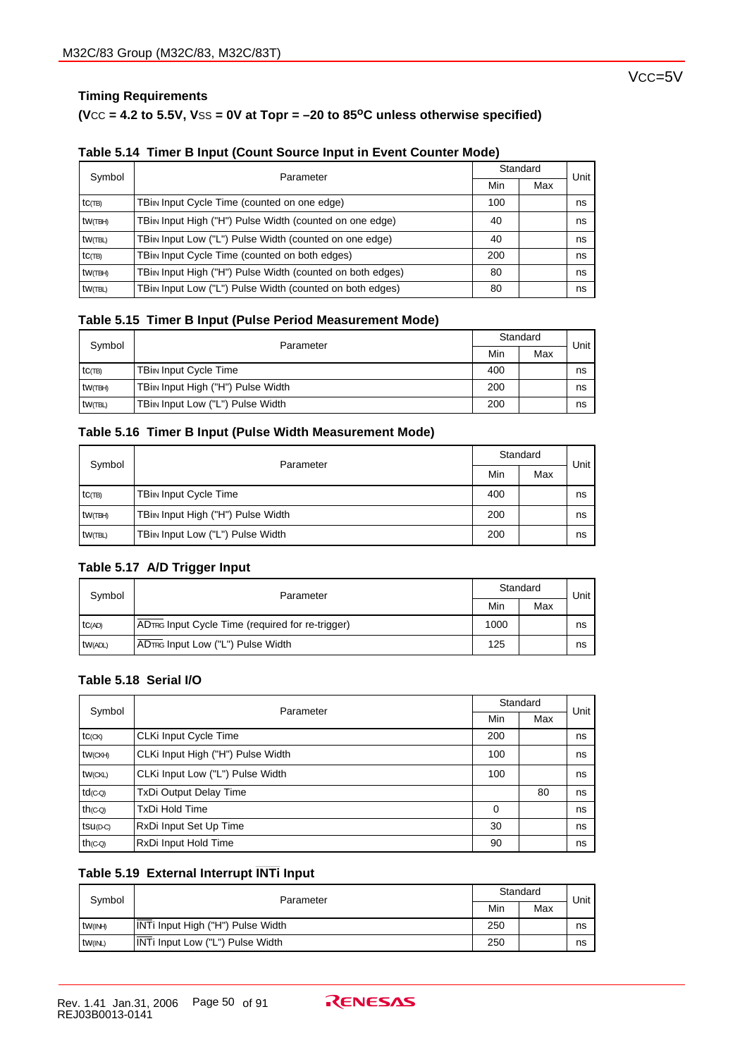VCC=5V

**Timing Requirements**

**(VCC = 4.2 to 5.5V, VSS = 0V at Topr = –20 to 85°C unless otherwise specified)**

**Table 5.14 Timer B Input (Count Source Input in Event Counter Mode)**

| Symbol | Parameter | Standard | | Unit |
|---|---|---|---|---|
| | | Min | Max | |
| $t_{C(TB)}$ | TBiIN Input Cycle Time (counted on one edge) | 100 | | ns |
| $t_{W(TBH)}$ | TBiIN Input High ("H") Pulse Width (counted on one edge) | 40 | | ns |
| $t_{W(TBL)}$ | TBiIN Input Low ("L") Pulse Width (counted on one edge) | 40 | | ns |
| $t_{C(TB)}$ | TBiIN Input Cycle Time (counted on both edges) | 200 | | ns |
| $t_{W(TBH)}$ | TBiIN Input High ("H") Pulse Width (counted on both edges) | 80 | | ns |
| $t_{W(TBL)}$ | TBiIN Input Low ("L") Pulse Width (counted on both edges) | 80 | | ns |

**Table 5.15 Timer B Input (Pulse Period Measurement Mode)**

| Symbol | Parameter | Standard | | Unit |
|---|---|---|---|---|
| | | Min | Max | |
| $t_{C(TB)}$ | TBiIN Input Cycle Time | 400 | | ns |
| $t_{W(TBH)}$ | TBiIN Input High ("H") Pulse Width | 200 | | ns |
| $t_{W(TBL)}$ | TBiIN Input Low ("L") Pulse Width | 200 | | ns |

**Table 5.16 Timer B Input (Pulse Width Measurement Mode)**

| Symbol | Parameter | Standard | | Unit |
|---|---|---|---|---|
| | | Min | Max | |
| $t_{C(TB)}$ | TBiIN Input Cycle Time | 400 | | ns |
| $t_{W(TBH)}$ | TBiIN Input High ("H") Pulse Width | 200 | | ns |
| $t_{W(TBL)}$ | TBiIN Input Low ("L") Pulse Width | 200 | | ns |

**Table 5.17 A/D Trigger Input**

| Symbol | Parameter | Standard | | Unit |
|---|---|---|---|---|
| | | Min | Max | |
| $t_{C(AD)}$ | $\overline{AD_{TRG}}$ Input Cycle Time (required for re-trigger) | 1000 | | ns |
| $t_{W(ADL)}$ | $\overline{AD_{TRG}}$ Input Low ("L") Pulse Width | 125 | | ns |

**Table 5.18 Serial I/O**

| Symbol | Parameter | Standard | | Unit |
|---|---|---|---|---|
| | | Min | Max | |
| $t_{C(CK)}$ | CLKi Input Cycle Time | 200 | | ns |
| $t_{W(CKH)}$ | CLKi Input High ("H") Pulse Width | 100 | | ns |
| $t_{W(CKL)}$ | CLKi Input Low ("L") Pulse Width | 100 | | ns |
| $t_{d(C-Q)}$ | TxDi Output Delay Time | | 80 | ns |
| $t_{h(C-Q)}$ | TxDi Hold Time | 0 | | ns |
| $t_{su(D-C)}$ | RxDi Input Set Up Time | 30 | | ns |
| $t_{h(C-Q)}$ | RxDi Input Hold Time | 90 | | ns |

**Table 5.19 External Interrupt $\overline{INTi}$ Input**

| Symbol | Parameter | Standard | | Unit |
|---|---|---|---|---|
| | | Min | Max | |
| $t_{W(INH)}$ | $\overline{INTi}$ Input High ("H") Pulse Width | 250 | | ns |
| $t_{W(INL)}$ | $\overline{INTi}$ Input Low ("L") Pulse Width | 250 | | ns |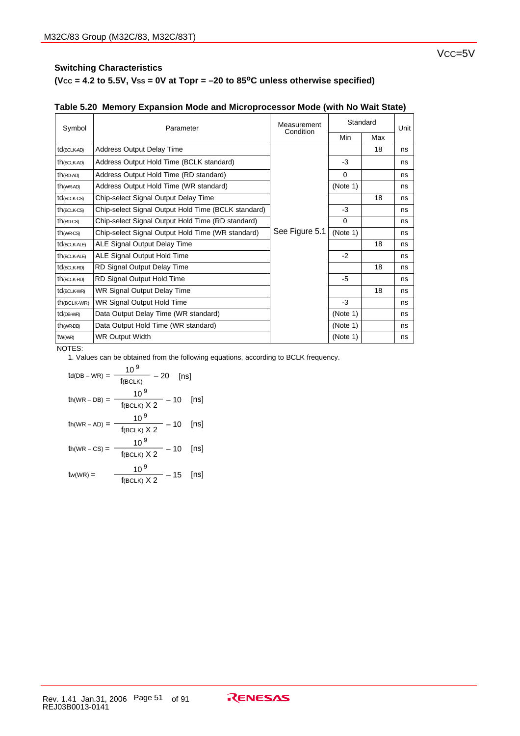VCC=5V

**Switching Characteristics**

**(VCC = 4.2 to 5.5V, VSS = 0V at Topr = –20 to 85°C unless otherwise specified)**

**Table 5.20 Memory Expansion Mode and Microprocessor Mode (with No Wait State)**

| Symbol | Parameter | Measurement Condition | Standard | | Unit |
|---|---|---|---|---|---|
| | | | Min | Max | |
| $t_{d(BCLK-AD)}$ | Address Output Delay Time | See Figure 5.1 | | 18 | ns |
| $t_{h(BCLK-AD)}$ | Address Output Hold Time (BCLK standard) | | -3 | | ns |
| $t_{h(RD-AD)}$ | Address Output Hold Time (RD standard) | | 0 | | ns |
| $t_{h(WR-AD)}$ | Address Output Hold Time (WR standard) | | (Note 1) | | ns |
| $t_{d(BCLK-CS)}$ | Chip-select Signal Output Delay Time | | | 18 | ns |
| $t_{h(BCLK-CS)}$ | Chip-select Signal Output Hold Time (BCLK standard) | | -3 | | ns |
| $t_{h(RD-CS)}$ | Chip-select Signal Output Hold Time (RD standard) | | 0 | | ns |
| $t_{h(WR-CS)}$ | Chip-select Signal Output Hold Time (WR standard) | | (Note 1) | | ns |
| $t_{d(BCLK-ALE)}$ | ALE Signal Output Delay Time | | | 18 | ns |
| $t_{h(BCLK-ALE)}$ | ALE Signal Output Hold Time | | -2 | | ns |
| $t_{d(BCLK-RD)}$ | RD Signal Output Delay Time | | | 18 | ns |
| $t_{h(BCLK-RD)}$ | RD Signal Output Hold Time | | -5 | | ns |
| $t_{d(BCLK-WR)}$ | WR Signal Output Delay Time | | | 18 | ns |
| $t_{h(BCLK-WR)}$ | WR Signal Output Hold Time | | -3 | | ns |
| $t_{d(DB-WR)}$ | Data Output Delay Time (WR standard) | | (Note 1) | | ns |
| $t_{h(WR-DB)}$ | Data Output Hold Time (WR standard) | | (Note 1) | | ns |
| $t_{w(WR)}$ | WR Output Width | | (Note 1) | | ns |

NOTES:

1. Values can be obtained from the following equations, according to BCLK frequency.

$$t_{d(DB-WR)} = \frac{10^9}{f(BCLK)} - 20 \quad [ns]$$

$$t_{h(WR-DB)} = \frac{10^9}{f(BCLK) \times 2} - 10 \quad [ns]$$

$$t_{h(WR-AD)} = \frac{10^9}{f(BCLK) \times 2} - 10 \quad [ns]$$

$$t_{h(WR-CS)} = \frac{10^9}{f(BCLK) \times 2} - 10 \quad [ns]$$

$$t_{w(WR)} = \frac{10^9}{f(BCLK) \times 2} - 15 \quad [ns]$$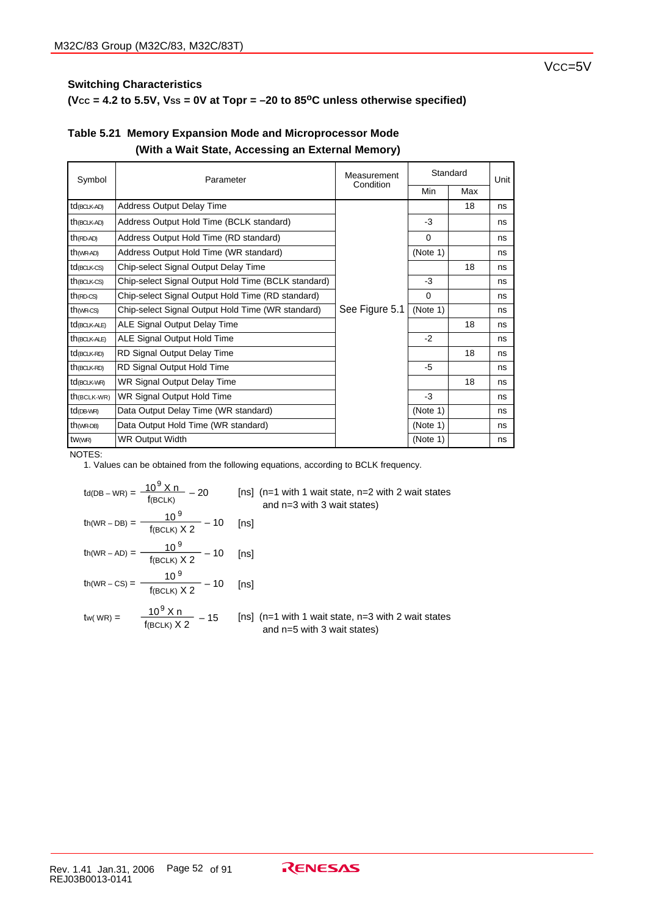VCC=5V

**Switching Characteristics**

**(VCC = 4.2 to 5.5V, VSS = 0V at Topr = –20 to 85°C unless otherwise specified)**

### Table 5.21 Memory Expansion Mode and Microprocessor Mode (With a Wait State, Accessing an External Memory)

| Symbol | Parameter | Measurement Condition | Standard | | Unit |
|---|---|---|---|---|---|
| | | | Min | Max | |
| $t_{d(BCLK-AD)}$ | Address Output Delay Time | See Figure 5.1 | | 18 | ns |
| $t_{h(BCLK-AD)}$ | Address Output Hold Time (BCLK standard) | | -3 | | ns |
| $t_{h(RD-AD)}$ | Address Output Hold Time (RD standard) | | 0 | | ns |
| $t_{h(WR-AD)}$ | Address Output Hold Time (WR standard) | | (Note 1) | | ns |
| $t_{d(BCLK-CS)}$ | Chip-select Signal Output Delay Time | | | 18 | ns |
| $t_{h(BCLK-CS)}$ | Chip-select Signal Output Hold Time (BCLK standard) | | -3 | | ns |
| $t_{h(RD-CS)}$ | Chip-select Signal Output Hold Time (RD standard) | | 0 | | ns |
| $t_{h(WR-CS)}$ | Chip-select Signal Output Hold Time (WR standard) | | (Note 1) | | ns |
| $t_{d(BCLK-ALE)}$ | ALE Signal Output Delay Time | | | 18 | ns |
| $t_{h(BCLK-ALE)}$ | ALE Signal Output Hold Time | | -2 | | ns |
| $t_{d(BCLK-RD)}$ | RD Signal Output Delay Time | | | 18 | ns |
| $t_{h(BCLK-RD)}$ | RD Signal Output Hold Time | | -5 | | ns |
| $t_{d(BCLK-WR)}$ | WR Signal Output Delay Time | | | 18 | ns |
| $t_{h(BCLK-WR)}$ | WR Signal Output Hold Time | | -3 | | ns |
| $t_{d(DB-WR)}$ | Data Output Delay Time (WR standard) | | (Note 1) | | ns |
| $t_{h(WR-DB)}$ | Data Output Hold Time (WR standard) | | (Note 1) | | ns |
| $t_{w(WR)}$ | WR Output Width | | (Note 1) | | ns |

NOTES:

1. Values can be obtained from the following equations, according to BCLK frequency.

$$t_{d(DB-WR)} = \frac{10^9 \times n}{f(BCLK)} - 20 \quad \text{[ns]}$$ (n=1 with 1 wait state, n=2 with 2 wait states and n=3 with 3 wait states)

$$t_{h(WR-DB)} = \frac{10^9}{f(BCLK) \times 2} - 10 \quad \text{[ns]}$$

$$t_{h(WR-AD)} = \frac{10^9}{f(BCLK) \times 2} - 10 \quad \text{[ns]}$$

$$t_{h(WR-CS)} = \frac{10^9}{f(BCLK) \times 2} - 10 \quad \text{[ns]}$$

$$t_{w(WR)} = \frac{10^9 \times n}{f(BCLK) \times 2} - 15 \quad \text{[ns]}$$ (n=1 with 1 wait state, n=3 with 2 wait states and n=5 with 3 wait states)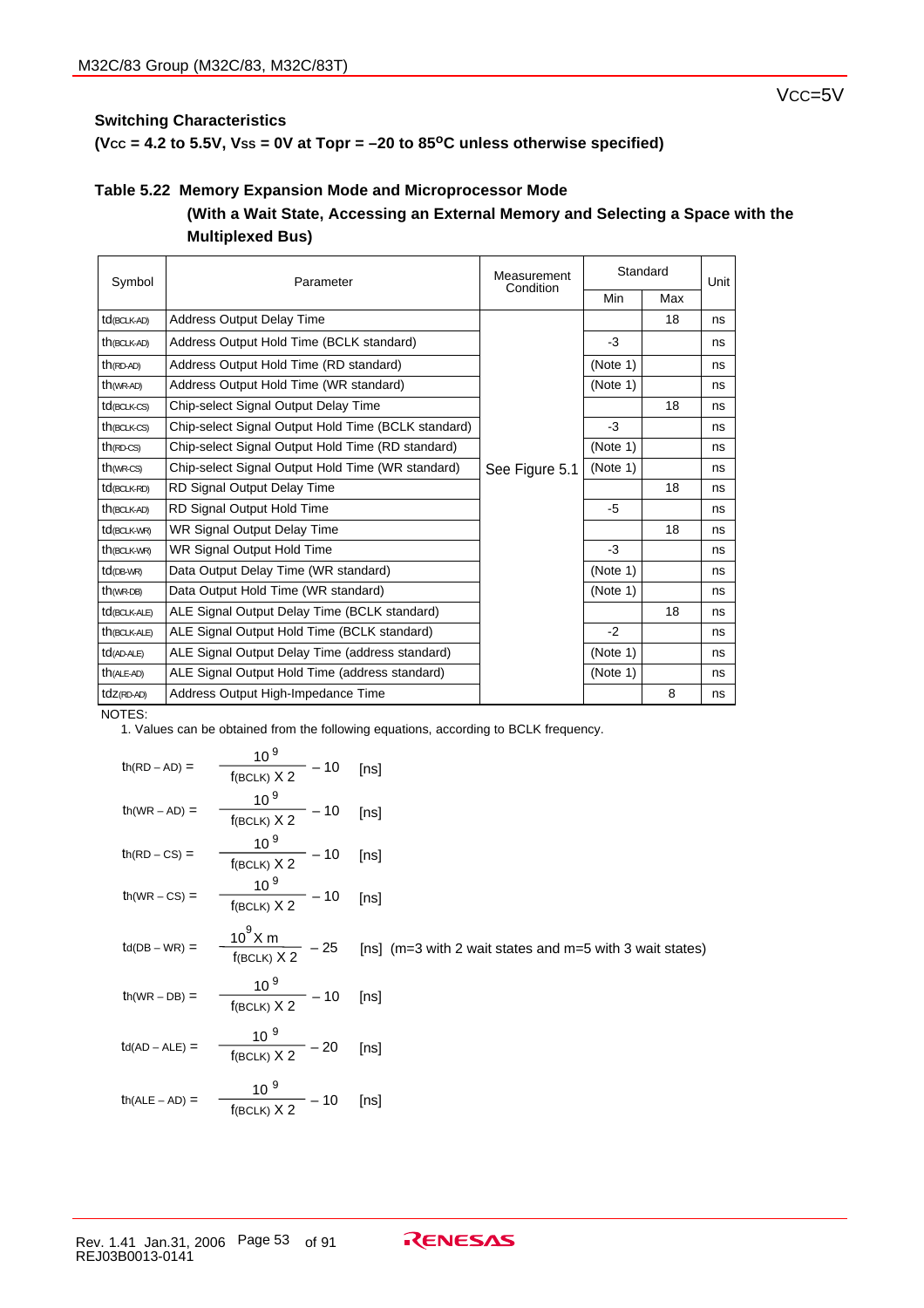VCC=5V

### Switching Characteristics

**(VCC = 4.2 to 5.5V, VSS = 0V at Topr = –20 to 85°C unless otherwise specified)**

### Table 5.22 Memory Expansion Mode and Microprocessor Mode (With a Wait State, Accessing an External Memory and Selecting a Space with the Multiplexed Bus)

| Symbol | Parameter | Measurement Condition | Standard | | Unit |
|---|---|---|---|---|---|
| | | | Min | Max | |
| $t_{d(BCLK-AD)}$ | Address Output Delay Time | See Figure 5.1 | | 18 | ns |
| $t_{h(BCLK-AD)}$ | Address Output Hold Time (BCLK standard) | | -3 | | ns |
| $t_{h(RD-AD)}$ | Address Output Hold Time (RD standard) | | (Note 1) | | ns |
| $t_{h(WR-AD)}$ | Address Output Hold Time (WR standard) | | (Note 1) | | ns |
| $t_{d(BCLK-CS)}$ | Chip-select Signal Output Delay Time | | | 18 | ns |
| $t_{h(BCLK-CS)}$ | Chip-select Signal Output Hold Time (BCLK standard) | | -3 | | ns |
| $t_{h(RD-CS)}$ | Chip-select Signal Output Hold Time (RD standard) | | (Note 1) | | ns |
| $t_{h(WR-CS)}$ | Chip-select Signal Output Hold Time (WR standard) | | (Note 1) | | ns |
| $t_{d(BCLK-RD)}$ | RD Signal Output Delay Time | | | 18 | ns |
| $t_{h(BCLK-AD)}$ | RD Signal Output Hold Time | | -5 | | ns |
| $t_{d(BCLK-WR)}$ | WR Signal Output Delay Time | | | 18 | ns |
| $t_{h(BCLK-WR)}$ | WR Signal Output Hold Time | | -3 | | ns |
| $t_{d(DB-WR)}$ | Data Output Delay Time (WR standard) | | (Note 1) | | ns |
| $t_{h(WR-DB)}$ | Data Output Hold Time (WR standard) | | (Note 1) | | ns |
| $t_{d(BCLK-ALE)}$ | ALE Signal Output Delay Time (BCLK standard) | | | 18 | ns |
| $t_{h(BCLK-ALE)}$ | ALE Signal Output Hold Time (BCLK standard) | | -2 | | ns |
| $t_{d(AD-ALE)}$ | ALE Signal Output Delay Time (address standard) | | (Note 1) | | ns |
| $t_{h(ALE-AD)}$ | ALE Signal Output Hold Time (address standard) | | (Note 1) | | ns |
| $t_{dz(RD-AD)}$ | Address Output High-Impedance Time | | | 8 | ns |

NOTES:

1. Values can be obtained from the following equations, according to BCLK frequency.

$$t_{h(RD-AD)} = \frac{10^9}{f(BCLK) \times 2} - 10 \quad [ns]$$

$$t_{h(WR-AD)} = \frac{10^9}{f(BCLK) \times 2} - 10 \quad [ns]$$

$$t_{h(RD-CS)} = \frac{10^9}{f(BCLK) \times 2} - 10 \quad [ns]$$

$$t_{h(WR-CS)} = \frac{10^9}{f(BCLK) \times 2} - 10 \quad [ns]$$

$$t_{d(DB-WR)} = \frac{10^9 \times m}{f(BCLK) \times 2} - 25 \quad [ns] \text{ (m=3 with 2 wait states and m=5 with 3 wait states)}$$

$$t_{h(WR-DB)} = \frac{10^9}{f(BCLK) \times 2} - 10 \quad [ns]$$

$$t_{d(AD-ALE)} = \frac{10^9}{f(BCLK) \times 2} - 20 \quad [ns]$$

$$t_{h(ALE-AD)} = \frac{10^9}{f(BCLK) \times 2} - 10 \quad [ns]$$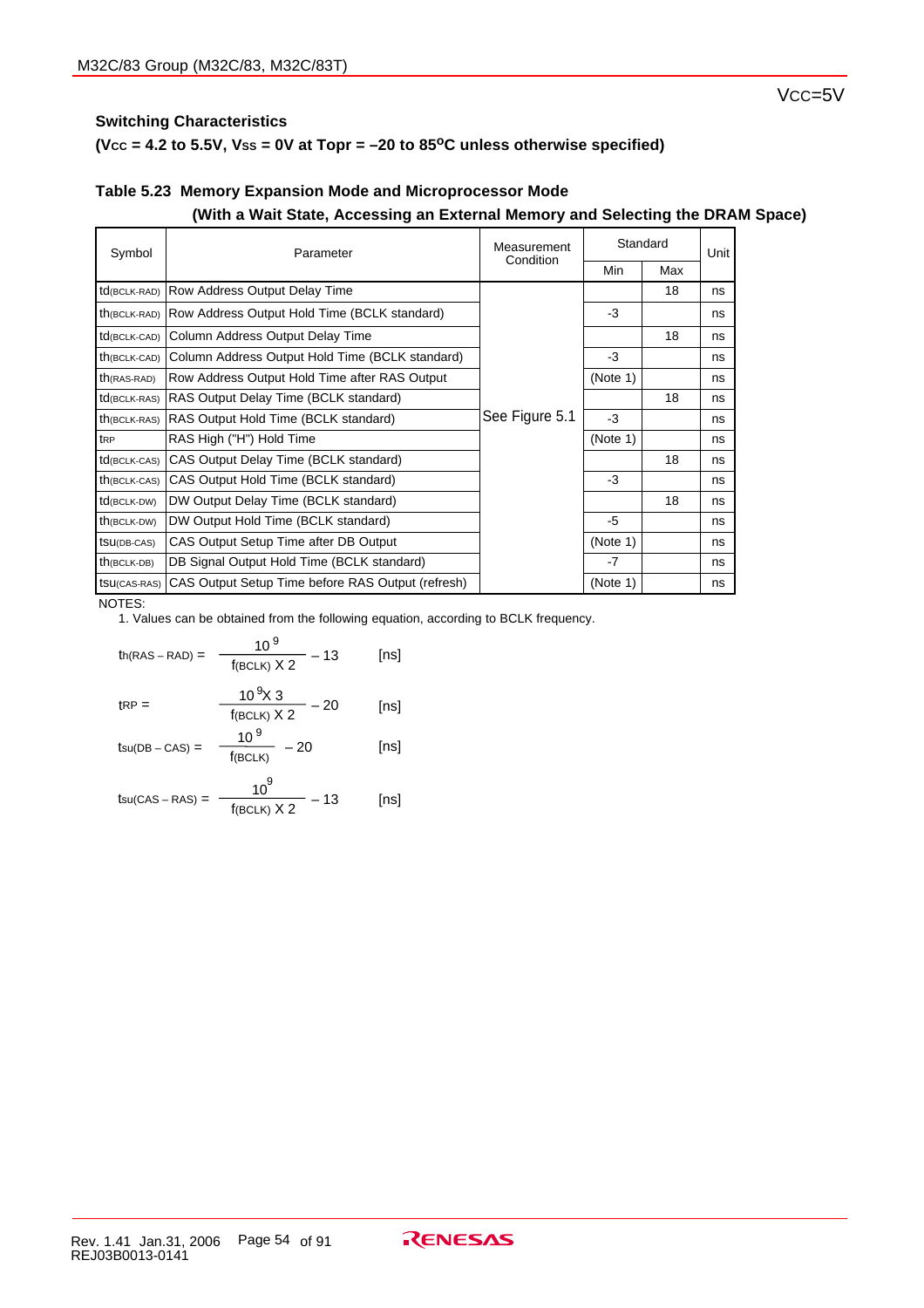VCC=5V

### Switching Characteristics

**($V_{CC}$ = 4.2 to 5.5V, $V_{SS}$ = 0V at Topr = –20 to 85°C unless otherwise specified)**

**Table 5.23 Memory Expansion Mode and Microprocessor Mode (With a Wait State, Accessing an External Memory and Selecting the DRAM Space)**

| Symbol | Parameter | Measurement Condition | Standard | | Unit |
|---|---|---|---|---|---|
| | | | Min | Max | |
| $t_{d(BCLK-RAD)}$ | Row Address Output Delay Time | See Figure 5.1 | | 18 | ns |
| $t_{h(BCLK-RAD)}$ | Row Address Output Hold Time (BCLK standard) | | -3 | | ns |
| $t_{d(BCLK-CAD)}$ | Column Address Output Delay Time | | | 18 | ns |
| $t_{h(BCLK-CAD)}$ | Column Address Output Hold Time (BCLK standard) | | -3 | | ns |
| $t_{h(RAS-RAD)}$ | Row Address Output Hold Time after RAS Output | | (Note 1) | | ns |
| $t_{d(BCLK-RAS)}$ | RAS Output Delay Time (BCLK standard) | | | 18 | ns |
| $t_{h(BCLK-RAS)}$ | RAS Output Hold Time (BCLK standard) | | -3 | | ns |
| $t_{RP}$ | RAS High ("H") Hold Time | | (Note 1) | | ns |
| $t_{d(BCLK-CAS)}$ | CAS Output Delay Time (BCLK standard) | | | 18 | ns |
| $t_{h(BCLK-CAS)}$ | CAS Output Hold Time (BCLK standard) | | -3 | | ns |
| $t_{d(BCLK-DW)}$ | DW Output Delay Time (BCLK standard) | | | 18 | ns |
| $t_{h(BCLK-DW)}$ | DW Output Hold Time (BCLK standard) | | -5 | | ns |
| $t_{su(DB-CAS)}$ | CAS Output Setup Time after DB Output | | (Note 1) | | ns |
| $t_{h(BCLK-DB)}$ | DB Signal Output Hold Time (BCLK standard) | | -7 | | ns |
| $t_{su(CAS-RAS)}$ | CAS Output Setup Time before RAS Output (refresh) | | (Note 1) | | ns |

NOTES:

1. Values can be obtained from the following equation, according to BCLK frequency.

$$t_{h(RAS-RAD)} = \frac{10^9}{f_{(BCLK)} \times 2} - 13 \quad \text{[ns]}$$

$$t_{RP} = \frac{10^9 \times 3}{f_{(BCLK)} \times 2} - 20 \quad \text{[ns]}$$

$$t_{su(DB-CAS)} = \frac{10^9}{f_{(BCLK)}} - 20 \quad \text{[ns]}$$

$$t_{su(CAS-RAS)} = \frac{10^9}{f_{(BCLK)} \times 2} - 13 \quad \text{[ns]}$$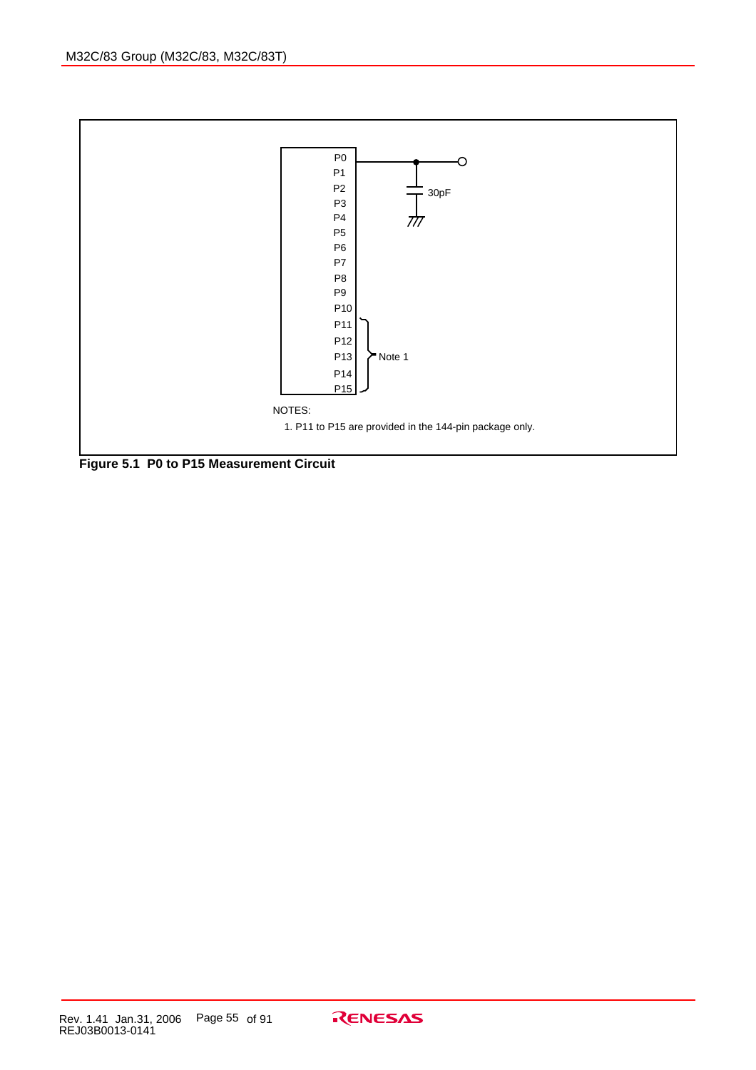P0
P1
P2
P3
P4
P5
P6
P7
P8
P9
P10
P11
P12
P13
P14
P15

30pF

Note 1

NOTES:

1. P11 to P15 are provided in the 144-pin package only.

**Figure 5.1 P0 to P15 Measurement Circuit**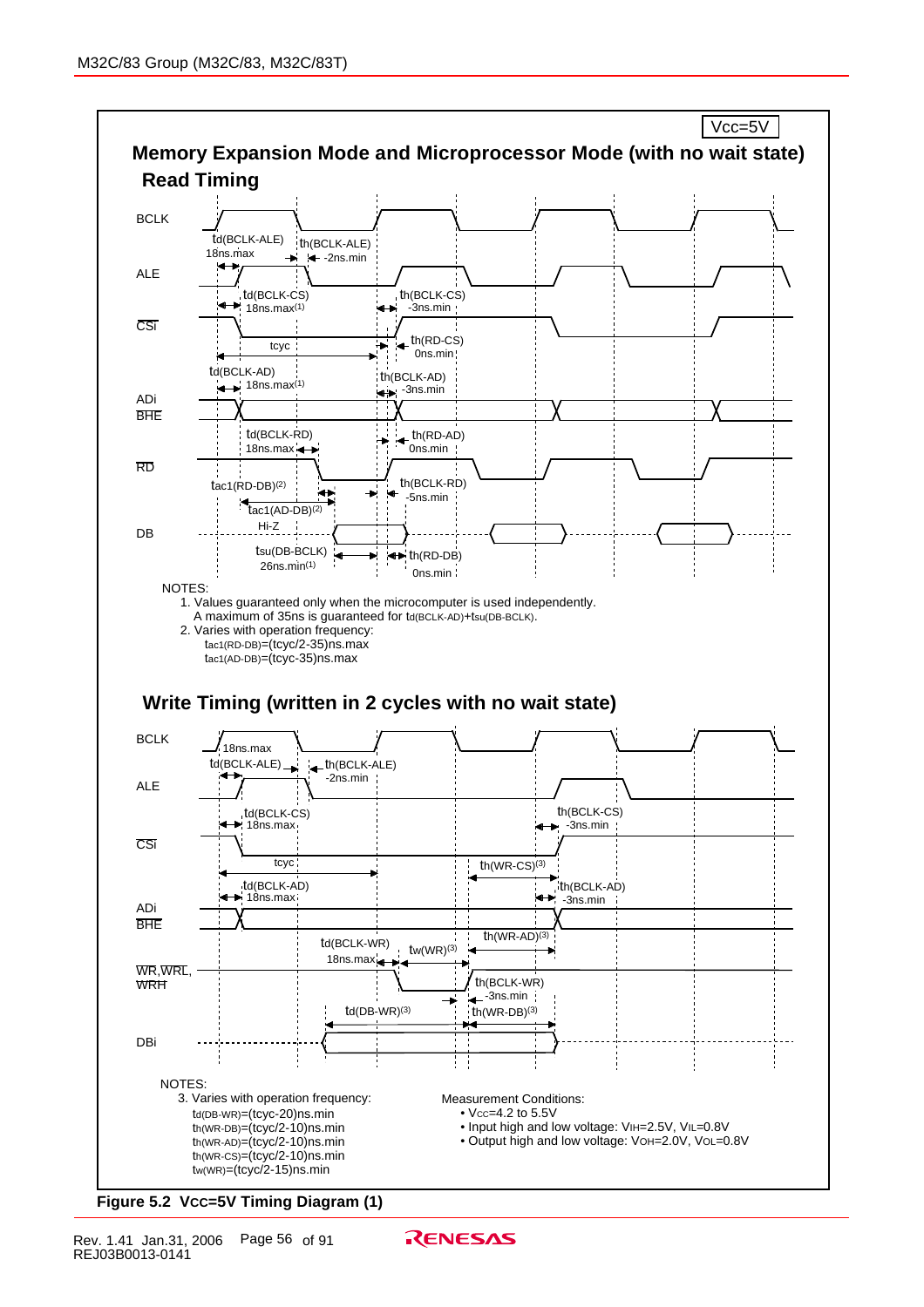Vcc=5V

## Memory Expansion Mode and Microprocessor Mode (with no wait state)

### Read Timing

BCLK

$t_{d(BCLK-ALE)}$ 18ns.max

$t_{h(BCLK-ALE)}$ -2ns.min

ALE

$t_{d(BCLK-CS)}$ 18ns.max(1)

$t_{h(BCLK-CS)}$ -3ns.min

CSi

tcyc

$t_{h(RD-CS)}$ 0ns.min

$t_{d(BCLK-AD)}$ 18ns.max(1)

$t_{h(BCLK-AD)}$ -3ns.min

ADi
BHE

$t_{d(BCLK-RD)}$ 18ns.max

$t_{h(RD-AD)}$ 0ns.min

RD

$t_{ac1(RD-DB)}$(2)

$t_{h(BCLK-RD)}$ -5ns.min

$t_{ac1(AD-DB)}$(2)

Hi-Z

DB

$t_{su(DB-BCLK)}$ 26ns.min(1)

$t_{h(RD-DB)}$ 0ns.min

NOTES:
1. Values guaranteed only when the microcomputer is used independently.
   A maximum of 35ns is guaranteed for $t_{d(BCLK-AD)}+t_{su(DB-BCLK)}$.
2. Varies with operation frequency:
   $t_{ac1(RD-DB)}$=(tcyc/2-35)ns.max
   $t_{ac1(AD-DB)}$=(tcyc-35)ns.max

### Write Timing (written in 2 cycles with no wait state)

BCLK

18ns.max

$t_{d(BCLK-ALE)}$

$t_{h(BCLK-ALE)}$ -2ns.min

ALE

$t_{d(BCLK-CS)}$ 18ns.max

$t_{h(BCLK-CS)}$ -3ns.min

CSi

tcyc

$t_{h(WR-CS)}$(3)

$t_{d(BCLK-AD)}$ 18ns.max

$t_{h(BCLK-AD)}$ -3ns.min

ADi
BHE

$t_{d(BCLK-WR)}$ 18ns.max

$t_{w(WR)}$(3)

$t_{h(WR-AD)}$(3)

WR,WRL,
WRH

$t_{h(BCLK-WR)}$ -3ns.min

$t_{d(DB-WR)}$(3)

$t_{h(WR-DB)}$(3)

DBi

NOTES:
3. Varies with operation frequency:
   $t_{d(DB-WR)}$=(tcyc-20)ns.min
   $t_{h(WR-DB)}$=(tcyc/2-10)ns.min
   $t_{h(WR-AD)}$=(tcyc/2-10)ns.min
   $t_{h(WR-CS)}$=(tcyc/2-10)ns.min
   $t_{w(WR)}$=(tcyc/2-15)ns.min

Measurement Conditions:
- $V_{CC}$=4.2 to 5.5V
- Input high and low voltage: $V_{IH}$=2.5V, $V_{IL}$=0.8V
- Output high and low voltage: $V_{OH}$=2.0V, $V_{OL}$=0.8V

**Figure 5.2 $V_{CC}$=5V Timing Diagram (1)**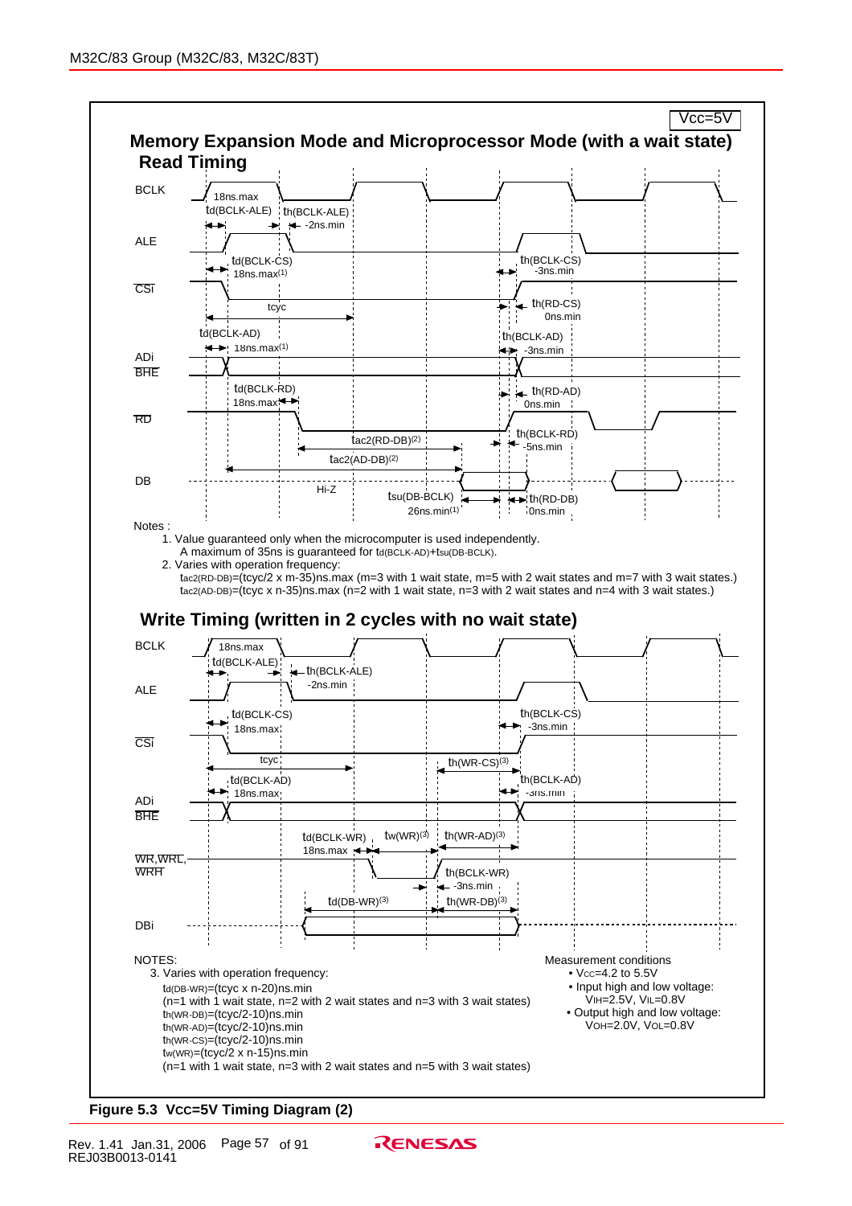Vcc=5V

## Memory Expansion Mode and Microprocessor Mode (with a wait state)

### Read Timing

BCLK

18ns.max

$t_{d(BCLK-ALE)}$ $t_{h(BCLK-ALE)}$

-2ns.min

ALE

$t_{d(BCLK-CS)}$ 18ns.max(1)

$t_{h(BCLK-CS)}$ -3ns.min

CSi

tcyc

$t_{h(RD-CS)}$ 0ns.min

$t_{d(BCLK-AD)}$ 18ns.max(1)

$t_{h(BCLK-AD)}$ -3ns.min

ADi BHE

$t_{d(BCLK-RD)}$ 18ns.max

$t_{h(RD-AD)}$ 0ns.min

RD

$t_{ac2(RD-DB)}$(2)

$t_{h(BCLK-RD)}$ -5ns.min

$t_{ac2(AD-DB)}$(2)

DB

Hi-Z

$t_{su(DB-BCLK)}$ 26ns.min(1)

$t_{h(RD-DB)}$ 0ns.min

Notes :

1. Value guaranteed only when the microcomputer is used independently. A maximum of 35ns is guaranteed for $t_{d(BCLK-AD)}+t_{su(DB-BCLK)}$.
2. Varies with operation frequency:
   $t_{ac2(RD-DB)}$=(tcyc/2 x m-35)ns.max (m=3 with 1 wait state, m=5 with 2 wait states and m=7 with 3 wait states.)
   $t_{ac2(AD-DB)}$=(tcyc x n-35)ns.max (n=2 with 1 wait state, n=3 with 2 wait states and n=4 with 3 wait states.)

### Write Timing (written in 2 cycles with no wait state)

BCLK

18ns.max

$t_{d(BCLK-ALE)}$ $t_{h(BCLK-ALE)}$ -2ns.min

ALE

$t_{d(BCLK-CS)}$ 18ns.max

$t_{h(BCLK-CS)}$ -3ns.min

CSi

tcyc

$t_{h(WR-CS)}$(3)

$t_{d(BCLK-AD)}$ 18ns.max

$t_{h(BCLK-AD)}$ -3ns.min

ADi BHE

$t_{d(BCLK-WR)}$ 18ns.max

$t_{w(WR)}$(3)

$t_{h(WR-AD)}$(3)

WR,WRL, WRH

$t_{h(BCLK-WR)}$ -3ns.min

$t_{d(DB-WR)}$(3)

$t_{h(WR-DB)}$(3)

DBi

NOTES:

3. Varies with operation frequency:
   $t_{d(DB-WR)}$=(tcyc x n-20)ns.min
   (n=1 with 1 wait state, n=2 with 2 wait states and n=3 with 3 wait states)
   $t_{h(WR-DB)}$=(tcyc/2-10)ns.min
   $t_{h(WR-AD)}$=(tcyc/2-10)ns.min
   $t_{h(WR-CS)}$=(tcyc/2-10)ns.min
   $t_{w(WR)}$=(tcyc/2 x n-15)ns.min
   (n=1 with 1 wait state, n=3 with 2 wait states and n=5 with 3 wait states)

Measurement conditions

- $V_{CC}$=4.2 to 5.5V
- Input high and low voltage: $V_{IH}$=2.5V, $V_{IL}$=0.8V
- Output high and low voltage: $V_{OH}$=2.0V, $V_{OL}$=0.8V

**Figure 5.3 VCC=5V Timing Diagram (2)**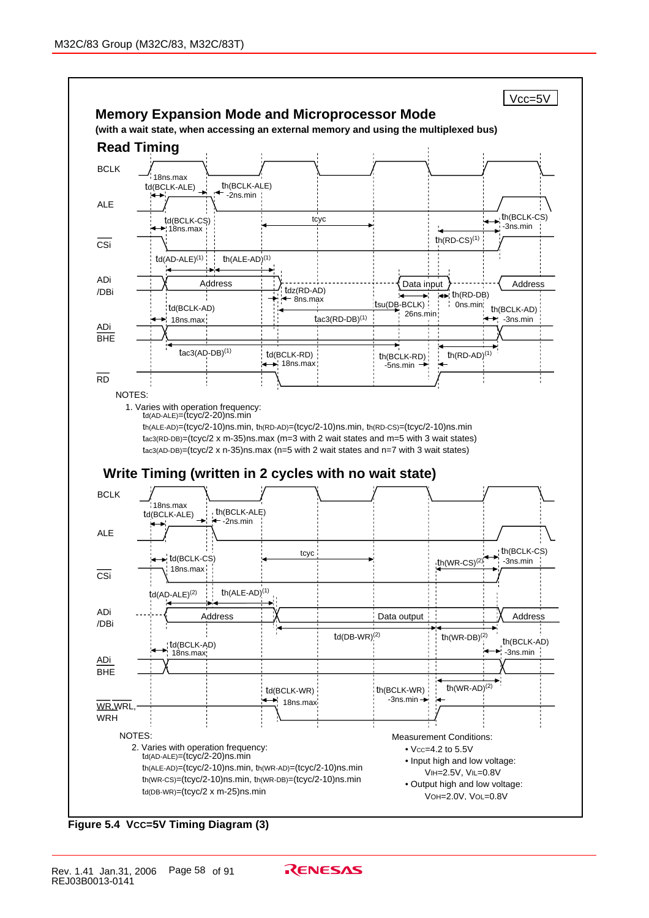Vcc=5V

## Memory Expansion Mode and Microprocessor Mode

**(with a wait state, when accessing an external memory and using the multiplexed bus)**

### Read Timing

BCLK, ALE, CSi, ADi/DBi, ADi BHE, RD

- td(BCLK-ALE) 18ns.max
- th(BCLK-ALE) -2ns.min
- td(BCLK-CS) 18ns.max
- tcyc
- th(BCLK-CS) -3ns.min
- th(RD-CS)(1)
- td(AD-ALE)(1)
- th(ALE-AD)(1)
- Address
- Data input
- Address
- tdz(RD-AD) 8ns.max
- th(RD-DB) 0ns.min
- tsu(DB-BCLK) 26ns.min
- td(BCLK-AD) 18ns.max
- tac3(RD-DB)(1)
- th(BCLK-AD) -3ns.min
- tac3(AD-DB)(1)
- td(BCLK-RD) 18ns.max
- th(BCLK-RD) -5ns.min
- th(RD-AD)(1)

NOTES:

1. Varies with operation frequency:
   td(AD-ALE)=(tcyc/2-20)ns.min
   th(ALE-AD)=(tcyc/2-10)ns.min, th(RD-AD)=(tcyc/2-10)ns.min, th(RD-CS)=(tcyc/2-10)ns.min
   tac3(RD-DB)=(tcyc/2 x m-35)ns.max (m=3 with 2 wait states and m=5 with 3 wait states)
   tac3(AD-DB)=(tcyc/2 x n-35)ns.max (n=5 with 2 wait states and n=7 with 3 wait states)

### Write Timing (written in 2 cycles with no wait state)

BCLK, ALE, CSi, ADi/DBi, ADi BHE, WR,WRL, WRH

- td(BCLK-ALE) 18ns.max
- th(BCLK-ALE) -2ns.min
- td(BCLK-CS) 18ns.max
- tcyc
- th(BCLK-CS) -3ns.min
- th(WR-CS)(2)
- td(AD-ALE)(2)
- th(ALE-AD)(1)
- Address
- Data output
- Address
- td(DB-WR)(2)
- th(WR-DB)(2)
- td(BCLK-AD) 18ns.max
- th(BCLK-AD) -3ns.min
- th(WR-AD)(2)
- td(BCLK-WR) 18ns.max
- th(BCLK-WR) -3ns.min

NOTES:

2. Varies with operation frequency:
   td(AD-ALE)=(tcyc/2-20)ns.min
   th(ALE-AD)=(tcyc/2-10)ns.min, th(WR-AD)=(tcyc/2-10)ns.min
   th(WR-CS)=(tcyc/2-10)ns.min, th(WR-DB)=(tcyc/2-10)ns.min
   td(DB-WR)=(tcyc/2 x m-25)ns.min

Measurement Conditions:

- VCC=4.2 to 5.5V
- Input high and low voltage: VIH=2.5V, VIL=0.8V
- Output high and low voltage: VOH=2.0V, VOL=0.8V

**Figure 5.4 VCC=5V Timing Diagram (3)**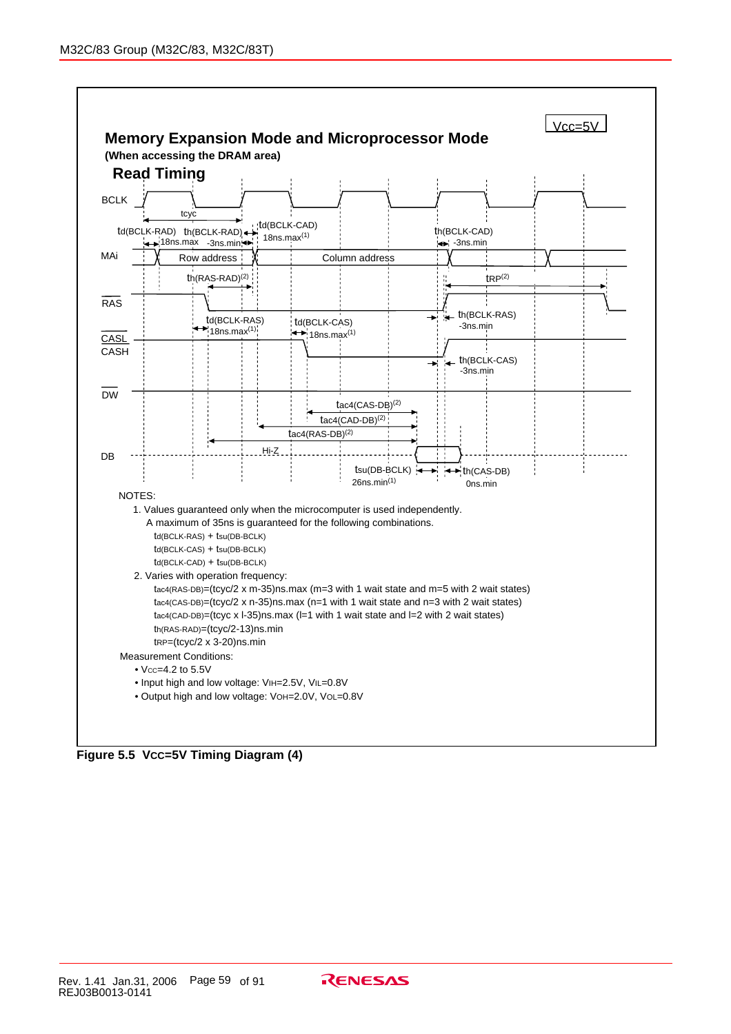Vcc=5V

## Memory Expansion Mode and Microprocessor Mode

**(When accessing the DRAM area)**

### Read Timing

BCLK

tcyc

$t_{d(BCLK-RAD)}$ 18ns.max

$t_{h(BCLK-RAD)}$ -3ns.min

$t_{d(BCLK-CAD)}$ 18ns.max(1)

$t_{h(BCLK-CAD)}$ -3ns.min

MAi — Row address — Column address

$t_{h(RAS-RAD)}$(2)

$t_{RP}$(2)

RAS

$t_{d(BCLK-RAS)}$ 18ns.max(1)

$t_{h(BCLK-RAS)}$ -3ns.min

CASL CASH

$t_{d(BCLK-CAS)}$ 18ns.max(1)

$t_{h(BCLK-CAS)}$ -3ns.min

DW

$t_{ac4(CAS-DB)}$(2)

$t_{ac4(CAD-DB)}$(2)

$t_{ac4(RAS-DB)}$(2)

DB — Hi-Z

$t_{su(DB-BCLK)}$ 26ns.min(1)

$t_{h(CAS-DB)}$ 0ns.min

NOTES:

1. Values guaranteed only when the microcomputer is used independently.
   A maximum of 35ns is guaranteed for the following combinations.
   $t_{d(BCLK-RAS)}$ + $t_{su(DB-BCLK)}$
   $t_{d(BCLK-CAS)}$ + $t_{su(DB-BCLK)}$
   $t_{d(BCLK-CAD)}$ + $t_{su(DB-BCLK)}$
2. Varies with operation frequency:
   $t_{ac4(RAS-DB)}$=(tcyc/2 x m-35)ns.max (m=3 with 1 wait state and m=5 with 2 wait states)
   $t_{ac4(CAS-DB)}$=(tcyc/2 x n-35)ns.max (n=1 with 1 wait state and n=3 with 2 wait states)
   $t_{ac4(CAD-DB)}$=(tcyc x l-35)ns.max (l=1 with 1 wait state and l=2 with 2 wait states)
   $t_{h(RAS-RAD)}$=(tcyc/2-13)ns.min
   $t_{RP}$=(tcyc/2 x 3-20)ns.min

Measurement Conditions:

- $V_{CC}$=4.2 to 5.5V
- Input high and low voltage: $V_{IH}$=2.5V, $V_{IL}$=0.8V
- Output high and low voltage: $V_{OH}$=2.0V, $V_{OL}$=0.8V

**Figure 5.5 VCC=5V Timing Diagram (4)**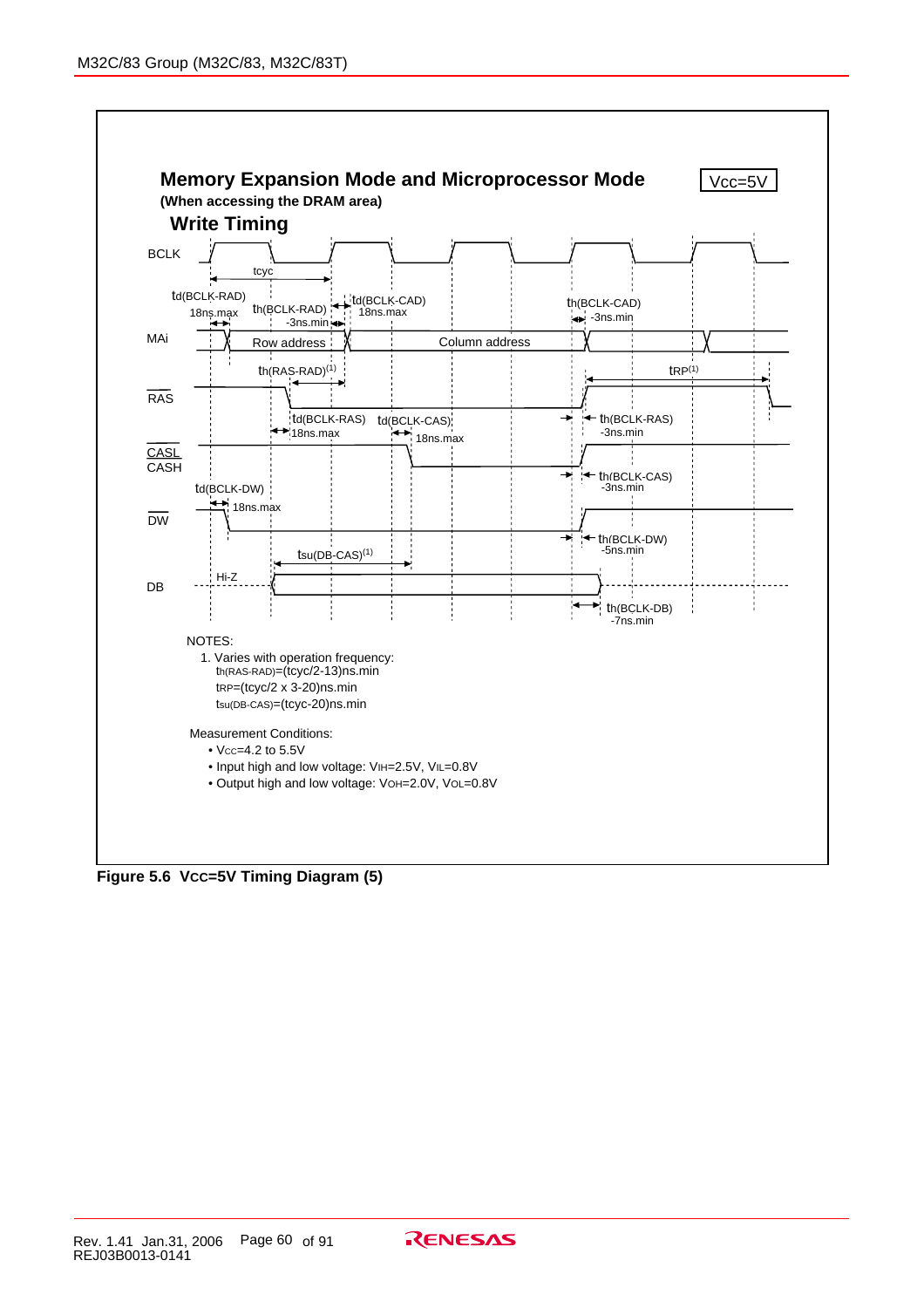**Memory Expansion Mode and Microprocessor Mode**

**(When accessing the DRAM area)**

Vcc=5V

**Write Timing**

BCLK

tcyc

td(BCLK-RAD) 18ns.max

th(BCLK-RAD) -3ns.min

td(BCLK-CAD) 18ns.max

th(BCLK-CAD) -3ns.min

MAi — Row address — Column address

th(RAS-RAD)(1)

tRP(1)

RAS

td(BCLK-RAS) 18ns.max

td(BCLK-CAS) 18ns.max

th(BCLK-RAS) -3ns.min

CASL CASH

th(BCLK-CAS) -3ns.min

td(BCLK-DW) 18ns.max

DW

th(BCLK-DW) -5ns.min

tsu(DB-CAS)(1)

Hi-Z

DB

th(BCLK-DB) -7ns.min

NOTES:

1. Varies with operation frequency:
   $t_{h(RAS-RAD)}$=(tcyc/2-13)ns.min
   $t_{RP}$=(tcyc/2 x 3-20)ns.min
   $t_{su(DB-CAS)}$=(tcyc-20)ns.min

Measurement Conditions:

- $V_{CC}$=4.2 to 5.5V
- Input high and low voltage: $V_{IH}$=2.5V, $V_{IL}$=0.8V
- Output high and low voltage: $V_{OH}$=2.0V, $V_{OL}$=0.8V

**Figure 5.6 VCC=5V Timing Diagram (5)**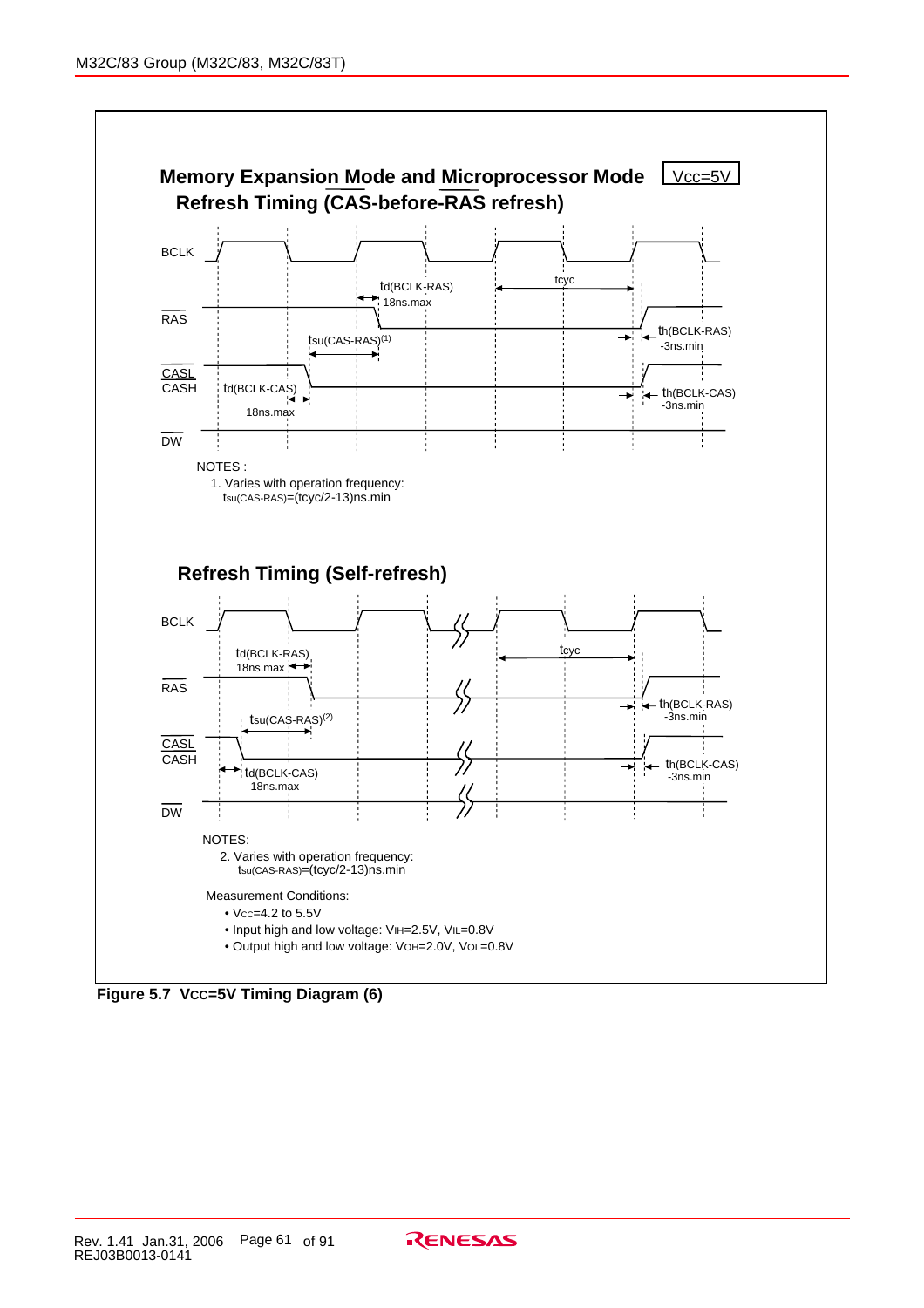**Memory Expansion Mode and Microprocessor Mode** Vcc=5V

**Refresh Timing (CAS-before-RAS refresh)**

BCLK

$t_{d(BCLK-RAS)}$ 18ns.max

$t_{cyc}$

RAS

$t_{su(CAS-RAS)}$(1)

$t_{h(BCLK-RAS)}$ -3ns.min

CASL
CASH

$t_{d(BCLK-CAS)}$ 18ns.max

$t_{h(BCLK-CAS)}$ -3ns.min

DW

NOTES :

1. Varies with operation frequency:
   $t_{su(CAS-RAS)}$=(tcyc/2-13)ns.min

**Refresh Timing (Self-refresh)**

BCLK

$t_{d(BCLK-RAS)}$ 18ns.max

$t_{cyc}$

RAS

$t_{su(CAS-RAS)}$(2)

$t_{h(BCLK-RAS)}$ -3ns.min

CASL
CASH

$t_{d(BCLK-CAS)}$ 18ns.max

$t_{h(BCLK-CAS)}$ -3ns.min

DW

NOTES:

2. Varies with operation frequency:
   $t_{su(CAS-RAS)}$=(tcyc/2-13)ns.min

Measurement Conditions:

- $V_{CC}$=4.2 to 5.5V
- Input high and low voltage: $V_{IH}$=2.5V, $V_{IL}$=0.8V
- Output high and low voltage: $V_{OH}$=2.0V, $V_{OL}$=0.8V

**Figure 5.7 VCC=5V Timing Diagram (6)**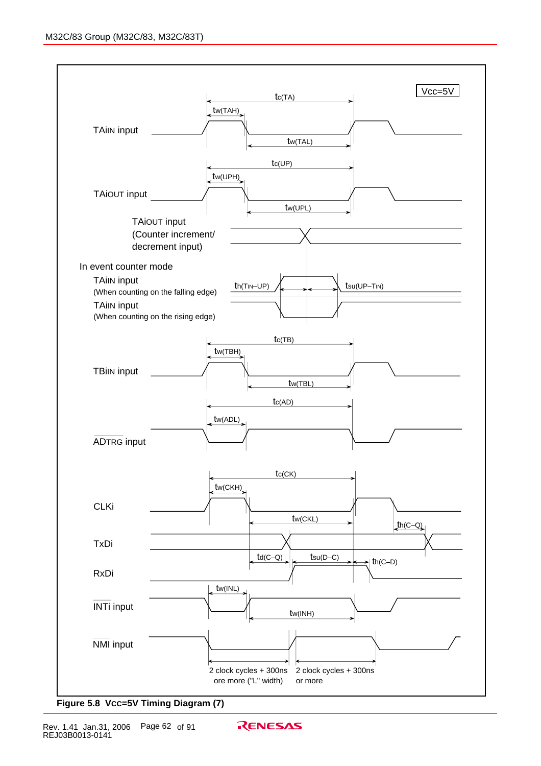Vcc=5V

TAiIN input: $t_{c(TA)}$, $t_{w(TAH)}$, $t_{w(TAL)}$

TAiOUT input: $t_{c(UP)}$, $t_{w(UPH)}$, $t_{w(UPL)}$

TAiOUT input (Counter increment/ decrement input)

In event counter mode

TAiIN input (When counting on the falling edge)

TAiIN input (When counting on the rising edge)

$t_{h(TIN-UP)}$, $t_{su(UP-TIN)}$

TBiIN input: $t_{c(TB)}$, $t_{w(TBH)}$, $t_{w(TBL)}$

ADTRG input: $t_{c(AD)}$, $t_{w(ADL)}$

CLKi: $t_{c(CK)}$, $t_{w(CKH)}$, $t_{w(CKL)}$

TxDi: $t_{h(C-Q)}$

RxDi: $t_{d(C-Q)}$, $t_{su(D-C)}$, $t_{h(C-D)}$

INTi input: $t_{w(INL)}$, $t_{w(INH)}$

NMI input: 2 clock cycles + 300ns ore more ("L" width); 2 clock cycles + 300ns or more

**Figure 5.8 VCC=5V Timing Diagram (7)**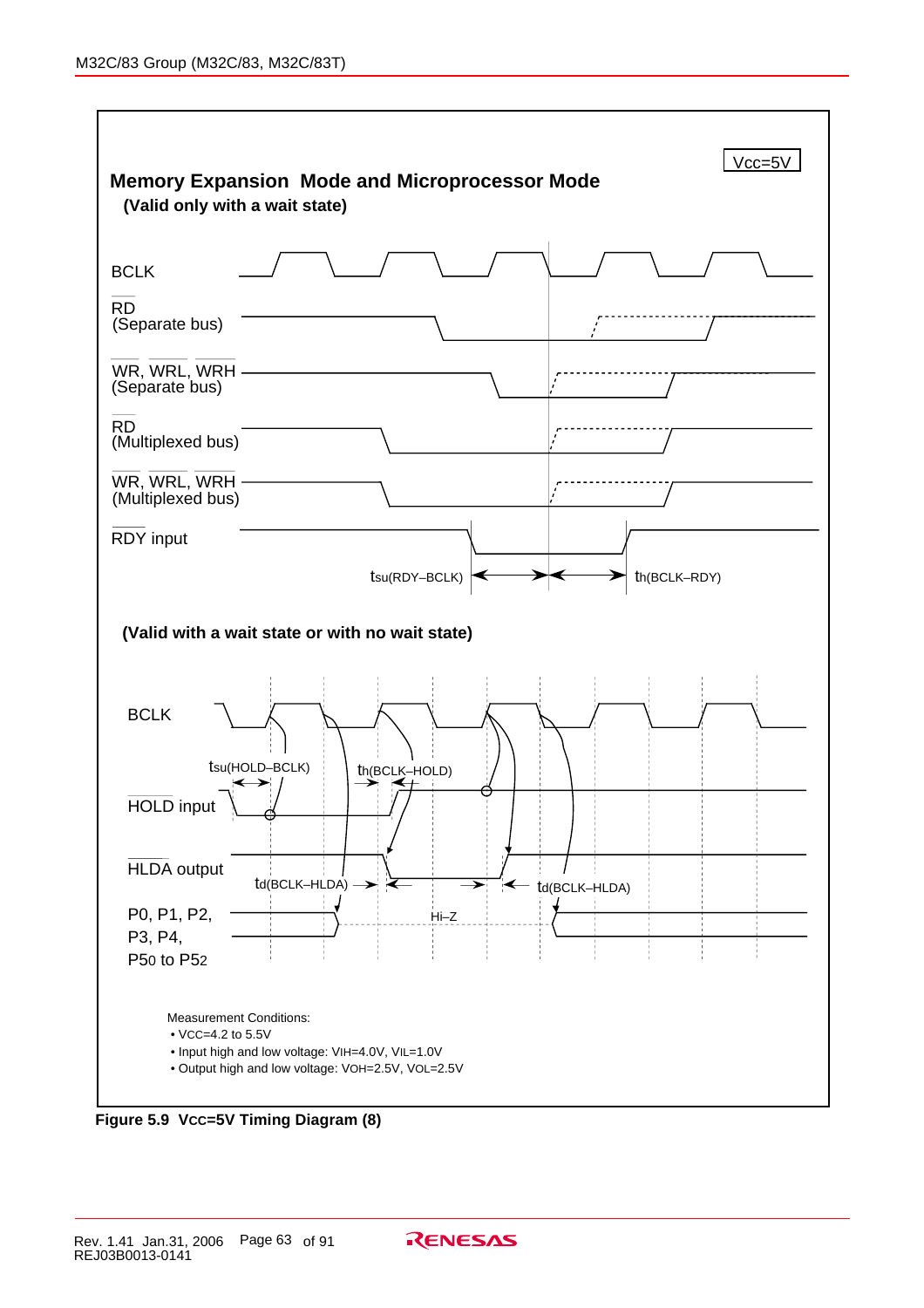Vcc=5V

## Memory Expansion Mode and Microprocessor Mode

**(Valid only with a wait state)**

BCLK

RD (Separate bus)

WR, WRL, WRH (Separate bus)

RD (Multiplexed bus)

WR, WRL, WRH (Multiplexed bus)

RDY input

$t_{su(RDY-BCLK)}$ $t_{h(BCLK-RDY)}$

**(Valid with a wait state or with no wait state)**

BCLK

$t_{su(HOLD-BCLK)}$ $t_{h(BCLK-HOLD)}$

HOLD input

HLDA output

$t_{d(BCLK-HLDA)}$ $t_{d(BCLK-HLDA)}$

P0, P1, P2, P3, P4, P5₀ to P5₂

Hi–Z

Measurement Conditions:

- VCC=4.2 to 5.5V
- Input high and low voltage: VIH=4.0V, VIL=1.0V
- Output high and low voltage: VOH=2.5V, VOL=2.5V

**Figure 5.9 VCC=5V Timing Diagram (8)**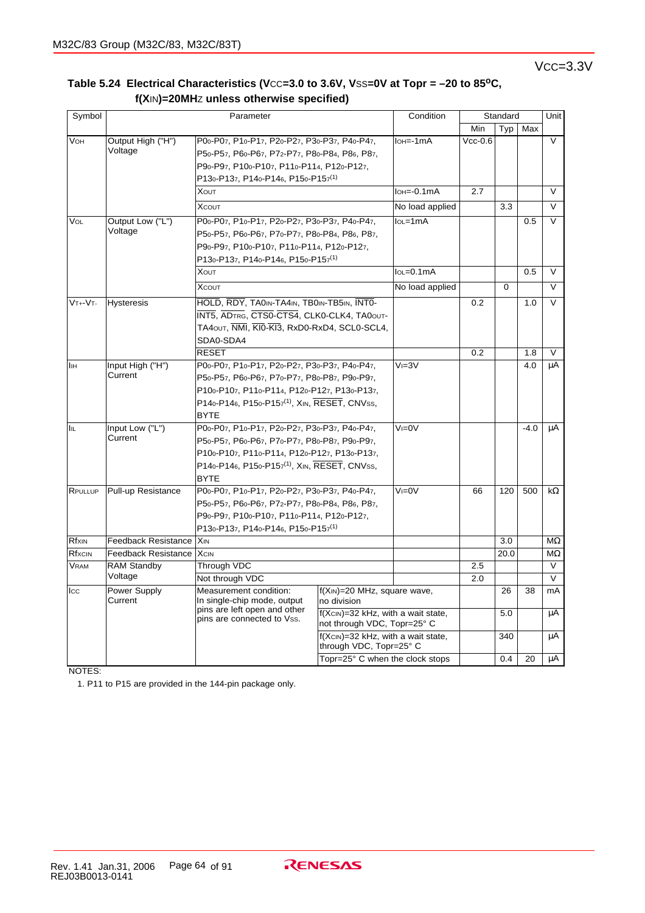VCC=3.3V

**Table 5.24 Electrical Characteristics (VCC=3.0 to 3.6V, VSS=0V at Topr = –20 to 85°C, f(XIN)=20MHz unless otherwise specified)**

| Symbol | Parameter | | Condition | Standard | | | Unit |
|---|---|---|---|---|---|---|---|
| | | | | Min | Typ | Max | |
| $V_{OH}$ | Output High ("H") Voltage | $P0_0$-$P0_7$, $P1_0$-$P1_7$, $P2_0$-$P2_7$, $P3_0$-$P3_7$, $P4_0$-$P4_7$, $P5_0$-$P5_7$, $P6_0$-$P6_7$, $P7_2$-$P7_7$, $P8_0$-$P8_4$, $P8_6$, $P8_7$, $P9_0$-$P9_7$, $P10_0$-$P10_7$, $P11_0$-$P11_4$, $P12_0$-$P12_7$, $P13_0$-$P13_7$, $P14_0$-$P14_6$, $P15_0$-$P15_7$(1) | $I_{OH}$=-1mA | Vcc-0.6 | | | V |
| | | XOUT | $I_{OH}$=-0.1mA | 2.7 | | | V |
| | | XCOUT | No load applied | | 3.3 | | V |
| $V_{OL}$ | Output Low ("L") Voltage | $P0_0$-$P0_7$, $P1_0$-$P1_7$, $P2_0$-$P2_7$, $P3_0$-$P3_7$, $P4_0$-$P4_7$, $P5_0$-$P5_7$, $P6_0$-$P6_7$, $P7_0$-$P7_7$, $P8_0$-$P8_4$, $P8_6$, $P8_7$, $P9_0$-$P9_7$, $P10_0$-$P10_7$, $P11_0$-$P11_4$, $P12_0$-$P12_7$, $P13_0$-$P13_7$, $P14_0$-$P14_6$, $P15_0$-$P15_7$(1) | $I_{OL}$=1mA | | | 0.5 | V |
| | | XOUT | $I_{OL}$=0.1mA | | | 0.5 | V |
| | | XCOUT | No load applied | | 0 | | V |
| $V_{T+}$-$V_{T-}$ | Hysteresis | HOLD, RDY, TA0IN-TA4IN, TB0IN-TB5IN, INT0-INT5, ADTRG, CTS0-CTS4, CLK0-CLK4, TA0OUT-TA4OUT, NMI, KI0-KI3, RxD0-RxD4, SCL0-SCL4, SDA0-SDA4 | | 0.2 | | 1.0 | V |
| | | RESET | | 0.2 | | 1.8 | V |
| $I_{IH}$ | Input High ("H") Current | $P0_0$-$P0_7$, $P1_0$-$P1_7$, $P2_0$-$P2_7$, $P3_0$-$P3_7$, $P4_0$-$P4_7$, $P5_0$-$P5_7$, $P6_0$-$P6_7$, $P7_0$-$P7_7$, $P8_0$-$P8_7$, $P9_0$-$P9_7$, $P10_0$-$P10_7$, $P11_0$-$P11_4$, $P12_0$-$P12_7$, $P13_0$-$P13_7$, $P14_0$-$P14_6$, $P15_0$-$P15_7$(1), XIN, RESET, CNVSS, BYTE | $V_I$=3V | | | 4.0 | µA |
| $I_{IL}$ | Input Low ("L") Current | $P0_0$-$P0_7$, $P1_0$-$P1_7$, $P2_0$-$P2_7$, $P3_0$-$P3_7$, $P4_0$-$P4_7$, $P5_0$-$P5_7$, $P6_0$-$P6_7$, $P7_0$-$P7_7$, $P8_0$-$P8_7$, $P9_0$-$P9_7$, $P10_0$-$P10_7$, $P11_0$-$P11_4$, $P12_0$-$P12_7$, $P13_0$-$P13_7$, $P14_0$-$P14_6$, $P15_0$-$P15_7$(1), XIN, RESET, CNVSS, BYTE | $V_I$=0V | | | -4.0 | µA |
| $R_{PULLUP}$ | Pull-up Resistance | $P0_0$-$P0_7$, $P1_0$-$P1_7$, $P2_0$-$P2_7$, $P3_0$-$P3_7$, $P4_0$-$P4_7$, $P5_0$-$P5_7$, $P6_0$-$P6_7$, $P7_2$-$P7_7$, $P8_0$-$P8_4$, $P8_6$, $P8_7$, $P9_0$-$P9_7$, $P10_0$-$P10_7$, $P11_0$-$P11_4$, $P12_0$-$P12_7$, $P13_0$-$P13_7$, $P14_0$-$P14_6$, $P15_0$-$P15_7$(1) | $V_I$=0V | 66 | 120 | 500 | kΩ |
| $R_{fXIN}$ | Feedback Resistance | XIN | | | 3.0 | | MΩ |
| $R_{fXCIN}$ | Feedback Resistance | XCIN | | | 20.0 | | MΩ |
| $V_{RAM}$ | RAM Standby Voltage | Through VDC | | 2.5 | | | V |
| | | Not through VDC | | 2.0 | | | V |
| $I_{CC}$ | Power Supply Current | Measurement condition: In single-chip mode, output pins are left open and other pins are connected to VSS. f(XIN)=20 MHz, square wave, no division | | | 26 | 38 | mA |
| | | f(XCIN)=32 kHz, with a wait state, not through VDC, Topr=25° C | | | 5.0 | | µA |
| | | f(XCIN)=32 kHz, with a wait state, through VDC, Topr=25° C | | | 340 | | µA |
| | | Topr=25° C when the clock stops | | | 0.4 | 20 | µA |

NOTES:

1. P11 to P15 are provided in the 144-pin package only.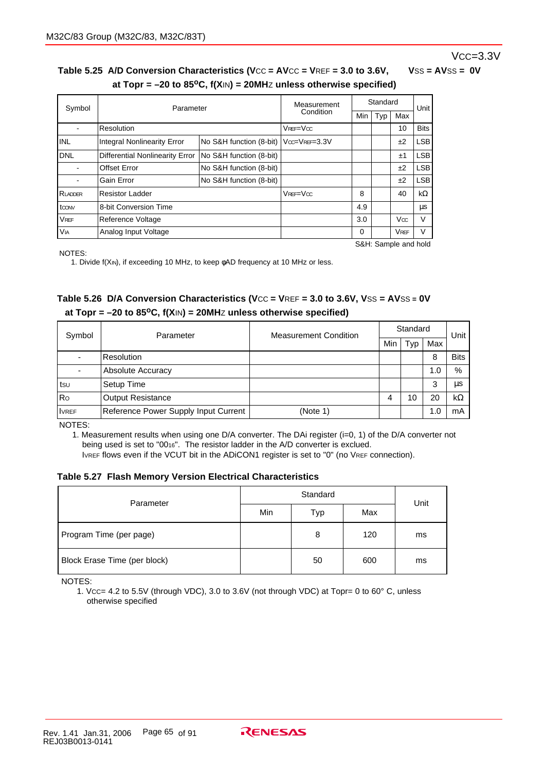VCC=3.3V

**Table 5.25 A/D Conversion Characteristics ($V_{CC}$ = $AV_{CC}$ = $V_{REF}$ = 3.0 to 3.6V, $V_{SS}$ = $AV_{SS}$ = 0V at Topr = –20 to 85°C, f($X_{IN}$) = 20MHz unless otherwise specified)**

| Symbol | Parameter | | Measurement Condition | Standard | | | Unit |
|---|---|---|---|---|---|---|---|
| | | | | Min | Typ | Max | |
| - | Resolution | | $V_{REF}$=$V_{CC}$ | | | 10 | Bits |
| INL | Integral Nonlinearity Error | No S&H function (8-bit) | $V_{CC}$=$V_{REF}$=3.3V | | | ±2 | LSB |
| DNL | Differential Nonlinearity Error | No S&H function (8-bit) | | | | ±1 | LSB |
| - | Offset Error | No S&H function (8-bit) | | | | ±2 | LSB |
| - | Gain Error | No S&H function (8-bit) | | | | ±2 | LSB |
| $R_{LADDER}$ | Resistor Ladder | | $V_{REF}$=$V_{CC}$ | 8 | | 40 | kΩ |
| $t_{CONV}$ | 8-bit Conversion Time | | | 4.9 | | | µs |
| $V_{REF}$ | Reference Voltage | | | 3.0 | | $V_{CC}$ | V |
| $V_{IA}$ | Analog Input Voltage | | | 0 | | $V_{REF}$ | V |

S&H: Sample and hold

NOTES:
1. Divide f($X_{IN}$), if exceeding 10 MHz, to keep φAD frequency at 10 MHz or less.

**Table 5.26 D/A Conversion Characteristics ($V_{CC}$ = $V_{REF}$ = 3.0 to 3.6V, $V_{SS}$ = $AV_{SS}$ = 0V at Topr = –20 to 85°C, f($X_{IN}$) = 20MHz unless otherwise specified)**

| Symbol | Parameter | Measurement Condition | Standard | | | Unit |
|---|---|---|---|---|---|---|
| | | | Min | Typ | Max | |
| - | Resolution | | | | 8 | Bits |
| - | Absolute Accuracy | | | | 1.0 | % |
| $t_{SU}$ | Setup Time | | | | 3 | µs |
| $R_O$ | Output Resistance | | 4 | 10 | 20 | kΩ |
| $I_{VREF}$ | Reference Power Supply Input Current | (Note 1) | | | 1.0 | mA |

NOTES:
1. Measurement results when using one D/A converter. The DAi register (i=0, 1) of the D/A converter not being used is set to "00₁₆". The resistor ladder in the A/D converter is exclued.
   $I_{VREF}$ flows even if the VCUT bit in the ADiCON1 register is set to "0" (no $V_{REF}$ connection).

**Table 5.27 Flash Memory Version Electrical Characteristics**

| Parameter | Standard | | | Unit |
|---|---|---|---|---|
| | Min | Typ | Max | |
| Program Time (per page) | | 8 | 120 | ms |
| Block Erase Time (per block) | | 50 | 600 | ms |

NOTES:
1. $V_{CC}$= 4.2 to 5.5V (through VDC), 3.0 to 3.6V (not through VDC) at Topr= 0 to 60° C, unless otherwise specified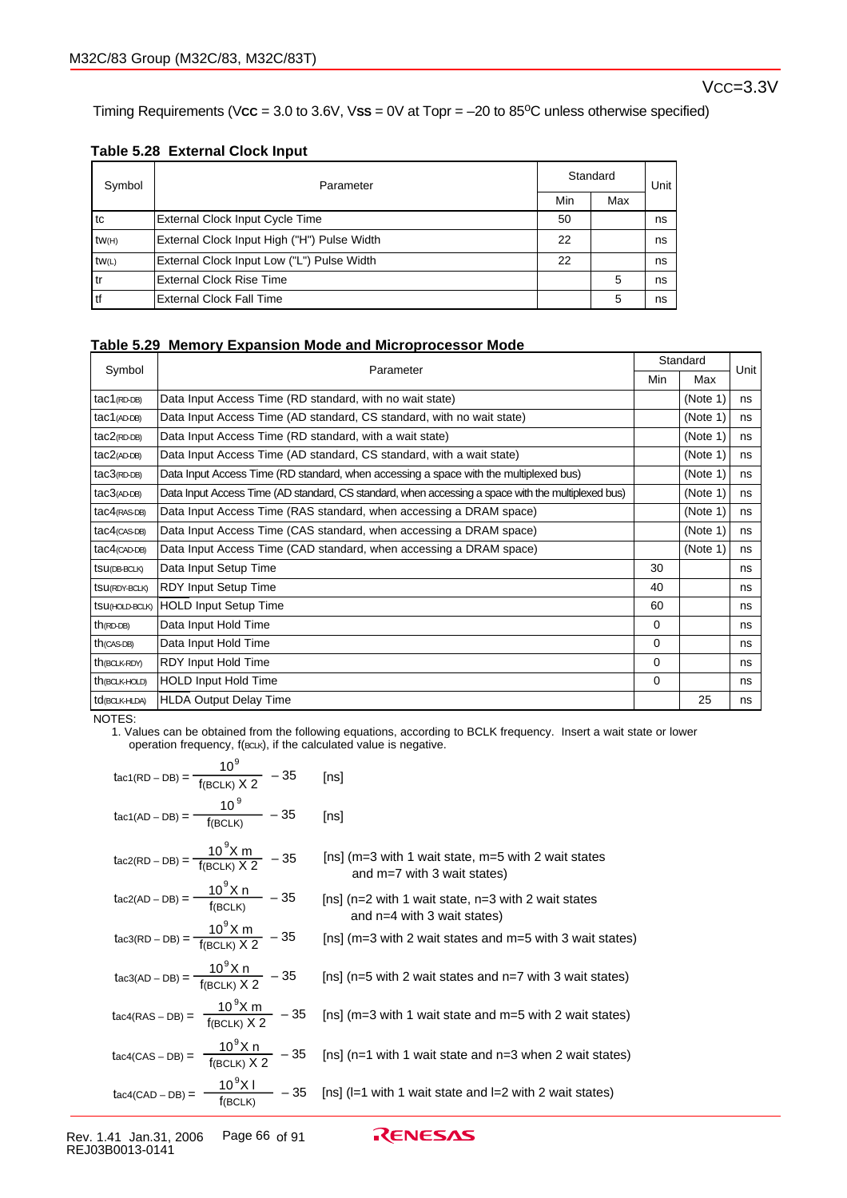VCC=3.3V

Timing Requirements (Vcc = 3.0 to 3.6V, Vss = 0V at Topr = –20 to 85°C unless otherwise specified)

**Table 5.28 External Clock Input**

| Symbol | Parameter | Standard | | Unit |
|---|---|---|---|---|
| | | Min | Max | |
| $t_c$ | External Clock Input Cycle Time | 50 | | ns |
| $t_{w(H)}$ | External Clock Input High ("H") Pulse Width | 22 | | ns |
| $t_{w(L)}$ | External Clock Input Low ("L") Pulse Width | 22 | | ns |
| $t_r$ | External Clock Rise Time | | 5 | ns |
| $t_f$ | External Clock Fall Time | | 5 | ns |

**Table 5.29 Memory Expansion Mode and Microprocessor Mode**

| Symbol | Parameter | Standard | | Unit |
|---|---|---|---|---|
| | | Min | Max | |
| $t_{ac1(RD-DB)}$ | Data Input Access Time (RD standard, with no wait state) | | (Note 1) | ns |
| $t_{ac1(AD-DB)}$ | Data Input Access Time (AD standard, CS standard, with no wait state) | | (Note 1) | ns |
| $t_{ac2(RD-DB)}$ | Data Input Access Time (RD standard, with a wait state) | | (Note 1) | ns |
| $t_{ac2(AD-DB)}$ | Data Input Access Time (AD standard, CS standard, with a wait state) | | (Note 1) | ns |
| $t_{ac3(RD-DB)}$ | Data Input Access Time (RD standard, when accessing a space with the multiplexed bus) | | (Note 1) | ns |
| $t_{ac3(AD-DB)}$ | Data Input Access Time (AD standard, CS standard, when accessing a space with the multiplexed bus) | | (Note 1) | ns |
| $t_{ac4(RAS-DB)}$ | Data Input Access Time (RAS standard, when accessing a DRAM space) | | (Note 1) | ns |
| $t_{ac4(CAS-DB)}$ | Data Input Access Time (CAS standard, when accessing a DRAM space) | | (Note 1) | ns |
| $t_{ac4(CAD-DB)}$ | Data Input Access Time (CAD standard, when accessing a DRAM space) | | (Note 1) | ns |
| $t_{su(DB-BCLK)}$ | Data Input Setup Time | 30 | | ns |
| $t_{su(RDY-BCLK)}$ | RDY Input Setup Time | 40 | | ns |
| $t_{su(HOLD-BCLK)}$ | HOLD Input Setup Time | 60 | | ns |
| $t_{h(RD-DB)}$ | Data Input Hold Time | 0 | | ns |
| $t_{h(CAS-DB)}$ | Data Input Hold Time | 0 | | ns |
| $t_{h(BCLK-RDY)}$ | RDY Input Hold Time | 0 | | ns |
| $t_{h(BCLK-HOLD)}$ | HOLD Input Hold Time | 0 | | ns |
| $t_{d(BCLK-HLDA)}$ | HLDA Output Delay Time | | 25 | ns |

NOTES:

1. Values can be obtained from the following equations, according to BCLK frequency. Insert a wait state or lower operation frequency, $f_{(BCLK)}$, if the calculated value is negative.

$$t_{ac1(RD-DB)} = \frac{10^9}{f_{(BCLK)} \times 2} - 35 \quad \text{[ns]}$$

$$t_{ac1(AD-DB)} = \frac{10^9}{f_{(BCLK)}} - 35 \quad \text{[ns]}$$

$$t_{ac2(RD-DB)} = \frac{10^9 \times m}{f_{(BCLK)} \times 2} - 35 \quad \text{[ns] (m=3 with 1 wait state, m=5 with 2 wait states and m=7 with 3 wait states)}$$

$$t_{ac2(AD-DB)} = \frac{10^9 \times n}{f_{(BCLK)}} - 35 \quad \text{[ns] (n=2 with 1 wait state, n=3 with 2 wait states and n=4 with 3 wait states)}$$

$$t_{ac3(RD-DB)} = \frac{10^9 \times m}{f_{(BCLK)} \times 2} - 35 \quad \text{[ns] (m=3 with 2 wait states and m=5 with 3 wait states)}$$

$$t_{ac3(AD-DB)} = \frac{10^9 \times n}{f_{(BCLK)} \times 2} - 35 \quad \text{[ns] (n=5 with 2 wait states and n=7 with 3 wait states)}$$

$$t_{ac4(RAS-DB)} = \frac{10^9 \times m}{f_{(BCLK)} \times 2} - 35 \quad \text{[ns] (m=3 with 1 wait state and m=5 with 2 wait states)}$$

$$t_{ac4(CAS-DB)} = \frac{10^9 \times n}{f_{(BCLK)} \times 2} - 35 \quad \text{[ns] (n=1 with 1 wait state and n=3 when 2 wait states)}$$

$$t_{ac4(CAD-DB)} = \frac{10^9 \times l}{f_{(BCLK)}} - 35 \quad \text{[ns] (l=1 with 1 wait state and l=2 with 2 wait states)}$$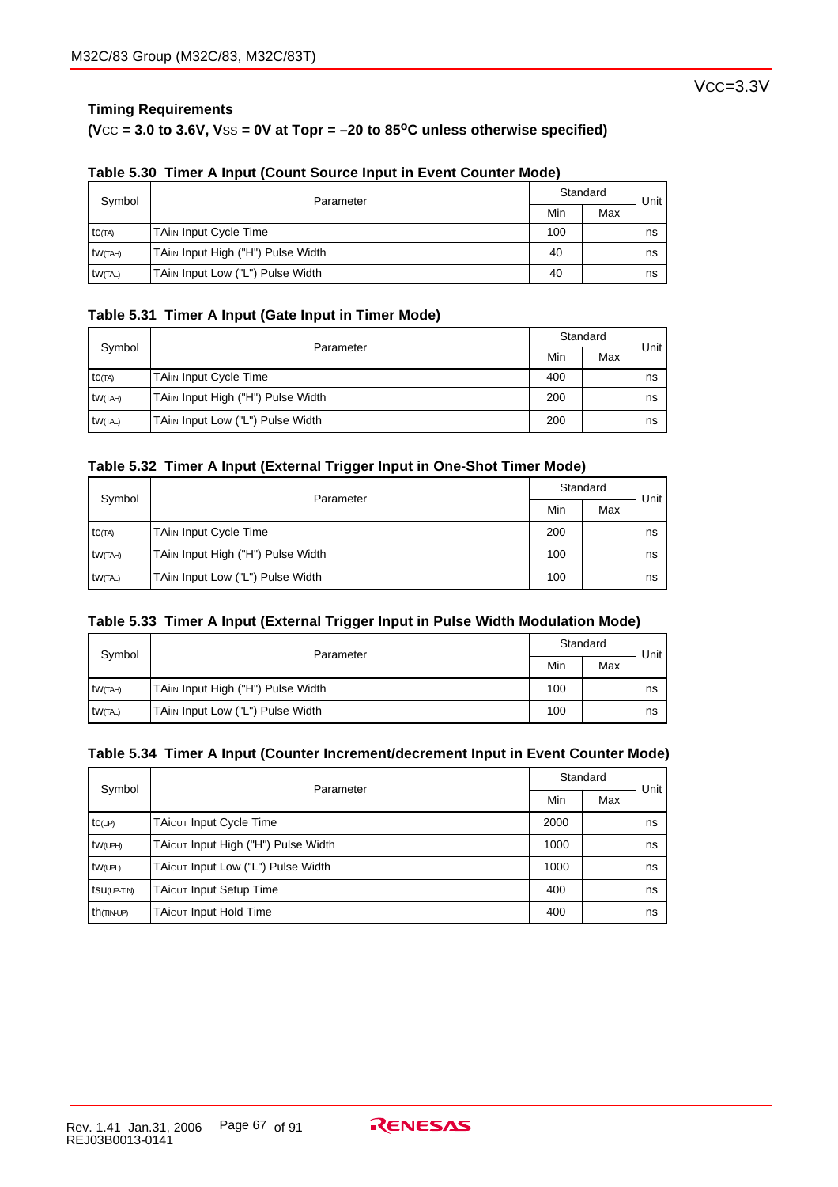VCC=3.3V

**Timing Requirements**

**(VCC = 3.0 to 3.6V, VSS = 0V at Topr = –20 to 85°C unless otherwise specified)**

**Table 5.30 Timer A Input (Count Source Input in Event Counter Mode)**

| Symbol | Parameter | Standard | | Unit |
|---|---|---|---|---|
| | | Min | Max | |
| $t_{c(TA)}$ | TAiIN Input Cycle Time | 100 | | ns |
| $t_{w(TAH)}$ | TAiIN Input High ("H") Pulse Width | 40 | | ns |
| $t_{w(TAL)}$ | TAiIN Input Low ("L") Pulse Width | 40 | | ns |

**Table 5.31 Timer A Input (Gate Input in Timer Mode)**

| Symbol | Parameter | Standard | | Unit |
|---|---|---|---|---|
| | | Min | Max | |
| $t_{c(TA)}$ | TAiIN Input Cycle Time | 400 | | ns |
| $t_{w(TAH)}$ | TAiIN Input High ("H") Pulse Width | 200 | | ns |
| $t_{w(TAL)}$ | TAiIN Input Low ("L") Pulse Width | 200 | | ns |

**Table 5.32 Timer A Input (External Trigger Input in One-Shot Timer Mode)**

| Symbol | Parameter | Standard | | Unit |
|---|---|---|---|---|
| | | Min | Max | |
| $t_{c(TA)}$ | TAiIN Input Cycle Time | 200 | | ns |
| $t_{w(TAH)}$ | TAiIN Input High ("H") Pulse Width | 100 | | ns |
| $t_{w(TAL)}$ | TAiIN Input Low ("L") Pulse Width | 100 | | ns |

**Table 5.33 Timer A Input (External Trigger Input in Pulse Width Modulation Mode)**

| Symbol | Parameter | Standard | | Unit |
|---|---|---|---|---|
| | | Min | Max | |
| $t_{w(TAH)}$ | TAiIN Input High ("H") Pulse Width | 100 | | ns |
| $t_{w(TAL)}$ | TAiIN Input Low ("L") Pulse Width | 100 | | ns |

**Table 5.34 Timer A Input (Counter Increment/decrement Input in Event Counter Mode)**

| Symbol | Parameter | Standard | | Unit |
|---|---|---|---|---|
| | | Min | Max | |
| $t_{c(UP)}$ | TAiOUT Input Cycle Time | 2000 | | ns |
| $t_{w(UPH)}$ | TAiOUT Input High ("H") Pulse Width | 1000 | | ns |
| $t_{w(UPL)}$ | TAiOUT Input Low ("L") Pulse Width | 1000 | | ns |
| $t_{su(UP-TIN)}$ | TAiOUT Input Setup Time | 400 | | ns |
| $t_{h(TIN-UP)}$ | TAiOUT Input Hold Time | 400 | | ns |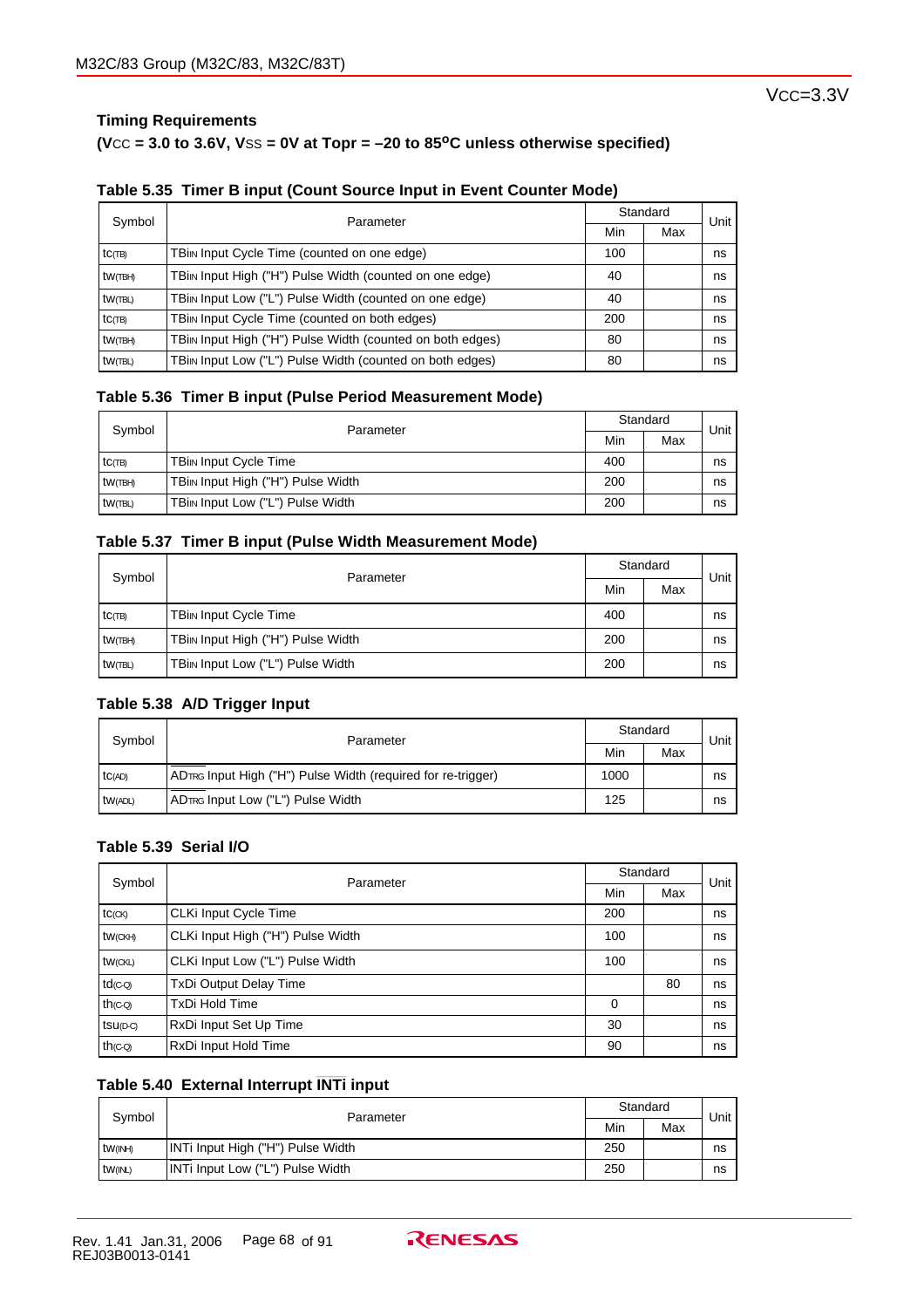VCC=3.3V

### Timing Requirements

**(VCC = 3.0 to 3.6V, VSS = 0V at Topr = –20 to 85°C unless otherwise specified)**

**Table 5.35 Timer B input (Count Source Input in Event Counter Mode)**

| Symbol | Parameter | Standard | | Unit |
|---|---|---|---|---|
| | | Min | Max | |
| $t_{c(TB)}$ | TBiIN Input Cycle Time (counted on one edge) | 100 | | ns |
| $t_{w(TBH)}$ | TBiIN Input High ("H") Pulse Width (counted on one edge) | 40 | | ns |
| $t_{w(TBL)}$ | TBiIN Input Low ("L") Pulse Width (counted on one edge) | 40 | | ns |
| $t_{c(TB)}$ | TBiIN Input Cycle Time (counted on both edges) | 200 | | ns |
| $t_{w(TBH)}$ | TBiIN Input High ("H") Pulse Width (counted on both edges) | 80 | | ns |
| $t_{w(TBL)}$ | TBiIN Input Low ("L") Pulse Width (counted on both edges) | 80 | | ns |

**Table 5.36 Timer B input (Pulse Period Measurement Mode)**

| Symbol | Parameter | Standard | | Unit |
|---|---|---|---|---|
| | | Min | Max | |
| $t_{c(TB)}$ | TBiIN Input Cycle Time | 400 | | ns |
| $t_{w(TBH)}$ | TBiIN Input High ("H") Pulse Width | 200 | | ns |
| $t_{w(TBL)}$ | TBiIN Input Low ("L") Pulse Width | 200 | | ns |

**Table 5.37 Timer B input (Pulse Width Measurement Mode)**

| Symbol | Parameter | Standard | | Unit |
|---|---|---|---|---|
| | | Min | Max | |
| $t_{c(TB)}$ | TBiIN Input Cycle Time | 400 | | ns |
| $t_{w(TBH)}$ | TBiIN Input High ("H") Pulse Width | 200 | | ns |
| $t_{w(TBL)}$ | TBiIN Input Low ("L") Pulse Width | 200 | | ns |

**Table 5.38 A/D Trigger Input**

| Symbol | Parameter | Standard | | Unit |
|---|---|---|---|---|
| | | Min | Max | |
| $t_{c(AD)}$ | ADTRG Input High ("H") Pulse Width (required for re-trigger) | 1000 | | ns |
| $t_{w(ADL)}$ | ADTRG Input Low ("L") Pulse Width | 125 | | ns |

**Table 5.39 Serial I/O**

| Symbol | Parameter | Standard | | Unit |
|---|---|---|---|---|
| | | Min | Max | |
| $t_{c(CK)}$ | CLKi Input Cycle Time | 200 | | ns |
| $t_{w(CKH)}$ | CLKi Input High ("H") Pulse Width | 100 | | ns |
| $t_{w(CKL)}$ | CLKi Input Low ("L") Pulse Width | 100 | | ns |
| $t_{d(C-Q)}$ | TxDi Output Delay Time | | 80 | ns |
| $t_{h(C-Q)}$ | TxDi Hold Time | 0 | | ns |
| $t_{su(D-C)}$ | RxDi Input Set Up Time | 30 | | ns |
| $t_{h(C-Q)}$ | RxDi Input Hold Time | 90 | | ns |

**Table 5.40 External Interrupt INTi input**

| Symbol | Parameter | Standard | | Unit |
|---|---|---|---|---|
| | | Min | Max | |
| $t_{w(INH)}$ | INTi Input High ("H") Pulse Width | 250 | | ns |
| $t_{w(INL)}$ | INTi Input Low ("L") Pulse Width | 250 | | ns |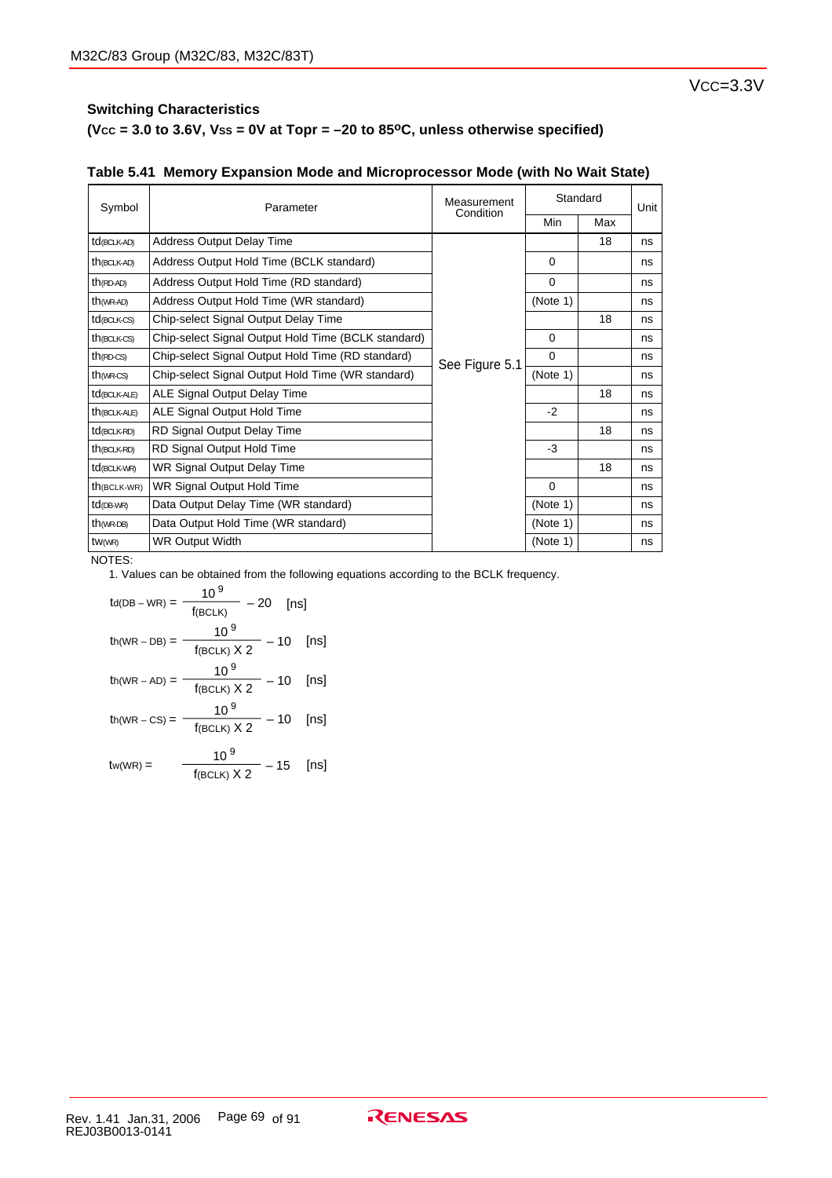VCC=3.3V

**Switching Characteristics**

**($V_{CC}$ = 3.0 to 3.6V, $V_{SS}$ = 0V at Topr = –20 to 85ºC, unless otherwise specified)**

**Table 5.41 Memory Expansion Mode and Microprocessor Mode (with No Wait State)**

| Symbol | Parameter | Measurement Condition | Standard | | Unit |
|---|---|---|---|---|---|
| | | | Min | Max | |
| $t_{d(BCLK-AD)}$ | Address Output Delay Time | See Figure 5.1 | | 18 | ns |
| $t_{h(BCLK-AD)}$ | Address Output Hold Time (BCLK standard) | | 0 | | ns |
| $t_{h(RD-AD)}$ | Address Output Hold Time (RD standard) | | 0 | | ns |
| $t_{h(WR-AD)}$ | Address Output Hold Time (WR standard) | | (Note 1) | | ns |
| $t_{d(BCLK-CS)}$ | Chip-select Signal Output Delay Time | | | 18 | ns |
| $t_{h(BCLK-CS)}$ | Chip-select Signal Output Hold Time (BCLK standard) | | 0 | | ns |
| $t_{h(RD-CS)}$ | Chip-select Signal Output Hold Time (RD standard) | | 0 | | ns |
| $t_{h(WR-CS)}$ | Chip-select Signal Output Hold Time (WR standard) | | (Note 1) | | ns |
| $t_{d(BCLK-ALE)}$ | ALE Signal Output Delay Time | | | 18 | ns |
| $t_{h(BCLK-ALE)}$ | ALE Signal Output Hold Time | | -2 | | ns |
| $t_{d(BCLK-RD)}$ | RD Signal Output Delay Time | | | 18 | ns |
| $t_{h(BCLK-RD)}$ | RD Signal Output Hold Time | | -3 | | ns |
| $t_{d(BCLK-WR)}$ | WR Signal Output Delay Time | | | 18 | ns |
| $t_{h(BCLK-WR)}$ | WR Signal Output Hold Time | | 0 | | ns |
| $t_{d(DB-WR)}$ | Data Output Delay Time (WR standard) | | (Note 1) | | ns |
| $t_{h(WR-DB)}$ | Data Output Hold Time (WR standard) | | (Note 1) | | ns |
| $t_{w(WR)}$ | WR Output Width | | (Note 1) | | ns |

NOTES:

1. Values can be obtained from the following equations according to the BCLK frequency.

$$t_{d(DB-WR)} = \frac{10^9}{f_{(BCLK)}} - 20 \quad [\text{ns}]$$

$$t_{h(WR-DB)} = \frac{10^9}{f_{(BCLK)} \times 2} - 10 \quad [\text{ns}]$$

$$t_{h(WR-AD)} = \frac{10^9}{f_{(BCLK)} \times 2} - 10 \quad [\text{ns}]$$

$$t_{h(WR-CS)} = \frac{10^9}{f_{(BCLK)} \times 2} - 10 \quad [\text{ns}]$$

$$t_{w(WR)} = \frac{10^9}{f_{(BCLK)} \times 2} - 15 \quad [\text{ns}]$$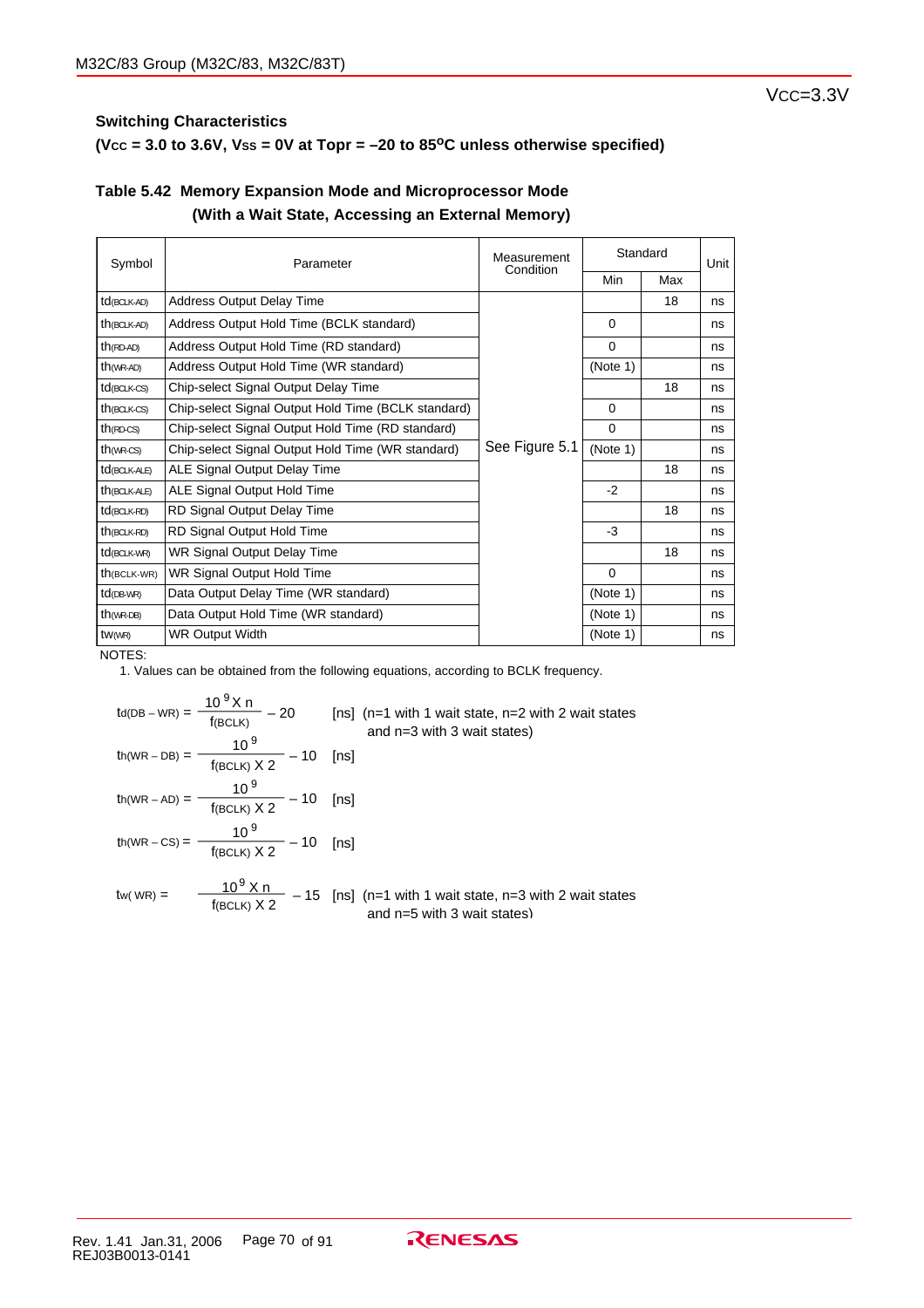VCC=3.3V

## Switching Characteristics

**(VCC = 3.0 to 3.6V, VSS = 0V at Topr = –20 to 85°C unless otherwise specified)**

### Table 5.42 Memory Expansion Mode and Microprocessor Mode (With a Wait State, Accessing an External Memory)

| Symbol | Parameter | Measurement Condition | Standard | | Unit |
|---|---|---|---|---|---|
| | | | Min | Max | |
| $t_{d(BCLK-AD)}$ | Address Output Delay Time | See Figure 5.1 | | 18 | ns |
| $t_{h(BCLK-AD)}$ | Address Output Hold Time (BCLK standard) | | 0 | | ns |
| $t_{h(RD-AD)}$ | Address Output Hold Time (RD standard) | | 0 | | ns |
| $t_{h(WR-AD)}$ | Address Output Hold Time (WR standard) | | (Note 1) | | ns |
| $t_{d(BCLK-CS)}$ | Chip-select Signal Output Delay Time | | | 18 | ns |
| $t_{h(BCLK-CS)}$ | Chip-select Signal Output Hold Time (BCLK standard) | | 0 | | ns |
| $t_{h(RD-CS)}$ | Chip-select Signal Output Hold Time (RD standard) | | 0 | | ns |
| $t_{h(WR-CS)}$ | Chip-select Signal Output Hold Time (WR standard) | | (Note 1) | | ns |
| $t_{d(BCLK-ALE)}$ | ALE Signal Output Delay Time | | | 18 | ns |
| $t_{h(BCLK-ALE)}$ | ALE Signal Output Hold Time | | -2 | | ns |
| $t_{d(BCLK-RD)}$ | RD Signal Output Delay Time | | | 18 | ns |
| $t_{h(BCLK-RD)}$ | RD Signal Output Hold Time | | -3 | | ns |
| $t_{d(BCLK-WR)}$ | WR Signal Output Delay Time | | | 18 | ns |
| $t_{h(BCLK-WR)}$ | WR Signal Output Hold Time | | 0 | | ns |
| $t_{d(DB-WR)}$ | Data Output Delay Time (WR standard) | | (Note 1) | | ns |
| $t_{h(WR-DB)}$ | Data Output Hold Time (WR standard) | | (Note 1) | | ns |
| $t_{w(WR)}$ | WR Output Width | | (Note 1) | | ns |

NOTES:

1. Values can be obtained from the following equations, according to BCLK frequency.

$$t_{d(DB-WR)} = \frac{10^9 \times n}{f(BCLK)} - 20 \text{ [ns]}$$ (n=1 with 1 wait state, n=2 with 2 wait states and n=3 with 3 wait states)

$$t_{h(WR-DB)} = \frac{10^9}{f(BCLK) \times 2} - 10 \text{ [ns]}$$

$$t_{h(WR-AD)} = \frac{10^9}{f(BCLK) \times 2} - 10 \text{ [ns]}$$

$$t_{h(WR-CS)} = \frac{10^9}{f(BCLK) \times 2} - 10 \text{ [ns]}$$

$$t_{w(WR)} = \frac{10^9 \times n}{f(BCLK) \times 2} - 15 \text{ [ns]}$$ (n=1 with 1 wait state, n=3 with 2 wait states and n=5 with 3 wait states)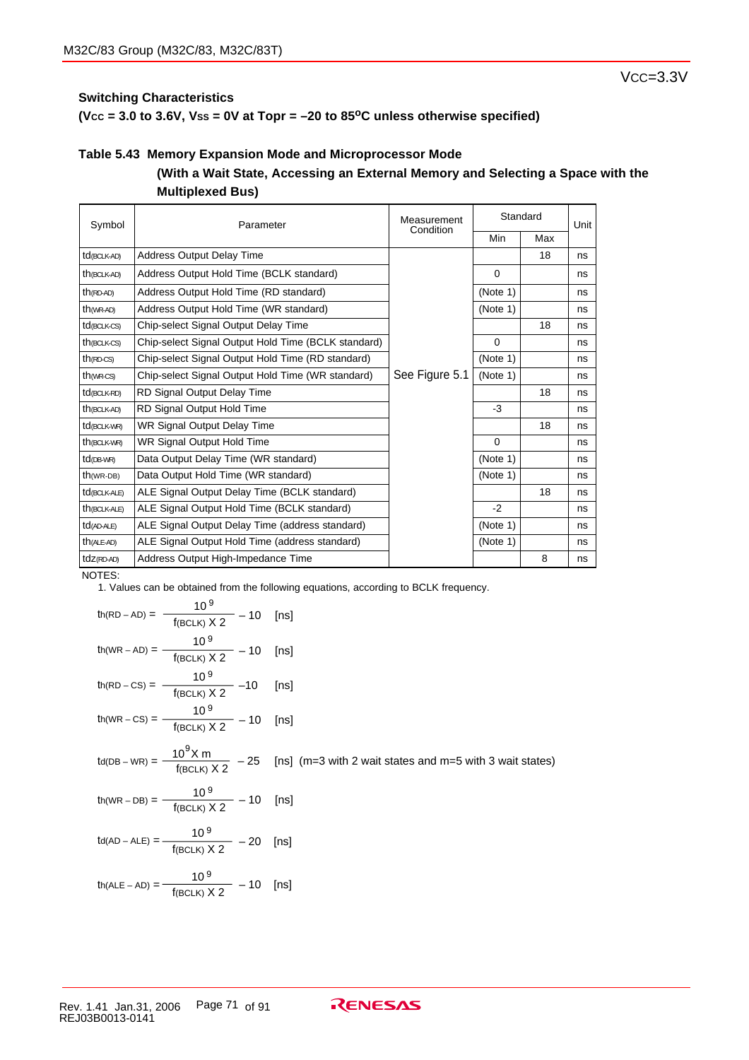VCC=3.3V

**Switching Characteristics**

**(VCC = 3.0 to 3.6V, VSS = 0V at Topr = –20 to 85°C unless otherwise specified)**

### Table 5.43 Memory Expansion Mode and Microprocessor Mode (With a Wait State, Accessing an External Memory and Selecting a Space with the Multiplexed Bus)

| Symbol | Parameter | Measurement Condition | Standard | | Unit |
|---|---|---|---|---|---|
| | | | Min | Max | |
| $t_{d(BCLK-AD)}$ | Address Output Delay Time | See Figure 5.1 | | 18 | ns |
| $t_{h(BCLK-AD)}$ | Address Output Hold Time (BCLK standard) | | 0 | | ns |
| $t_{h(RD-AD)}$ | Address Output Hold Time (RD standard) | | (Note 1) | | ns |
| $t_{h(WR-AD)}$ | Address Output Hold Time (WR standard) | | (Note 1) | | ns |
| $t_{d(BCLK-CS)}$ | Chip-select Signal Output Delay Time | | | 18 | ns |
| $t_{h(BCLK-CS)}$ | Chip-select Signal Output Hold Time (BCLK standard) | | 0 | | ns |
| $t_{h(RD-CS)}$ | Chip-select Signal Output Hold Time (RD standard) | | (Note 1) | | ns |
| $t_{h(WR-CS)}$ | Chip-select Signal Output Hold Time (WR standard) | | (Note 1) | | ns |
| $t_{d(BCLK-RD)}$ | RD Signal Output Delay Time | | | 18 | ns |
| $t_{h(BCLK-AD)}$ | RD Signal Output Hold Time | | -3 | | ns |
| $t_{d(BCLK-WR)}$ | WR Signal Output Delay Time | | | 18 | ns |
| $t_{h(BCLK-WR)}$ | WR Signal Output Hold Time | | 0 | | ns |
| $t_{d(DB-WR)}$ | Data Output Delay Time (WR standard) | | (Note 1) | | ns |
| $t_{h(WR-DB)}$ | Data Output Hold Time (WR standard) | | (Note 1) | | ns |
| $t_{d(BCLK-ALE)}$ | ALE Signal Output Delay Time (BCLK standard) | | | 18 | ns |
| $t_{h(BCLK-ALE)}$ | ALE Signal Output Hold Time (BCLK standard) | | -2 | | ns |
| $t_{d(AD-ALE)}$ | ALE Signal Output Delay Time (address standard) | | (Note 1) | | ns |
| $t_{h(ALE-AD)}$ | ALE Signal Output Hold Time (address standard) | | (Note 1) | | ns |
| $t_{dZ(RD-AD)}$ | Address Output High-Impedance Time | | | 8 | ns |

NOTES:

1. Values can be obtained from the following equations, according to BCLK frequency.

$$t_{h(RD-AD)} = \frac{10^9}{f_{(BCLK)} \times 2} - 10 \quad [ns]$$

$$t_{h(WR-AD)} = \frac{10^9}{f_{(BCLK)} \times 2} - 10 \quad [ns]$$

$$t_{h(RD-CS)} = \frac{10^9}{f_{(BCLK)} \times 2} - 10 \quad [ns]$$

$$t_{h(WR-CS)} = \frac{10^9}{f_{(BCLK)} \times 2} - 10 \quad [ns]$$

$$t_{d(DB-WR)} = \frac{10^9 \times m}{f_{(BCLK)} \times 2} - 25 \quad [ns]$$ (m=3 with 2 wait states and m=5 with 3 wait states)

$$t_{h(WR-DB)} = \frac{10^9}{f_{(BCLK)} \times 2} - 10 \quad [ns]$$

$$t_{d(AD-ALE)} = \frac{10^9}{f_{(BCLK)} \times 2} - 20 \quad [ns]$$

$$t_{h(ALE-AD)} = \frac{10^9}{f_{(BCLK)} \times 2} - 10 \quad [ns]$$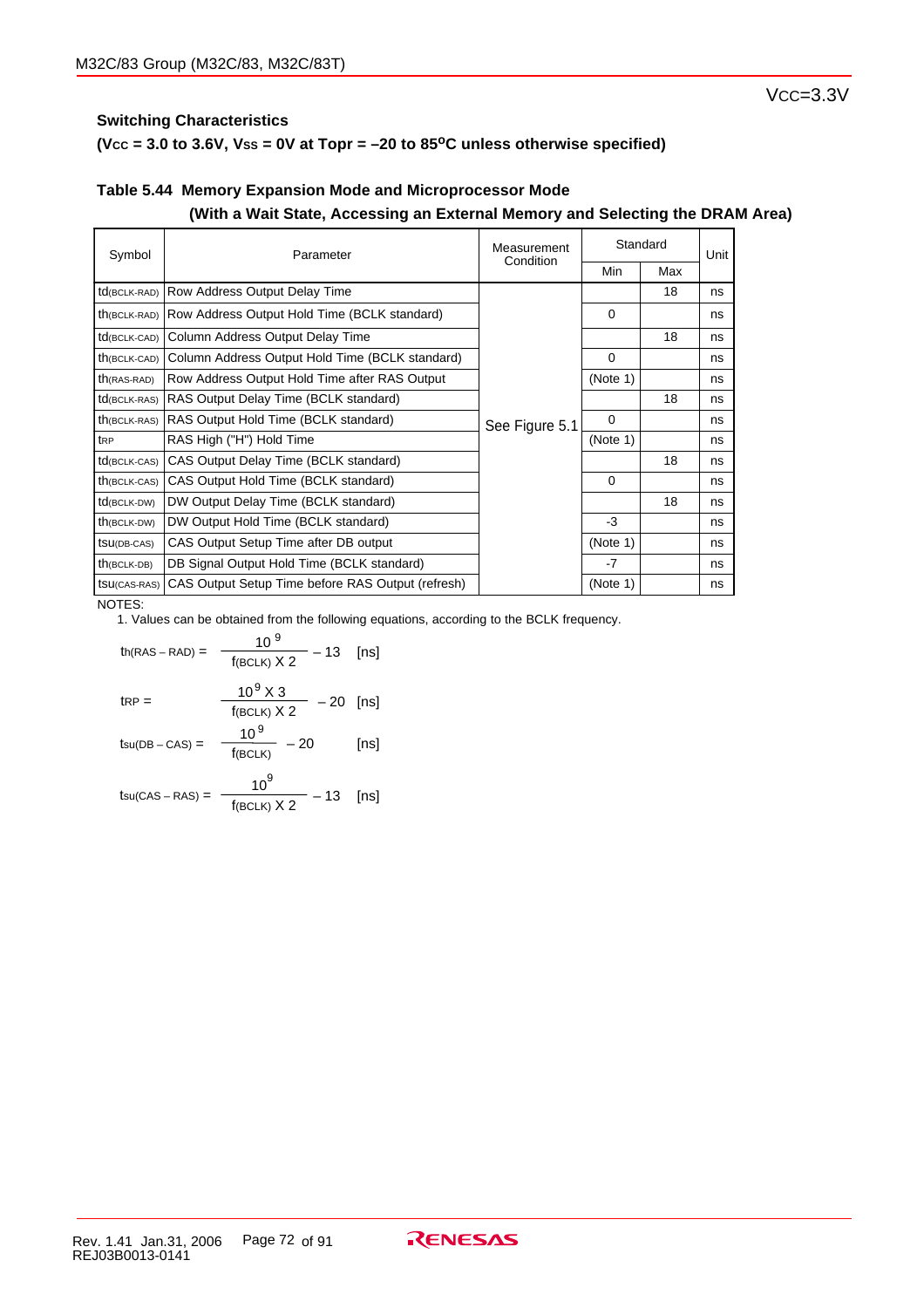VCC=3.3V

**Switching Characteristics**

**(VCC = 3.0 to 3.6V, VSS = 0V at Topr = –20 to 85°C unless specified)**

**Table 5.44 Memory Expansion Mode and Microprocessor Mode**
**(With a Wait State, Accessing an External Memory and Selecting the DRAM Area)**

| Symbol | Parameter | Measurement Condition | Standard | | Unit |
|---|---|---|---|---|---|
| | | | Min | Max | |
| $t_{d(BCLK-RAD)}$ | Row Address Output Delay Time | See Figure 5.1 | | 18 | ns |
| $t_{h(BCLK-RAD)}$ | Row Address Output Hold Time (BCLK standard) | | 0 | | ns |
| $t_{d(BCLK-CAD)}$ | Column Address Output Delay Time | | | 18 | ns |
| $t_{h(BCLK-CAD)}$ | Column Address Output Hold Time (BCLK standard) | | 0 | | ns |
| $t_{h(RAS-RAD)}$ | Row Address Output Hold Time after RAS Output | | (Note 1) | | ns |
| $t_{d(BCLK-RAS)}$ | RAS Output Delay Time (BCLK standard) | | | 18 | ns |
| $t_{h(BCLK-RAS)}$ | RAS Output Hold Time (BCLK standard) | | 0 | | ns |
| $t_{RP}$ | RAS High ("H") Hold Time | | (Note 1) | | ns |
| $t_{d(BCLK-CAS)}$ | CAS Output Delay Time (BCLK standard) | | | 18 | ns |
| $t_{h(BCLK-CAS)}$ | CAS Output Hold Time (BCLK standard) | | 0 | | ns |
| $t_{d(BCLK-DW)}$ | DW Output Delay Time (BCLK standard) | | | 18 | ns |
| $t_{h(BCLK-DW)}$ | DW Output Hold Time (BCLK standard) | | -3 | | ns |
| $t_{su(DB-CAS)}$ | CAS Output Setup Time after DB output | | (Note 1) | | ns |
| $t_{h(BCLK-DB)}$ | DB Signal Output Hold Time (BCLK standard) | | -7 | | ns |
| $t_{su(CAS-RAS)}$ | CAS Output Setup Time before RAS Output (refresh) | | (Note 1) | | ns |

NOTES:

1. Values can be obtained from the following equations, according to the BCLK frequency.

$$t_{h(RAS-RAD)} = \frac{10^9}{f(BCLK) \times 2} - 13 \quad [\text{ns}]$$

$$t_{RP} = \frac{10^9 \times 3}{f(BCLK) \times 2} - 20 \quad [\text{ns}]$$

$$t_{su(DB-CAS)} = \frac{10^9}{f(BCLK)} - 20 \quad [\text{ns}]$$

$$t_{su(CAS-RAS)} = \frac{10^9}{f(BCLK) \times 2} - 13 \quad [\text{ns}]$$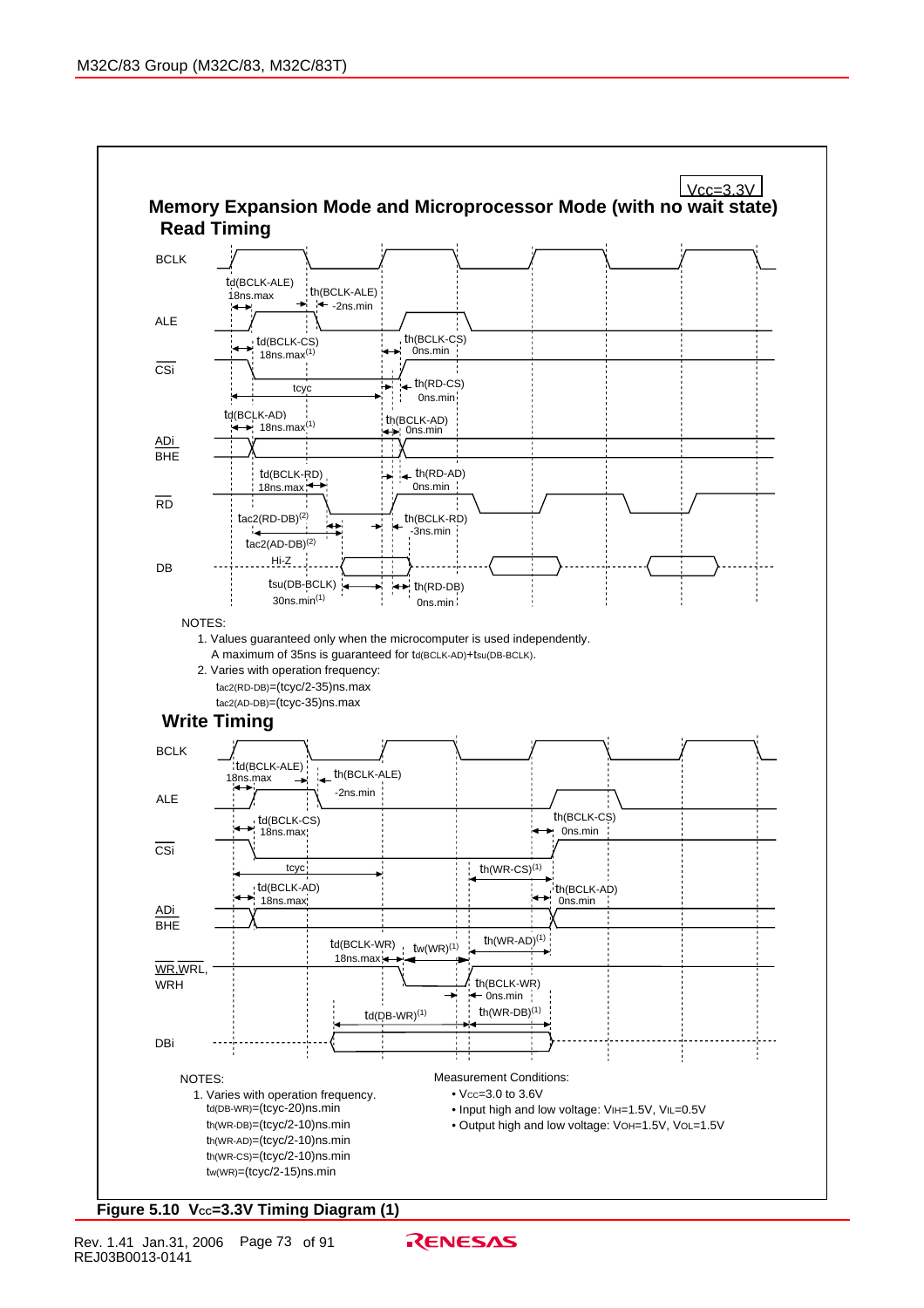Vcc=3.3V

## Memory Expansion Mode and Microprocessor Mode (with no wait state)

### Read Timing

BCLK

$t_{d(BCLK-ALE)}$ 18ns.max

$t_{h(BCLK-ALE)}$ -2ns.min

ALE

$t_{d(BCLK-CS)}$ 18ns.max(1)

$t_{h(BCLK-CS)}$ 0ns.min

CSi

tcyc

$t_{h(RD-CS)}$ 0ns.min

$t_{d(BCLK-AD)}$ 18ns.max(1)

$t_{h(BCLK-AD)}$ 0ns.min

ADi

BHE

$t_{d(BCLK-RD)}$ 18ns.max

$t_{h(RD-AD)}$ 0ns.min

RD

$t_{ac2(RD-DB)}$(2)

$t_{h(BCLK-RD)}$ -3ns.min

$t_{ac2(AD-DB)}$(2)

Hi-Z

DB

$t_{su(DB-BCLK)}$ 30ns.min(1)

$t_{h(RD-DB)}$ 0ns.min

NOTES:

1. Values guaranteed only when the microcomputer is used independently. A maximum of 35ns is guaranteed for $t_{d(BCLK-AD)}+t_{su(DB-BCLK)}$.
2. Varies with operation frequency:
   $t_{ac2(RD-DB)}$=(tcyc/2-35)ns.max
   $t_{ac2(AD-DB)}$=(tcyc-35)ns.max

### Write Timing

BCLK

$t_{d(BCLK-ALE)}$ 18ns.max

$t_{h(BCLK-ALE)}$ -2ns.min

ALE

$t_{d(BCLK-CS)}$ 18ns.max

$t_{h(BCLK-CS)}$ 0ns.min

CSi

tcyc

$t_{h(WR-CS)}$(1)

$t_{d(BCLK-AD)}$ 18ns.max

$t_{h(BCLK-AD)}$ 0ns.min

ADi

BHE

$t_{d(BCLK-WR)}$ 18ns.max

$t_{w(WR)}$(1)

$t_{h(WR-AD)}$(1)

WR,WRL,

WRH

$t_{h(BCLK-WR)}$ 0ns.min

$t_{d(DB-WR)}$(1)

$t_{h(WR-DB)}$(1)

DBi

NOTES:

1. Varies with operation frequency.
   $t_{d(DB-WR)}$=(tcyc-20)ns.min
   $t_{h(WR-DB)}$=(tcyc/2-10)ns.min
   $t_{h(WR-AD)}$=(tcyc/2-10)ns.min
   $t_{h(WR-CS)}$=(tcyc/2-10)ns.min
   $t_{w(WR)}$=(tcyc/2-15)ns.min

Measurement Conditions:

- $V_{CC}$=3.0 to 3.6V
- Input high and low voltage: $V_{IH}$=1.5V, $V_{IL}$=0.5V
- Output high and low voltage: $V_{OH}$=1.5V, $V_{OL}$=1.5V

**Figure 5.10 $V_{CC}$=3.3V Timing Diagram (1)**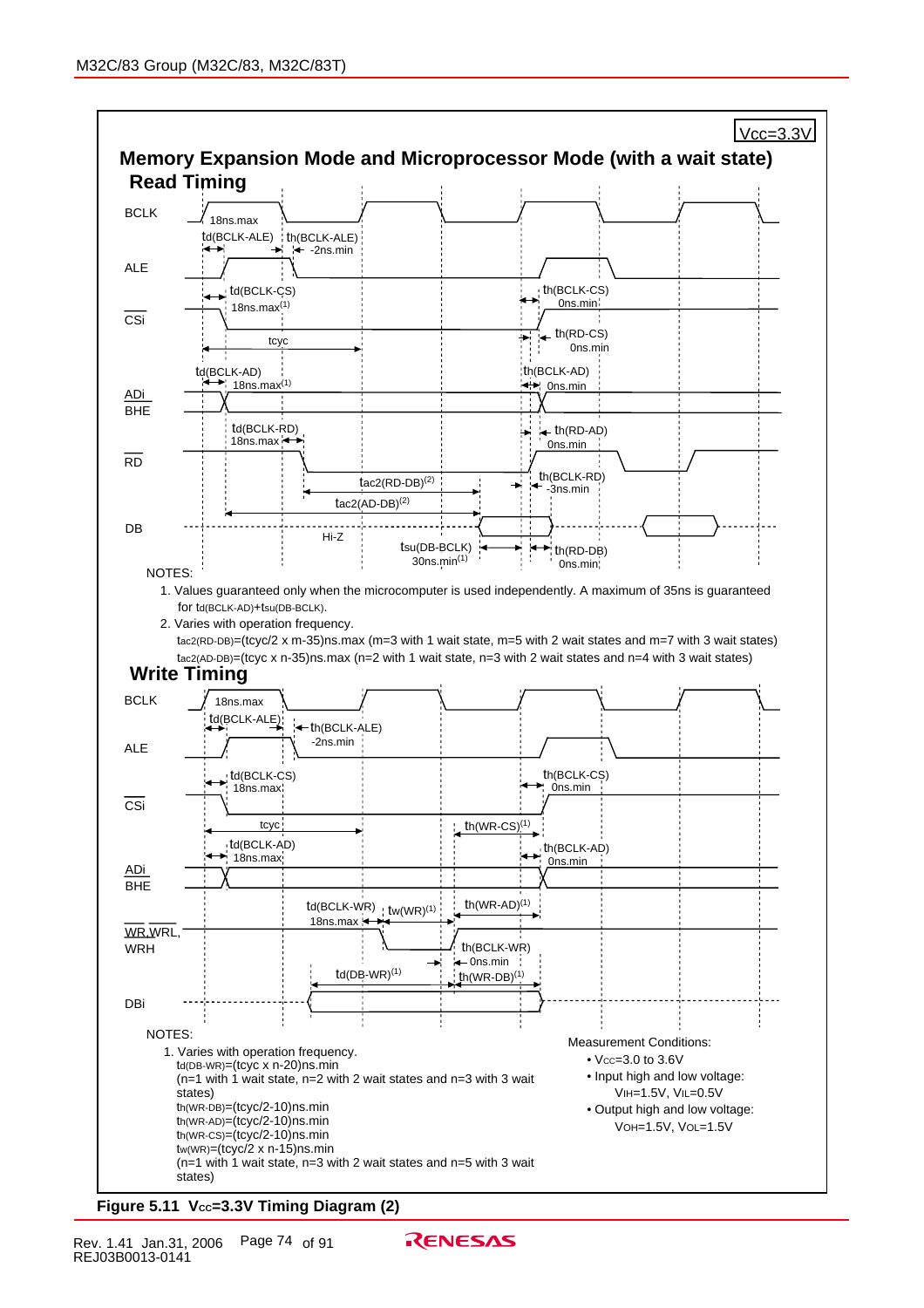Vcc=3.3V

## Memory Expansion Mode and Microprocessor Mode (with a wait state)

### Read Timing

BCLK — 18ns.max

ALE — $t_{d(BCLK-ALE)}$, $t_{h(BCLK-ALE)}$ -2ns.min

$\overline{CSi}$ — $t_{d(BCLK-CS)}$ 18ns.max[(1)], $t_{h(BCLK-CS)}$ 0ns.min, tcyc, $t_{h(RD-CS)}$ 0ns.min

ADi, BHE — $t_{d(BCLK-AD)}$ 18ns.max[(1)], $t_{h(BCLK-AD)}$ 0ns.min

$\overline{RD}$ — $t_{d(BCLK-RD)}$ 18ns.max, $t_{h(RD-AD)}$ 0ns.min, $t_{h(BCLK-RD)}$ -3ns.min, $t_{ac2(RD-DB)}$[(2)], $t_{ac2(AD-DB)}$[(2)]

DB — Hi-Z, $t_{su(DB-BCLK)}$ 30ns.min[(1)], $t_{h(RD-DB)}$ 0ns.min

NOTES:

1. Values guaranteed only when the microcomputer is used independently. A maximum of 35ns is guaranteed for $t_{d(BCLK-AD)}+t_{su(DB-BCLK)}$.
2. Varies with operation frequency.
   $t_{ac2(RD-DB)}$=(tcyc/2 x m-35)ns.max (m=3 with 1 wait state, m=5 with 2 wait states and m=7 with 3 wait states)
   $t_{ac2(AD-DB)}$=(tcyc x n-35)ns.max (n=2 with 1 wait state, n=3 with 2 wait states and n=4 with 3 wait states)

### Write Timing

BCLK — 18ns.max

ALE — $t_{d(BCLK-ALE)}$, $t_{h(BCLK-ALE)}$ -2ns.min

$\overline{CSi}$ — $t_{d(BCLK-CS)}$ 18ns.max, $t_{h(BCLK-CS)}$ 0ns.min, tcyc, $t_{h(WR-CS)}$[(1)]

ADi, BHE — $t_{d(BCLK-AD)}$ 18ns.max, $t_{h(BCLK-AD)}$ 0ns.min

$\overline{WR}$, $\overline{WRL}$, $\overline{WRH}$ — $t_{d(BCLK-WR)}$ 18ns.max, $t_{w(WR)}$[(1)], $t_{h(WR-AD)}$[(1)], $t_{h(BCLK-WR)}$ 0ns.min

DBi — $t_{d(DB-WR)}$[(1)], $t_{h(WR-DB)}$[(1)]

NOTES:

1. Varies with operation frequency.
   $t_{d(DB-WR)}$=(tcyc x n-20)ns.min
   (n=1 with 1 wait state, n=2 with 2 wait states and n=3 with 3 wait states)
   $t_{h(WR-DB)}$=(tcyc/2-10)ns.min
   $t_{h(WR-AD)}$=(tcyc/2-10)ns.min
   $t_{h(WR-CS)}$=(tcyc/2-10)ns.min
   $t_{w(WR)}$=(tcyc/2 x n-15)ns.min
   (n=1 with 1 wait state, n=3 with 2 wait states and n=5 with 3 wait states)

Measurement Conditions:

- $V_{CC}$=3.0 to 3.6V
- Input high and low voltage: $V_{IH}$=1.5V, $V_{IL}$=0.5V
- Output high and low voltage: $V_{OH}$=1.5V, $V_{OL}$=1.5V

**Figure 5.11 $V_{CC}$=3.3V Timing Diagram (2)**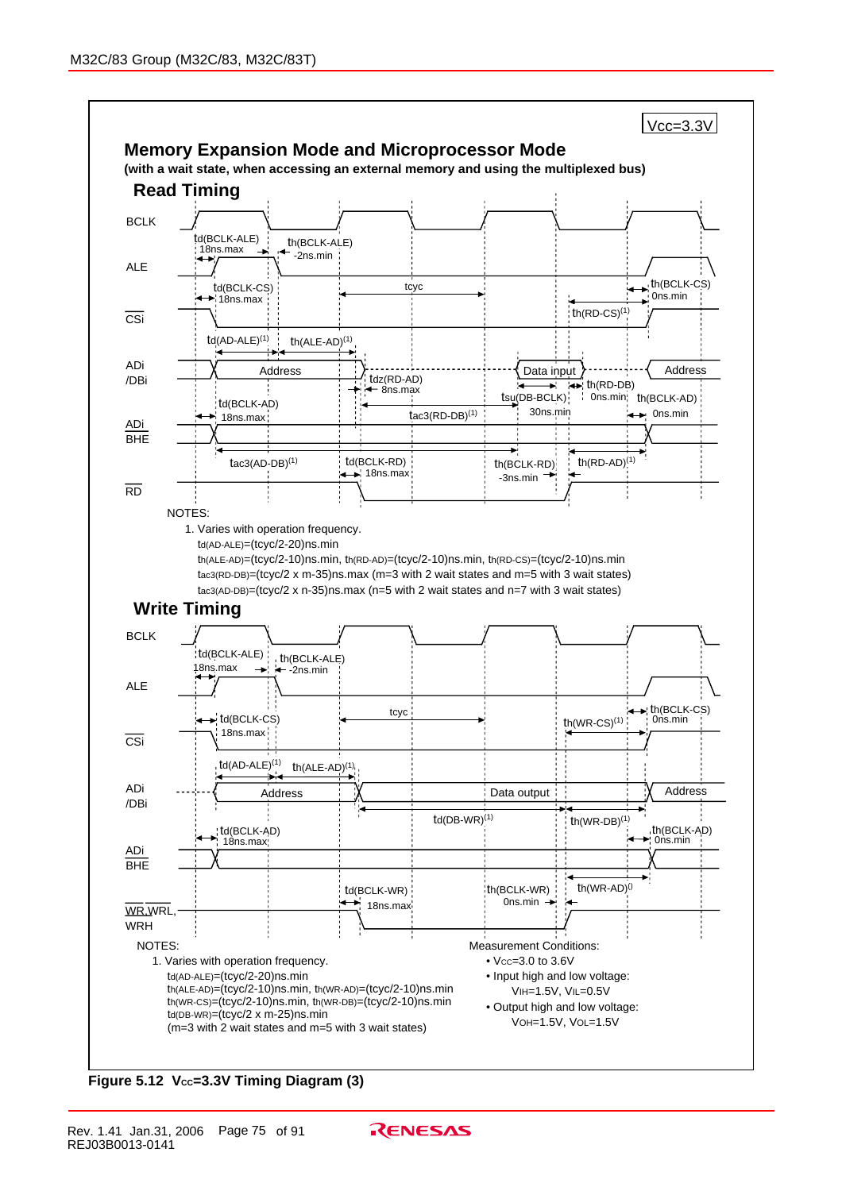Vcc=3.3V

## Memory Expansion Mode and Microprocessor Mode

**(with a wait state, when accessing an external memory and using the multiplexed bus)**

### Read Timing

BCLK

td(BCLK-ALE) 18ns.max

th(BCLK-ALE) -2ns.min

ALE

td(BCLK-CS) 18ns.max

tcyc

th(BCLK-CS) 0ns.min

th(RD-CS)(1)

CSi

td(AD-ALE)(1)

th(ALE-AD)(1)

ADi /DBi

Address

tdz(RD-AD) 8ns.max

Data input

th(RD-DB) 0ns.min

Address

tsu(DB-BCLK) 30ns.min

th(BCLK-AD) 0ns.min

td(BCLK-AD) 18ns.max

tac3(RD-DB)(1)

ADi BHE

tac3(AD-DB)(1)

td(BCLK-RD) 18ns.max

th(BCLK-RD) -3ns.min

th(RD-AD)(1)

RD

NOTES:

1. Varies with operation frequency.
   - $t_{d(AD\text{-}ALE)}$=(tcyc/2-20)ns.min
   - $t_{h(ALE\text{-}AD)}$=(tcyc/2-10)ns.min, $t_{h(RD\text{-}AD)}$=(tcyc/2-10)ns.min, $t_{h(RD\text{-}CS)}$=(tcyc/2-10)ns.min
   - $t_{ac3(RD\text{-}DB)}$=(tcyc/2 x m-35)ns.max (m=3 with 2 wait states and m=5 with 3 wait states)
   - $t_{ac3(AD\text{-}DB)}$=(tcyc/2 x n-35)ns.max (n=5 with 2 wait states and n=7 with 3 wait states)

### Write Timing

BCLK

td(BCLK-ALE) 18ns.max

th(BCLK-ALE) -2ns.min

ALE

td(BCLK-CS) 18ns.max

tcyc

th(BCLK-CS) 0ns.min

th(WR-CS)(1)

CSi

td(AD-ALE)(1)

th(ALE-AD)(1)

ADi /DBi

Address

Data output

Address

td(DB-WR)(1)

th(WR-DB)(1)

td(BCLK-AD) 18ns.max

th(BCLK-AD) 0ns.min

ADi BHE

td(BCLK-WR) 18ns.max

th(BCLK-WR) 0ns.min

th(WR-AD)(1)

WR,WRL, WRH

NOTES:

1. Varies with operation frequency.
   - $t_{d(AD\text{-}ALE)}$=(tcyc/2-20)ns.min
   - $t_{h(ALE\text{-}AD)}$=(tcyc/2-10)ns.min, $t_{h(WR\text{-}AD)}$=(tcyc/2-10)ns.min
   - $t_{h(WR\text{-}CS)}$=(tcyc/2-10)ns.min, $t_{h(WR\text{-}DB)}$=(tcyc/2-10)ns.min
   - $t_{d(DB\text{-}WR)}$=(tcyc/2 x m-25)ns.min
   - (m=3 with 2 wait states and m=5 with 3 wait states)

Measurement Conditions:

- $V_{CC}$=3.0 to 3.6V
- Input high and low voltage: $V_{IH}$=1.5V, $V_{IL}$=0.5V
- Output high and low voltage: $V_{OH}$=1.5V, $V_{OL}$=1.5V

**Figure 5.12 $V_{CC}$=3.3V Timing Diagram (3)**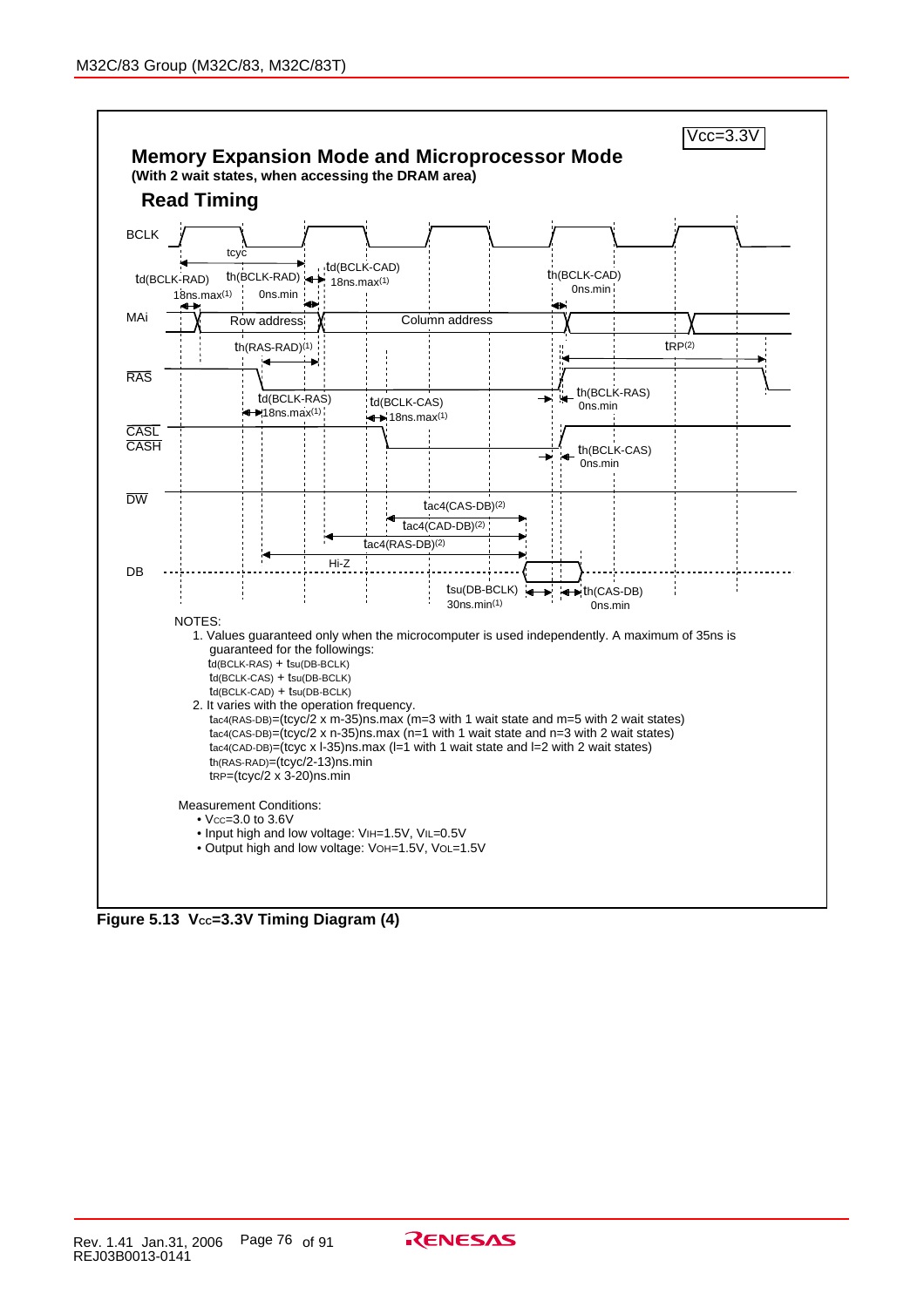Vcc=3.3V

## Memory Expansion Mode and Microprocessor Mode

**(With 2 wait states, when accessing the DRAM area)**

### Read Timing

BCLK

tcyc

$t_{d(BCLK-RAD)}$ 18ns.max(1)

$t_{h(BCLK-RAD)}$ 0ns.min

$t_{d(BCLK-CAD)}$ 18ns.max(1)

$t_{h(BCLK-CAD)}$ 0ns.min

MAi — Row address — Column address

$t_{h(RAS-RAD)}$(1)

$t_{RP}$(2)

$\overline{RAS}$

$t_{d(BCLK-RAS)}$ 18ns.max(1)

$t_{d(BCLK-CAS)}$ 18ns.max(1)

$t_{h(BCLK-RAS)}$ 0ns.min

$\overline{CASL}$ $\overline{CASH}$

$t_{h(BCLK-CAS)}$ 0ns.min

$\overline{DW}$

$t_{ac4(CAS-DB)}$(2)

$t_{ac4(CAD-DB)}$(2)

$t_{ac4(RAS-DB)}$(2)

DB — Hi-Z

$t_{su(DB-BCLK)}$ 30ns.min(1)

$t_{h(CAS-DB)}$ 0ns.min

NOTES:

1. Values guaranteed only when the microcomputer is used independently. A maximum of 35ns is guaranteed for the followings:
   - $t_{d(BCLK-RAS)} + t_{su(DB-BCLK)}$
   - $t_{d(BCLK-CAS)} + t_{su(DB-BCLK)}$
   - $t_{d(BCLK-CAD)} + t_{su(DB-BCLK)}$
2. It varies with the operation frequency.
   - $t_{ac4(RAS-DB)}$=(tcyc/2 x m-35)ns.max (m=3 with 1 wait state and m=5 with 2 wait states)
   - $t_{ac4(CAS-DB)}$=(tcyc/2 x n-35)ns.max (n=1 with 1 wait state and n=3 with 2 wait states)
   - $t_{ac4(CAD-DB)}$=(tcyc x l-35)ns.max (l=1 with 1 wait state and l=2 with 2 wait states)
   - $t_{h(RAS-RAD)}$=(tcyc/2-13)ns.min
   - $t_{RP}$=(tcyc/2 x 3-20)ns.min

Measurement Conditions:

- $V_{CC}$=3.0 to 3.6V
- Input high and low voltage: $V_{IH}$=1.5V, $V_{IL}$=0.5V
- Output high and low voltage: $V_{OH}$=1.5V, $V_{OL}$=1.5V

**Figure 5.13 $V_{CC}$=3.3V Timing Diagram (4)**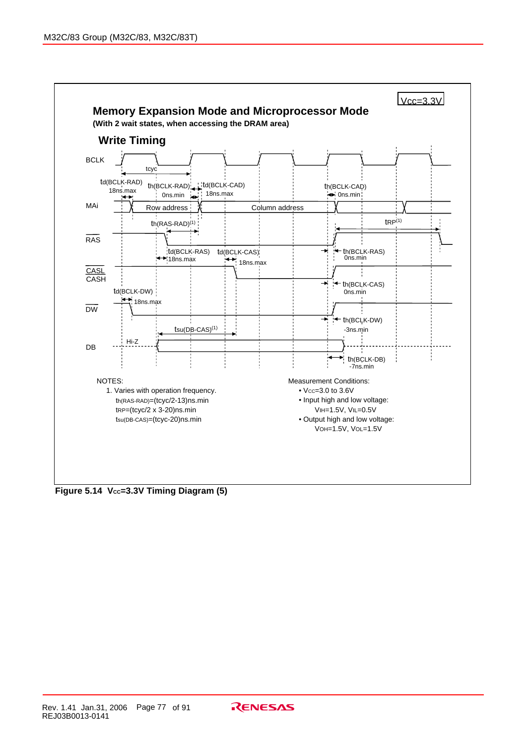Vcc=3.3V

## Memory Expansion Mode and Microprocessor Mode

**(With 2 wait states, when accessing the DRAM area)**

### Write Timing

BCLK

tcyc

td(BCLK-RAD) 18ns.max

th(BCLK-RAD) 0ns.min

td(BCLK-CAD) 18ns.max

th(BCLK-CAD) 0ns.min

MAi — Row address — Column address

th(RAS-RAD)(1)

tRP(1)

RAS

td(BCLK-RAS) 18ns.max

td(BCLK-CAS) 18ns.max

th(BCLK-RAS) 0ns.min

CASL
CASH

th(BCLK-CAS) 0ns.min

td(BCLK-DW) 18ns.max

DW

th(BCLK-DW) -3ns.min

tsu(DB-CAS)(1)

DB — Hi-Z

th(BCLK-DB) -7ns.min

NOTES:

1. Varies with operation frequency.
   - th(RAS-RAD)=(tcyc/2-13)ns.min
   - tRP=(tcyc/2 x 3-20)ns.min
   - tsu(DB-CAS)=(tcyc-20)ns.min

Measurement Conditions:

- VCC=3.0 to 3.6V
- Input high and low voltage: VIH=1.5V, VIL=0.5V
- Output high and low voltage: VOH=1.5V, VOL=1.5V

**Figure 5.14 VCC=3.3V Timing Diagram (5)**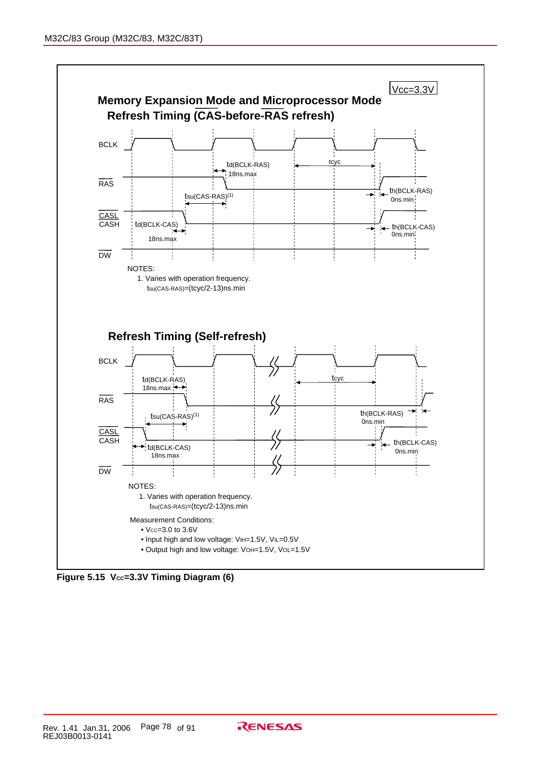Vcc=3.3V

## Memory Expansion Mode and Microprocessor Mode Refresh Timing (CAS-before-RAS refresh)

BCLK

RAS

CASL
CASH

DW

td(BCLK-RAS) 18ns.max

tcyc

tsu(CAS-RAS)(1)

th(BCLK-RAS) 0ns.min

td(BCLK-CAS) 18ns.max

th(BCLK-CAS) 0ns.min

NOTES:
1. Varies with operation frequency.
$t_{su(CAS-RAS)}$=(tcyc/2-13)ns.min

## Refresh Timing (Self-refresh)

BCLK

RAS

CASL
CASH

DW

td(BCLK-RAS) 18ns.max

tcyc

tsu(CAS-RAS)(1)

th(BCLK-RAS) 0ns.min

td(BCLK-CAS) 18ns.max

th(BCLK-CAS) 0ns.min

NOTES:
1. Varies with operation frequency.
$t_{su(CAS-RAS)}$=(tcyc/2-13)ns.min

Measurement Conditions:
- $V_{CC}$=3.0 to 3.6V
- Input high and low voltage: $V_{IH}$=1.5V, $V_{IL}$=0.5V
- Output high and low voltage: $V_{OH}$=1.5V, $V_{OL}$=1.5V

**Figure 5.15 $V_{CC}$=3.3V Timing Diagram (6)**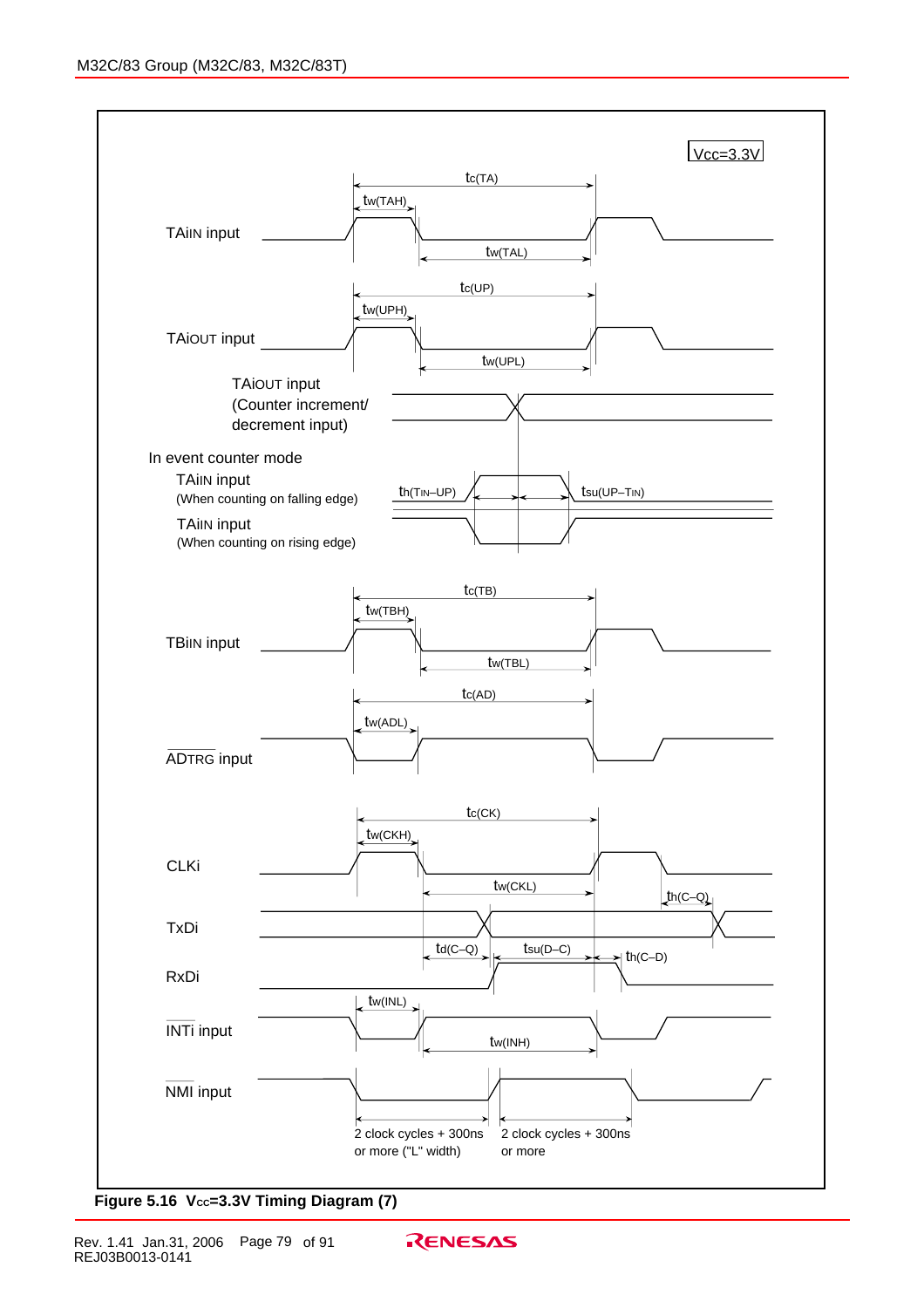Vcc=3.3V

TAiIN input: $t_{c(TA)}$, $t_{w(TAH)}$, $t_{w(TAL)}$

TAiOUT input: $t_{c(UP)}$, $t_{w(UPH)}$, $t_{w(UPL)}$

TAiOUT input (Counter increment/ decrement input)

In event counter mode

TAiIN input (When counting on falling edge)

TAiIN input (When counting on rising edge)

$t_{h(TIN-UP)}$, $t_{su(UP-TIN)}$

TBiIN input: $t_{c(TB)}$, $t_{w(TBH)}$, $t_{w(TBL)}$

ADTRG input: $t_{c(AD)}$, $t_{w(ADL)}$

CLKi: $t_{c(CK)}$, $t_{w(CKH)}$, $t_{w(CKL)}$

TxDi: $t_{h(C-Q)}$, $t_{d(C-Q)}$

RxDi: $t_{su(D-C)}$, $t_{h(C-D)}$

INTi input: $t_{w(INL)}$, $t_{w(INH)}$

NMI input

2 clock cycles + 300ns or more ("L" width)

2 clock cycles + 300ns or more

**Figure 5.16 Vcc=3.3V Timing Diagram (7)**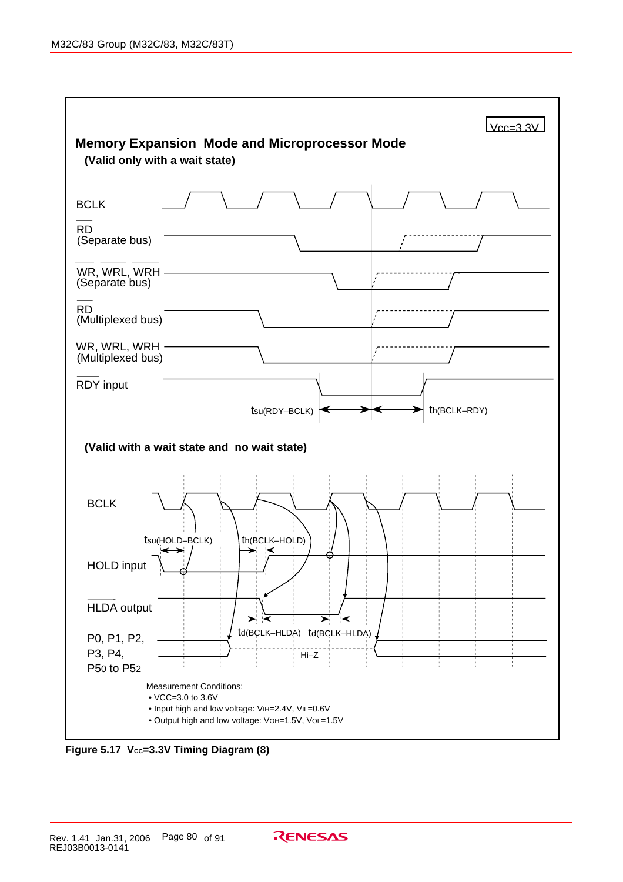Vcc=3.3V

**Memory Expansion Mode and Microprocessor Mode**

**(Valid only with a wait state)**

BCLK

RD (Separate bus)

WR, WRL, WRH (Separate bus)

RD (Multiplexed bus)

WR, WRL, WRH (Multiplexed bus)

RDY input

$t_{su(RDY-BCLK)}$ $t_{h(BCLK-RDY)}$

**(Valid with a wait state and no wait state)**

BCLK

$t_{su(HOLD-BCLK)}$ $t_{h(BCLK-HOLD)}$

HOLD input

HLDA output

$t_{d(BCLK-HLDA)}$ $t_{d(BCLK-HLDA)}$

P0, P1, P2, P3, P4, P50 to P52

Hi–Z

Measurement Conditions:
- VCC=3.0 to 3.6V
- Input high and low voltage: $V_{IH}$=2.4V, $V_{IL}$=0.6V
- Output high and low voltage: $V_{OH}$=1.5V, $V_{OL}$=1.5V

**Figure 5.17 $V_{CC}$=3.3V Timing Diagram (8)**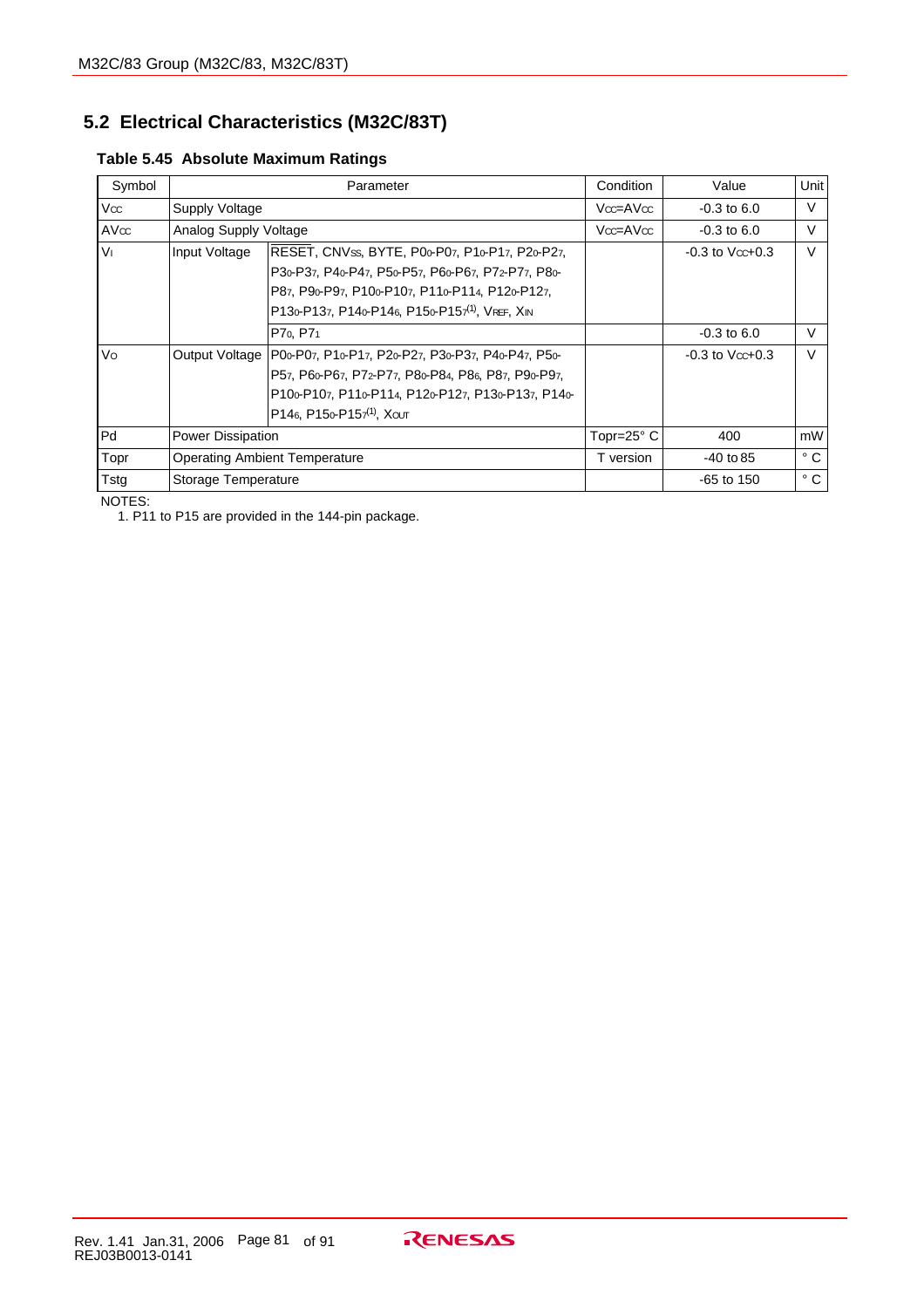## 5.2 Electrical Characteristics (M32C/83T)

### Table 5.45 Absolute Maximum Ratings

| Symbol | Parameter | | Condition | Value | Unit |
|---|---|---|---|---|---|
| $V_{CC}$ | Supply Voltage | | $V_{CC}$=$AV_{CC}$ | -0.3 to 6.0 | V |
| $AV_{CC}$ | Analog Supply Voltage | | $V_{CC}$=$AV_{CC}$ | -0.3 to 6.0 | V |
| $V_I$ | Input Voltage | RESET, $CNV_{SS}$, BYTE, $P0_0$-$P0_7$, $P1_0$-$P1_7$, $P2_0$-$P2_7$, $P3_0$-$P3_7$, $P4_0$-$P4_7$, $P5_0$-$P5_7$, $P6_0$-$P6_7$, $P7_2$-$P7_7$, $P8_0$-$P8_7$, $P9_0$-$P9_7$, $P10_0$-$P10_7$, $P11_0$-$P11_4$, $P12_0$-$P12_7$, $P13_0$-$P13_7$, $P14_0$-$P14_6$, $P15_0$-$P15_7$(1), $V_{REF}$, $X_{IN}$ | | -0.3 to $V_{CC}$+0.3 | V |
| | | $P7_0$, $P7_1$ | | -0.3 to 6.0 | V |
| $V_O$ | Output Voltage | $P0_0$-$P0_7$, $P1_0$-$P1_7$, $P2_0$-$P2_7$, $P3_0$-$P3_7$, $P4_0$-$P4_7$, $P5_0$-$P5_7$, $P6_0$-$P6_7$, $P7_2$-$P7_7$, $P8_0$-$P8_4$, $P8_6$, $P8_7$, $P9_0$-$P9_7$, $P10_0$-$P10_7$, $P11_0$-$P11_4$, $P12_0$-$P12_7$, $P13_0$-$P13_7$, $P14_0$-$P14_6$, $P15_0$-$P15_7$(1), $X_{OUT}$ | | -0.3 to $V_{CC}$+0.3 | V |
| Pd | Power Dissipation | | Topr=25° C | 400 | mW |
| Topr | Operating Ambient Temperature | | T version | -40 to 85 | ° C |
| Tstg | Storage Temperature | | | -65 to 150 | ° C |

NOTES:
1. P11 to P15 are provided in the 144-pin package.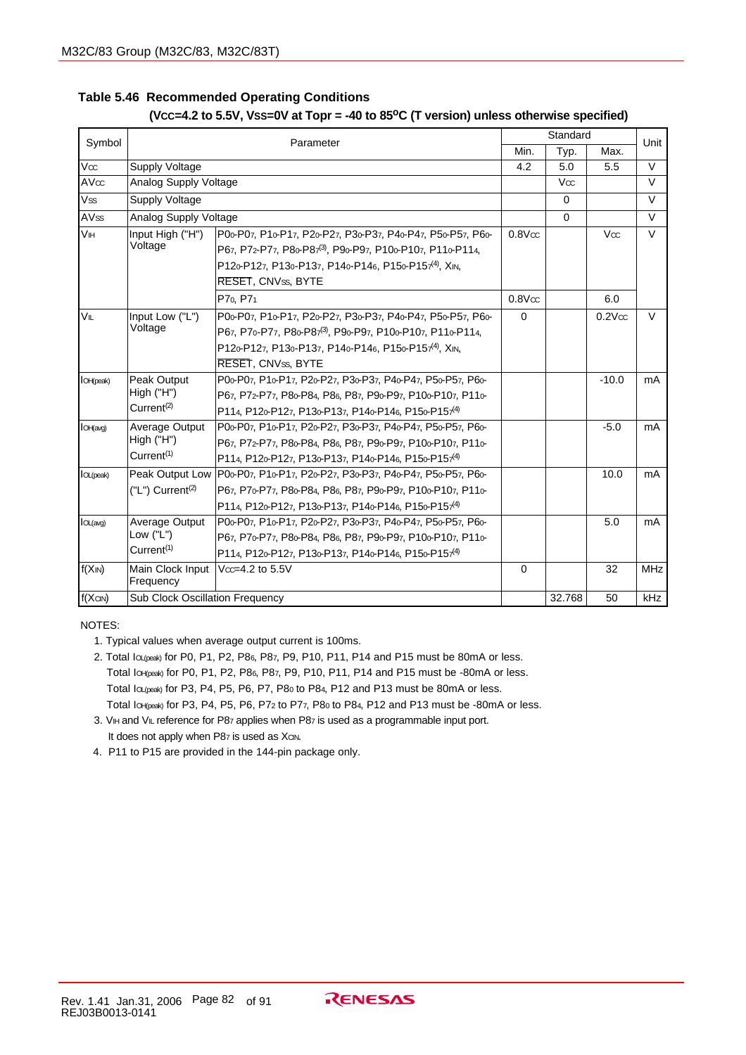**Table 5.46 Recommended Operating Conditions**

**($V_{CC}$=4.2 to 5.5V, $V_{SS}$=0V at Topr = -40 to 85°C (T version) unless otherwise specified)**

| Symbol | Parameter | | Standard | | | Unit |
|---|---|---|---|---|---|---|
| | | | Min. | Typ. | Max. | |
| $V_{CC}$ | Supply Voltage | | 4.2 | 5.0 | 5.5 | V |
| $AV_{CC}$ | Analog Supply Voltage | | | $V_{CC}$ | | V |
| $V_{SS}$ | Supply Voltage | | | 0 | | V |
| $AV_{SS}$ | Analog Supply Voltage | | | 0 | | V |
| $V_{IH}$ | Input High ("H") Voltage | $P0_0$-$P0_7$, $P1_0$-$P1_7$, $P2_0$-$P2_7$, $P3_0$-$P3_7$, $P4_0$-$P4_7$, $P5_0$-$P5_7$, $P6_0$-$P6_7$, $P7_2$-$P7_7$, $P8_0$-$P8_7$(3), $P9_0$-$P9_7$, $P10_0$-$P10_7$, $P11_0$-$P11_4$, $P12_0$-$P12_7$, $P13_0$-$P13_7$, $P14_0$-$P14_6$, $P15_0$-$P15_7$(4), $X_{IN}$, $\overline{RESET}$, $CNV_{SS}$, BYTE | $0.8V_{CC}$ | | $V_{CC}$ | V |
| | | $P7_0$, $P7_1$ | $0.8V_{CC}$ | | 6.0 | |
| $V_{IL}$ | Input Low ("L") Voltage | $P0_0$-$P0_7$, $P1_0$-$P1_7$, $P2_0$-$P2_7$, $P3_0$-$P3_7$, $P4_0$-$P4_7$, $P5_0$-$P5_7$, $P6_0$-$P6_7$, $P7_0$-$P7_7$, $P8_0$-$P8_7$(3), $P9_0$-$P9_7$, $P10_0$-$P10_7$, $P11_0$-$P11_4$, $P12_0$-$P12_7$, $P13_0$-$P13_7$, $P14_0$-$P14_6$, $P15_0$-$P15_7$(4), $X_{IN}$, $\overline{RESET}$, $CNV_{SS}$, BYTE | 0 | | $0.2V_{CC}$ | V |
| $I_{OH(peak)}$ | Peak Output High ("H") Current(2) | $P0_0$-$P0_7$, $P1_0$-$P1_7$, $P2_0$-$P2_7$, $P3_0$-$P3_7$, $P4_0$-$P4_7$, $P5_0$-$P5_7$, $P6_0$-$P6_7$, $P7_2$-$P7_7$, $P8_0$-$P8_4$, $P8_6$, $P8_7$, $P9_0$-$P9_7$, $P10_0$-$P10_7$, $P11_0$-$P11_4$, $P12_0$-$P12_7$, $P13_0$-$P13_7$, $P14_0$-$P14_6$, $P15_0$-$P15_7$(4) | | | -10.0 | mA |
| $I_{OH(avg)}$ | Average Output High ("H") Current(1) | $P0_0$-$P0_7$, $P1_0$-$P1_7$, $P2_0$-$P2_7$, $P3_0$-$P3_7$, $P4_0$-$P4_7$, $P5_0$-$P5_7$, $P6_0$-$P6_7$, $P7_2$-$P7_7$, $P8_0$-$P8_4$, $P8_6$, $P8_7$, $P9_0$-$P9_7$, $P10_0$-$P10_7$, $P11_0$-$P11_4$, $P12_0$-$P12_7$, $P13_0$-$P13_7$, $P14_0$-$P14_6$, $P15_0$-$P15_7$(4) | | | -5.0 | mA |
| $I_{OL(peak)}$ | Peak Output Low ("L") Current(2) | $P0_0$-$P0_7$, $P1_0$-$P1_7$, $P2_0$-$P2_7$, $P3_0$-$P3_7$, $P4_0$-$P4_7$, $P5_0$-$P5_7$, $P6_0$-$P6_7$, $P7_0$-$P7_7$, $P8_0$-$P8_4$, $P8_6$, $P8_7$, $P9_0$-$P9_7$, $P10_0$-$P10_7$, $P11_0$-$P11_4$, $P12_0$-$P12_7$, $P13_0$-$P13_7$, $P14_0$-$P14_6$, $P15_0$-$P15_7$(4) | | | 10.0 | mA |
| $I_{OL(avg)}$ | Average Output Low ("L") Current(1) | $P0_0$-$P0_7$, $P1_0$-$P1_7$, $P2_0$-$P2_7$, $P3_0$-$P3_7$, $P4_0$-$P4_7$, $P5_0$-$P5_7$, $P6_0$-$P6_7$, $P7_0$-$P7_7$, $P8_0$-$P8_4$, $P8_6$, $P8_7$, $P9_0$-$P9_7$, $P10_0$-$P10_7$, $P11_0$-$P11_4$, $P12_0$-$P12_7$, $P13_0$-$P13_7$, $P14_0$-$P14_6$, $P15_0$-$P15_7$(4) | | | 5.0 | mA |
| $f(X_{IN})$ | Main Clock Input Frequency | $V_{CC}$=4.2 to 5.5V | 0 | | 32 | MHz |
| $f(X_{CIN})$ | Sub Clock Oscillation Frequency | | | 32.768 | 50 | kHz |

NOTES:

1. Typical values when average output current is 100ms.
2. Total $I_{OL(peak)}$ for P0, P1, P2, $P8_6$, $P8_7$, P9, P10, P11, P14 and P15 must be 80mA or less.
   Total $I_{OH(peak)}$ for P0, P1, P2, $P8_6$, $P8_7$, P9, P10, P11, P14 and P15 must be -80mA or less.
   Total $I_{OL(peak)}$ for P3, P4, P5, P6, P7, $P8_0$ to $P8_4$, P12 and P13 must be 80mA or less.
   Total $I_{OH(peak)}$ for P3, P4, P5, P6, $P7_2$ to $P7_7$, $P8_0$ to $P8_4$, P12 and P13 must be -80mA or less.
3. $V_{IH}$ and $V_{IL}$ reference for $P8_7$ applies when $P8_7$ is used as a programmable input port.
   It does not apply when $P8_7$ is used as $X_{CIN}$.
4. P11 to P15 are provided in the 144-pin package only.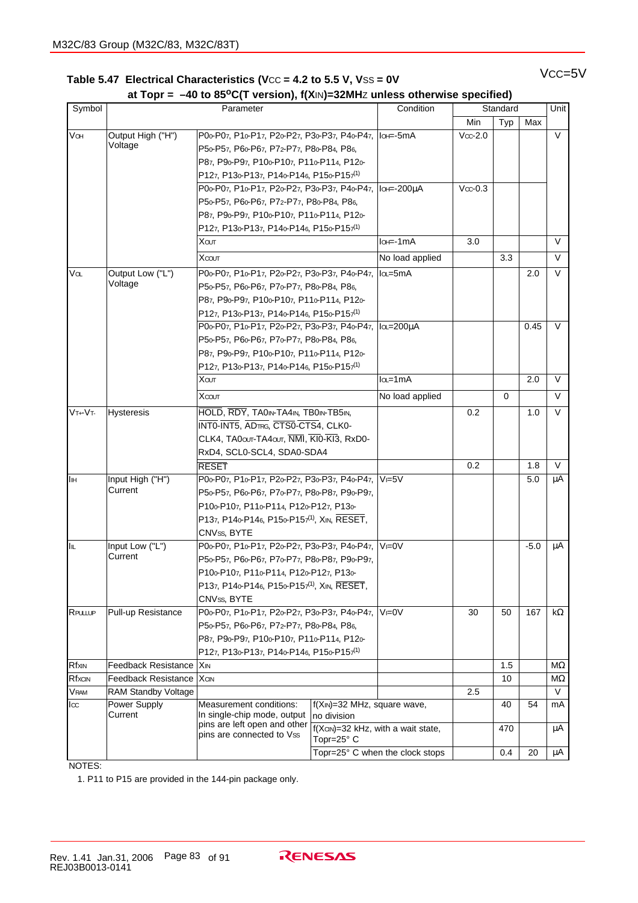VCC=5V

### Table 5.47 Electrical Characteristics ($V_{CC}$ = 4.2 to 5.5 V, $V_{SS}$ = 0V at Topr = –40 to 85°C(T version), f($X_{IN}$)=32MHz unless otherwise specified)

| Symbol | Parameter | | Condition | Standard | | | Unit |
|---|---|---|---|---|---|---|---|
| | | | | Min | Typ | Max | |
| $V_{OH}$ | Output High ("H") Voltage | $P0_0$-$P0_7$, $P1_0$-$P1_7$, $P2_0$-$P2_7$, $P3_0$-$P3_7$, $P4_0$-$P4_7$, $P5_0$-$P5_7$, $P6_0$-$P6_7$, $P7_2$-$P7_7$, $P8_0$-$P8_4$, $P8_6$, $P8_7$, $P9_0$-$P9_7$, $P10_0$-$P10_7$, $P11_0$-$P11_4$, $P12_0$-$P12_7$, $P13_0$-$P13_7$, $P14_0$-$P14_6$, $P15_0$-$P15_7$(1) | $I_{OH}$=-5mA | $V_{CC}$-2.0 | | | V |
| | | $P0_0$-$P0_7$, $P1_0$-$P1_7$, $P2_0$-$P2_7$, $P3_0$-$P3_7$, $P4_0$-$P4_7$, $P5_0$-$P5_7$, $P6_0$-$P6_7$, $P7_2$-$P7_7$, $P8_0$-$P8_4$, $P8_6$, $P8_7$, $P9_0$-$P9_7$, $P10_0$-$P10_7$, $P11_0$-$P11_4$, $P12_0$-$P12_7$, $P13_0$-$P13_7$, $P14_0$-$P14_6$, $P15_0$-$P15_7$(1) | $I_{OH}$=-200µA | $V_{CC}$-0.3 | | | |
| | | $X_{OUT}$ | $I_{OH}$=-1mA | 3.0 | | | V |
| | | $X_{COUT}$ | No load applied | | 3.3 | | V |
| $V_{OL}$ | Output Low ("L") Voltage | $P0_0$-$P0_7$, $P1_0$-$P1_7$, $P2_0$-$P2_7$, $P3_0$-$P3_7$, $P4_0$-$P4_7$, $P5_0$-$P5_7$, $P6_0$-$P6_7$, $P7_0$-$P7_7$, $P8_0$-$P8_4$, $P8_6$, $P8_7$, $P9_0$-$P9_7$, $P10_0$-$P10_7$, $P11_0$-$P11_4$, $P12_0$-$P12_7$, $P13_0$-$P13_7$, $P14_0$-$P14_6$, $P15_0$-$P15_7$(1) | $I_{OL}$=5mA | | | 2.0 | V |
| | | $P0_0$-$P0_7$, $P1_0$-$P1_7$, $P2_0$-$P2_7$, $P3_0$-$P3_7$, $P4_0$-$P4_7$, $P5_0$-$P5_7$, $P6_0$-$P6_7$, $P7_0$-$P7_7$, $P8_0$-$P8_4$, $P8_6$, $P8_7$, $P9_0$-$P9_7$, $P10_0$-$P10_7$, $P11_0$-$P11_4$, $P12_0$-$P12_7$, $P13_0$-$P13_7$, $P14_0$-$P14_6$, $P15_0$-$P15_7$(1) | $I_{OL}$=200µA | | | 0.45 | V |
| | | $X_{OUT}$ | $I_{OL}$=1mA | | | 2.0 | V |
| | | $X_{COUT}$ | No load applied | | 0 | | V |
| $V_{T+}$-$V_{T-}$ | Hysteresis | $\overline{HOLD}$, $\overline{RDY}$, $TA0_{IN}$-$TA4_{IN}$, $TB0_{IN}$-$TB5_{IN}$, $\overline{INT0}$-$\overline{INT5}$, $\overline{AD_{TRG}}$, $\overline{CTS0}$-$\overline{CTS4}$, CLK0-CLK4, $TA0_{OUT}$-$TA4_{OUT}$, $\overline{NMI}$, $\overline{KI0}$-$\overline{KI3}$, RxD0-RxD4, SCL0-SCL4, SDA0-SDA4 | | 0.2 | | 1.0 | V |
| | | $\overline{RESET}$ | | 0.2 | | 1.8 | V |
| $I_{IH}$ | Input High ("H") Current | $P0_0$-$P0_7$, $P1_0$-$P1_7$, $P2_0$-$P2_7$, $P3_0$-$P3_7$, $P4_0$-$P4_7$, $P5_0$-$P5_7$, $P6_0$-$P6_7$, $P7_0$-$P7_7$, $P8_0$-$P8_7$, $P9_0$-$P9_7$, $P10_0$-$P10_7$, $P11_0$-$P11_4$, $P12_0$-$P12_7$, $P13_0$-$P13_7$, $P14_0$-$P14_6$, $P15_0$-$P15_7$(1), $X_{IN}$, $\overline{RESET}$, $CNV_{SS}$, BYTE | $V_I$=5V | | | 5.0 | µA |
| $I_{IL}$ | Input Low ("L") Current | $P0_0$-$P0_7$, $P1_0$-$P1_7$, $P2_0$-$P2_7$, $P3_0$-$P3_7$, $P4_0$-$P4_7$, $P5_0$-$P5_7$, $P6_0$-$P6_7$, $P7_0$-$P7_7$, $P8_0$-$P8_7$, $P9_0$-$P9_7$, $P10_0$-$P10_7$, $P11_0$-$P11_4$, $P12_0$-$P12_7$, $P13_0$-$P13_7$, $P14_0$-$P14_6$, $P15_0$-$P15_7$(1), $X_{IN}$, $\overline{RESET}$, $CNV_{SS}$, BYTE | $V_I$=0V | | | -5.0 | µA |
| $R_{PULLUP}$ | Pull-up Resistance | $P0_0$-$P0_7$, $P1_0$-$P1_7$, $P2_0$-$P2_7$, $P3_0$-$P3_7$, $P4_0$-$P4_7$, $P5_0$-$P5_7$, $P6_0$-$P6_7$, $P7_2$-$P7_7$, $P8_0$-$P8_4$, $P8_6$, $P8_7$, $P9_0$-$P9_7$, $P10_0$-$P10_7$, $P11_0$-$P11_4$, $P12_0$-$P12_7$, $P13_0$-$P13_7$, $P14_0$-$P14_6$, $P15_0$-$P15_7$(1) | $V_I$=0V | 30 | 50 | 167 | kΩ |
| $R_{fXIN}$ | Feedback Resistance | $X_{IN}$ | | | 1.5 | | MΩ |
| $R_{fXCIN}$ | Feedback Resistance | $X_{CIN}$ | | | 10 | | MΩ |
| $V_{RAM}$ | RAM Standby Voltage | | | 2.5 | | | V |
| $I_{CC}$ | Power Supply Current | Measurement conditions: In single-chip mode, output pins are left open and other pins are connected to $V_{SS}$ | f($X_{IN}$)=32 MHz, square wave, no division | | 40 | 54 | mA |
| | | | f($X_{CIN}$)=32 kHz, with a wait state, Topr=25° C | | 470 | | µA |
| | | | Topr=25° C when the clock stops | | 0.4 | 20 | µA |

NOTES:

1. P11 to P15 are provided in the 144-pin package only.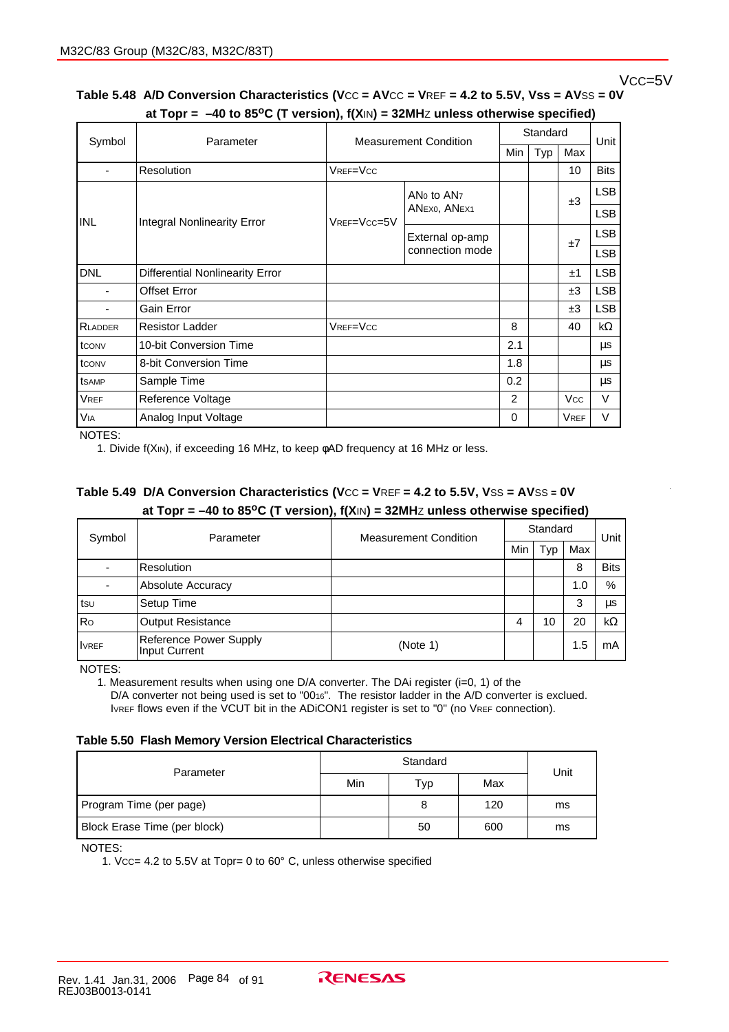$V_{CC}$=5V

**Table 5.48 A/D Conversion Characteristics ($V_{CC}$ = $AV_{CC}$ = $V_{REF}$ = 4.2 to 5.5V, Vss = $AV_{SS}$ = 0V at Topr = –40 to 85°C (T version), $f(X_{IN})$ = 32MHz unless otherwise specified)**

| Symbol | Parameter | Measurement Condition | | Standard Min | Standard Typ | Standard Max | Unit |
|---|---|---|---|---|---|---|---|
| - | Resolution | $V_{REF}$=$V_{CC}$ | | | | 10 | Bits |
| INL | Integral Nonlinearity Error | $V_{REF}$=$V_{CC}$=5V | $AN_0$ to $AN_7$ $AN_{EX0}$, $AN_{EX1}$ | | | ±3 | LSB |
| | | | External op-amp connection mode | | | ±7 | LSB |
| DNL | Differential Nonlinearity Error | | | | | ±1 | LSB |
| - | Offset Error | | | | | ±3 | LSB |
| - | Gain Error | | | | | ±3 | LSB |
| $R_{LADDER}$ | Resistor Ladder | $V_{REF}$=$V_{CC}$ | | 8 | | 40 | kΩ |
| $t_{CONV}$ | 10-bit Conversion Time | | | 2.1 | | | µs |
| $t_{CONV}$ | 8-bit Conversion Time | | | 1.8 | | | µs |
| $t_{SAMP}$ | Sample Time | | | 0.2 | | | µs |
| $V_{REF}$ | Reference Voltage | | | 2 | | $V_{CC}$ | V |
| $V_{IA}$ | Analog Input Voltage | | | 0 | | $V_{REF}$ | V |

NOTES:

1. Divide $f(X_{IN})$, if exceeding 16 MHz, to keep φAD frequency at 16 MHz or less.

**Table 5.49 D/A Conversion Characteristics ($V_{CC}$ = $V_{REF}$ = 4.2 to 5.5V, $V_{SS}$ = $AV_{SS}$ = 0V at Topr = –40 to 85°C (T version), $f(X_{IN})$ = 32MHz unless otherwise specified)**

| Symbol | Parameter | Measurement Condition | Standard Min | Standard Typ | Standard Max | Unit |
|---|---|---|---|---|---|---|
| - | Resolution | | | | 8 | Bits |
| - | Absolute Accuracy | | | | 1.0 | % |
| $t_{SU}$ | Setup Time | | | | 3 | µs |
| $R_O$ | Output Resistance | | 4 | 10 | 20 | kΩ |
| $I_{VREF}$ | Reference Power Supply Input Current | (Note 1) | | | 1.5 | mA |

NOTES:

1. Measurement results when using one D/A converter. The DAi register (i=0, 1) of the D/A converter not being used is set to "$00_{16}$". The resistor ladder in the A/D converter is exclued. $I_{VREF}$ flows even if the VCUT bit in the ADiCON1 register is set to "0" (no $V_{REF}$ connection).

**Table 5.50 Flash Memory Version Electrical Characteristics**

| Parameter | Standard Min | Standard Typ | Standard Max | Unit |
|---|---|---|---|---|
| Program Time (per page) | | 8 | 120 | ms |
| Block Erase Time (per block) | | 50 | 600 | ms |

NOTES:

1. $V_{CC}$= 4.2 to 5.5V at Topr= 0 to 60° C, unless otherwise specified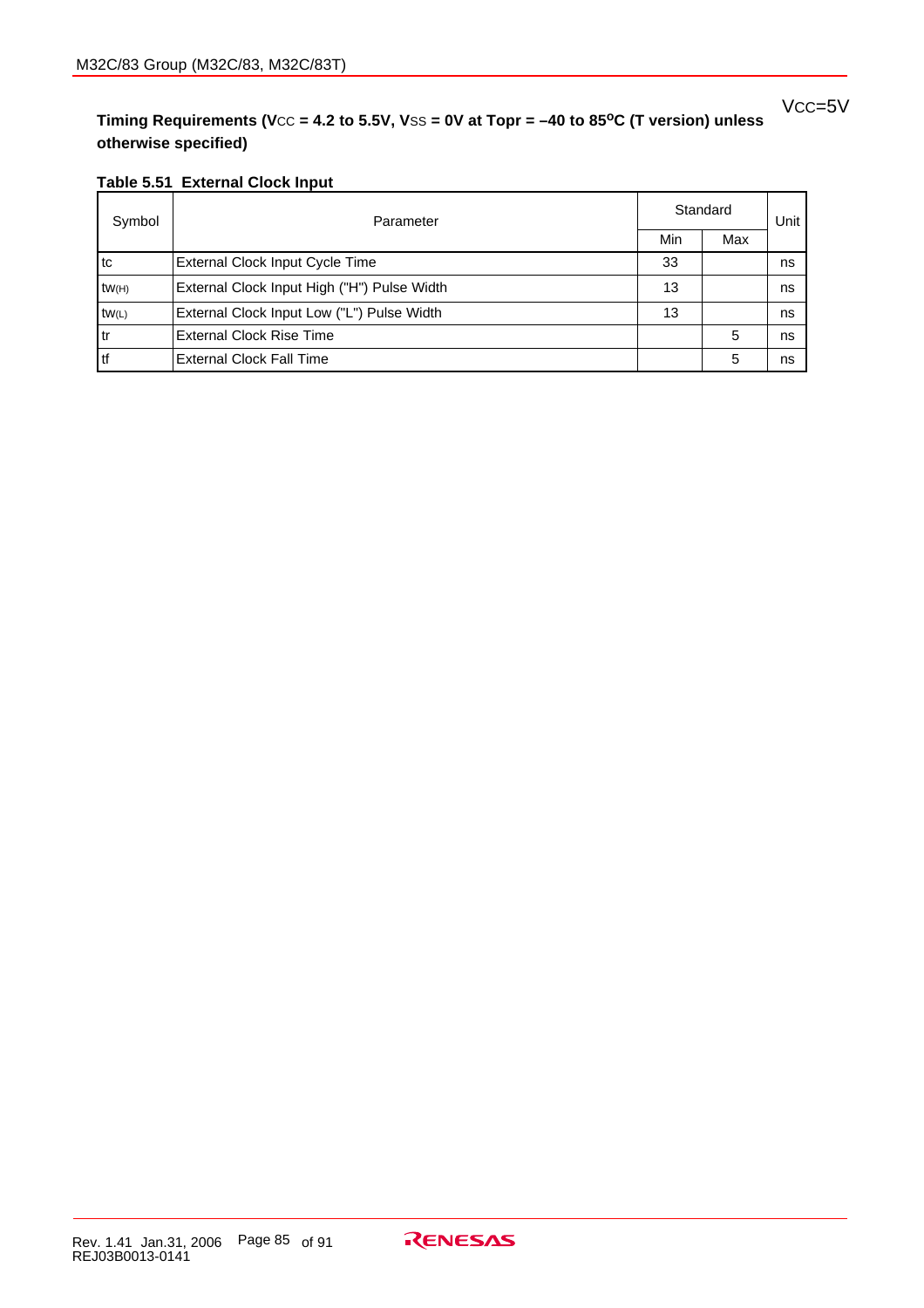VCC=5V

**Timing Requirements (VCC = 4.2 to 5.5V, VSS = 0V at Topr = –40 to 85°C (T version) unless otherwise specified)**

**Table 5.51 External Clock Input**

| Symbol | Parameter | Standard | | Unit |
|---|---|---|---|---|
| | | Min | Max | |
| $t_c$ | External Clock Input Cycle Time | 33 | | ns |
| $t_{w(H)}$ | External Clock Input High ("H") Pulse Width | 13 | | ns |
| $t_{w(L)}$ | External Clock Input Low ("L") Pulse Width | 13 | | ns |
| $t_r$ | External Clock Rise Time | | 5 | ns |
| $t_f$ | External Clock Fall Time | | 5 | ns |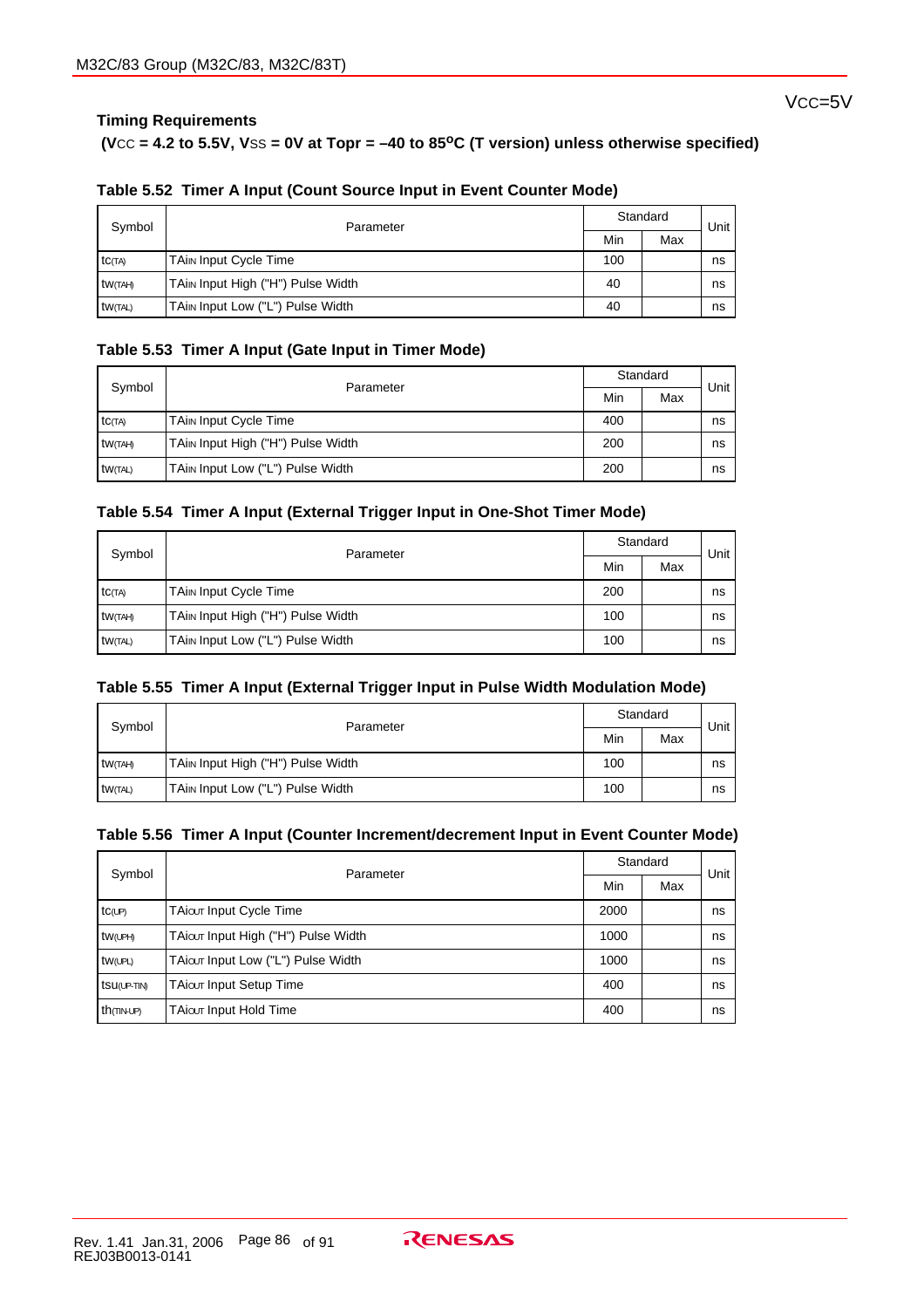VCC=5V

**Timing Requirements**

**(VCC = 4.2 to 5.5V, VSS = 0V at Topr = –40 to 85°C (T version) unless otherwise specified)**

**Table 5.52 Timer A Input (Count Source Input in Event Counter Mode)**

| Symbol | Parameter | Standard | | Unit |
|---|---|---|---|---|
| | | Min | Max | |
| $t_{c(TA)}$ | TAiIN Input Cycle Time | 100 | | ns |
| $t_{w(TAH)}$ | TAiIN Input High ("H") Pulse Width | 40 | | ns |
| $t_{w(TAL)}$ | TAiIN Input Low ("L") Pulse Width | 40 | | ns |

**Table 5.53 Timer A Input (Gate Input in Timer Mode)**

| Symbol | Parameter | Standard | | Unit |
|---|---|---|---|---|
| | | Min | Max | |
| $t_{c(TA)}$ | TAiIN Input Cycle Time | 400 | | ns |
| $t_{w(TAH)}$ | TAiIN Input High ("H") Pulse Width | 200 | | ns |
| $t_{w(TAL)}$ | TAiIN Input Low ("L") Pulse Width | 200 | | ns |

**Table 5.54 Timer A Input (External Trigger Input in One-Shot Timer Mode)**

| Symbol | Parameter | Standard | | Unit |
|---|---|---|---|---|
| | | Min | Max | |
| $t_{c(TA)}$ | TAiIN Input Cycle Time | 200 | | ns |
| $t_{w(TAH)}$ | TAiIN Input High ("H") Pulse Width | 100 | | ns |
| $t_{w(TAL)}$ | TAiIN Input Low ("L") Pulse Width | 100 | | ns |

**Table 5.55 Timer A Input (External Trigger Input in Pulse Width Modulation Mode)**

| Symbol | Parameter | Standard | | Unit |
|---|---|---|---|---|
| | | Min | Max | |
| $t_{w(TAH)}$ | TAiIN Input High ("H") Pulse Width | 100 | | ns |
| $t_{w(TAL)}$ | TAiIN Input Low ("L") Pulse Width | 100 | | ns |

**Table 5.56 Timer A Input (Counter Increment/decrement Input in Event Counter Mode)**

| Symbol | Parameter | Standard | | Unit |
|---|---|---|---|---|
| | | Min | Max | |
| $t_{c(UP)}$ | TAiOUT Input Cycle Time | 2000 | | ns |
| $t_{w(UPH)}$ | TAiOUT Input High ("H") Pulse Width | 1000 | | ns |
| $t_{w(UPL)}$ | TAiOUT Input Low ("L") Pulse Width | 1000 | | ns |
| $t_{su(UP-TIN)}$ | TAiOUT Input Setup Time | 400 | | ns |
| $t_{h(TIN-UP)}$ | TAiOUT Input Hold Time | 400 | | ns |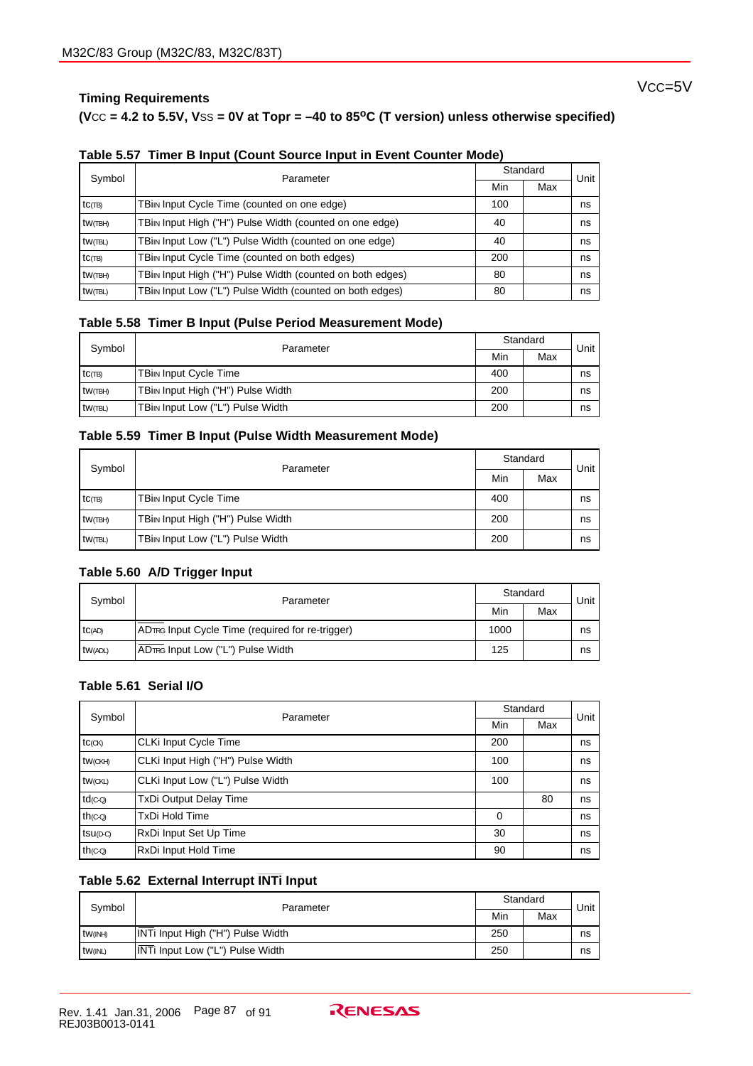VCC=5V

**Timing Requirements**

**(VCC = 4.2 to 5.5V, VSS = 0V at Topr = –40 to 85°C (T version) unless otherwise specified)**

**Table 5.57 Timer B Input (Count Source Input in Event Counter Mode)**

| Symbol | Parameter | Standard | | Unit |
|---|---|---|---|---|
| | | Min | Max | |
| $t_{c(TB)}$ | TBiIN Input Cycle Time (counted on one edge) | 100 | | ns |
| $t_{w(TBH)}$ | TBiIN Input High ("H") Pulse Width (counted on one edge) | 40 | | ns |
| $t_{w(TBL)}$ | TBiIN Input Low ("L") Pulse Width (counted on one edge) | 40 | | ns |
| $t_{c(TB)}$ | TBiIN Input Cycle Time (counted on both edges) | 200 | | ns |
| $t_{w(TBH)}$ | TBiIN Input High ("H") Pulse Width (counted on both edges) | 80 | | ns |
| $t_{w(TBL)}$ | TBiIN Input Low ("L") Pulse Width (counted on both edges) | 80 | | ns |

**Table 5.58 Timer B Input (Pulse Period Measurement Mode)**

| Symbol | Parameter | Standard | | Unit |
|---|---|---|---|---|
| | | Min | Max | |
| $t_{c(TB)}$ | TBiIN Input Cycle Time | 400 | | ns |
| $t_{w(TBH)}$ | TBiIN Input High ("H") Pulse Width | 200 | | ns |
| $t_{w(TBL)}$ | TBiIN Input Low ("L") Pulse Width | 200 | | ns |

**Table 5.59 Timer B Input (Pulse Width Measurement Mode)**

| Symbol | Parameter | Standard | | Unit |
|---|---|---|---|---|
| | | Min | Max | |
| $t_{c(TB)}$ | TBiIN Input Cycle Time | 400 | | ns |
| $t_{w(TBH)}$ | TBiIN Input High ("H") Pulse Width | 200 | | ns |
| $t_{w(TBL)}$ | TBiIN Input Low ("L") Pulse Width | 200 | | ns |

**Table 5.60 A/D Trigger Input**

| Symbol | Parameter | Standard | | Unit |
|---|---|---|---|---|
| | | Min | Max | |
| $t_{c(AD)}$ | $\overline{AD_{TRG}}$ Input Cycle Time (required for re-trigger) | 1000 | | ns |
| $t_{w(ADL)}$ | $\overline{AD_{TRG}}$ Input Low ("L") Pulse Width | 125 | | ns |

**Table 5.61 Serial I/O**

| Symbol | Parameter | Standard | | Unit |
|---|---|---|---|---|
| | | Min | Max | |
| $t_{c(CK)}$ | CLKi Input Cycle Time | 200 | | ns |
| $t_{w(CKH)}$ | CLKi Input High ("H") Pulse Width | 100 | | ns |
| $t_{w(CKL)}$ | CLKi Input Low ("L") Pulse Width | 100 | | ns |
| $t_{d(C-Q)}$ | TxDi Output Delay Time | | 80 | ns |
| $t_{h(C-Q)}$ | TxDi Hold Time | 0 | | ns |
| $t_{su(D-C)}$ | RxDi Input Set Up Time | 30 | | ns |
| $t_{h(C-Q)}$ | RxDi Input Hold Time | 90 | | ns |

**Table 5.62 External Interrupt $\overline{INTi}$ Input**

| Symbol | Parameter | Standard | | Unit |
|---|---|---|---|---|
| | | Min | Max | |
| $t_{w(INH)}$ | $\overline{INTi}$ Input High ("H") Pulse Width | 250 | | ns |
| $t_{w(INL)}$ | $\overline{INTi}$ Input Low ("L") Pulse Width | 250 | | ns |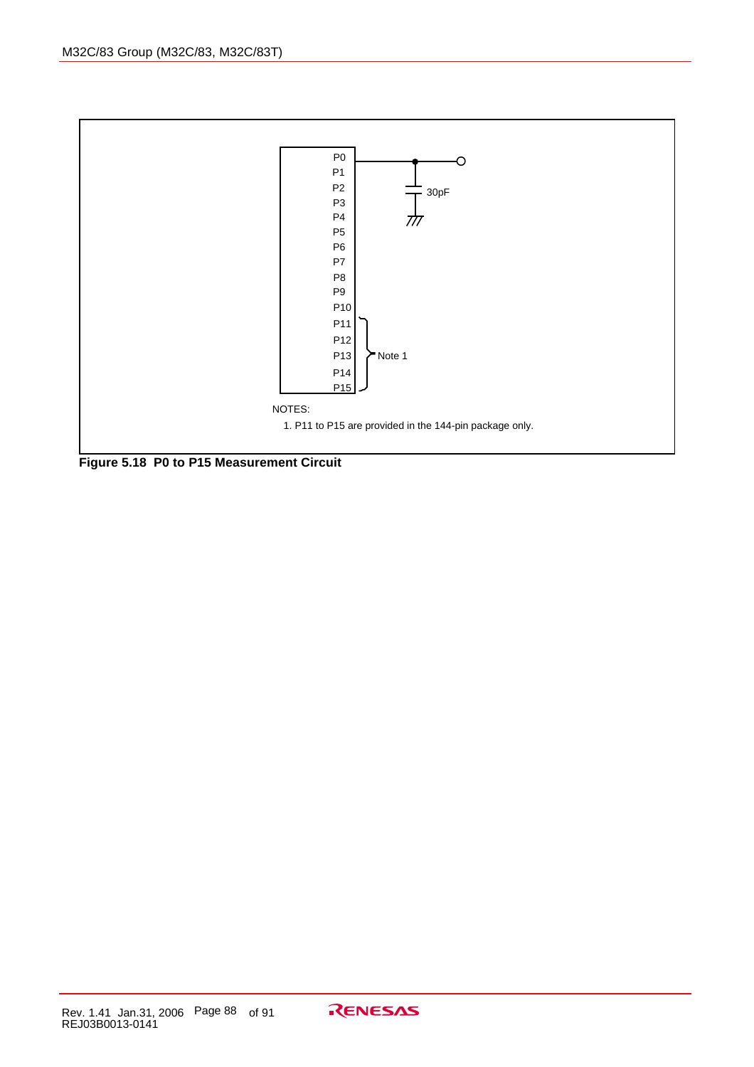P0
P1
P2
P3
P4
P5
P6
P7
P8
P9
P10
P11
P12
P13
P14
P15

30pF

Note 1

NOTES:

1. P11 to P15 are provided in the 144-pin package only.

**Figure 5.18 P0 to P15 Measurement Circuit**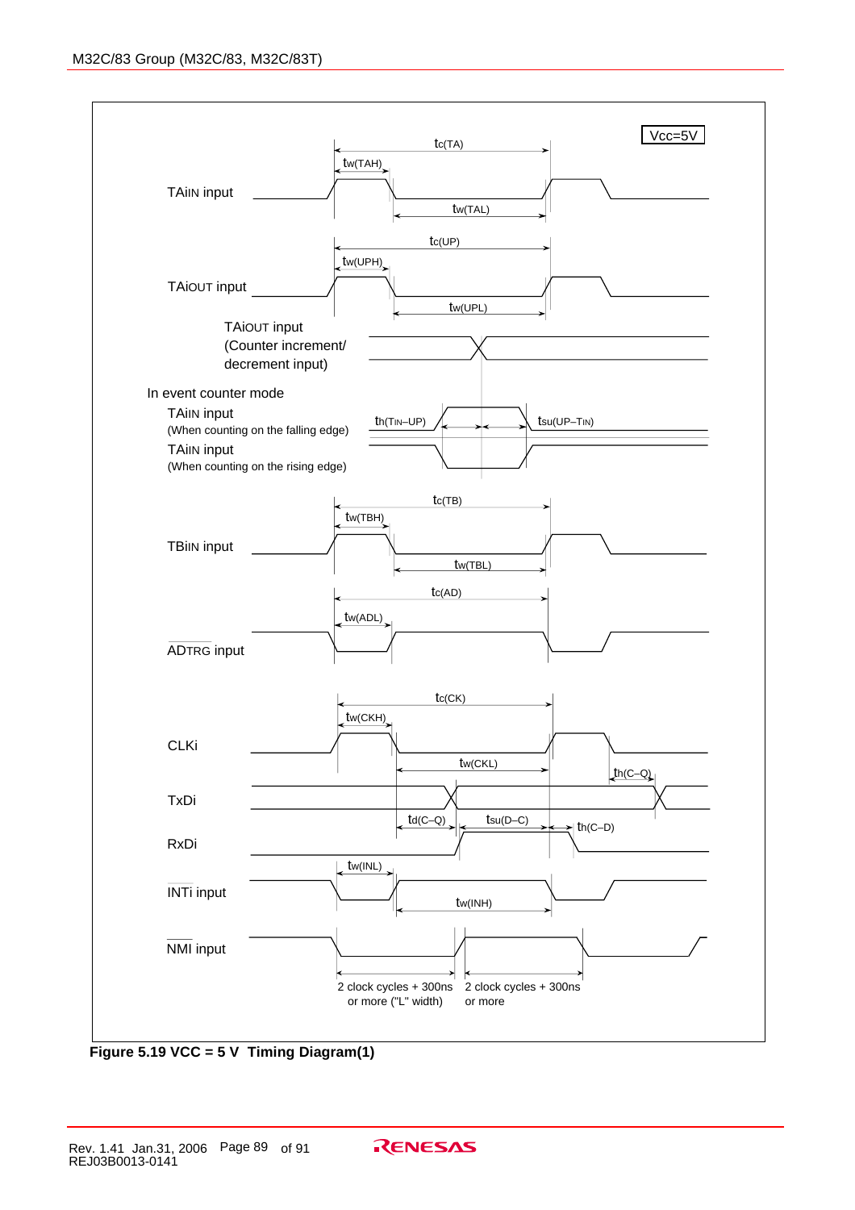Vcc=5V

TAiIN input — $t_{c(TA)}$, $t_{w(TAH)}$, $t_{w(TAL)}$

TAiOUT input — $t_{c(UP)}$, $t_{w(UPH)}$, $t_{w(UPL)}$

TAiOUT input (Counter increment/ decrement input)

In event counter mode

TAiIN input (When counting on the falling edge)

TAiIN input (When counting on the rising edge)

$t_{h(TIN-UP)}$, $t_{su(UP-TIN)}$

TBiIN input — $t_{c(TB)}$, $t_{w(TBH)}$, $t_{w(TBL)}$

ADTRG input — $t_{c(AD)}$, $t_{w(ADL)}$

CLKi — $t_{c(CK)}$, $t_{w(CKH)}$, $t_{w(CKL)}$, $t_{h(C-Q)}$

TxDi — $t_{d(C-Q)}$, $t_{su(D-C)}$, $t_{h(C-D)}$

RxDi

INTi input — $t_{w(INL)}$, $t_{w(INH)}$

NMI input — 2 clock cycles + 300ns or more ("L" width); 2 clock cycles + 300ns or more

**Figure 5.19 VCC = 5 V Timing Diagram(1)**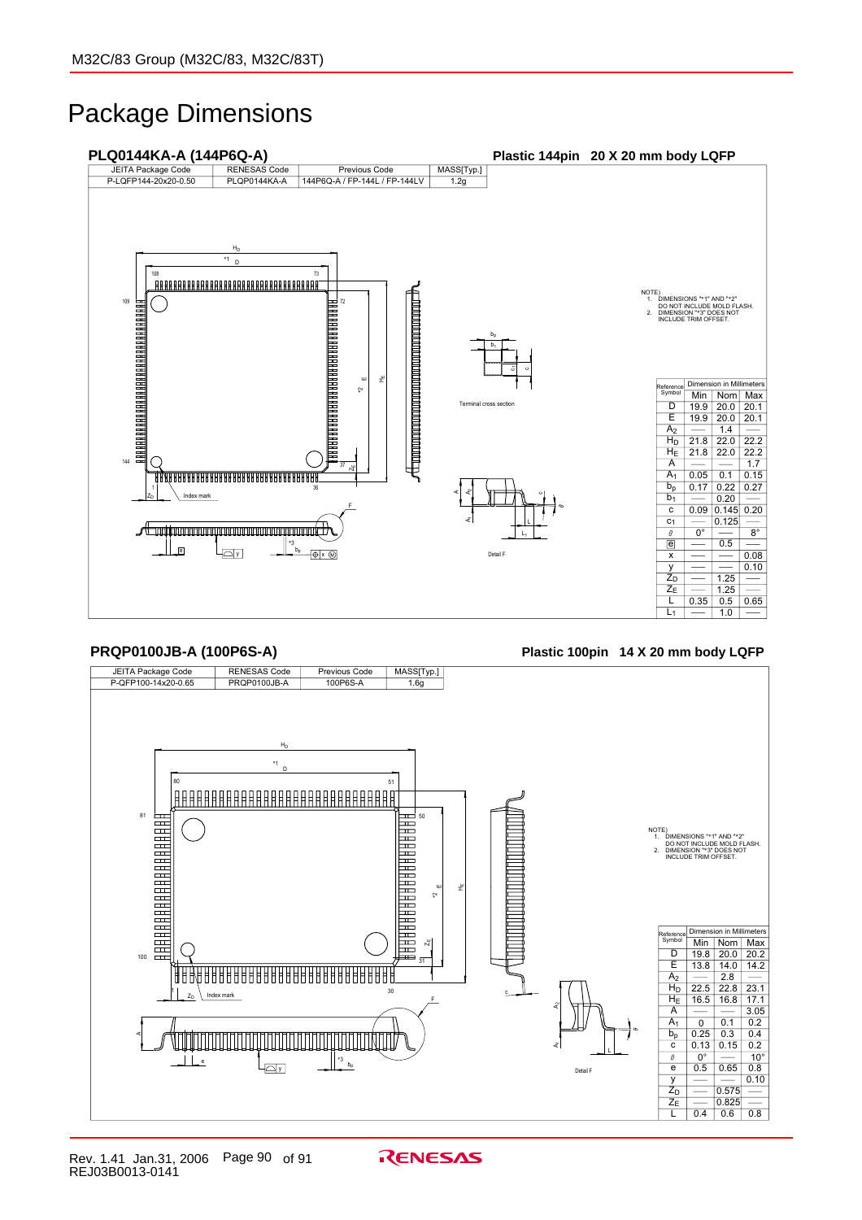# Package Dimensions

### PLQ0144KA-A (144P6Q-A)

**Plastic 144pin 20 X 20 mm body LQFP**

| JEITA Package Code | RENESAS Code | Previous Code | MASS[Typ.] |
|---|---|---|---|
| P-LQFP144-20x20-0.50 | PLQP0144KA-A | 144P6Q-A / FP-144L / FP-144LV | 1.2g |

NOTE)
1. DIMENSIONS "*1" AND "*2" DO NOT INCLUDE MOLD FLASH.
2. DIMENSION "*3" DOES NOT INCLUDE TRIM OFFSET.

| Reference Symbol | Min | Nom | Max |
|---|---|---|---|
| | Dimension in Millimeters | | |
| D | 19.9 | 20.0 | 20.1 |
| E | 19.9 | 20.0 | 20.1 |
| $A_2$ | — | 1.4 | — |
| $H_D$ | 21.8 | 22.0 | 22.2 |
| $H_E$ | 21.8 | 22.0 | 22.2 |
| A | — | — | 1.7 |
| $A_1$ | 0.05 | 0.1 | 0.15 |
| $b_p$ | 0.17 | 0.22 | 0.27 |
| $b_1$ | — | 0.20 | — |
| c | 0.09 | 0.145 | 0.20 |
| $c_1$ | — | 0.125 | — |
| θ | 0° | — | 8° |
| e | — | 0.5 | — |
| x | — | — | 0.08 |
| y | — | — | 0.10 |
| $Z_D$ | — | 1.25 | — |
| $Z_E$ | — | 1.25 | — |
| L | 0.35 | 0.5 | 0.65 |
| $L_1$ | — | 1.0 | — |

### PRQP0100JB-A (100P6S-A)

**Plastic 100pin 14 X 20 mm body LQFP**

| JEITA Package Code | RENESAS Code | Previous Code | MASS[Typ.] |
|---|---|---|---|
| P-QFP100-14x20-0.65 | PRQP0100JB-A | 100P6S-A | 1.6g |

NOTE)
1. DIMENSIONS "*1" AND "*2" DO NOT INCLUDE MOLD FLASH.
2. DIMENSION "*3" DOES NOT INCLUDE TRIM OFFSET.

| Reference Symbol | Min | Nom | Max |
|---|---|---|---|
| | Dimension in Millimeters | | |
| D | 19.8 | 20.0 | 20.2 |
| E | 13.8 | 14.0 | 14.2 |
| $A_2$ | — | 2.8 | — |
| $H_D$ | 22.5 | 22.8 | 23.1 |
| $H_E$ | 16.5 | 16.8 | 17.1 |
| A | — | — | 3.05 |
| $A_1$ | 0 | 0.1 | 0.2 |
| $b_p$ | 0.25 | 0.3 | 0.4 |
| c | 0.13 | 0.15 | 0.2 |
| θ | 0° | — | 10° |
| e | 0.5 | 0.65 | 0.8 |
| y | — | — | 0.10 |
| $Z_D$ | — | 0.575 | — |
| $Z_E$ | — | 0.825 | — |
| L | 0.4 | 0.6 | 0.8 |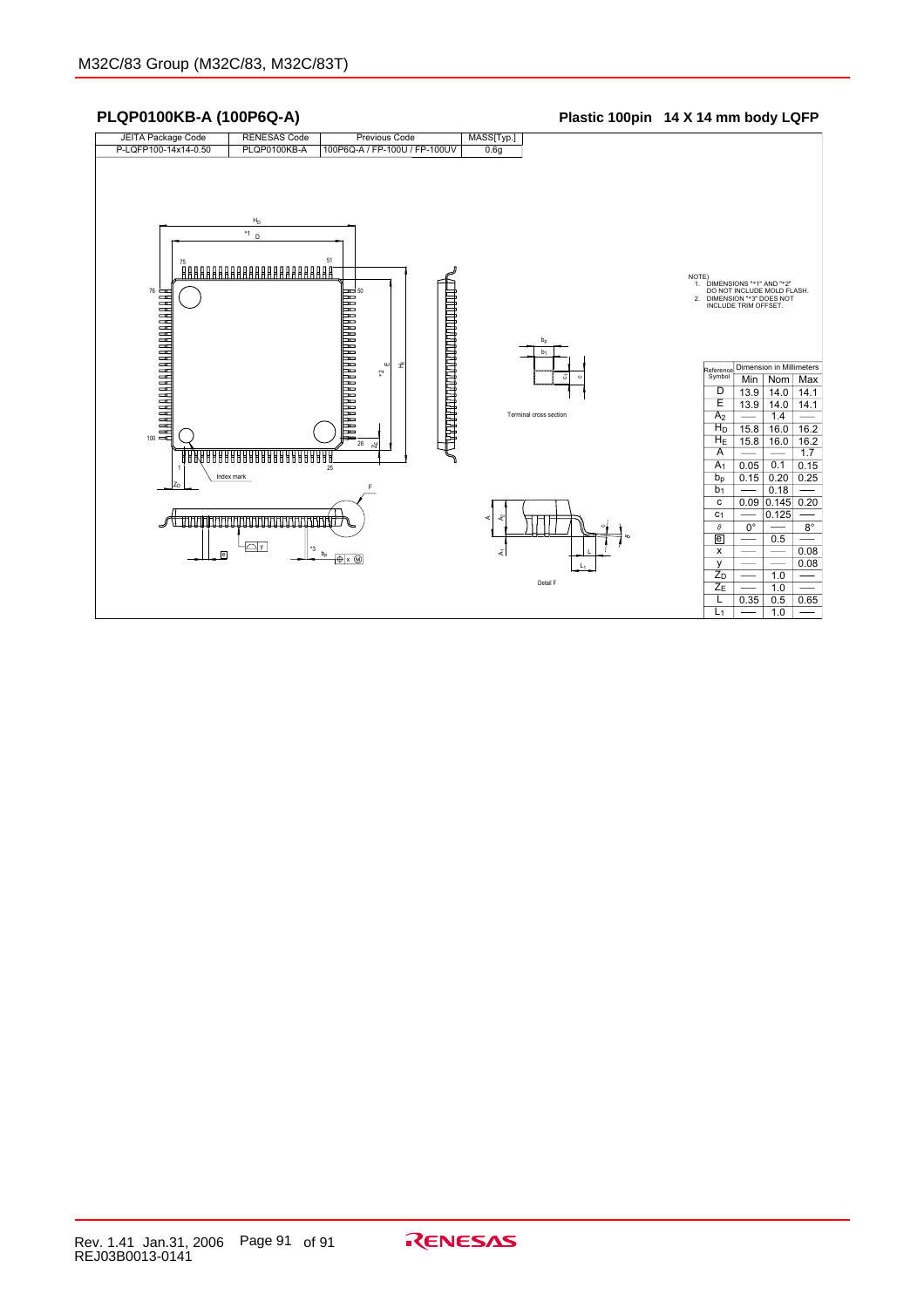## PLQP0100KB-A (100P6Q-A)

**Plastic 100pin 14 X 14 mm body LQFP**

| JEITA Package Code | RENESAS Code | Previous Code | MASS[Typ.] |
|---|---|---|---|
| P-LQFP100-14x14-0.50 | PLQP0100KB-A | 100P6Q-A / FP-100U / FP-100UV | 0.6g |

NOTE)
1. DIMENSIONS "*1" AND "*2" DO NOT INCLUDE MOLD FLASH.
2. DIMENSION "*3" DOES NOT INCLUDE TRIM OFFSET.

Terminal cross section

Detail F

| Reference Symbol | Dimension in Millimeters | | |
|---|---|---|---|
| | Min | Nom | Max |
| D | 13.9 | 14.0 | 14.1 |
| E | 13.9 | 14.0 | 14.1 |
| $A_2$ | — | 1.4 | — |
| $H_D$ | 15.8 | 16.0 | 16.2 |
| $H_E$ | 15.8 | 16.0 | 16.2 |
| A | — | — | 1.7 |
| $A_1$ | 0.05 | 0.1 | 0.15 |
| $b_p$ | 0.15 | 0.20 | 0.25 |
| $b_1$ | — | 0.18 | — |
| c | 0.09 | 0.145 | 0.20 |
| $c_1$ | — | 0.125 | — |
| $\theta$ | 0° | — | 8° |
| e | — | 0.5 | — |
| x | — | — | 0.08 |
| y | — | — | 0.08 |
| $Z_D$ | — | 1.0 | — |
| $Z_E$ | — | 1.0 | — |
| L | 0.35 | 0.5 | 0.65 |
| $L_1$ | — | 1.0 | — |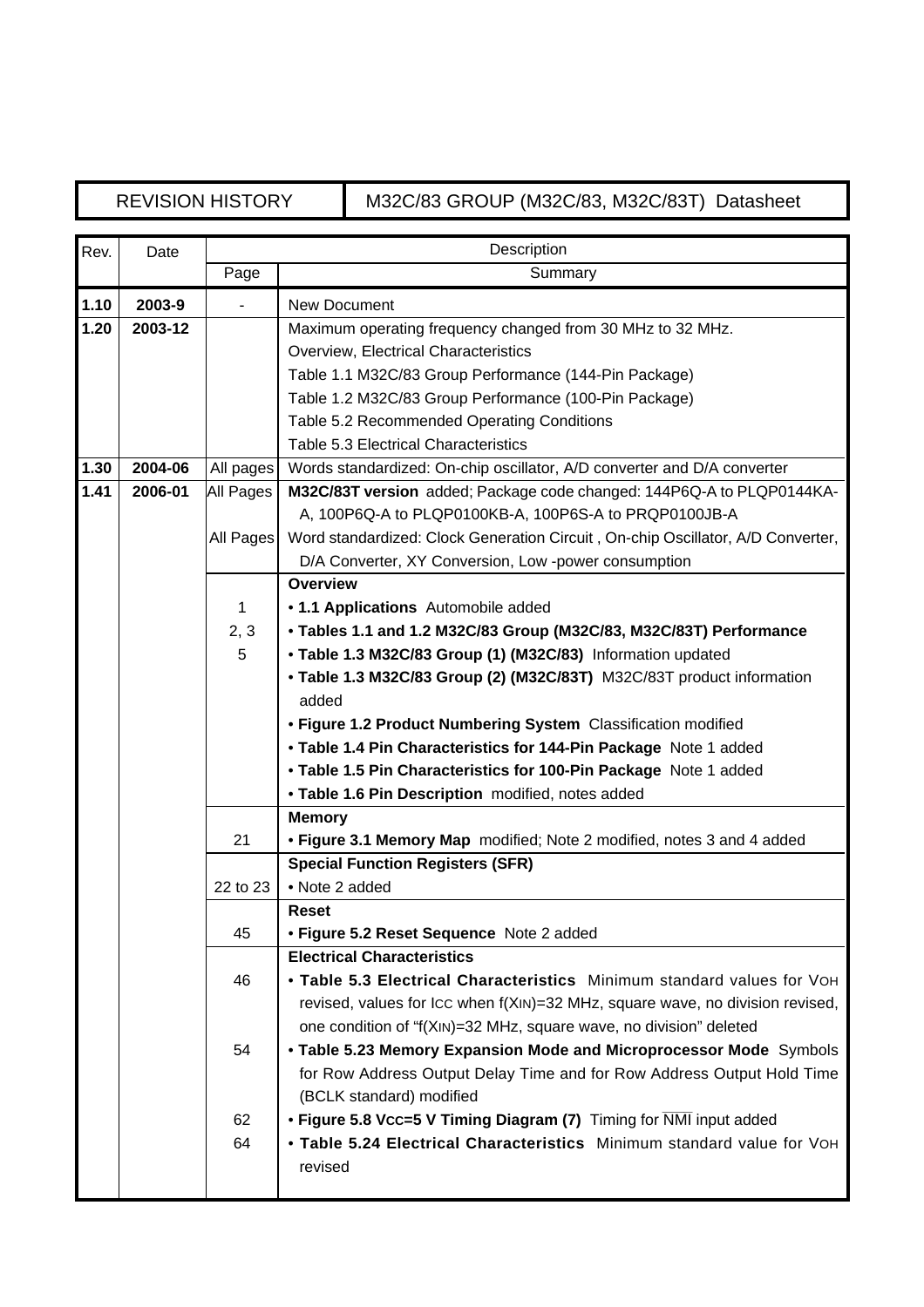| REVISION HISTORY | M32C/83 GROUP (M32C/83, M32C/83T) Datasheet |
|---|---|

| Rev. | Date | Page | Summary |
|---|---|---|---|
| **1.10** | **2003-9** | - | New Document |
| **1.20** | **2003-12** | | Maximum operating frequency changed from 30 MHz to 32 MHz. |
| | | | Overview, Electrical Characteristics |
| | | | Table 1.1 M32C/83 Group Performance (144-Pin Package) |
| | | | Table 1.2 M32C/83 Group Performance (100-Pin Package) |
| | | | Table 5.2 Recommended Operating Conditions |
| | | | Table 5.3 Electrical Characteristics |
| **1.30** | **2004-06** | All pages | Words standardized: On-chip oscillator, A/D converter and D/A converter |
| **1.41** | **2006-01** | All Pages | **M32C/83T version** added; Package code changed: 144P6Q-A to PLQP0144KA-A, 100P6Q-A to PLQP0100KB-A, 100P6S-A to PRQP0100JB-A |
| | | All Pages | Word standardized: Clock Generation Circuit , On-chip Oscillator, A/D Converter, D/A Converter, XY Conversion, Low -power consumption |
| | | | **Overview** |
| | | 1 | • **1.1 Applications** Automobile added |
| | | 2, 3 | • **Tables 1.1 and 1.2 M32C/83 Group (M32C/83, M32C/83T) Performance** |
| | | 5 | • **Table 1.3 M32C/83 Group (1) (M32C/83)** Information updated |
| | | | • **Table 1.3 M32C/83 Group (2) (M32C/83T)** M32C/83T product information added |
| | | | • **Figure 1.2 Product Numbering System** Classification modified |
| | | | • **Table 1.4 Pin Characteristics for 144-Pin Package** Note 1 added |
| | | | • **Table 1.5 Pin Characteristics for 100-Pin Package** Note 1 added |
| | | | • **Table 1.6 Pin Description** modified, notes added |
| | | | **Memory** |
| | | 21 | • **Figure 3.1 Memory Map** modified; Note 2 modified, notes 3 and 4 added |
| | | | **Special Function Registers (SFR)** |
| | | 22 to 23 | • Note 2 added |
| | | | **Reset** |
| | | 45 | • **Figure 5.2 Reset Sequence** Note 2 added |
| | | | **Electrical Characteristics** |
| | | 46 | • **Table 5.3 Electrical Characteristics** Minimum standard values for $V_{OH}$ revised, values for $I_{CC}$ when $f(X_{IN})$=32 MHz, square wave, no division revised, one condition of "$f(X_{IN})$=32 MHz, square wave, no division" deleted |
| | | 54 | • **Table 5.23 Memory Expansion Mode and Microprocessor Mode** Symbols for Row Address Output Delay Time and for Row Address Output Hold Time (BCLK standard) modified |
| | | 62 | • **Figure 5.8 $V_{CC}$=5 V Timing Diagram (7)** Timing for $\overline{NMI}$ input added |
| | | 64 | • **Table 5.24 Electrical Characteristics** Minimum standard value for $V_{OH}$ revised |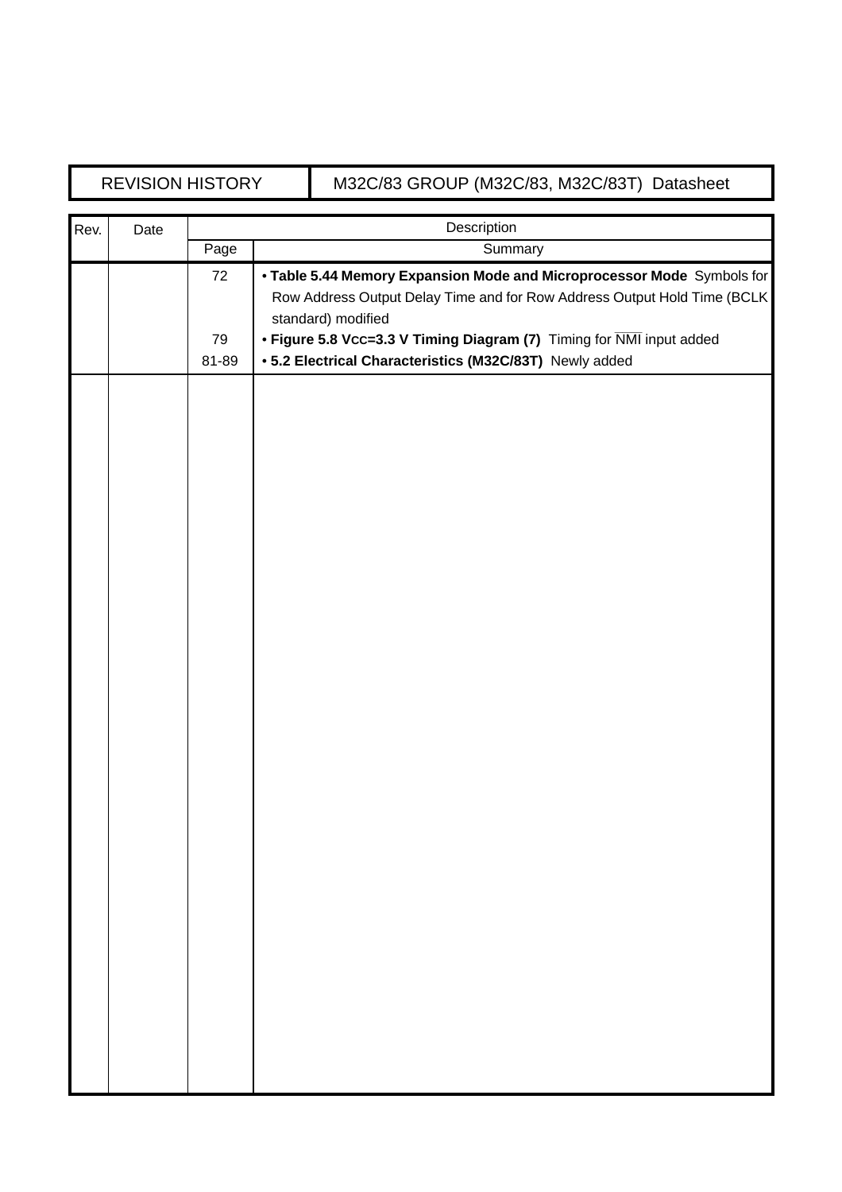| REVISION HISTORY | M32C/83 GROUP (M32C/83, M32C/83T) Datasheet |
|---|---|

| Rev. | Date | Description | |
|---|---|---|---|
| | | Page | Summary |
| | | 72 | • **Table 5.44 Memory Expansion Mode and Microprocessor Mode** Symbols for Row Address Output Delay Time and for Row Address Output Hold Time (BCLK standard) modified |
| | | 79 | • **Figure 5.8 Vcc=3.3 V Timing Diagram (7)** Timing for $\overline{\text{NMI}}$ input added |
| | | 81-89 | • **5.2 Electrical Characteristics (M32C/83T)** Newly added |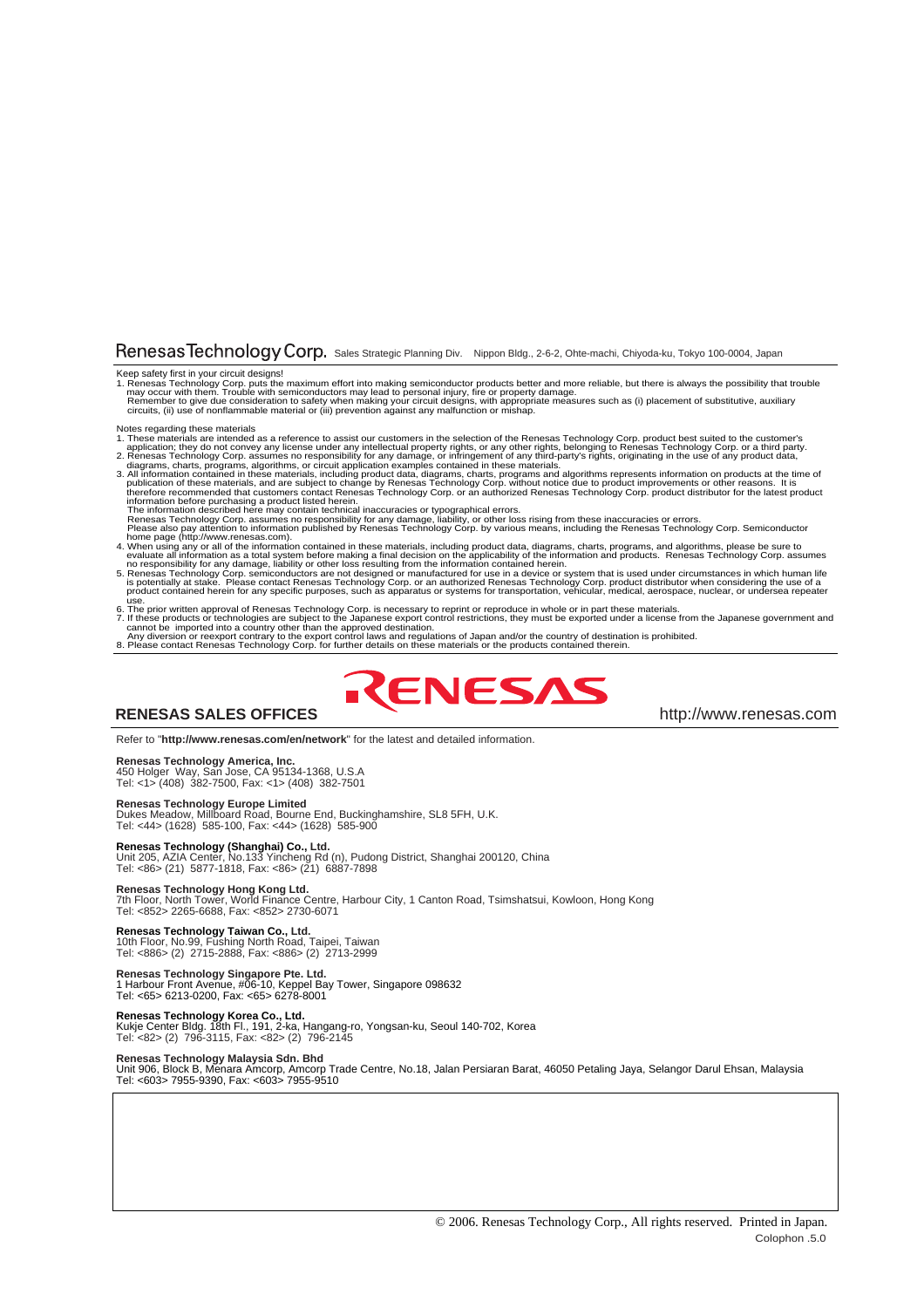**Renesas Technology Corp.** Sales Strategic Planning Div. Nippon Bldg., 2-6-2, Ohte-machi, Chiyoda-ku, Tokyo 100-0004, Japan

Keep safety first in your circuit designs!

1. Renesas Technology Corp. puts the maximum effort into making semiconductor products better and more reliable, but there is always the possibility that trouble may occur with them. Trouble with semiconductors may lead to personal injury, fire or property damage.
   Remember to give due consideration to safety when making your circuit designs, with appropriate measures such as (i) placement of substitutive, auxiliary circuits, (ii) use of nonflammable material or (iii) prevention against any malfunction or mishap.

Notes regarding these materials

1. These materials are intended as a reference to assist our customers in the selection of the Renesas Technology Corp. product best suited to the customer's application; they do not convey any license under any intellectual property rights, or any other rights, belonging to Renesas Technology Corp. or a third party.
2. Renesas Technology Corp. assumes no responsibility for any damage, or infringement of any third-party's rights, originating in the use of any product data, diagrams, charts, programs, algorithms, or circuit application examples contained in these materials.
3. All information contained in these materials, including product data, diagrams, charts, programs and algorithms represents information on products at the time of publication of these materials, and are subject to change by Renesas Technology Corp. without notice due to product improvements or other reasons. It is therefore recommended that customers contact Renesas Technology Corp. or an authorized Renesas Technology Corp. product distributor for the latest product information before purchasing a product listed herein.
   The information described here may contain technical inaccuracies or typographical errors.
   Renesas Technology Corp. assumes no responsibility for any damage, liability, or other loss rising from these inaccuracies or errors.
   Please also pay attention to information published by Renesas Technology Corp. by various means, including the Renesas Technology Corp. Semiconductor home page (http://www.renesas.com).
4. When using any or all of the information contained in these materials, including product data, diagrams, charts, programs, and algorithms, please be sure to evaluate all information as a total system before making a final decision on the applicability of the information and products. Renesas Technology Corp. assumes no responsibility for any damage, liability or other loss resulting from the information contained herein.
5. Renesas Technology Corp. semiconductors are not designed or manufactured for use in a device or system that is used under circumstances in which human life is potentially at stake. Please contact Renesas Technology Corp. or an authorized Renesas Technology Corp. product distributor when considering the use of a product contained herein for any specific purposes, such as apparatus or systems for transportation, vehicular, medical, aerospace, nuclear, or undersea repeater use.
6. The prior written approval of Renesas Technology Corp. is necessary to reprint or reproduce in whole or in part these materials.
7. If these products or technologies are subject to the Japanese export control restrictions, they must be exported under a license from the Japanese government and cannot be imported into a country other than the approved destination.
   Any diversion or reexport contrary to the export control laws and regulations of Japan and/or the country of destination is prohibited.
8. Please contact Renesas Technology Corp. for further details on these materials or the products contained therein.

RENESAS

## RENESAS SALES OFFICES

http://www.renesas.com

Refer to "**http://www.renesas.com/en/network**" for the latest and detailed information.

**Renesas Technology America, Inc.**
450 Holger Way, San Jose, CA 95134-1368, U.S.A
Tel: <1> (408) 382-7500, Fax: <1> (408) 382-7501

**Renesas Technology Europe Limited**
Dukes Meadow, Millboard Road, Bourne End, Buckinghamshire, SL8 5FH, U.K.
Tel: <44> (1628) 585-100, Fax: <44> (1628) 585-900

**Renesas Technology (Shanghai) Co., Ltd.**
Unit 205, AZIA Center, No.133 Yincheng Rd (n), Pudong District, Shanghai 200120, China
Tel: <86> (21) 5877-1818, Fax: <86> (21) 6887-7898

**Renesas Technology Hong Kong Ltd.**
7th Floor, North Tower, World Finance Centre, Harbour City, 1 Canton Road, Tsimshatsui, Kowloon, Hong Kong
Tel: <852> 2265-6688, Fax: <852> 2730-6071

**Renesas Technology Taiwan Co., Ltd.**
10th Floor, No.99, Fushing North Road, Taipei, Taiwan
Tel: <886> (2) 2715-2888, Fax: <886> (2) 2713-2999

**Renesas Technology Singapore Pte. Ltd.**
1 Harbour Front Avenue, #06-10, Keppel Bay Tower, Singapore 098632
Tel: <65> 6213-0200, Fax: <65> 6278-8001

**Renesas Technology Korea Co., Ltd.**
Kukje Center Bldg. 18th Fl., 191, 2-ka, Hangang-ro, Yongsan-ku, Seoul 140-702, Korea
Tel: <82> (2) 796-3115, Fax: <82> (2) 796-2145

**Renesas Technology Malaysia Sdn. Bhd**
Unit 906, Block B, Menara Amcorp, Amcorp Trade Centre, No.18, Jalan Persiaran Barat, 46050 Petaling Jaya, Selangor Darul Ehsan, Malaysia
Tel: <603> 7955-9390, Fax: <603> 7955-9510

© 2006. Renesas Technology Corp., All rights reserved. Printed in Japan.

Colophon .5.0